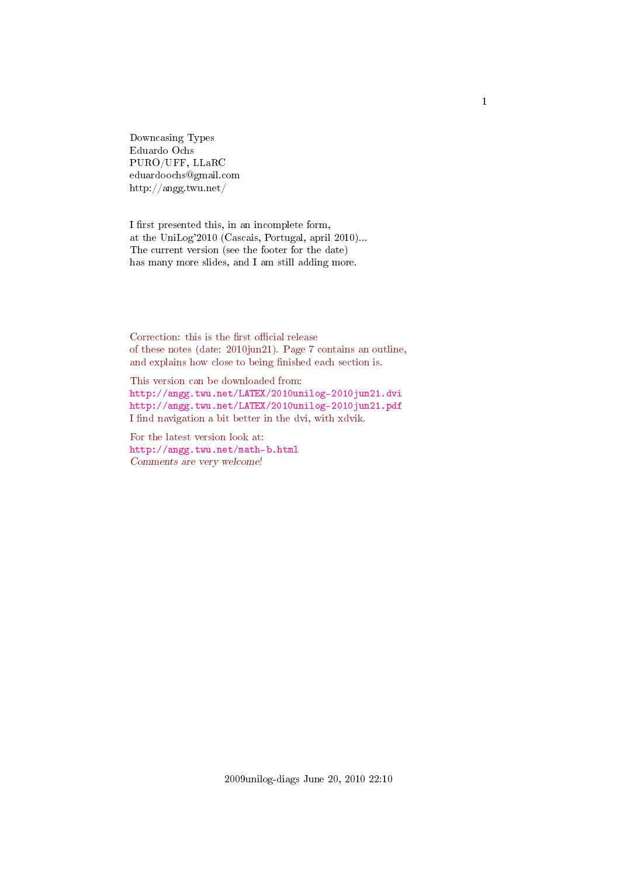Downcasing Types
Eduardo Ochs
PURO/UFF, LLaRC
eduardoochs@gmail.com
http://angg.twu.net/

I first presented this, in an incomplete form,
at the UniLog'2010 (Cascais, Portugal, april 2010)...
The current version (see the footer for the date)
has many more slides, and I am still adding more.

Correction: this is the first official release
of these notes (date: 2010jun21). Page 7 contains an outline,
and explains how close to being finished each section is.

This version can be downloaded from:
http://angg.twu.net/LATEX/2010unilog-2010jun21.dvi
http://angg.twu.net/LATEX/2010unilog-2010jun21.pdf
I find navigation a bit better in the dvi, with xdvik.

For the latest version look at:
http://angg.twu.net/math-b.html
*Comments are very welcome!*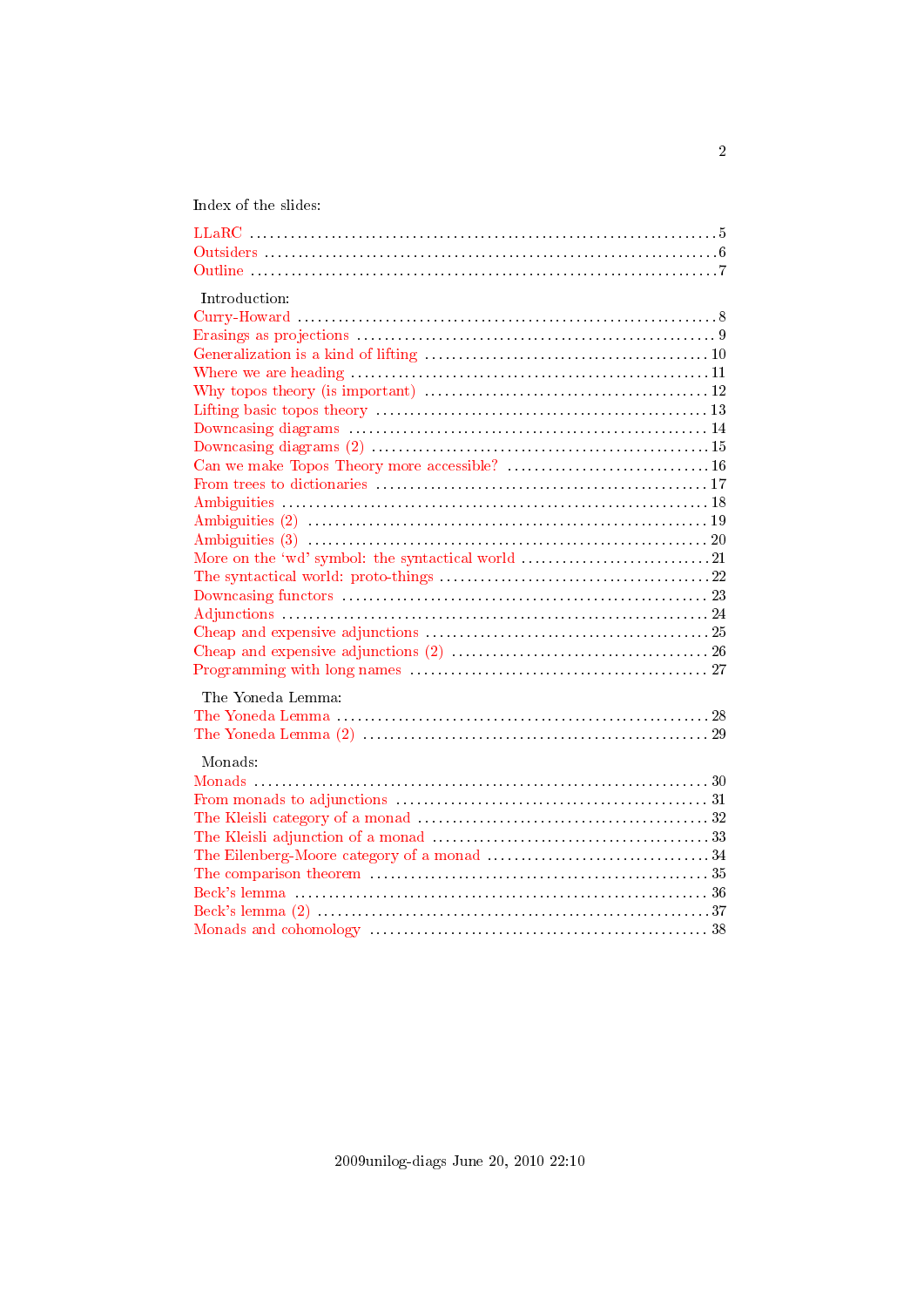Index of the slides:

- LLaRC ... 5
- Outsiders ... 6
- Outline ... 7

Introduction:

- Curry-Howard ... 8
- Erasings as projections ... 9
- Generalization is a kind of lifting ... 10
- Where we are heading ... 11
- Why topos theory (is important) ... 12
- Lifting basic topos theory ... 13
- Downcasing diagrams ... 14
- Downcasing diagrams (2) ... 15
- Can we make Topos Theory more accessible? ... 16
- From trees to dictionaries ... 17
- Ambiguities ... 18
- Ambiguities (2) ... 19
- Ambiguities (3) ... 20
- More on the 'wd' symbol: the syntactical world ... 21
- The syntactical world: proto-things ... 22
- Downcasing functors ... 23
- Adjunctions ... 24
- Cheap and expensive adjunctions ... 25
- Cheap and expensive adjunctions (2) ... 26
- Programming with long names ... 27

The Yoneda Lemma:

- The Yoneda Lemma ... 28
- The Yoneda Lemma (2) ... 29

Monads:

- Monads ... 30
- From monads to adjunctions ... 31
- The Kleisli category of a monad ... 32
- The Kleisli adjunction of a monad ... 33
- The Eilenberg-Moore category of a monad ... 34
- The comparison theorem ... 35
- Beck's lemma ... 36
- Beck's lemma (2) ... 37
- Monads and cohomology ... 38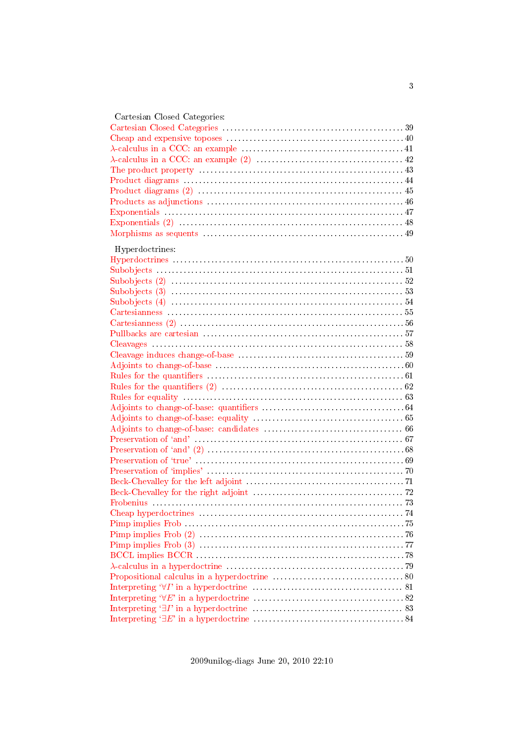Cartesian Closed Categories:

Cartesian Closed Categories ............ 39
Cheap and expensive toposes ............ 40
$\lambda$-calculus in a CCC: an example ............ 41
$\lambda$-calculus in a CCC: an example (2) ............ 42
The product property ............ 43
Product diagrams ............ 44
Product diagrams (2) ............ 45
Products as adjunctions ............ 46
Exponentials ............ 47
Exponentials (2) ............ 48
Morphisms as sequents ............ 49

Hyperdoctrines:

Hyperdoctrines ............ 50
Subobjects ............ 51
Subobjects (2) ............ 52
Subobjects (3) ............ 53
Subobjects (4) ............ 54
Cartesianness ............ 55
Cartesianness (2) ............ 56
Pullbacks are cartesian ............ 57
Cleavages ............ 58
Cleavage induces change-of-base ............ 59
Adjoints to change-of-base ............ 60
Rules for the quantifiers ............ 61
Rules for the quantifiers (2) ............ 62
Rules for equality ............ 63
Adjoints to change-of-base: quantifiers ............ 64
Adjoints to change-of-base: equality ............ 65
Adjoints to change-of-base: candidates ............ 66
Preservation of 'and' ............ 67
Preservation of 'and' (2) ............ 68
Preservation of 'true' ............ 69
Preservation of 'implies' ............ 70
Beck-Chevalley for the left adjoint ............ 71
Beck-Chevalley for the right adjoint ............ 72
Frobenius ............ 73
Cheap hyperdoctrines ............ 74
Pimp implies Frob ............ 75
Pimp implies Frob (2) ............ 76
Pimp implies Frob (3) ............ 77
BCCL implies BCCR ............ 78
$\lambda$-calculus in a hyperdoctrine ............ 79
Propositional calculus in a hyperdoctrine ............ 80
Interpreting '$\forall I$' in a hyperdoctrine ............ 81
Interpreting '$\forall E$' in a hyperdoctrine ............ 82
Interpreting '$\exists I$' in a hyperdoctrine ............ 83
Interpreting '$\exists E$' in a hyperdoctrine ............ 84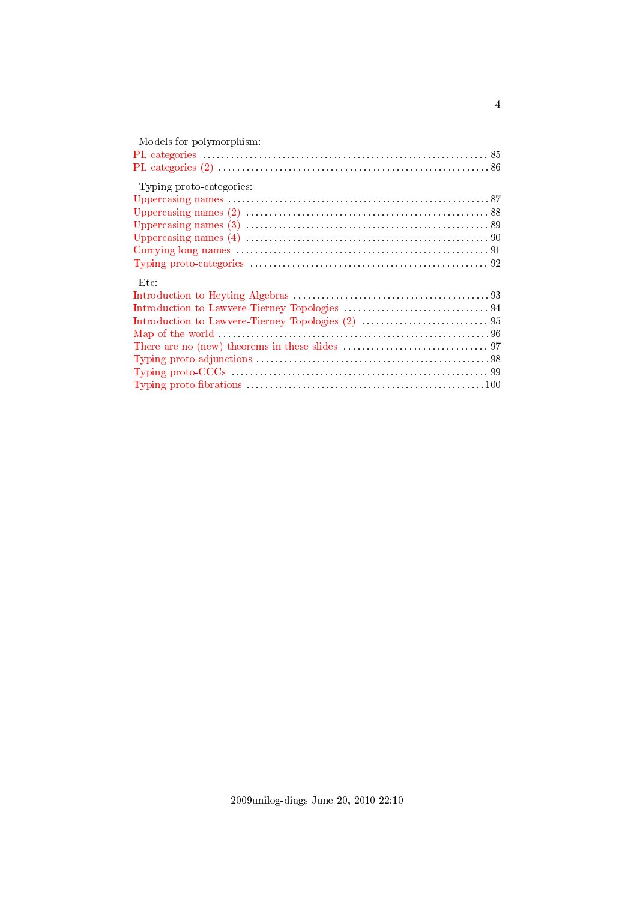Models for polymorphism:

PL categories ........................................................... 85
PL categories (2) ........................................................ 86

Typing proto-categories:

Uppercasing names ...................................................... 87
Uppercasing names (2) .................................................. 88
Uppercasing names (3) .................................................. 89
Uppercasing names (4) .................................................. 90
Currying long names .................................................... 91
Typing proto-categories ................................................. 92

Etc:

Introduction to Heyting Algebras ........................................ 93
Introduction to Lawvere-Tierney Topologies .............................. 94
Introduction to Lawvere-Tierney Topologies (2) .......................... 95
Map of the world ........................................................ 96
There are no (new) theorems in these slides ............................. 97
Typing proto-adjunctions ................................................ 98
Typing proto-CCCs ....................................................... 99
Typing proto-fibrations ................................................. 100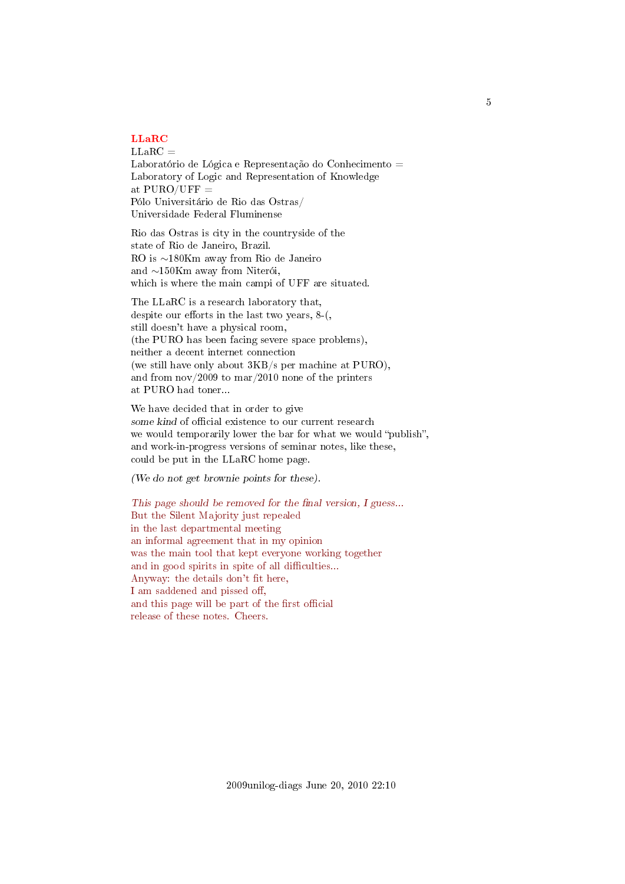**LLaRC**

LLaRC =
Laboratório de Lógica e Representação do Conhecimento =
Laboratory of Logic and Representation of Knowledge
at PURO/UFF =
Pólo Universitário de Rio das Ostras/
Universidade Federal Fluminense

Rio das Ostras is city in the countryside of the
state of Rio de Janeiro, Brazil.
RO is ~180Km away from Rio de Janeiro
and ~150Km away from Niterói,
which is where the main campi of UFF are situated.

The LLaRC is a research laboratory that,
despite our efforts in the last two years, 8-(,
still doesn't have a physical room,
(the PURO has been facing severe space problems),
neither a decent internet connection
(we still have only about 3KB/s per machine at PURO),
and from nov/2009 to mar/2010 none of the printers
at PURO had toner...

We have decided that in order to give
*some kind* of official existence to our current research
we would temporarily lower the bar for what we would "publish",
and work-in-progress versions of seminar notes, like these,
could be put in the LLaRC home page.

*(We do not get brownie points for these).*

*This page should be removed for the final version, I guess...*
But the Silent Majority just repealed
in the last departmental meeting
an informal agreement that in my opinion
was the main tool that kept everyone working together
and in good spirits in spite of all difficulties...
Anyway: the details don't fit here,
I am saddened and pissed off,
and this page will be part of the first official
release of these notes. Cheers.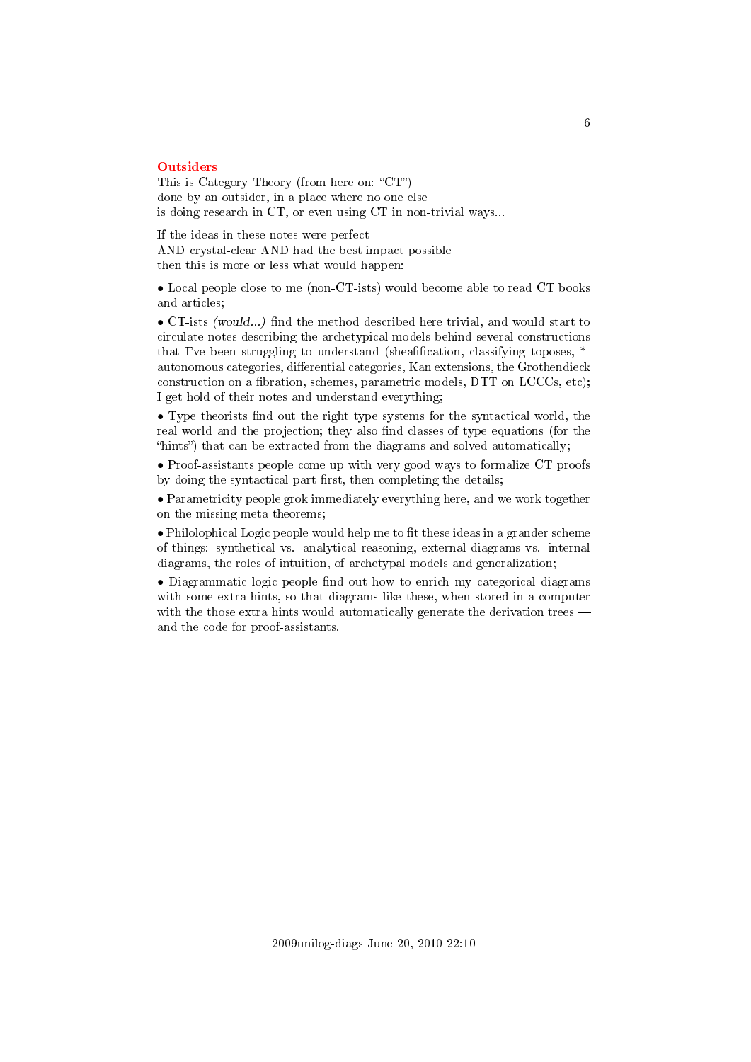## Outsiders

This is Category Theory (from here on: "CT")
done by an outsider, in a place where no one else
is doing research in CT, or even using CT in non-trivial ways...

If the ideas in these notes were perfect
AND crystal-clear AND had the best impact possible
then this is more or less what would happen:

• Local people close to me (non-CT-ists) would become able to read CT books and articles;

• CT-ists *(would...)* find the method described here trivial, and would start to circulate notes describing the archetypical models behind several constructions that I've been struggling to understand (sheafification, classifying toposes, *-autonomous categories, differential categories, Kan extensions, the Grothendieck construction on a fibration, schemes, parametric models, DTT on LCCCs, etc); I get hold of their notes and understand everything;

• Type theorists find out the right type systems for the syntactical world, the real world and the projection; they also find classes of type equations (for the "hints") that can be extracted from the diagrams and solved automatically;

• Proof-assistants people come up with very good ways to formalize CT proofs by doing the syntactical part first, then completing the details;

• Parametricity people grok immediately everything here, and we work together on the missing meta-theorems;

• Philolophical Logic people would help me to fit these ideas in a grander scheme of things: synthetical vs. analytical reasoning, external diagrams vs. internal diagrams, the roles of intuition, of archetypal models and generalization;

• Diagrammatic logic people find out how to enrich my categorical diagrams with some extra hints, so that diagrams like these, when stored in a computer with the those extra hints would automatically generate the derivation trees — and the code for proof-assistants.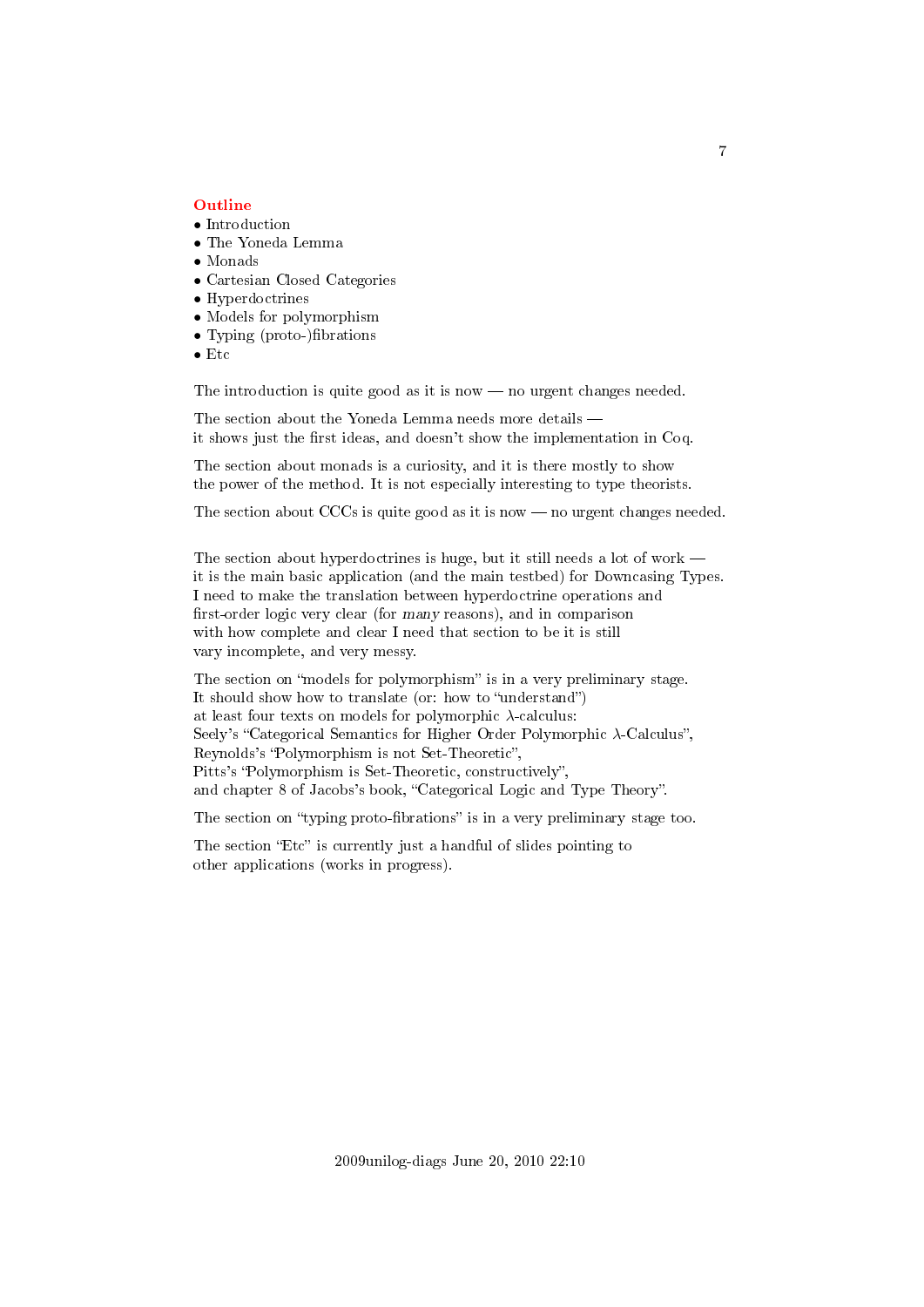## Outline

- Introduction
- The Yoneda Lemma
- Monads
- Cartesian Closed Categories
- Hyperdoctrines
- Models for polymorphism
- Typing (proto-)fibrations
- Etc

The introduction is quite good as it is now — no urgent changes needed.

The section about the Yoneda Lemma needs more details —
it shows just the first ideas, and doesn't show the implementation in Coq.

The section about monads is a curiosity, and it is there mostly to show
the power of the method. It is not especially interesting to type theorists.

The section about CCCs is quite good as it is now — no urgent changes needed.

The section about hyperdoctrines is huge, but it still needs a lot of work —
it is the main basic application (and the main testbed) for Downcasing Types.
I need to make the translation between hyperdoctrine operations and
first-order logic very clear (for *many* reasons), and in comparison
with how complete and clear I need that section to be it is still
vary incomplete, and very messy.

The section on "models for polymorphism" is in a very preliminary stage.
It should show how to translate (or: how to "understand")
at least four texts on models for polymorphic $\lambda$-calculus:
Seely's "Categorical Semantics for Higher Order Polymorphic $\lambda$-Calculus",
Reynolds's "Polymorphism is not Set-Theoretic",
Pitts's "Polymorphism is Set-Theoretic, constructively",
and chapter 8 of Jacobs's book, "Categorical Logic and Type Theory".

The section on "typing proto-fibrations" is in a very preliminary stage too.

The section "Etc" is currently just a handful of slides pointing to
other applications (works in progress).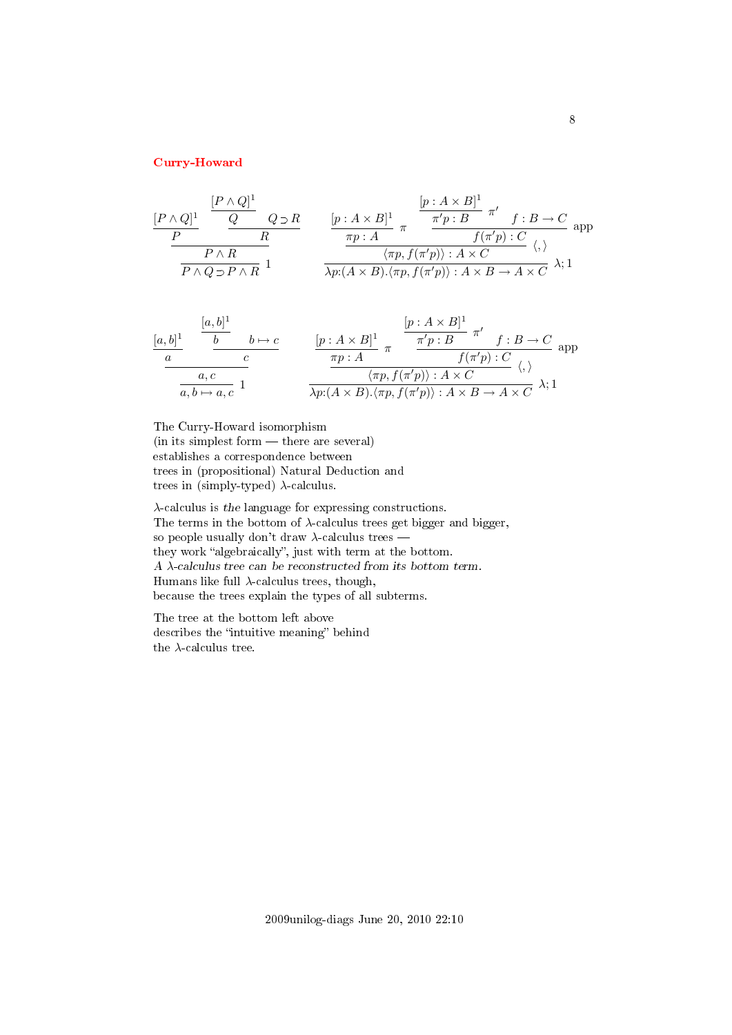## Curry-Howard

$$
\dfrac{\dfrac{[P\land Q]^1}{P} \qquad \dfrac{\dfrac{[P\land Q]^1}{Q} \quad Q\supset R}{R}}{\dfrac{P\land R}{P\land Q\supset P\land R}\ 1}
\qquad
\dfrac{\dfrac{[p:A\times B]^1}{\pi p:A}\ \pi \qquad \dfrac{\dfrac{[p:A\times B]^1}{\pi' p:B}\ \pi' \quad f:B\to C}{f(\pi' p):C}\ \mathrm{app}}{\dfrac{\langle \pi p, f(\pi' p)\rangle : A\times C}{\lambda p{:}(A\times B).\langle \pi p, f(\pi' p)\rangle : A\times B\to A\times C}\ \lambda;1}\ \langle,\rangle
$$

$$
\dfrac{\dfrac{[a,b]^1}{a} \qquad \dfrac{\dfrac{[a,b]^1}{b} \quad b\mapsto c}{c}}{\dfrac{a,c}{a,b\mapsto a,c}\ 1}
\qquad
\dfrac{\dfrac{[p:A\times B]^1}{\pi p:A}\ \pi \qquad \dfrac{\dfrac{[p:A\times B]^1}{\pi' p:B}\ \pi' \quad f:B\to C}{f(\pi' p):C}\ \mathrm{app}}{\dfrac{\langle \pi p, f(\pi' p)\rangle : A\times C}{\lambda p{:}(A\times B).\langle \pi p, f(\pi' p)\rangle : A\times B\to A\times C}\ \lambda;1}\ \langle,\rangle
$$

The Curry-Howard isomorphism
(in its simplest form — there are several)
establishes a correspondence between
trees in (propositional) Natural Deduction and
trees in (simply-typed) $\lambda$-calculus.

$\lambda$-calculus is *the* language for expressing constructions.
The terms in the bottom of $\lambda$-calculus trees get bigger and bigger,
so people usually don't draw $\lambda$-calculus trees —
they work "algebraically", just with term at the bottom.
*A $\lambda$-calculus tree can be reconstructed from its bottom term.*
Humans like full $\lambda$-calculus trees, though,
because the trees explain the types of all subterms.

The tree at the bottom left above
describes the "intuitive meaning" behind
the $\lambda$-calculus tree.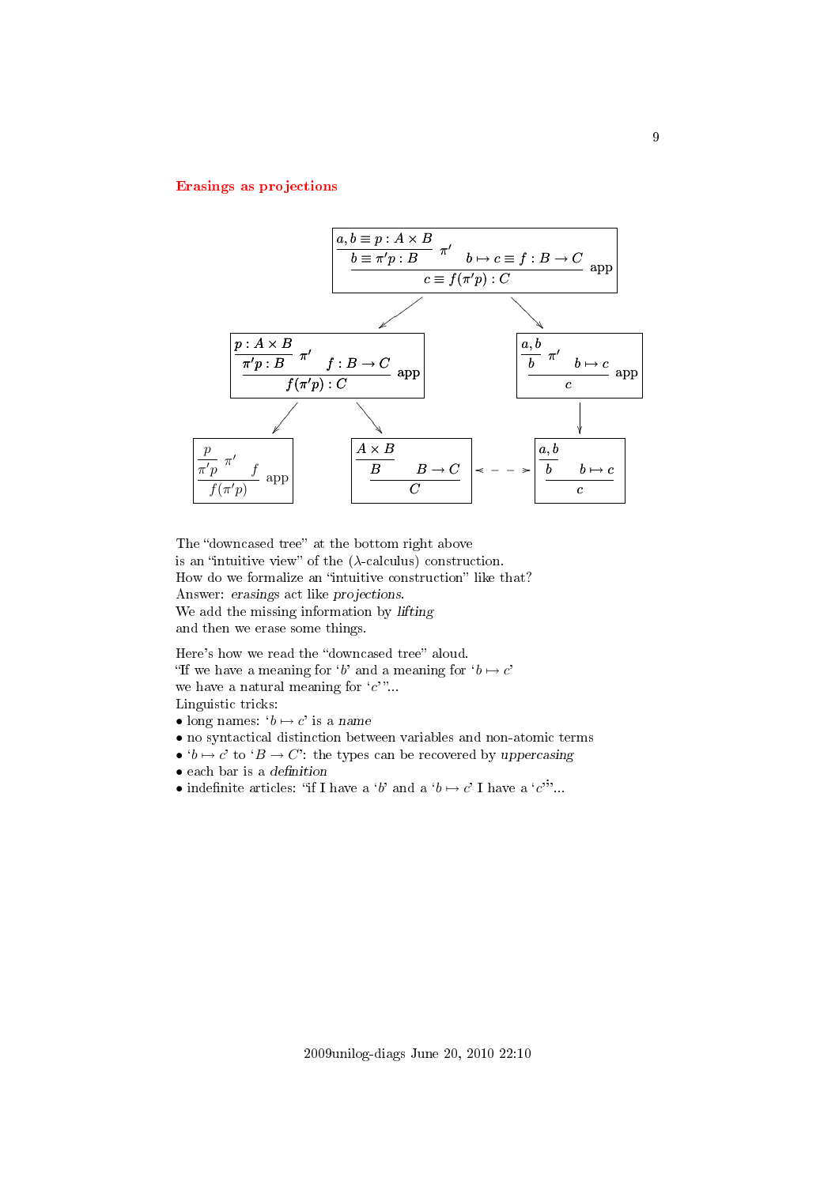## Erasings as projections

$$
\dfrac{\dfrac{a,b \equiv p : A \times B}{b \equiv \pi' p : B}\pi' \qquad b \mapsto c \equiv f : B \to C}{c \equiv f(\pi' p) : C}\text{app}
$$

$$
\dfrac{\dfrac{p : A \times B}{\pi' p : B}\pi' \qquad f : B \to C}{f(\pi' p) : C}\text{app}
\qquad\qquad
\dfrac{\dfrac{a,b}{b}\pi' \qquad b \mapsto c}{c}\text{app}
$$

$$
\dfrac{\dfrac{p}{\pi' p}\pi' \qquad f}{f(\pi' p)}\text{app}
\qquad
\dfrac{\dfrac{A \times B}{B} \qquad B \to C}{C}
\quad \longleftarrow - - \rightarrow \quad
\dfrac{\dfrac{a,b}{b} \qquad b \mapsto c}{c}
$$

The "downcased tree" at the bottom right above
is an "intuitive view" of the ($\lambda$-calculus) construction.
How do we formalize an "intuitive construction" like that?
Answer: *erasings* act like *projections*.
We add the missing information by *lifting*
and then we erase some things.

Here's how we read the "downcased tree" aloud.
"If we have a meaning for '$b$' and a meaning for '$b \mapsto c$'
we have a natural meaning for '$c$'"...
Linguistic tricks:

- long names: '$b \mapsto c$' is a *name*
- no syntactical distinction between variables and non-atomic terms
- '$b \mapsto c$' to '$B \to C$': the types can be recovered by *uppercasing*
- each bar is a *definition*
- indefinite articles: "if I have a '$b$' and a '$b \mapsto c$' I have a '$c$'"...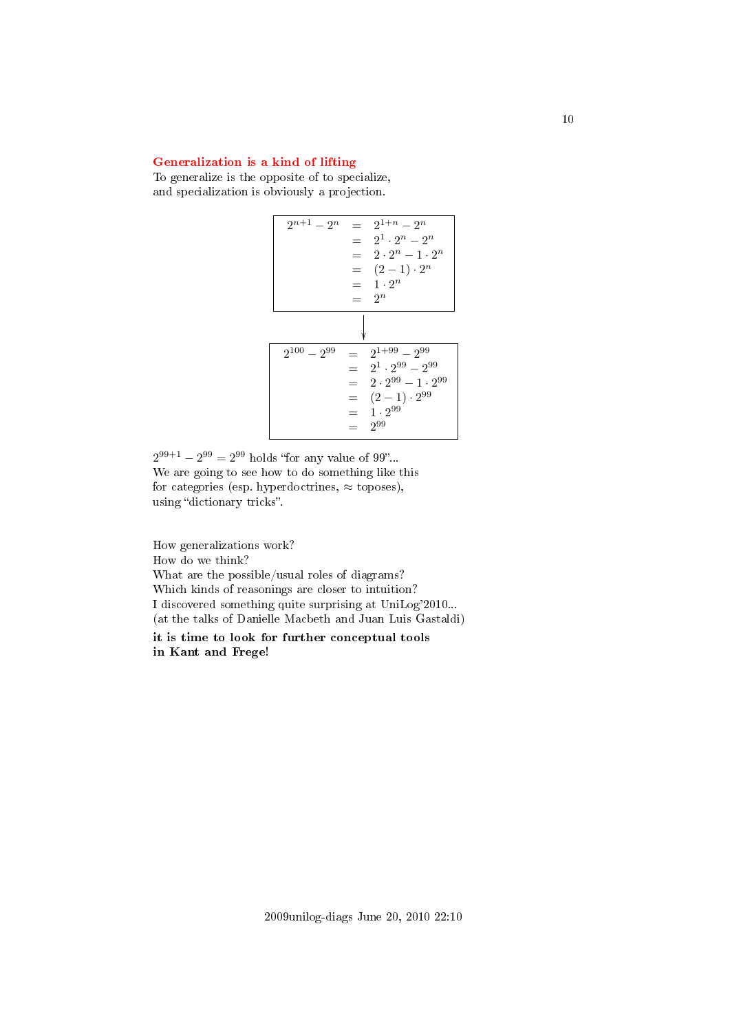## Generalization is a kind of lifting

To generalize is the opposite of to specialize,
and specialization is obviously a projection.

$$
\begin{array}{rcl}
2^{n+1} - 2^n & = & 2^{1+n} - 2^n \\
& = & 2^1 \cdot 2^n - 2^n \\
& = & 2 \cdot 2^n - 1 \cdot 2^n \\
& = & (2-1) \cdot 2^n \\
& = & 1 \cdot 2^n \\
& = & 2^n
\end{array}
$$

$$\downarrow$$

$$
\begin{array}{rcl}
2^{100} - 2^{99} & = & 2^{1+99} - 2^{99} \\
& = & 2^1 \cdot 2^{99} - 2^{99} \\
& = & 2 \cdot 2^{99} - 1 \cdot 2^{99} \\
& = & (2-1) \cdot 2^{99} \\
& = & 1 \cdot 2^{99} \\
& = & 2^{99}
\end{array}
$$

$2^{99+1} - 2^{99} = 2^{99}$ holds "for any value of 99"...
We are going to see how to do something like this
for categories (esp. hyperdoctrines, $\approx$ toposes),
using "dictionary tricks".

How generalizations work?
How do we think?
What are the possible/usual roles of diagrams?
Which kinds of reasonings are closer to intuition?
I discovered something quite surprising at UniLog'2010...
(at the talks of Danielle Macbeth and Juan Luis Gastaldi)

**it is time to look for further conceptual tools in Kant and Frege!**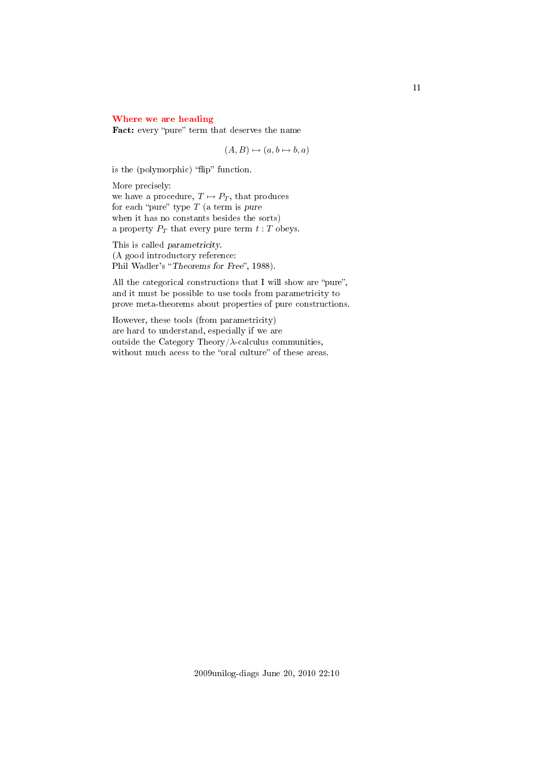## Where we are heading

**Fact:** every “pure” term that deserves the name

$$(A, B) \mapsto (a, b \mapsto b, a)$$

is the (polymorphic) “flip” function.

More precisely:
we have a procedure, $T \mapsto P_T$, that produces
for each “pure” type $T$ (a term is *pure*
when it has no constants besides the sorts)
a property $P_T$ that every pure term $t : T$ obeys.

This is called *parametricity*.
(A good introductory reference:
Phil Wadler’s “*Theorems for Free*”, 1988).

All the categorical constructions that I will show are “pure”,
and it must be possible to use tools from parametricity to
prove meta-theorems about properties of pure constructions.

However, these tools (from parametricity)
are hard to understand, especially if we are
outside the Category Theory/$\lambda$-calculus communities,
without much acess to the “oral culture” of these areas.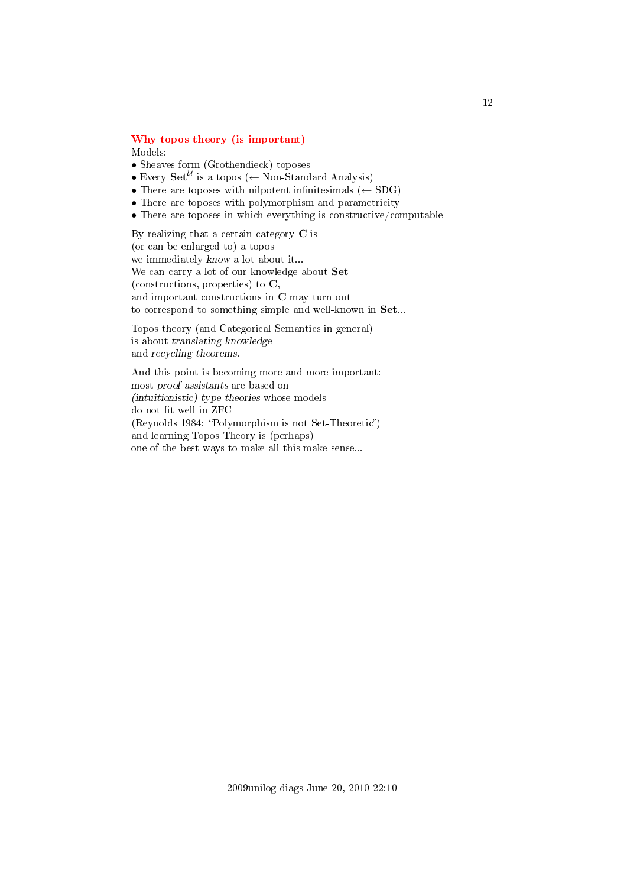## Why topos theory (is important)

Models:

- Sheaves form (Grothendieck) toposes
- Every $\mathbf{Set}^{\mathcal{U}}$ is a topos (← Non-Standard Analysis)
- There are toposes with nilpotent infinitesimals (← SDG)
- There are toposes with polymorphism and parametricity
- There are toposes in which everything is constructive/computable

By realizing that a certain category **C** is
(or can be enlarged to) a topos
we immediately *know* a lot about it...
We can carry a lot of our knowledge about **Set**
(constructions, properties) to **C**,
and important constructions in **C** may turn out
to correspond to something simple and well-known in **Set**...

Topos theory (and Categorical Semantics in general)
is about *translating knowledge*
and *recycling theorems*.

And this point is becoming more and more important:
most *proof assistants* are based on
*(intuitionistic) type theories* whose models
do not fit well in ZFC
(Reynolds 1984: "Polymorphism is not Set-Theoretic")
and learning Topos Theory is (perhaps)
one of the best ways to make all this make sense...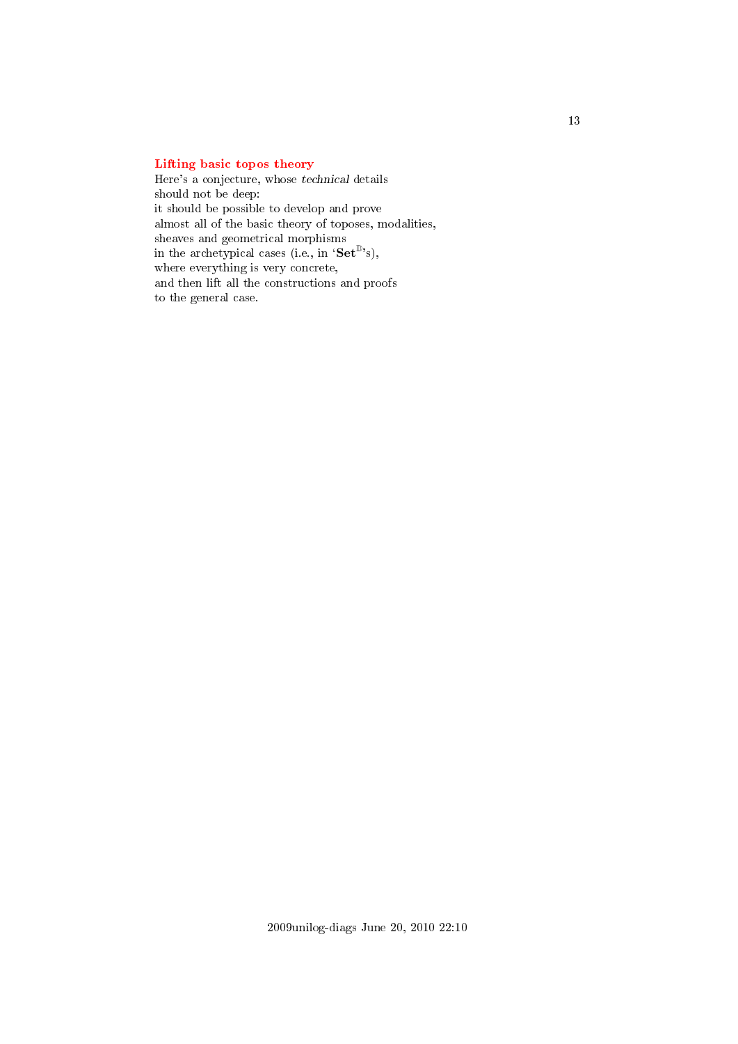### Lifting basic topos theory

Here's a conjecture, whose *technical* details
should not be deep:
it should be possible to develop and prove
almost all of the basic theory of toposes, modalities,
sheaves and geometrical morphisms
in the archetypical cases (i.e., in '$\mathbf{Set}^{\mathbb{D}}$'s),
where everything is very concrete,
and then lift all the constructions and proofs
to the general case.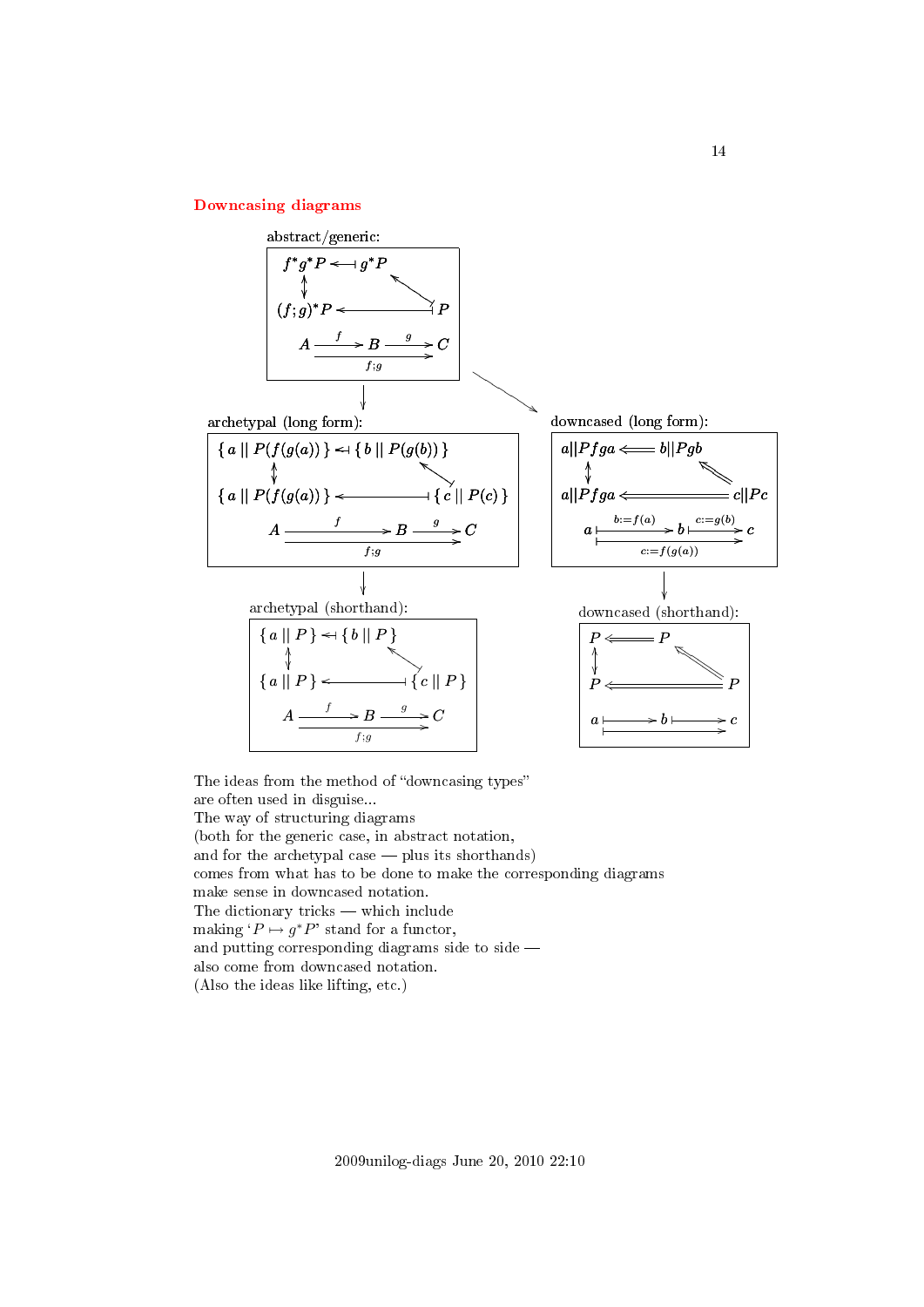## Downcasing diagrams

abstract/generic:

$$\begin{array}{ccc} f^*g^*P & \leftarrow\!\dashv & g^*P \\ \updownarrow & & \nwarrow \\ (f;g)^*P & \longleftarrow\!\dashv & P \end{array}$$

$$A \xrightarrow{f} B \xrightarrow{g} C, \qquad A \xrightarrow{f;g} C$$

archetypal (long form):

$$\begin{array}{ccc} \{\,a \mid\mid P(f(g(a)))\,\} & \leftarrow\!\dashv & \{\,b \mid\mid P(g(b))\,\} \\ \updownarrow & & \nwarrow \\ \{\,a \mid\mid P(f(g(a)))\,\} & \longleftarrow\!\dashv & \{\,c \mid\mid P(c)\,\} \end{array}$$

$$A \xrightarrow{f} B \xrightarrow{g} C, \qquad A \xrightarrow{f;g} C$$

downcased (long form):

$$\begin{array}{ccc} a||Pfga & \Longleftarrow & b||Pgb \\ \updownarrow & & \nwarrow \\ a||Pfga & \Longleftarrow & c||Pc \end{array}$$

$$a \xmapsto{b:=f(a)} b \xmapsto{c:=g(b)} c, \qquad a \xmapsto{c:=f(g(a))} c$$

archetypal (shorthand):

$$\begin{array}{ccc} \{\,a \mid\mid P\,\} & \leftarrow\!\dashv & \{\,b \mid\mid P\,\} \\ \updownarrow & & \nwarrow \\ \{\,a \mid\mid P\,\} & \longleftarrow\!\dashv & \{\,c \mid\mid P\,\} \end{array}$$

$$A \xrightarrow{f} B \xrightarrow{g} C, \qquad A \xrightarrow{f;g} C$$

downcased (shorthand):

$$\begin{array}{ccc} P & \Longleftarrow & P \\ \updownarrow & & \nwarrow \\ P & \Longleftarrow & P \end{array}$$

$$a \mapsto b \mapsto c, \qquad a \mapsto c$$

The ideas from the method of "downcasing types"
are often used in disguise...
The way of structuring diagrams
(both for the generic case, in abstract notation,
and for the archetypal case — plus its shorthands)
comes from what has to be done to make the corresponding diagrams
make sense in downcased notation.
The dictionary tricks — which include
making '$P \mapsto g^*P$' stand for a functor,
and putting corresponding diagrams side to side —
also come from downcased notation.
(Also the ideas like lifting, etc.)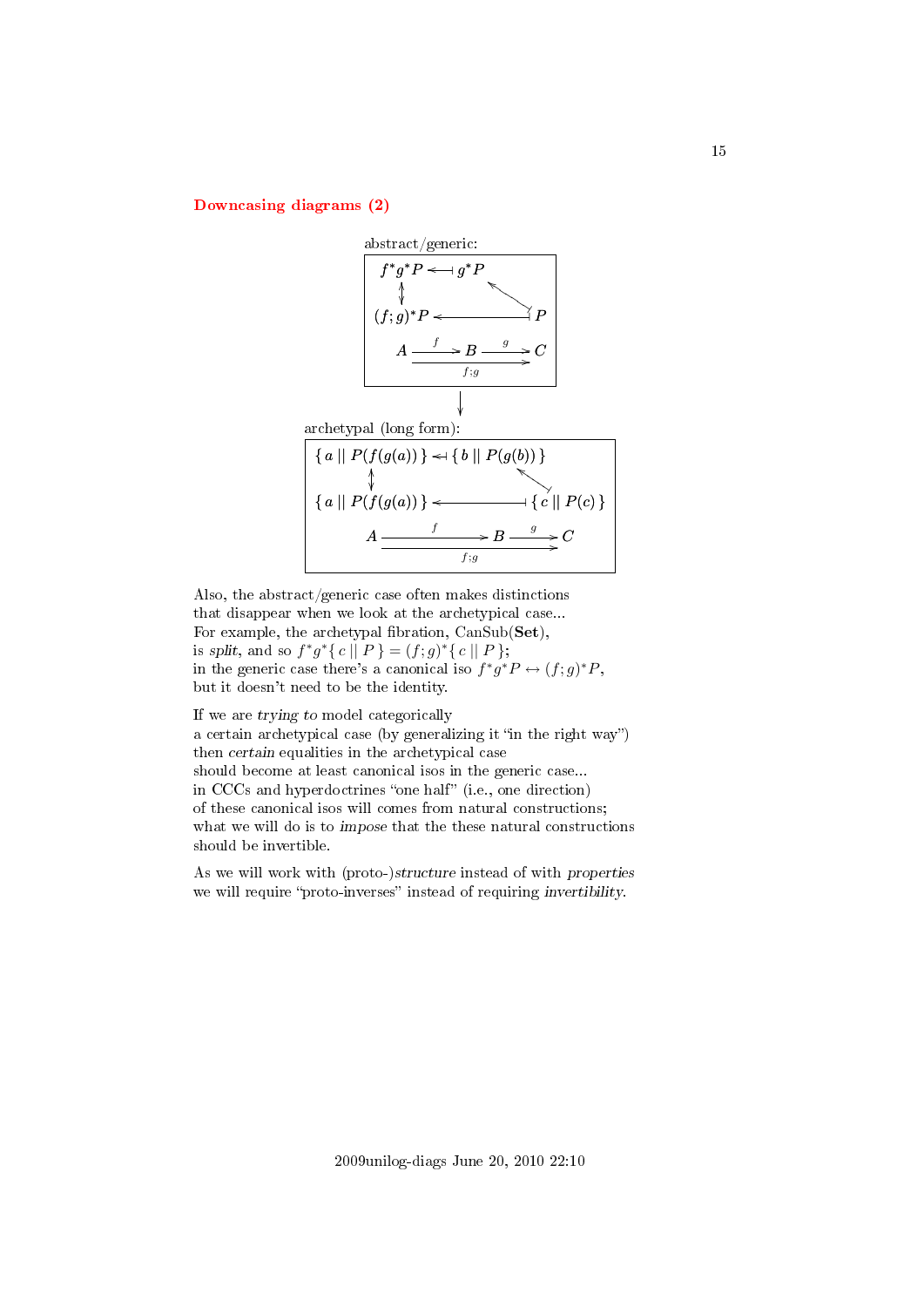## Downcasing diagrams (2)

abstract/generic:

$$
\begin{array}{ccc}
f^*g^*P & \longleftarrow\!\!\shortmid & g^*P \\
\updownarrow & & \nwarrow \\
(f;g)^*P & \longleftarrow\!\!\shortmid & P \\
A \xrightarrow{f} & B & \xrightarrow{g} C \\
& \xrightarrow[f;g]{} &
\end{array}
$$

$\downarrow$

archetypal (long form):

$$
\begin{array}{ccc}
\{\, a \mid\mid P(f(g(a)))\,\} & \longleftarrow\!\!\shortmid & \{\, b \mid\mid P(g(b))\,\} \\
\updownarrow & & \nwarrow \\
\{\, a \mid\mid P(f(g(a)))\,\} & \longleftarrow\!\!\shortmid & \{\, c \mid\mid P(c)\,\} \\
A \xrightarrow{f} & B & \xrightarrow{g} C \\
& \xrightarrow[f;g]{} &
\end{array}
$$

Also, the abstract/generic case often makes distinctions
that disappear when we look at the archetypical case...
For example, the archetypal fibration, CanSub(**Set**),
is *split*, and so $f^*g^*\{\, c \mid\mid P\,\} = (f;g)^*\{\, c \mid\mid P\,\}$;
in the generic case there's a canonical iso $f^*g^*P \leftrightarrow (f;g)^*P$,
but it doesn't need to be the identity.

If we are *trying to* model categorically
a certain archetypical case (by generalizing it "in the right way")
then *certain* equalities in the archetypical case
should become at least canonical isos in the generic case...
in CCCs and hyperdoctrines "one half" (i.e., one direction)
of these canonical isos will comes from natural constructions;
what we will do is to *impose* that the these natural constructions
should be invertible.

As we will work with (proto-)*structure* instead of with *properties*
we will require "proto-inverses" instead of requiring *invertibility*.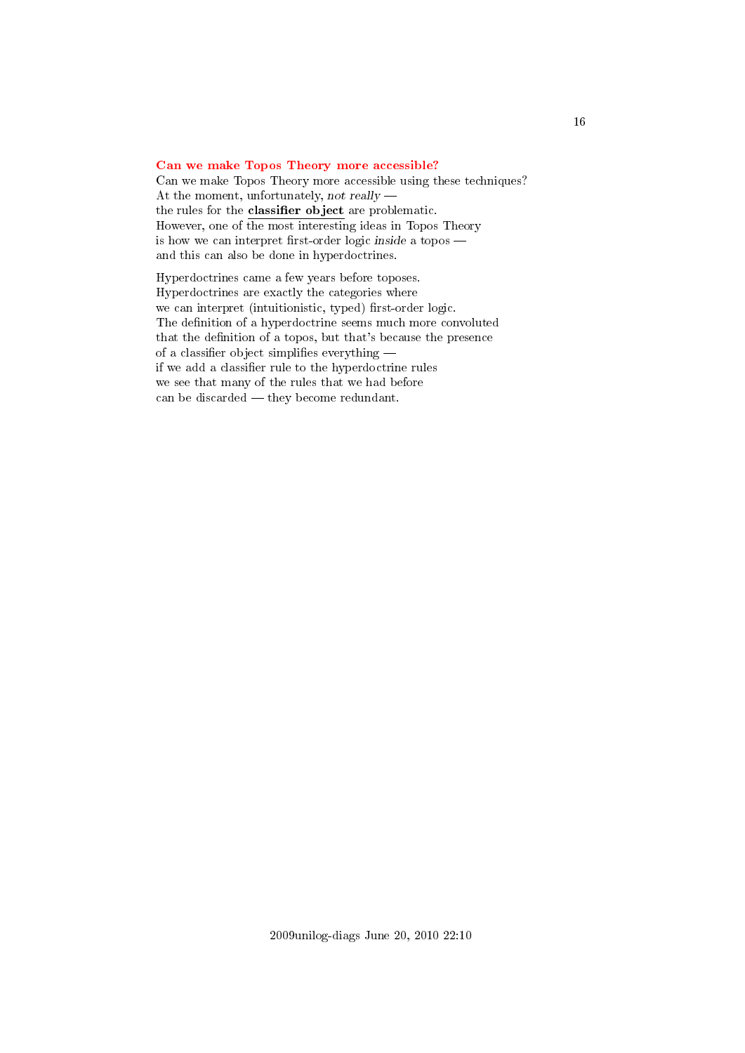## Can we make Topos Theory more accessible?

Can we make Topos Theory more accessible using these techniques?
At the moment, unfortunately, *not really* —
the rules for the **classifier object** are problematic.
However, one of the most interesting ideas in Topos Theory
is how we can interpret first-order logic *inside* a topos —
and this can also be done in hyperdoctrines.

Hyperdoctrines came a few years before toposes.
Hyperdoctrines are exactly the categories where
we can interpret (intuitionistic, typed) first-order logic.
The definition of a hyperdoctrine seems much more convoluted
that the definition of a topos, but that's because the presence
of a classifier object simplifies everything —
if we add a classifier rule to the hyperdoctrine rules
we see that many of the rules that we had before
can be discarded — they become redundant.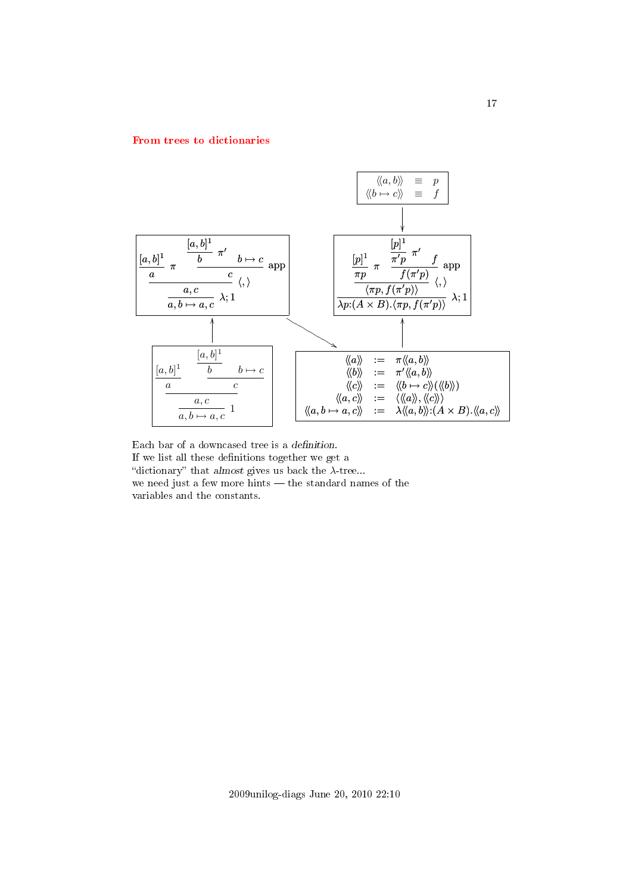## From trees to dictionaries

$$\langle\!\langle a,b\rangle\!\rangle \equiv p \qquad \langle\!\langle b\mapsto c\rangle\!\rangle \equiv f$$

$$\dfrac{\dfrac{\dfrac{[a,b]^1}{a}\pi \quad \dfrac{\dfrac{[a,b]^1}{b}\pi' \quad b\mapsto c}{c}\text{app}}{a,c}\langle,\rangle}{a,b\mapsto a,c}\lambda;1
\qquad
\dfrac{\dfrac{\dfrac{[p]^1}{\pi p}\pi \quad \dfrac{\dfrac{[p]^1}{\pi' p}\pi' \quad f}{f(\pi' p)}\text{app}}{\langle \pi p, f(\pi' p)\rangle}\langle,\rangle}{\lambda p{:}(A\times B).\langle \pi p, f(\pi' p)\rangle}\lambda;1$$

$$\dfrac{\dfrac{\dfrac{[a,b]^1}{a} \quad \dfrac{\dfrac{[a,b]^1}{b} \quad b\mapsto c}{c}}{a,c}}{a,b\mapsto a,c}1$$

$$\begin{array}{rcl}
\langle\!\langle a\rangle\!\rangle & := & \pi\langle\!\langle a,b\rangle\!\rangle \\
\langle\!\langle b\rangle\!\rangle & := & \pi'\langle\!\langle a,b\rangle\!\rangle \\
\langle\!\langle c\rangle\!\rangle & := & \langle\!\langle b\mapsto c\rangle\!\rangle(\langle\!\langle b\rangle\!\rangle) \\
\langle\!\langle a,c\rangle\!\rangle & := & \langle\langle\!\langle a\rangle\!\rangle, \langle\!\langle c\rangle\!\rangle\rangle \\
\langle\!\langle a,b\mapsto a,c\rangle\!\rangle & := & \lambda\langle\!\langle a,b\rangle\!\rangle{:}(A\times B).\langle\!\langle a,c\rangle\!\rangle
\end{array}$$

Each bar of a downcased tree is a *definition*.
If we list all these definitions together we get a "dictionary" that *almost* gives us back the $\lambda$-tree...
we need just a few more hints — the standard names of the variables and the constants.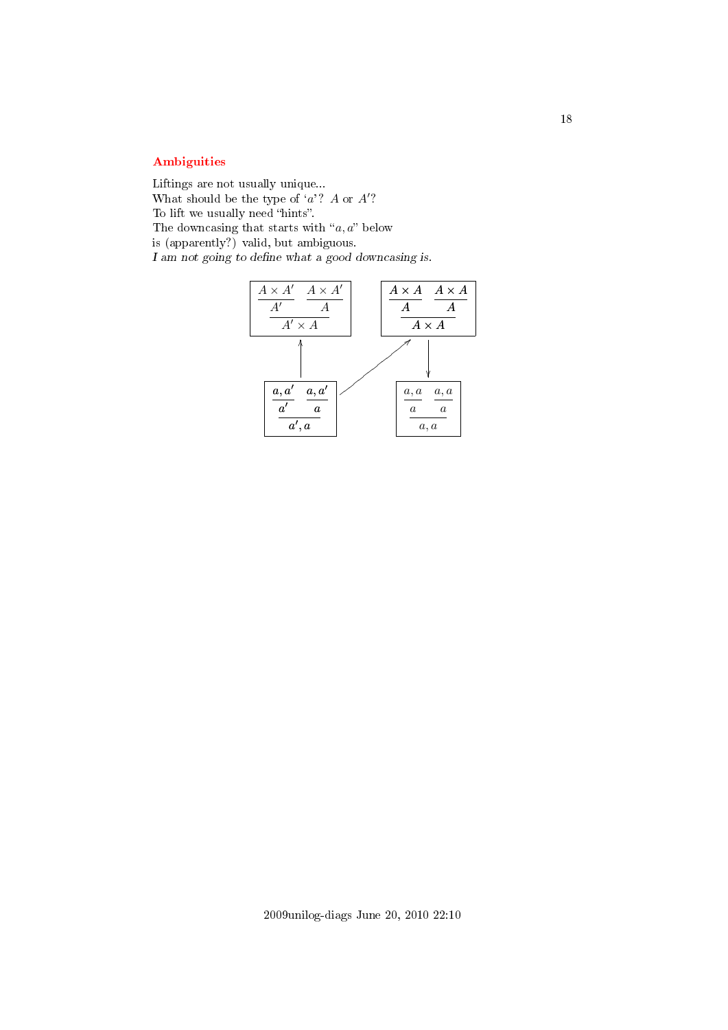## Ambiguities

Liftings are not usually unique...
What should be the type of '$a$'? $A$ or $A'$?
To lift we usually need "hints".
The downcasing that starts with "$a, a$" below
is (apparently?) valid, but ambiguous.
*I am not going to define what a good downcasing is.*

$$
\dfrac{\dfrac{A \times A'}{A'} \quad \dfrac{A \times A'}{A}}{A' \times A}
\qquad\qquad
\dfrac{\dfrac{A \times A}{A} \quad \dfrac{A \times A}{A}}{A \times A}
$$

$$
\dfrac{\dfrac{\boldsymbol{a, a'}}{\boldsymbol{a'}} \quad \dfrac{\boldsymbol{a, a'}}{\boldsymbol{a}}}{\boldsymbol{a', a}}
\qquad\qquad
\dfrac{\dfrac{a, a}{a} \quad \dfrac{a, a}{a}}{a, a}
$$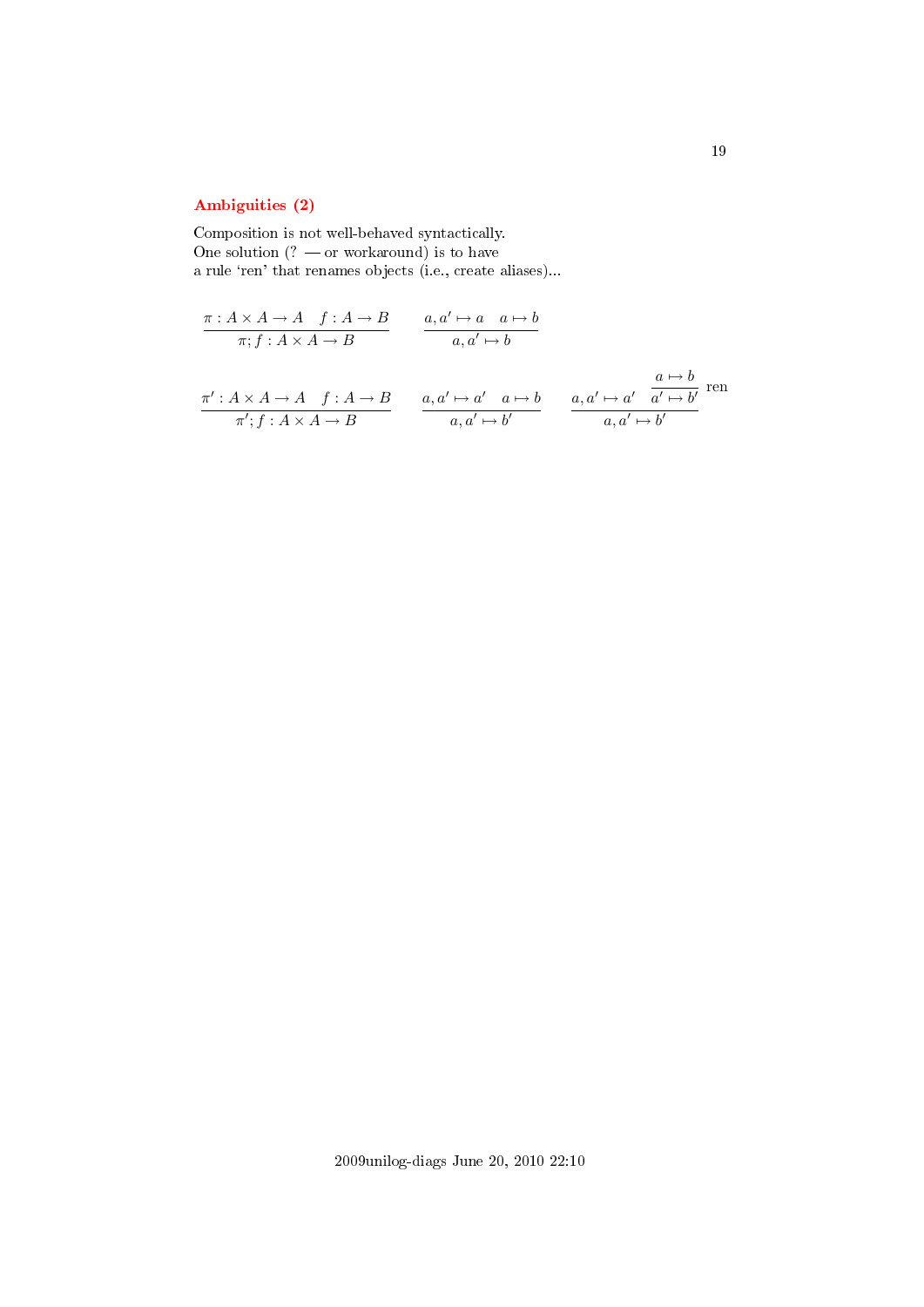## Ambiguities (2)

Composition is not well-behaved syntactically.
One solution (? — or workaround) is to have
a rule 'ren' that renames objects (i.e., create aliases)...

$$\frac{\pi : A \times A \to A \quad f : A \to B}{\pi ; f : A \times A \to B} \qquad \frac{a, a' \mapsto a \quad a \mapsto b}{a, a' \mapsto b}$$

$$\frac{\pi' : A \times A \to A \quad f : A \to B}{\pi' ; f : A \times A \to B} \qquad \frac{a, a' \mapsto a' \quad a \mapsto b}{a, a' \mapsto b'} \qquad \frac{a, a' \mapsto a' \quad \dfrac{a \mapsto b}{a' \mapsto b'}\,\text{ren}}{a, a' \mapsto b'}$$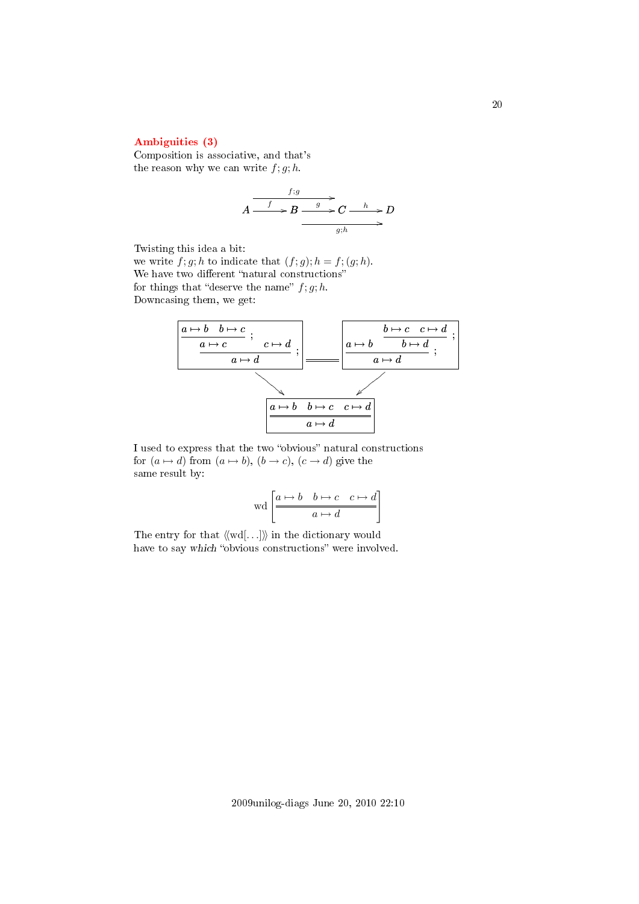## Ambiguities (3)

Composition is associative, and that's the reason why we can write $f;g;h$.

$$A \xrightarrow{f} B \xrightarrow{g} C \xrightarrow{h} D \qquad (f;g : A \to C,\quad g;h : B \to D)$$

Twisting this idea a bit:
we write $f;g;h$ to indicate that $(f;g);h = f;(g;h)$.
We have two different "natural constructions" for things that "deserve the name" $f;g;h$.
Downcasing them, we get:

$$\dfrac{\dfrac{a \mapsto b \quad b \mapsto c}{a \mapsto c}\;; \qquad c \mapsto d}{a \mapsto d}\;; \quad = \quad \dfrac{a \mapsto b \qquad \dfrac{b \mapsto c \quad c \mapsto d}{b \mapsto d}\;;}{a \mapsto d}\;;$$

$$\searrow \qquad \swarrow$$

$$\dfrac{a \mapsto b \quad b \mapsto c \quad c \mapsto d}{\overline{a \mapsto d}}$$

I used to express that the two "obvious" natural constructions for $(a \mapsto d)$ from $(a \mapsto b)$, $(b \to c)$, $(c \to d)$ give the same result by:

$$\mathrm{wd}\left[\dfrac{a \mapsto b \quad b \mapsto c \quad c \mapsto d}{\overline{a \mapsto d}}\right]$$

The entry for that $\langle\!\langle \mathrm{wd}[\ldots] \rangle\!\rangle$ in the dictionary would have to say *which* "obvious constructions" were involved.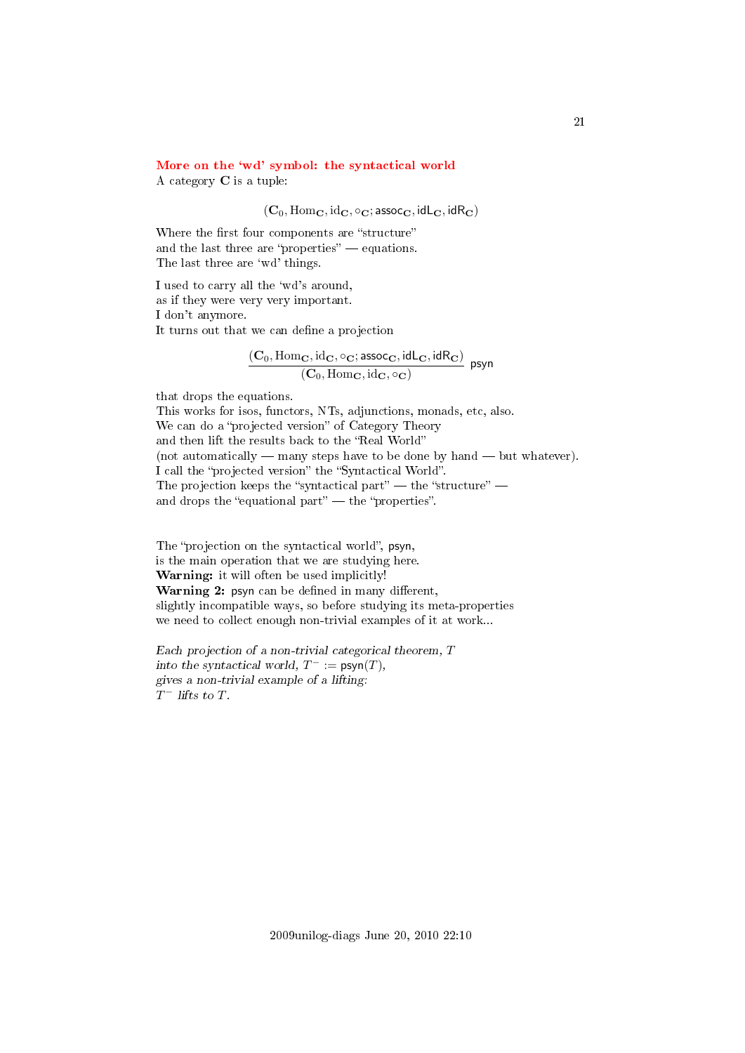## More on the 'wd' symbol: the syntactical world

A category $\mathbf{C}$ is a tuple:

$$(\mathbf{C}_0, \mathrm{Hom}_\mathbf{C}, \mathrm{id}_\mathbf{C}, \circ_\mathbf{C}; \mathsf{assoc}_\mathbf{C}, \mathsf{idL}_\mathbf{C}, \mathsf{idR}_\mathbf{C})$$

Where the first four components are "structure"
and the last three are "properties" — equations.
The last three are 'wd' things.

I used to carry all the 'wd's around,
as if they were very very important.
I don't anymore.
It turns out that we can define a projection

$$\frac{(\mathbf{C}_0, \mathrm{Hom}_\mathbf{C}, \mathrm{id}_\mathbf{C}, \circ_\mathbf{C}; \mathsf{assoc}_\mathbf{C}, \mathsf{idL}_\mathbf{C}, \mathsf{idR}_\mathbf{C})}{(\mathbf{C}_0, \mathrm{Hom}_\mathbf{C}, \mathrm{id}_\mathbf{C}, \circ_\mathbf{C})} \ \mathsf{psyn}$$

that drops the equations.
This works for isos, functors, NTs, adjunctions, monads, etc, also.
We can do a "projected version" of Category Theory
and then lift the results back to the "Real World"
(not automatically — many steps have to be done by hand — but whatever).
I call the "projected version" the "Syntactical World".
The projection keeps the "syntactical part" — the "structure" —
and drops the "equational part" — the "properties".

The "projection on the syntactical world", psyn,
is the main operation that we are studying here.
**Warning:** it will often be used implicitly!
**Warning 2:** psyn can be defined in many different,
slightly incompatible ways, so before studying its meta-properties
we need to collect enough non-trivial examples of it at work...

*Each projection of a non-trivial categorical theorem, $T$
into the syntactical world, $T^- := \mathsf{psyn}(T)$,
gives a non-trivial example of a lifting:
$T^-$ lifts to $T$.*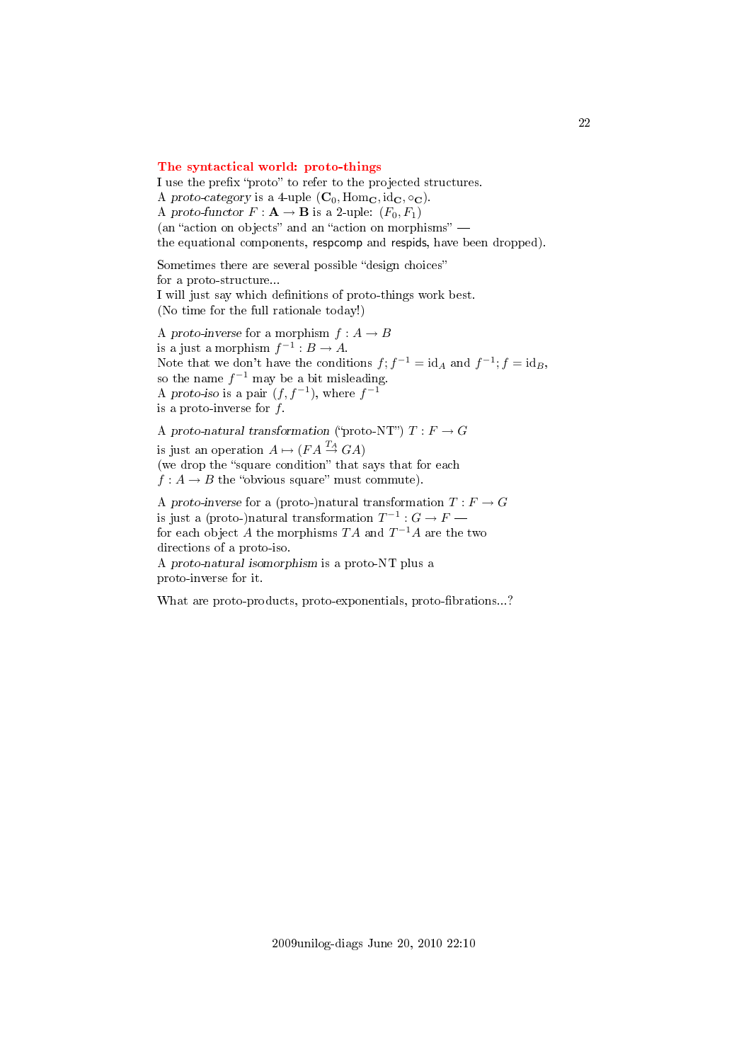## The syntactical world: proto-things

I use the prefix "proto" to refer to the projected structures.
A *proto-category* is a 4-uple $(\mathbf{C}_0, \mathrm{Hom}_\mathbf{C}, \mathrm{id}_\mathbf{C}, \circ_\mathbf{C})$.
A *proto-functor* $F : \mathbf{A} \to \mathbf{B}$ is a 2-uple: $(F_0, F_1)$
(an "action on objects" and an "action on morphisms" —
the equational components, respcomp and respids, have been dropped).

Sometimes there are several possible "design choices"
for a proto-structure...
I will just say which definitions of proto-things work best.
(No time for the full rationale today!)

A *proto-inverse* for a morphism $f : A \to B$
is a just a morphism $f^{-1} : B \to A$.
Note that we don't have the conditions $f; f^{-1} = \mathrm{id}_A$ and $f^{-1}; f = \mathrm{id}_B$,
so the name $f^{-1}$ may be a bit misleading.
A *proto-iso* is a pair $(f, f^{-1})$, where $f^{-1}$
is a proto-inverse for $f$.

A *proto-natural transformation* ("proto-NT") $T : F \to G$
is just an operation $A \mapsto (FA \overset{T_A}{\to} GA)$
(we drop the "square condition" that says that for each
$f : A \to B$ the "obvious square" must commute).

A *proto-inverse* for a (proto-)natural transformation $T : F \to G$
is just a (proto-)natural transformation $T^{-1} : G \to F$ —
for each object $A$ the morphisms $TA$ and $T^{-1}A$ are the two
directions of a proto-iso.
A *proto-natural isomorphism* is a proto-NT plus a
proto-inverse for it.

What are proto-products, proto-exponentials, proto-fibrations...?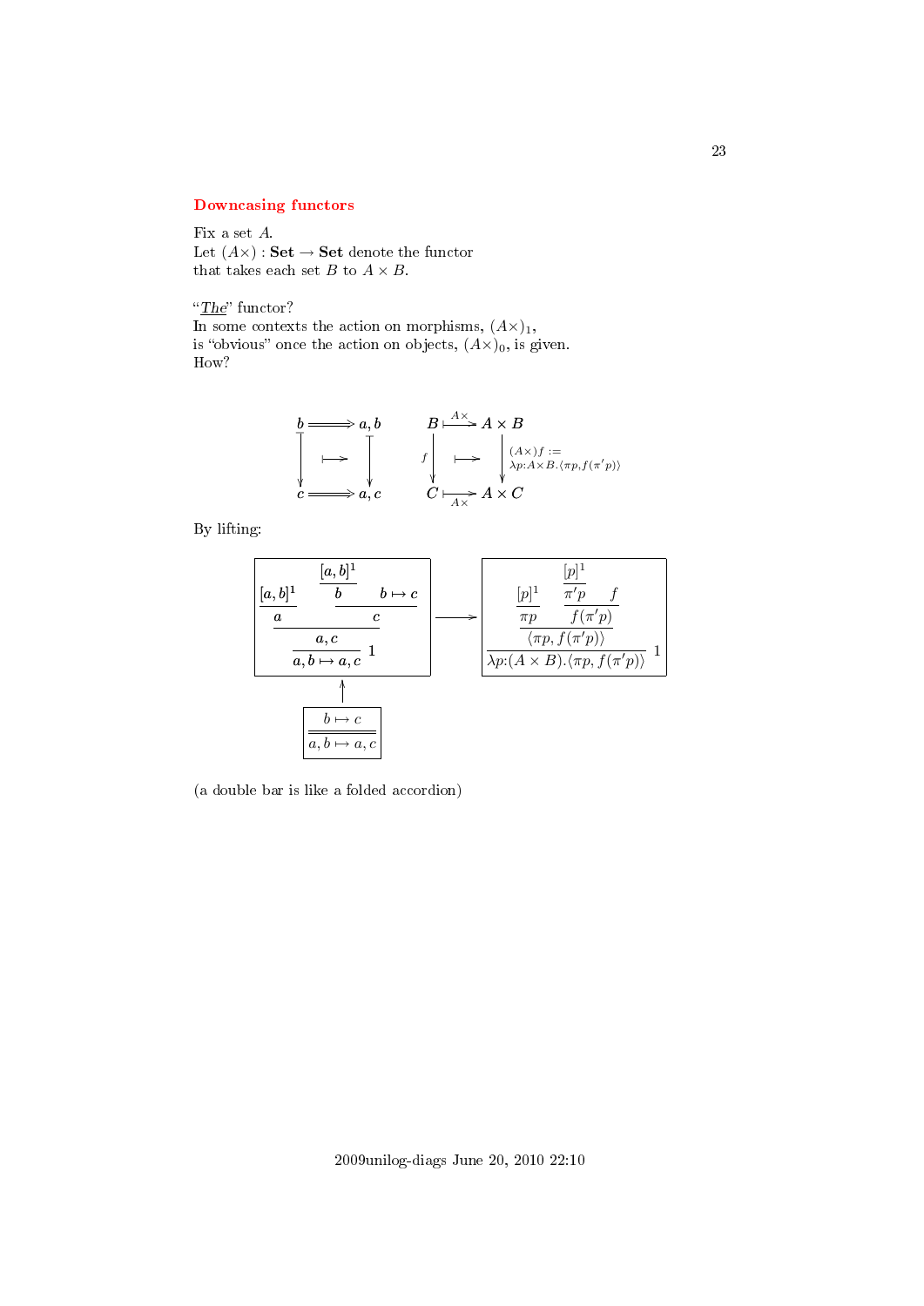## Downcasing functors

Fix a set $A$.
Let $(A\times) : \mathbf{Set} \to \mathbf{Set}$ denote the functor
that takes each set $B$ to $A \times B$.

"*The*" functor?
In some contexts the action on morphisms, $(A\times)_1$,
is "obvious" once the action on objects, $(A\times)_0$, is given.
How?

$$
\begin{array}{ccc}
b & \Longrightarrow & a, b \\
\downarrow & \mapsto & \downarrow \\
c & \Longrightarrow & a, c
\end{array}
\qquad
\begin{array}{ccc}
B & \overset{A\times}{\longmapsto} & A \times B \\
{\scriptstyle f}\downarrow & \mapsto & \downarrow {\scriptstyle (A\times)f := \lambda p{:}A\times B.\langle \pi p, f(\pi' p)\rangle} \\
C & \underset{A\times}{\longmapsto} & A \times C
\end{array}
$$

By lifting:

$$
\dfrac{\dfrac{\dfrac{[a,b]^1}{a} \qquad \dfrac{\dfrac{[a,b]^1}{b} \qquad b \mapsto c}{c}}{a, c}}{a, b \mapsto a, c}\;1
\quad\longrightarrow\quad
\dfrac{\dfrac{\dfrac{[p]^1}{\pi p} \qquad \dfrac{\dfrac{[p]^1}{\pi' p} \qquad f}{f(\pi' p)}}{\langle \pi p, f(\pi' p)\rangle}}{\lambda p{:}(A \times B).\langle \pi p, f(\pi' p)\rangle}\;1
$$

$$
\uparrow
$$

$$
\dfrac{b \mapsto c}{\overline{a, b \mapsto a, c}}
$$

(a double bar is like a folded accordion)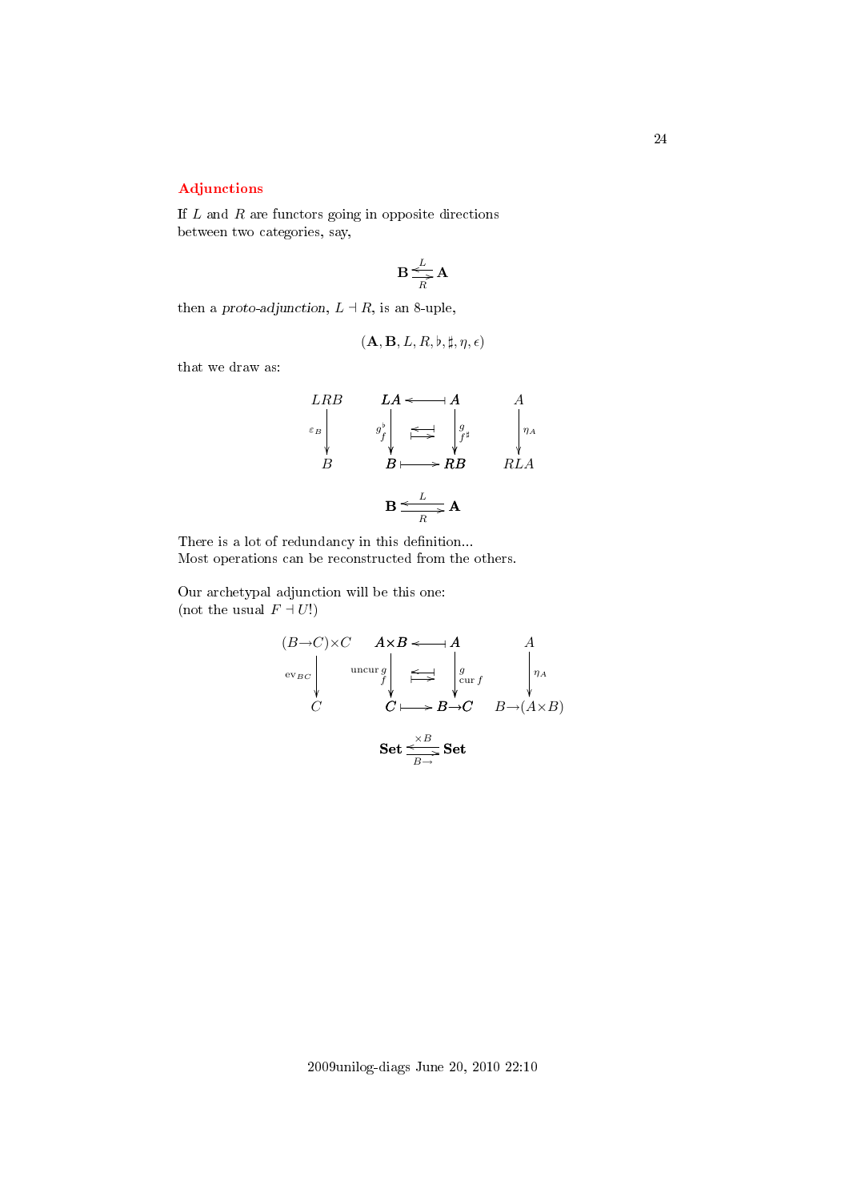## Adjunctions

If $L$ and $R$ are functors going in opposite directions between two categories, say,

$$\mathbf{B} \underset{R}{\overset{L}{\rightleftarrows}} \mathbf{A}$$

then a *proto-adjunction*, $L \dashv R$, is an 8-uple,

$$(\mathbf{A}, \mathbf{B}, L, R, \flat, \sharp, \eta, \epsilon)$$

that we draw as:

$$\begin{array}{ccccccc}
LRB & & LA & \longleftarrow\!\shortmid & A & & A \\
\downarrow{\scriptstyle \varepsilon_B} & & \downarrow{\scriptstyle g^\flat}_{\scriptstyle f} & \begin{smallmatrix}\longleftarrow\!\shortmid \\ \shortmid\!\longrightarrow\end{smallmatrix} & \downarrow{\scriptstyle g}_{\scriptstyle f^\sharp} & & \downarrow{\scriptstyle \eta_A} \\
B & & B & \shortmid\!\longrightarrow & RB & & RLA
\end{array}$$

$$\mathbf{B} \underset{R}{\overset{L}{\rightleftarrows}} \mathbf{A}$$

There is a lot of redundancy in this definition...
Most operations can be reconstructed from the others.

Our archetypal adjunction will be this one:
(not the usual $F \dashv U$!)

$$\begin{array}{ccccccc}
(B{\to}C){\times}C & & A{\times}B & \longleftarrow\!\shortmid & A & & A \\
\downarrow{\scriptstyle \mathrm{ev}_{BC}} & & \downarrow{\scriptstyle \mathrm{uncur}\, g}_{\scriptstyle f} & \begin{smallmatrix}\longleftarrow\!\shortmid \\ \shortmid\!\longrightarrow\end{smallmatrix} & \downarrow{\scriptstyle g}_{\scriptstyle \mathrm{cur}\, f} & & \downarrow{\scriptstyle \eta_A} \\
C & & C & \shortmid\!\longrightarrow & B{\to}C & & B{\to}(A{\times}B)
\end{array}$$

$$\mathbf{Set} \underset{B\to}{\overset{\times B}{\rightleftarrows}} \mathbf{Set}$$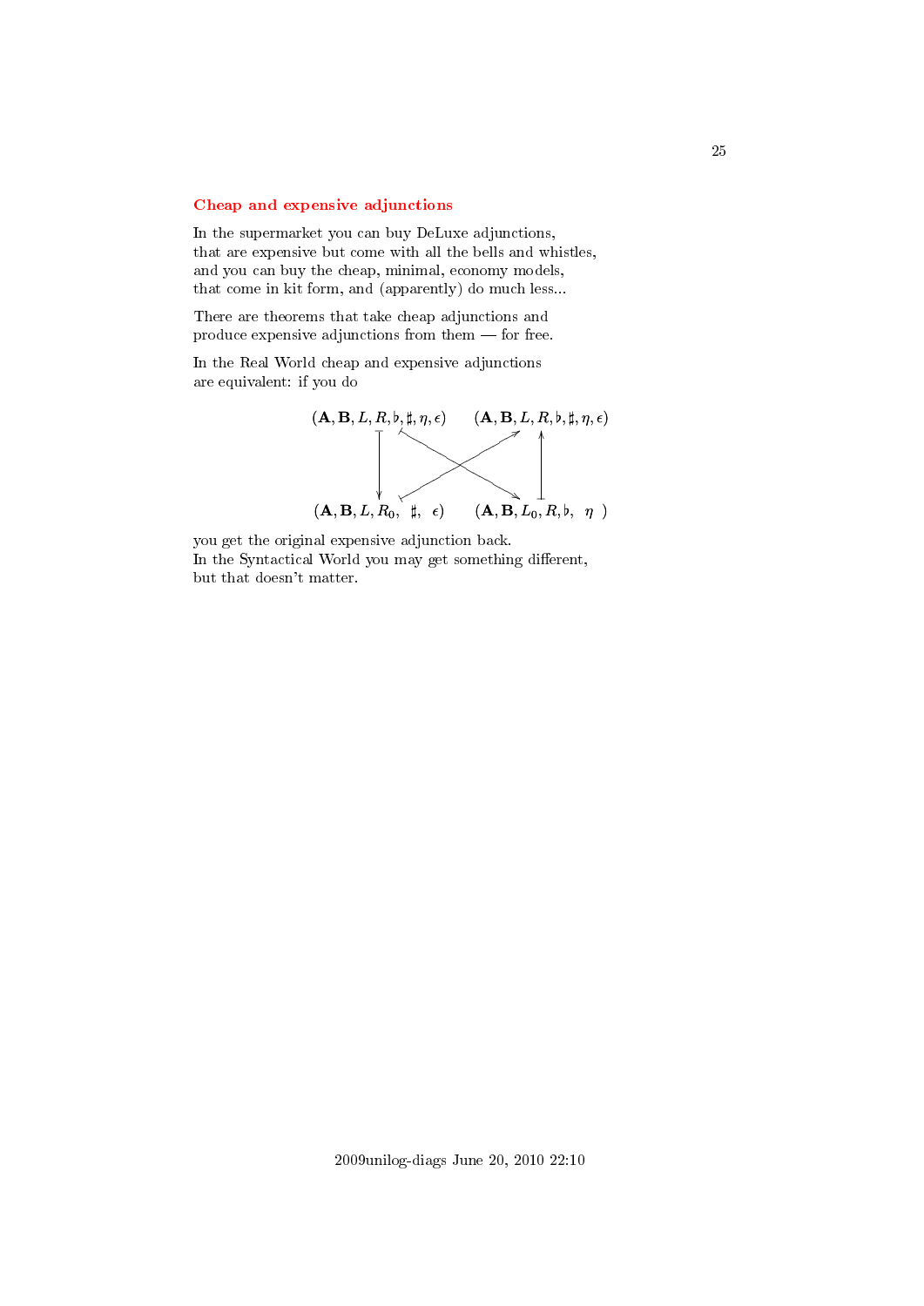## Cheap and expensive adjunctions

In the supermarket you can buy DeLuxe adjunctions,
that are expensive but come with all the bells and whistles,
and you can buy the cheap, minimal, economy models,
that come in kit form, and (apparently) do much less...

There are theorems that take cheap adjunctions and
produce expensive adjunctions from them — for free.

In the Real World cheap and expensive adjunctions
are equivalent: if you do

$$
\begin{array}{ccc}
(\mathbf{A}, \mathbf{B}, L, R, \flat, \sharp, \eta, \epsilon) & & (\mathbf{A}, \mathbf{B}, L, R, \flat, \sharp, \eta, \epsilon) \\
\downarrow & \times & \uparrow \\
(\mathbf{A}, \mathbf{B}, L, R_0, \ \sharp, \ \epsilon) & & (\mathbf{A}, \mathbf{B}, L_0, R, \flat, \ \eta \ )
\end{array}
$$

you get the original expensive adjunction back.
In the Syntactical World you may get something different,
but that doesn't matter.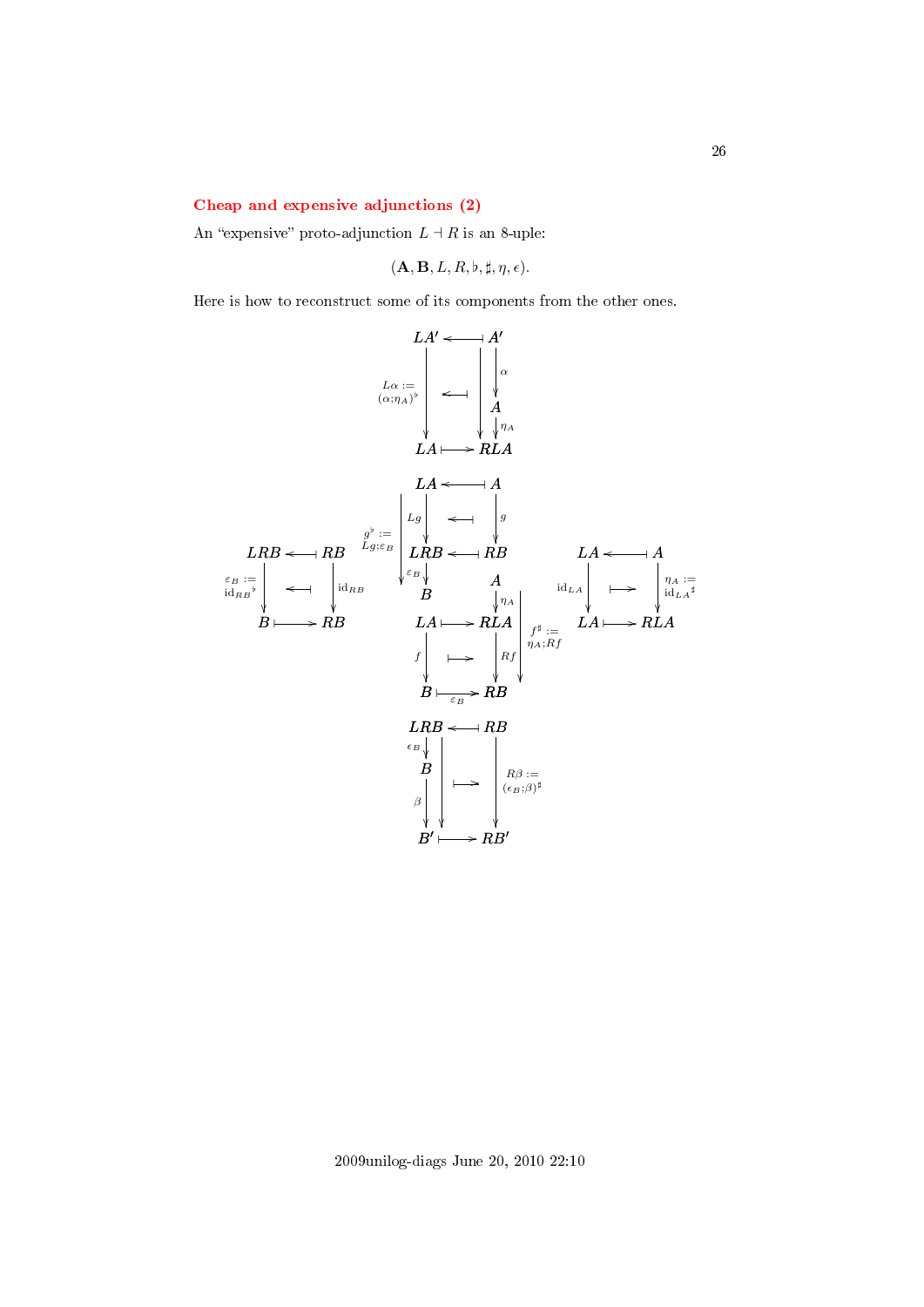## Cheap and expensive adjunctions (2)

An "expensive" proto-adjunction $L \dashv R$ is an 8-uple:

$$(\mathbf{A}, \mathbf{B}, L, R, \flat, \sharp, \eta, \epsilon).$$

Here is how to reconstruct some of its components from the other ones.

$$
\begin{array}{ccc}
LA' & \longleftarrow\!\mid & A' \\
{\scriptstyle L\alpha := (\alpha;\eta_A)^\flat}\downarrow & \longleftarrow\!\mid & \downarrow \alpha \\
 & & A \\
 & & \downarrow \eta_A \\
LA & \longmapsto & RLA
\end{array}
$$

$$
\begin{array}{ccc}
LA & \longleftarrow\!\mid & A \\
{\scriptstyle Lg}\downarrow & \longleftarrow\!\mid & \downarrow g \\
LRB & \longleftarrow\!\mid & RB \\
{\scriptstyle \varepsilon_B}\downarrow & & \\
B & &
\end{array}
\qquad g^\flat := Lg;\varepsilon_B
$$

$$
\begin{array}{ccc}
LRB & \longleftarrow\!\mid & RB \\
{\scriptstyle \varepsilon_B := \mathrm{id}_{RB}{}^\flat}\downarrow & \longleftarrow\!\mid & \downarrow \mathrm{id}_{RB} \\
B & \longmapsto & RB
\end{array}
$$

$$
\begin{array}{ccc}
 & & A \\
 & & \downarrow \eta_A \\
LA & \longmapsto & RLA \\
{\scriptstyle f}\downarrow & \longmapsto & \downarrow Rf \\
B & \underset{\varepsilon_B}{\longmapsto} & RB
\end{array}
\qquad f^\sharp := \eta_A;Rf
$$

$$
\begin{array}{ccc}
LA & \longleftarrow\!\mid & A \\
{\scriptstyle \mathrm{id}_{LA}}\downarrow & \longmapsto & \downarrow {\scriptstyle \eta_A := \mathrm{id}_{LA}{}^\sharp} \\
LA & \longmapsto & RLA
\end{array}
$$

$$
\begin{array}{ccc}
LRB & \longleftarrow\!\mid & RB \\
{\scriptstyle \epsilon_B}\downarrow & & \\
B & \longmapsto & \downarrow {\scriptstyle R\beta := (\epsilon_B;\beta)^\sharp} \\
{\scriptstyle \beta}\downarrow & & \\
B' & \longmapsto & RB'
\end{array}
$$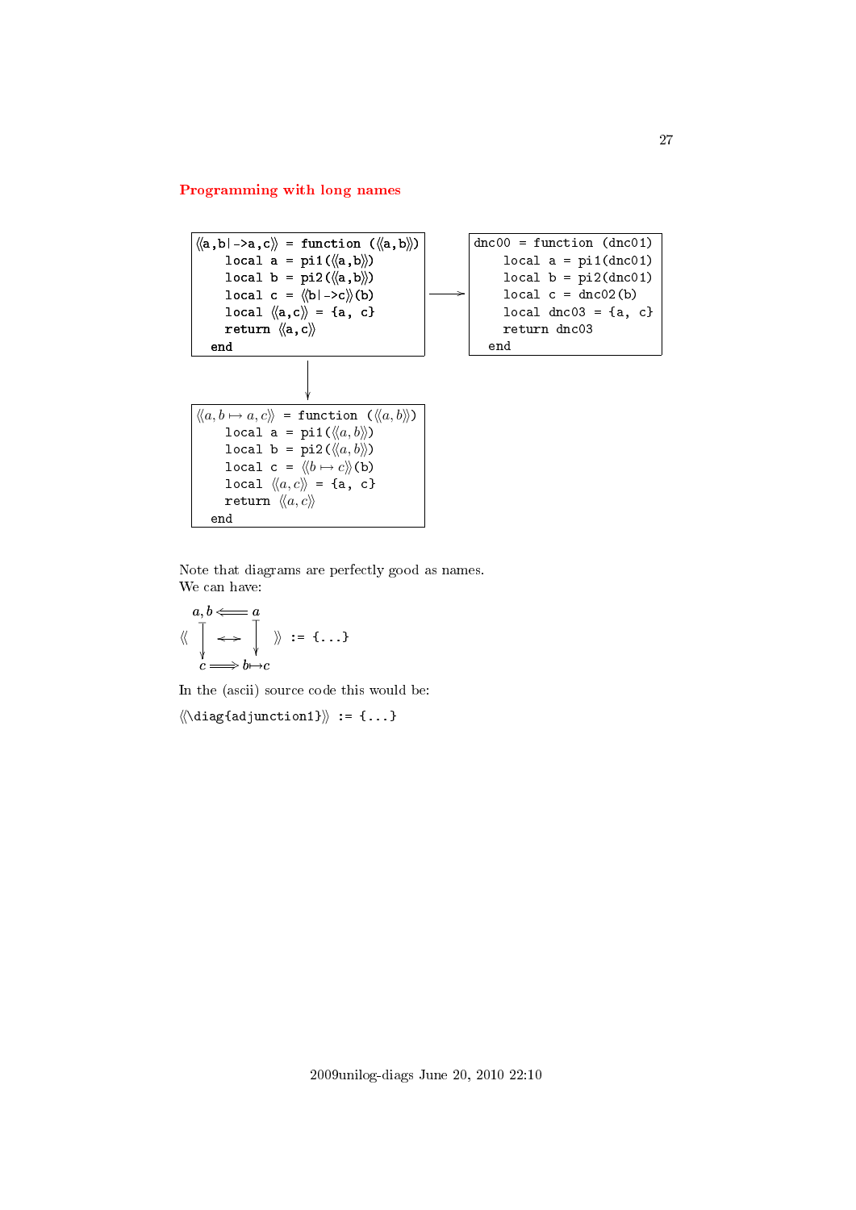## Programming with long names

```
⟨⟨a,b|->a,c⟩⟩ = function (⟨⟨a,b⟩⟩)
    local a = pi1(⟨⟨a,b⟩⟩)
    local b = pi2(⟨⟨a,b⟩⟩)
    local c = ⟨⟨b|->c⟩⟩(b)
    local ⟨⟨a,c⟩⟩ = {a, c}
    return ⟨⟨a,c⟩⟩
  end
```

$\longrightarrow$

```
dnc00 = function (dnc01)
    local a = pi1(dnc01)
    local b = pi2(dnc01)
    local c = dnc02(b)
    local dnc03 = {a, c}
    return dnc03
  end
```

$\downarrow$

```
⟨⟨a, b ↦ a, c⟩⟩ = function (⟨⟨a, b⟩⟩)
    local a = pi1(⟨⟨a, b⟩⟩)
    local b = pi2(⟨⟨a, b⟩⟩)
    local c = ⟨⟨b ↦ c⟩⟩(b)
    local ⟨⟨a, c⟩⟩ = {a, c}
    return ⟨⟨a, c⟩⟩
  end
```

Note that diagrams are perfectly good as names.
We can have:

$$\left\langle\!\!\left\langle \begin{array}{ccc} a, b & \Longleftarrow & a \\ \downarrow & \leftrightarrow & \downarrow \\ c & \Longrightarrow & b \mapsto c \end{array} \right\rangle\!\!\right\rangle \texttt{ := \{...\}}$$

In the (ascii) source code this would be:

```
⟨⟨\diag{adjunction1}⟩⟩ := {...}
```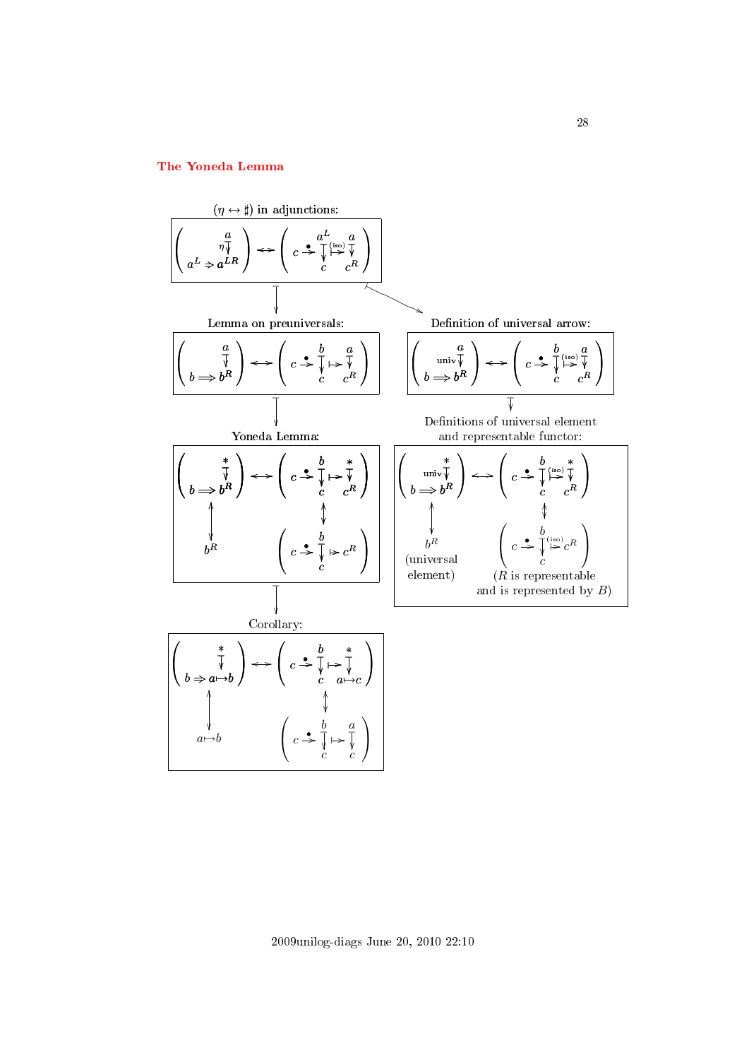## The Yoneda Lemma

($\eta \leftrightarrow \sharp$) in adjunctions:

$$\left( \begin{array}{c} a \\ {\scriptstyle\eta}\downarrow \\ a^L \Rightarrow a^{LR} \end{array} \right) \leftrightarrow \left( c \overset{\bullet}{\to} \begin{array}{c} a^L \\ \downarrow \\ c \end{array} \overset{\text{(iso)}}{\mapsto} \begin{array}{c} a \\ \downarrow \\ c^R \end{array} \right)$$

Lemma on preuniversals:

$$\left( \begin{array}{c} a \\ \downarrow \\ b \Longrightarrow b^R \end{array} \right) \leftrightarrow \left( c \overset{\bullet}{\to} \begin{array}{c} b \\ \downarrow \\ c \end{array} \mapsto \begin{array}{c} a \\ \downarrow \\ c^R \end{array} \right)$$

Definition of universal arrow:

$$\left( \begin{array}{c} a \\ {\scriptstyle\text{univ}}\downarrow \\ b \Longrightarrow b^R \end{array} \right) \leftrightarrow \left( c \overset{\bullet}{\to} \begin{array}{c} b \\ \downarrow \\ c \end{array} \overset{\text{(iso)}}{\mapsto} \begin{array}{c} a \\ \downarrow \\ c^R \end{array} \right)$$

Yoneda Lemma:

$$\left( \begin{array}{c} * \\ \downarrow \\ b \Longrightarrow b^R \end{array} \right) \leftrightarrow \left( c \overset{\bullet}{\to} \begin{array}{c} b \\ \downarrow \\ c \end{array} \mapsto \begin{array}{c} * \\ \downarrow \\ c^R \end{array} \right)$$

$$b^R \qquad\qquad \left( c \overset{\bullet}{\to} \begin{array}{c} b \\ \downarrow \\ c \end{array} \mapsto c^R \right)$$

Definitions of universal element and representable functor:

$$\left( \begin{array}{c} * \\ {\scriptstyle\text{univ}}\downarrow \\ b \Longrightarrow b^R \end{array} \right) \leftrightarrow \left( c \overset{\bullet}{\to} \begin{array}{c} b \\ \downarrow \\ c \end{array} \overset{\text{(iso)}}{\mapsto} \begin{array}{c} * \\ \downarrow \\ c^R \end{array} \right)$$

$$b^R \text{ (universal element)} \qquad\qquad \left( c \overset{\bullet}{\to} \begin{array}{c} b \\ \downarrow \\ c \end{array} \overset{\text{(iso)}}{\mapsto} c^R \right)$$

($R$ is representable and is represented by $B$)

Corollary:

$$\left( \begin{array}{c} * \\ \downarrow \\ b \Rightarrow a{\mapsto}b \end{array} \right) \leftrightarrow \left( c \overset{\bullet}{\to} \begin{array}{c} b \\ \downarrow \\ c \end{array} \mapsto \begin{array}{c} * \\ \downarrow \\ a{\mapsto}c \end{array} \right)$$

$$a{\mapsto}b \qquad\qquad \left( c \overset{\bullet}{\to} \begin{array}{c} b \\ \downarrow \\ c \end{array} \mapsto \begin{array}{c} a \\ \downarrow \\ c \end{array} \right)$$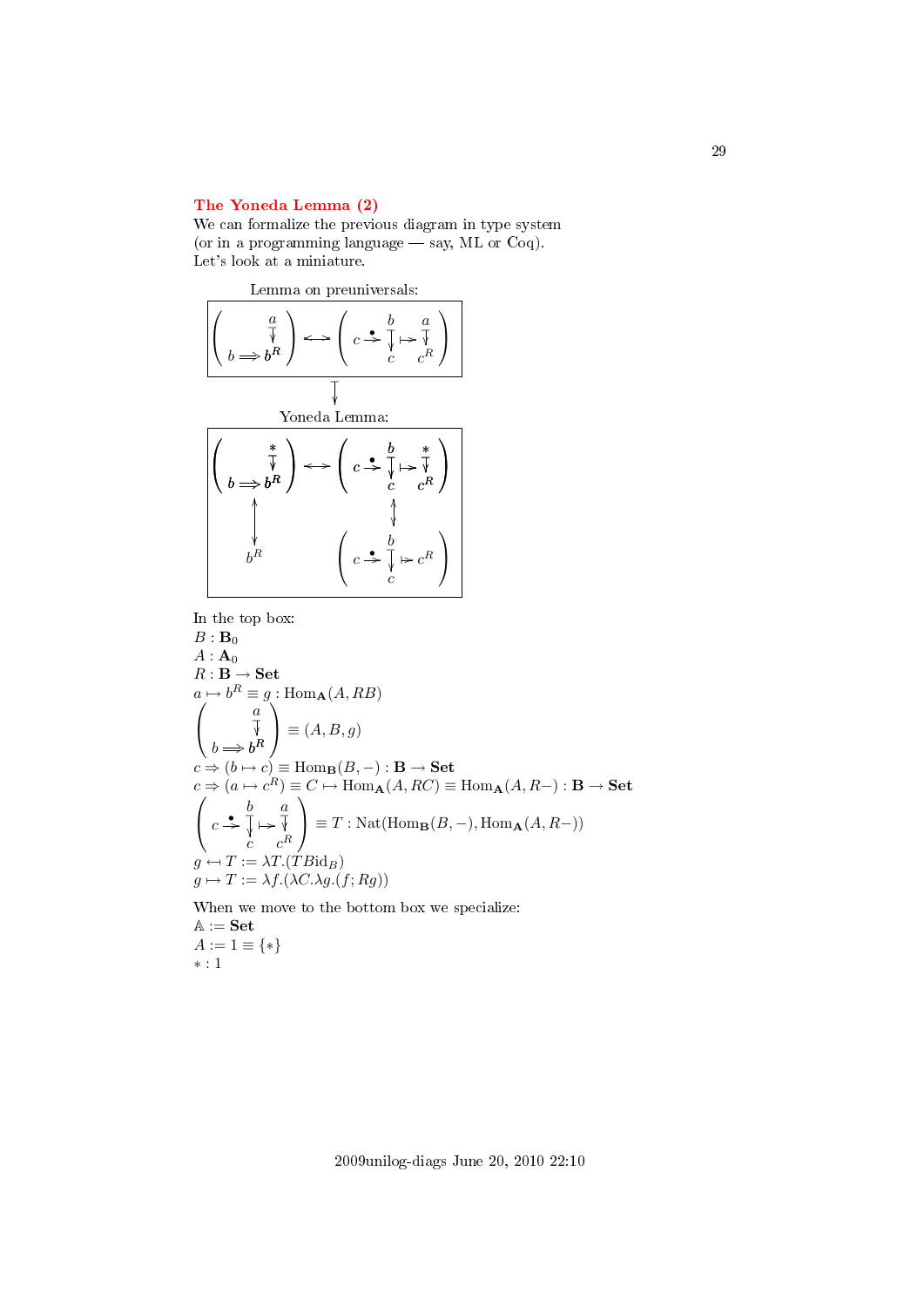## The Yoneda Lemma (2)

We can formalize the previous diagram in type system (or in a programming language — say, ML or Coq). Let's look at a miniature.

Lemma on preuniversals:

$$\left( \begin{array}{c} \quad a \\ \quad \downarrow \\ b \Longrightarrow b^R \end{array} \right) \longleftrightarrow \left( c \overset{\bullet}{\to} \begin{array}{c} b \\ \downarrow \\ c \end{array} \mapsto \begin{array}{c} a \\ \downarrow \\ c^R \end{array} \right)$$

$$\downarrow$$

Yoneda Lemma:

$$\left( \begin{array}{c} \quad * \\ \quad \downarrow \\ b \Longrightarrow b^R \end{array} \right) \longleftrightarrow \left( c \overset{\bullet}{\to} \begin{array}{c} b \\ \downarrow \\ c \end{array} \mapsto \begin{array}{c} * \\ \downarrow \\ c^R \end{array} \right)$$

$$b^R \qquad\qquad \left( c \overset{\bullet}{\to} \begin{array}{c} b \\ \downarrow \\ c \end{array} \mapsto c^R \right)$$

In the top box:
$B : \mathbf{B}_0$
$A : \mathbf{A}_0$
$R : \mathbf{B} \to \mathbf{Set}$
$a \mapsto b^R \equiv g : \mathrm{Hom}_{\mathbf{A}}(A, RB)$
$\left( \begin{array}{c} \quad a \\ \quad \downarrow \\ b \Longrightarrow b^R \end{array} \right) \equiv (A, B, g)$
$c \Rightarrow (b \mapsto c) \equiv \mathrm{Hom}_{\mathbf{B}}(B, -) : \mathbf{B} \to \mathbf{Set}$
$c \Rightarrow (a \mapsto c^R) \equiv C \mapsto \mathrm{Hom}_{\mathbf{A}}(A, RC) \equiv \mathrm{Hom}_{\mathbf{A}}(A, R-) : \mathbf{B} \to \mathbf{Set}$
$\left( c \overset{\bullet}{\to} \begin{array}{c} b \\ \downarrow \\ c \end{array} \mapsto \begin{array}{c} a \\ \downarrow \\ c^R \end{array} \right) \equiv T : \mathrm{Nat}(\mathrm{Hom}_{\mathbf{B}}(B, -), \mathrm{Hom}_{\mathbf{A}}(A, R-))$
$g \hookleftarrow T := \lambda T.(TB\mathrm{id}_B)$
$g \mapsto T := \lambda f.(\lambda C.\lambda g.(f; Rg))$

When we move to the bottom box we specialize:
$\mathbb{A} := \mathbf{Set}$
$A := 1 \equiv \{*\}$
$* : 1$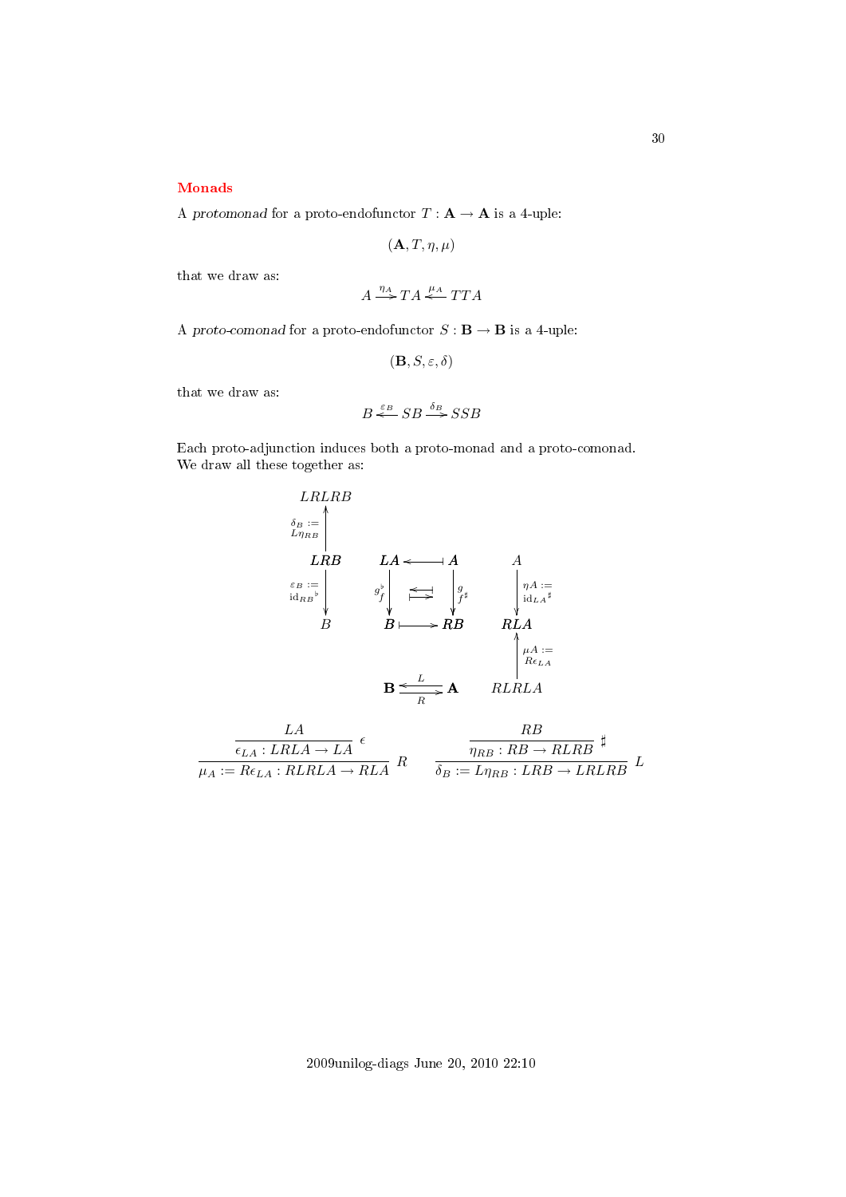## Monads

A *protomonad* for a proto-endofunctor $T : \mathbf{A} \to \mathbf{A}$ is a 4-uple:

$$(\mathbf{A}, T, \eta, \mu)$$

that we draw as:

$$A \xrightarrow{\eta_A} TA \xleftarrow{\mu_A} TTA$$

A *proto-comonad* for a proto-endofunctor $S : \mathbf{B} \to \mathbf{B}$ is a 4-uple:

$$(\mathbf{B}, S, \varepsilon, \delta)$$

that we draw as:

$$B \xleftarrow{\varepsilon_B} SB \xrightarrow{\delta_B} SSB$$

Each proto-adjunction induces both a proto-monad and a proto-comonad.
We draw all these together as:

$$
\begin{array}{ccccccc}
LRLRB & & & & & & \\
\uparrow {\scriptstyle \delta_B := L\eta_{RB}} & & & & & & \\
LRB & & LA & \longleftarrow\!\shortmid & A & & A \\
\downarrow {\scriptstyle \varepsilon_B := \mathrm{id}_{RB}{}^\flat} & & \downarrow {\scriptstyle g^\flat \; f} & \leftleftarrows & \downarrow {\scriptstyle g \; f^\sharp} & & \downarrow {\scriptstyle \eta A := \mathrm{id}_{LA}{}^\sharp} \\
B & & B & \shortmid\!\longrightarrow & RB & & RLA \\
 & & & & & & \uparrow {\scriptstyle \mu A := R\epsilon_{LA}} \\
 & & \mathbf{B} & \underset{R}{\overset{L}{\leftrightarrows}} & \mathbf{A} & & RLRLA
\end{array}
$$

$$
\dfrac{\dfrac{LA}{\epsilon_{LA} : LRLA \to LA}\ \epsilon}{\mu_A := R\epsilon_{LA} : RLRLA \to RLA}\ R
\qquad
\dfrac{\dfrac{RB}{\eta_{RB} : RB \to RLRB}\ \sharp}{\delta_B := L\eta_{RB} : LRB \to LRLRB}\ L
$$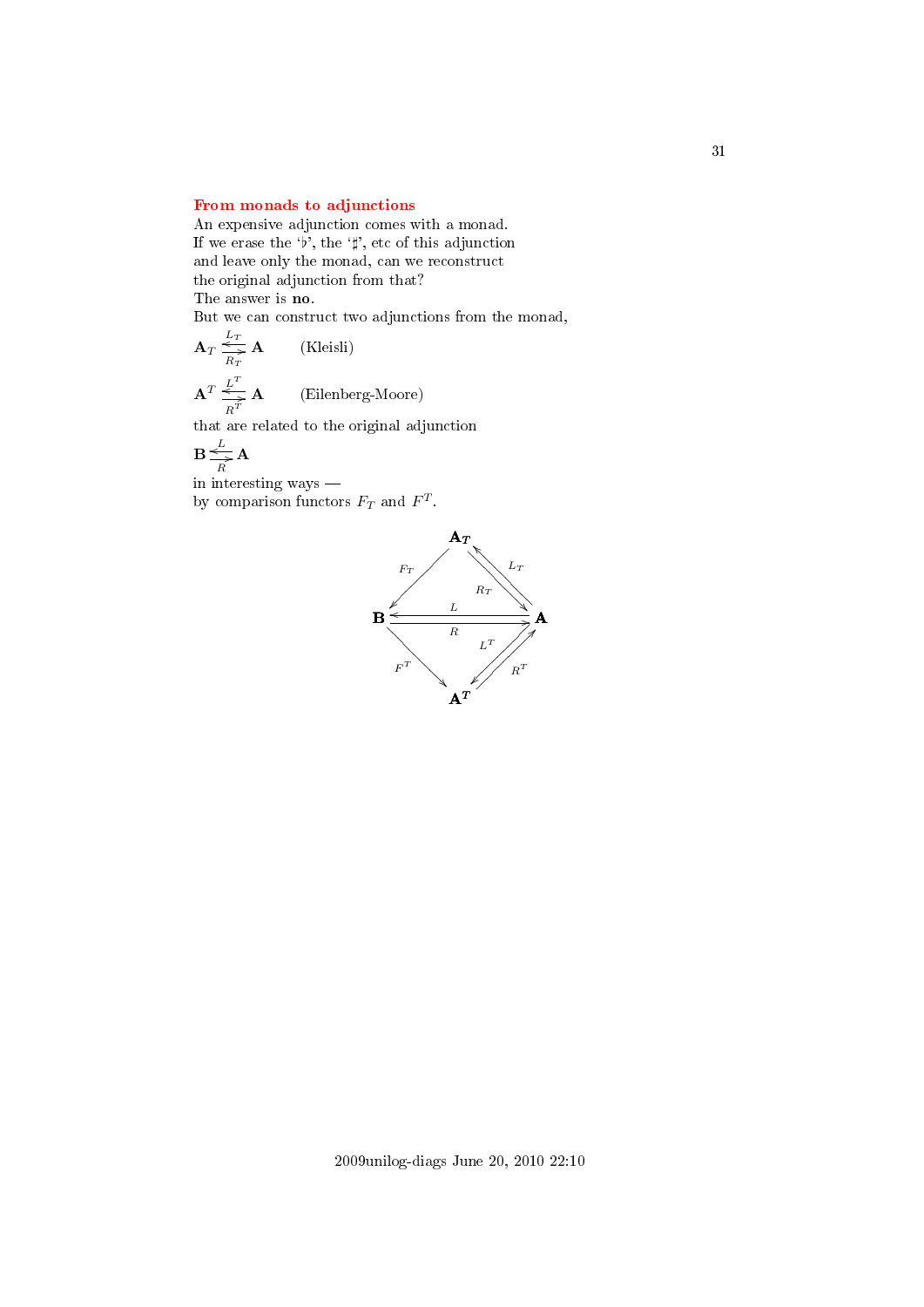## From monads to adjunctions

An expensive adjunction comes with a monad.
If we erase the '♭', the '♯', etc of this adjunction and leave only the monad, can we reconstruct the original adjunction from that?
The answer is **no**.
But we can construct two adjunctions from the monad,

$$\mathbf{A}_T \underset{R_T}{\overset{L_T}{\leftrightarrows}} \mathbf{A} \qquad \text{(Kleisli)}$$

$$\mathbf{A}^T \underset{R^T}{\overset{L^T}{\leftrightarrows}} \mathbf{A} \qquad \text{(Eilenberg-Moore)}$$

that are related to the original adjunction

$$\mathbf{B} \underset{R}{\overset{L}{\leftrightarrows}} \mathbf{A}$$

in interesting ways —
by comparison functors $F_T$ and $F^T$.

$$\begin{array}{ccc} & \mathbf{A}_T & \\ {\scriptstyle F_T} \swarrow & & \underset{R_T}{\overset{L_T}{\leftrightarrows}} \\ \mathbf{B} & \underset{R}{\overset{L}{\leftrightarrows}} & \mathbf{A} \\ {\scriptstyle F^T} \searrow & & \underset{R^T}{\overset{L^T}{\leftrightarrows}} \\ & \mathbf{A}^T & \end{array}$$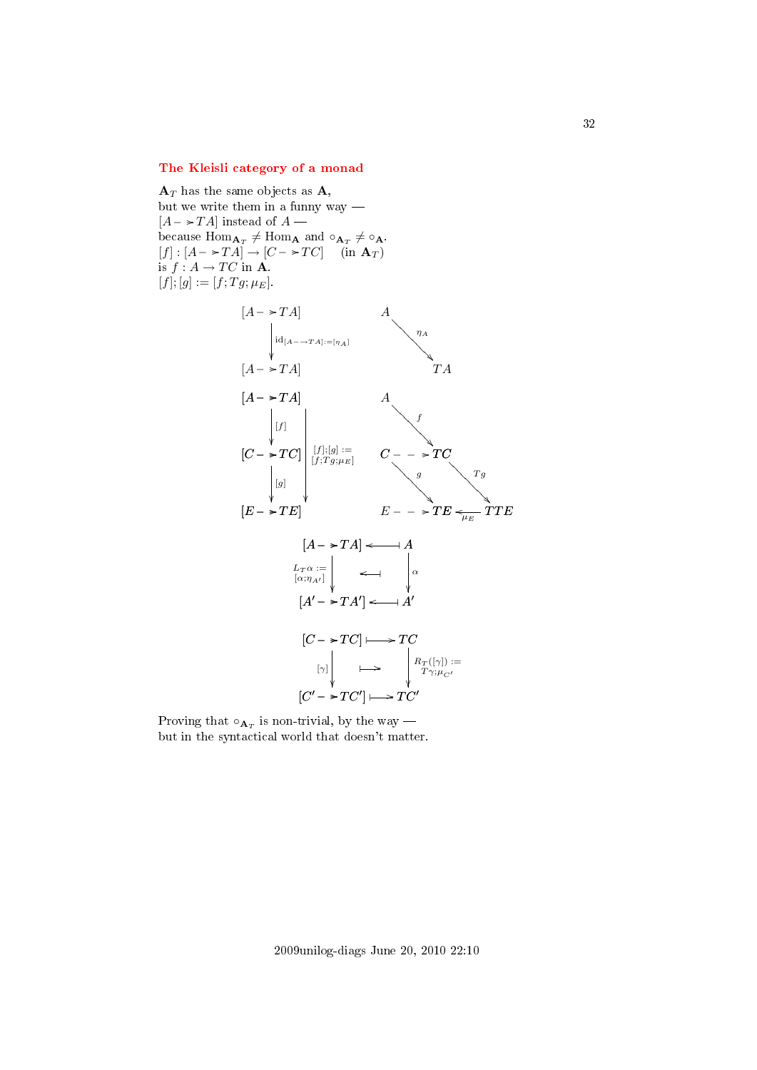## The Kleisli category of a monad

$\mathbf{A}_T$ has the same objects as $\mathbf{A}$,
but we write them in a funny way —
$[A \dashrightarrow TA]$ instead of $A$ —
because $\mathrm{Hom}_{\mathbf{A}_T} \neq \mathrm{Hom}_{\mathbf{A}}$ and $\circ_{\mathbf{A}_T} \neq \circ_{\mathbf{A}}$.
$[f] : [A \dashrightarrow TA] \to [C \dashrightarrow TC]$ (in $\mathbf{A}_T$)
is $f : A \to TC$ in $\mathbf{A}$.
$[f];[g] := [f; Tg; \mu_E]$.

$$
\begin{array}{ccc}
[A \dashrightarrow TA] & & A \\
\downarrow \scriptstyle{\mathrm{id}_{[A \dashrightarrow TA]} := [\eta_A]} & & \searrow^{\eta_A} \\
[A \dashrightarrow TA] & & TA
\end{array}
$$

$$
\begin{array}{ccccc}
[A \dashrightarrow TA] & & A & & \\
\downarrow [f] & & \searrow^{f} & & \\
[C \dashrightarrow TC] & [f];[g] := [f;Tg;\mu_E] & C \dashrightarrow TC & & \\
\downarrow [g] & & \searrow^{g} & \searrow^{Tg} & \\
[E \dashrightarrow TE] & & E \dashrightarrow TE & \xleftarrow{\mu_E} & TTE
\end{array}
$$

$$
\begin{array}{ccc}
[A \dashrightarrow TA] & \longleftarrow\!\shortmid & A \\
\downarrow \scriptstyle{L_T\alpha := [\alpha;\eta_{A'}]} & \longleftarrow\!\shortmid & \downarrow \alpha \\
[A' \dashrightarrow TA'] & \longleftarrow\!\shortmid & A'
\end{array}
$$

$$
\begin{array}{ccc}
[C \dashrightarrow TC] & \longmapsto & TC \\
\downarrow [\gamma] & \longmapsto & \downarrow \scriptstyle{R_T([\gamma]) := T\gamma;\mu_{C'}} \\
[C' \dashrightarrow TC'] & \longmapsto & TC'
\end{array}
$$

Proving that $\circ_{\mathbf{A}_T}$ is non-trivial, by the way —
but in the syntactical world that doesn't matter.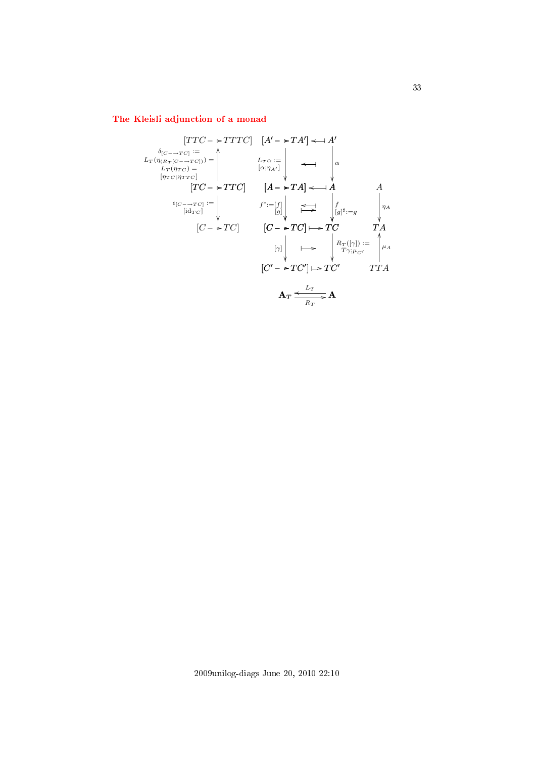## The Kleisli adjunction of a monad

$$
\begin{array}{ccccc}
[TTC \dashrightarrow TTTC] & [A' \dashrightarrow TA'] & \longleftarrow\!\!\mapstochar & A' & \\
{\scriptstyle \delta_{[C \dashrightarrow TC]} := L_T(\eta_{(R_T[C \dashrightarrow TC])}) = L_T(\eta_{TC}) = [\eta_{TC};\eta_{TTC}]}\uparrow & {\scriptstyle L_T\alpha := [\alpha;\eta_{A'}]}\downarrow & \longleftarrow\!\!\mapstochar & \downarrow{\scriptstyle \alpha} & \\
[TC \dashrightarrow TTC] & [A \dashrightarrow TA] & \longleftarrow\!\!\mapstochar & A & A \\
{\scriptstyle \epsilon_{[C \dashrightarrow TC]} := [\mathrm{id}_{TC}]}\downarrow & {\scriptstyle f^\flat := [f]}\;{\scriptstyle [g]}\downarrow & \overset{\longleftarrow\!\!\mapstochar}{\longmapsto} & \downarrow{\scriptstyle f}\;{\scriptstyle [g]^\sharp := g} & \downarrow{\scriptstyle \eta_A} \\
[C \dashrightarrow TC] & [C \dashrightarrow TC] & \longmapsto & TC & TA \\
 & {\scriptstyle [\gamma]}\downarrow & \longmapsto & \downarrow{\scriptstyle R_T([\gamma]) := T\gamma;\mu_{C'}} & \uparrow{\scriptstyle \mu_A} \\
 & [C' \dashrightarrow TC'] & \longmapsto & TC' & TTA
\end{array}
$$

$$
\mathbf{A}_T \underset{R_T}{\overset{L_T}{\rightleftarrows}} \mathbf{A}
$$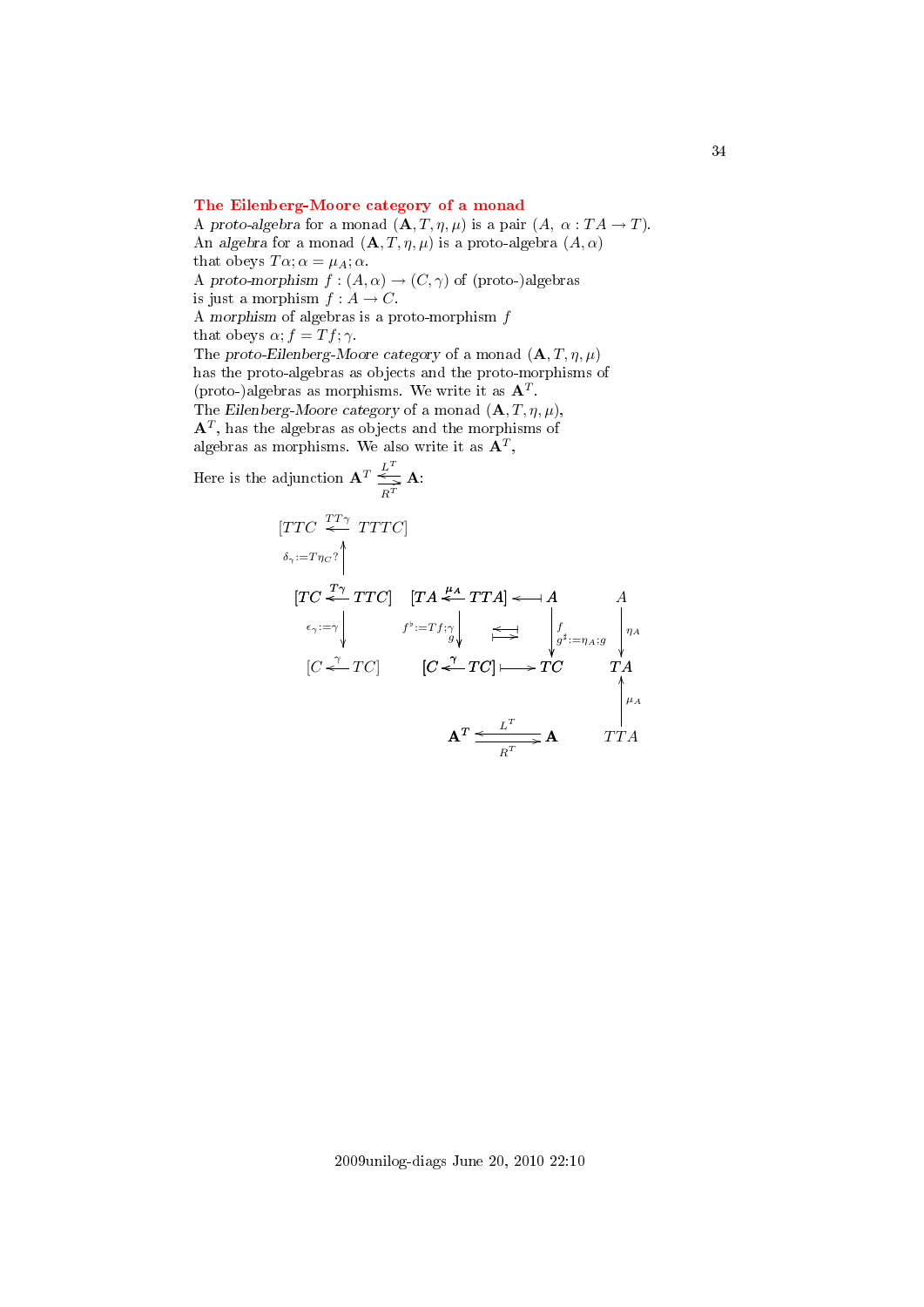## The Eilenberg-Moore category of a monad

A *proto-algebra* for a monad $(\mathbf{A}, T, \eta, \mu)$ is a pair $(A,\ \alpha : TA \to T)$.
An *algebra* for a monad $(\mathbf{A}, T, \eta, \mu)$ is a proto-algebra $(A, \alpha)$ that obeys $T\alpha; \alpha = \mu_A; \alpha$.
A *proto-morphism* $f : (A, \alpha) \to (C, \gamma)$ of (proto-)algebras is just a morphism $f : A \to C$.
A *morphism* of algebras is a proto-morphism $f$ that obeys $\alpha; f = Tf; \gamma$.
The *proto-Eilenberg-Moore category* of a monad $(\mathbf{A}, T, \eta, \mu)$ has the proto-algebras as objects and the proto-morphisms of (proto-)algebras as morphisms. We write it as $\mathbf{A}^T$.
The *Eilenberg-Moore category* of a monad $(\mathbf{A}, T, \eta, \mu)$, $\mathbf{A}^T$, has the algebras as objects and the morphisms of algebras as morphisms. We also write it as $\mathbf{A}^T$,

Here is the adjunction $\mathbf{A}^T \underset{R^T}{\overset{L^T}{\leftrightarrows}} \mathbf{A}$:

$$
\begin{array}{ccccc}
[TTC \xleftarrow{TT\gamma} TTTC] & & & & \\
\uparrow {\scriptstyle \delta_\gamma := T\eta_C ?} & & & & \\
[TC \xleftarrow{T\gamma} TTC] & [TA \xleftarrow{\mu_A} TTA] & \longleftarrow\!\shortmid & A & A \\
\downarrow {\scriptstyle \epsilon_\gamma := \gamma} & \downarrow {\scriptstyle f^\flat := Tf;\gamma \quad g} & \leftrightarrows & \downarrow {\scriptstyle f \quad g^\sharp := \eta_A; g} & \downarrow {\scriptstyle \eta_A} \\
[C \xleftarrow{\gamma} TC] & [C \xleftarrow{\gamma} TC] & \longmapsto & TC & TA \\
 & & & & \uparrow {\scriptstyle \mu_A} \\
 & & \mathbf{A}^T \underset{R^T}{\overset{L^T}{\leftrightarrows}} \mathbf{A} & & TTA
\end{array}
$$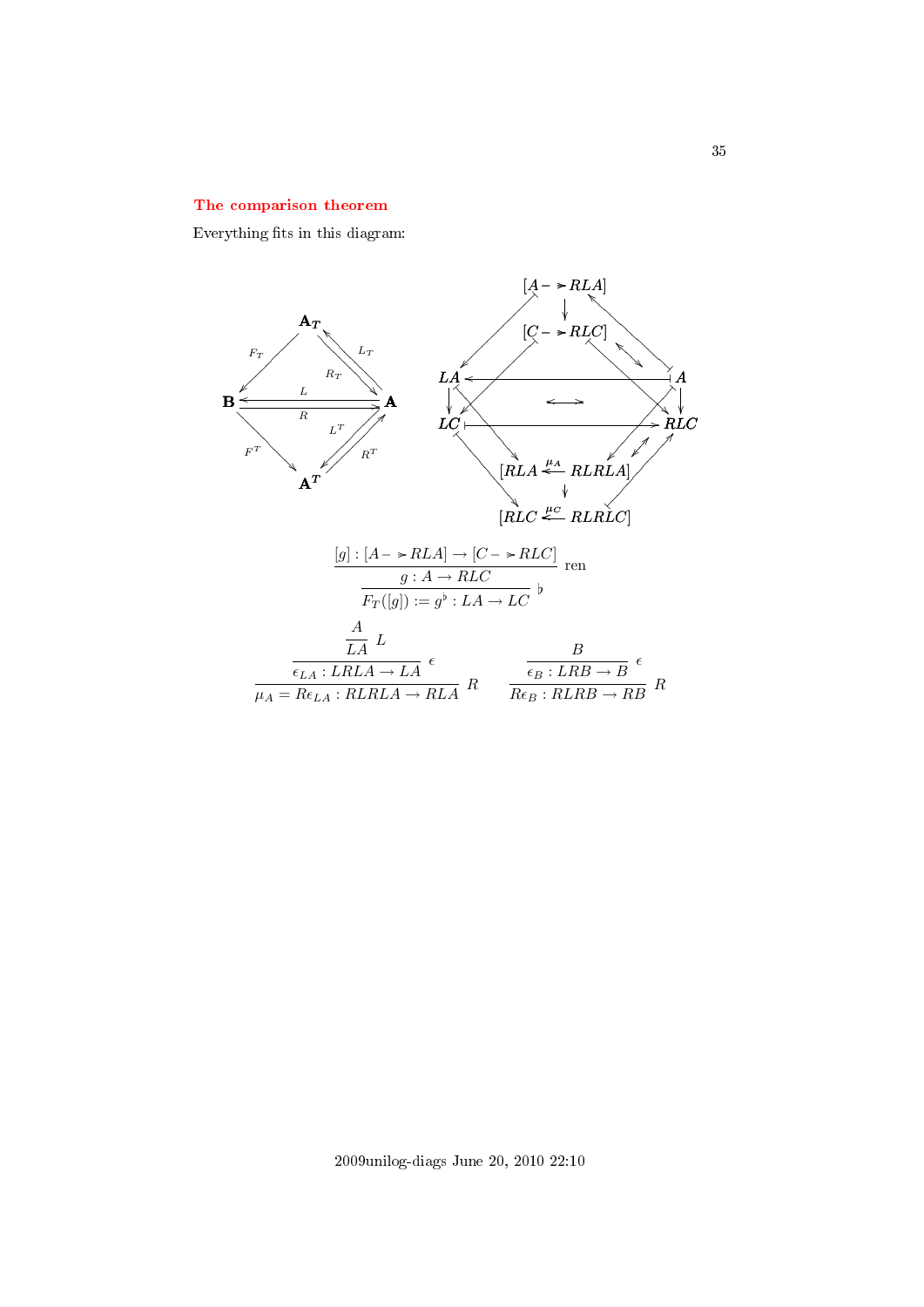## The comparison theorem

Everything fits in this diagram:

$$\frac{\dfrac{[g] : [A - \twoheadrightarrow RLA] \to [C - \twoheadrightarrow RLC]}{g : A \to RLC}\ \text{ren}}{F_T([g]) := g^\flat : LA \to LC}\ \flat$$

$$\frac{\dfrac{\dfrac{A}{LA}\ L}{\epsilon_{LA} : LRLA \to LA}\ \epsilon}{\mu_A = R\epsilon_{LA} : RLRLA \to RLA}\ R \qquad \frac{\dfrac{B}{\epsilon_B : LRB \to B}\ \epsilon}{R\epsilon_B : RLRB \to RB}\ R$$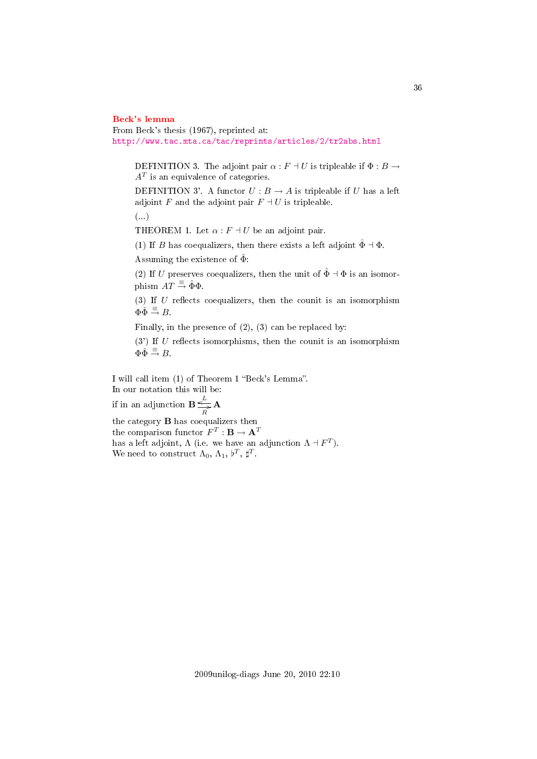## Beck's lemma

From Beck's thesis (1967), reprinted at:
http://www.tac.mta.ca/tac/reprints/articles/2/tr2abs.html

> DEFINITION 3. The adjoint pair $\alpha : F \dashv U$ is tripleable if $\Phi : B \to A^T$ is an equivalence of categories.
>
> DEFINITION 3'. A functor $U : B \to A$ is tripleable if $U$ has a left adjoint $F$ and the adjoint pair $F \dashv U$ is tripleable.
>
> (...)
>
> THEOREM 1. Let $\alpha : F \dashv U$ be an adjoint pair.
>
> (1) If $B$ has coequalizers, then there exists a left adjoint $\hat{\Phi} \dashv \Phi$.
>
> Assuming the existence of $\hat{\Phi}$:
>
> (2) If $U$ preserves coequalizers, then the unit of $\hat{\Phi} \dashv \Phi$ is an isomorphism $AT \overset{\equiv}{\to} \hat{\Phi}\Phi$.
>
> (3) If $U$ reflects coequalizers, then the counit is an isomorphism $\Phi\hat{\Phi} \overset{\equiv}{\to} B$.
>
> Finally, in the presence of (2), (3) can be replaced by:
>
> (3') If $U$ reflects isomorphisms, then the counit is an isomorphism $\Phi\hat{\Phi} \overset{\equiv}{\to} B$.

I will call item (1) of Theorem 1 "Beck's Lemma".
In our notation this will be:
if in an adjunction $\mathbf{B} \underset{R}{\overset{L}{\rightleftarrows}} \mathbf{A}$
the category $\mathbf{B}$ has coequalizers then
the comparison functor $F^T : \mathbf{B} \to \mathbf{A}^T$
has a left adjoint, $\Lambda$ (i.e. we have an adjunction $\Lambda \dashv F^T$).
We need to construct $\Lambda_0$, $\Lambda_1$, $\flat^T$, $\sharp^T$.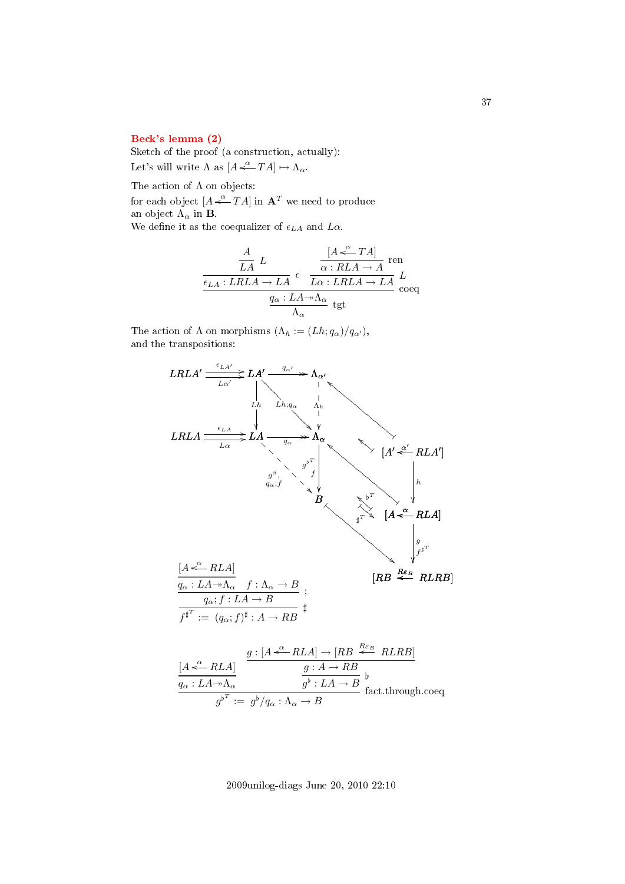## Beck's lemma (2)

Sketch of the proof (a construction, actually):

Let's will write $\Lambda$ as $[A \xleftarrow{\alpha} TA] \mapsto \Lambda_\alpha$.

The action of $\Lambda$ on objects:

for each object $[A \xleftarrow{\alpha} TA]$ in $\mathbf{A}^T$ we need to produce an object $\Lambda_\alpha$ in $\mathbf{B}$.

We define it as the coequalizer of $\epsilon_{LA}$ and $L\alpha$.

$$
\dfrac{\dfrac{\dfrac{A}{LA}\ L}{\epsilon_{LA} : LRLA \to LA}\ \epsilon \qquad \dfrac{\dfrac{[A \xleftarrow{\alpha} TA]}{\alpha : RLA \to A}\ \text{ren}}{L\alpha : LRLA \to LA}\ L}{\dfrac{q_\alpha : LA \twoheadrightarrow \Lambda_\alpha}{\Lambda_\alpha}\ \text{tgt}}\ \text{coeq}
$$

The action of $\Lambda$ on morphisms ($\Lambda_h := (Lh; q_\alpha)/q_{\alpha'}$), and the transpositions:

$$
\begin{array}{ccccc}
LRLA' & \overset{\epsilon_{LA'}}{\underset{L\alpha'}{\rightrightarrows}} & LA' & \overset{q_{\alpha'}}{\twoheadrightarrow} & \Lambda_{\alpha'} \\
& & \downarrow Lh & \searrow^{Lh;q_\alpha} & \downarrow \Lambda_h \\
LRLA & \overset{\epsilon_{LA}}{\underset{L\alpha}{\rightrightarrows}} & LA & \overset{q_\alpha}{\twoheadrightarrow} & \Lambda_\alpha \\
& & & \searrow^{g^\flat,\ q_\alpha;f} & \downarrow {g^{\flat^T}},\ f \\
& & & & B
\end{array}
\qquad
\begin{array}{c}
[A' \xleftarrow{\alpha'} RLA'] \\
\downarrow h \\
[A \xleftarrow{\alpha} RLA] \\
\downarrow g,\ f^{\sharp^T} \\
[RB \xleftarrow{R\varepsilon_B} RLRB]
\end{array}
$$

(with $\Lambda_{\alpha'} \mapsfrom [A' \xleftarrow{\alpha'} RLA']$, $\Lambda_\alpha \mapsfrom [A \xleftarrow{\alpha} RLA]$, $B \mapsto [RB \xleftarrow{R\varepsilon_B} RLRB]$, and transpositions $\flat^T$, $\sharp^T$)

$$
\dfrac{\dfrac{\dfrac{[A \xleftarrow{\alpha} RLA]}{q_\alpha : LA \twoheadrightarrow \Lambda_\alpha} \qquad f : \Lambda_\alpha \to B}{q_\alpha ; f : LA \to B}\ ;}{f^{\sharp^T} := (q_\alpha ; f)^\sharp : A \to RB}\ \sharp
$$

$$
\dfrac{\dfrac{[A \xleftarrow{\alpha} RLA]}{q_\alpha : LA \twoheadrightarrow \Lambda_\alpha} \qquad \dfrac{\dfrac{g : [A \xleftarrow{\alpha} RLA] \to [RB \xleftarrow{R\varepsilon_B} RLRB]}{g : A \to RB}}{g^\flat : LA \to B}\ \flat}{g^{\flat^T} := g^\flat / q_\alpha : \Lambda_\alpha \to B}\ \text{fact.through.coeq}
$$

2009unilog-diags June 20, 2010 22:10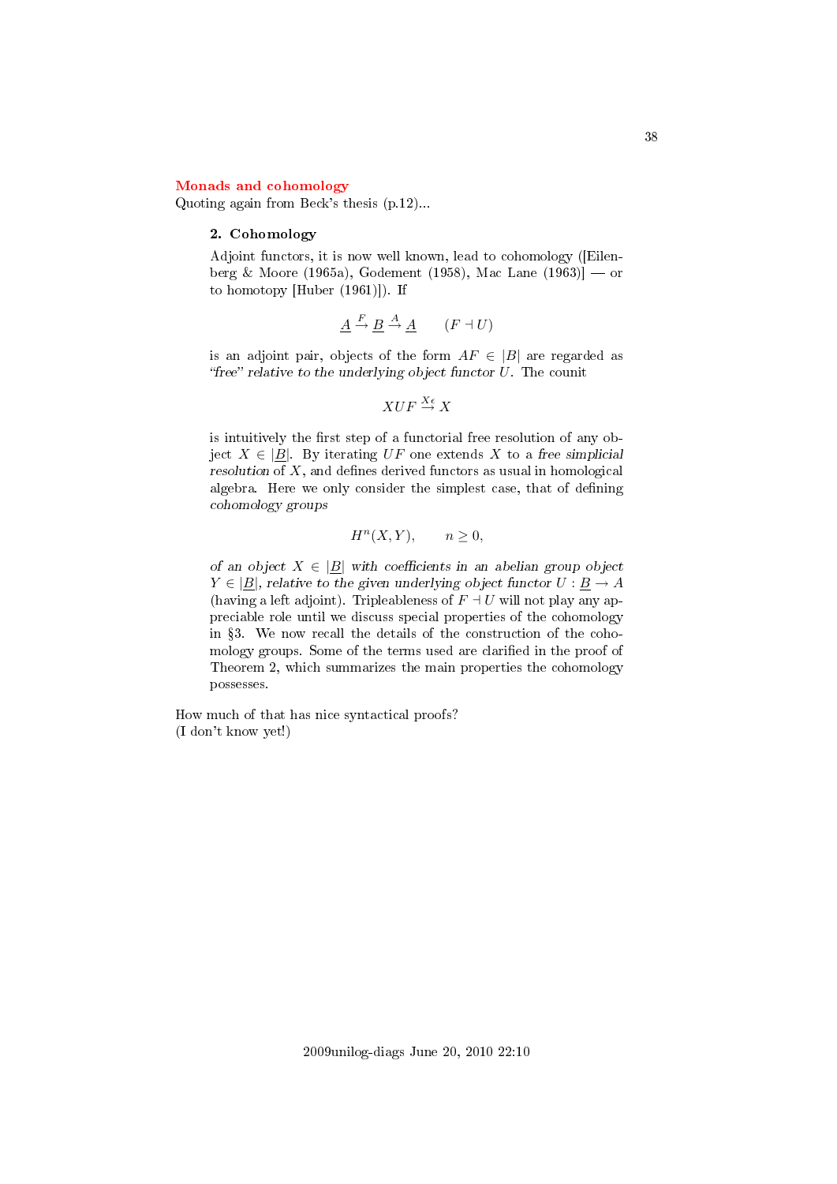## Monads and cohomology

Quoting again from Beck's thesis (p.12)...

> **2. Cohomology**
>
> Adjoint functors, it is now well known, lead to cohomology ([Eilenberg & Moore (1965a), Godement (1958), Mac Lane (1963)] — or to homotopy [Huber (1961)]). If
>
> $$\underline{A} \xrightarrow{F} \underline{B} \xrightarrow{A} \underline{A} \qquad (F \dashv U)$$
>
> is an adjoint pair, objects of the form $AF \in |B|$ are regarded as *"free" relative to the underlying object functor $U$*. The counit
>
> $$XUF \xrightarrow{X\epsilon} X$$
>
> is intuitively the first step of a functorial free resolution of any object $X \in |\underline{B}|$. By iterating $UF$ one extends $X$ to a *free simplicial resolution* of $X$, and defines derived functors as usual in homological algebra. Here we only consider the simplest case, that of defining *cohomology groups*
>
> $$H^n(X, Y), \qquad n \geq 0,$$
>
> *of an object $X \in |\underline{B}|$ with coefficients in an abelian group object $Y \in |\underline{B}|$, relative to the given underlying object functor $U : \underline{B} \to A$* (having a left adjoint). Tripleableness of $F \dashv U$ will not play any appreciable role until we discuss special properties of the cohomology in §3. We now recall the details of the construction of the cohomology groups. Some of the terms used are clarified in the proof of Theorem 2, which summarizes the main properties the cohomology possesses.

How much of that has nice syntactical proofs?
(I don't know yet!)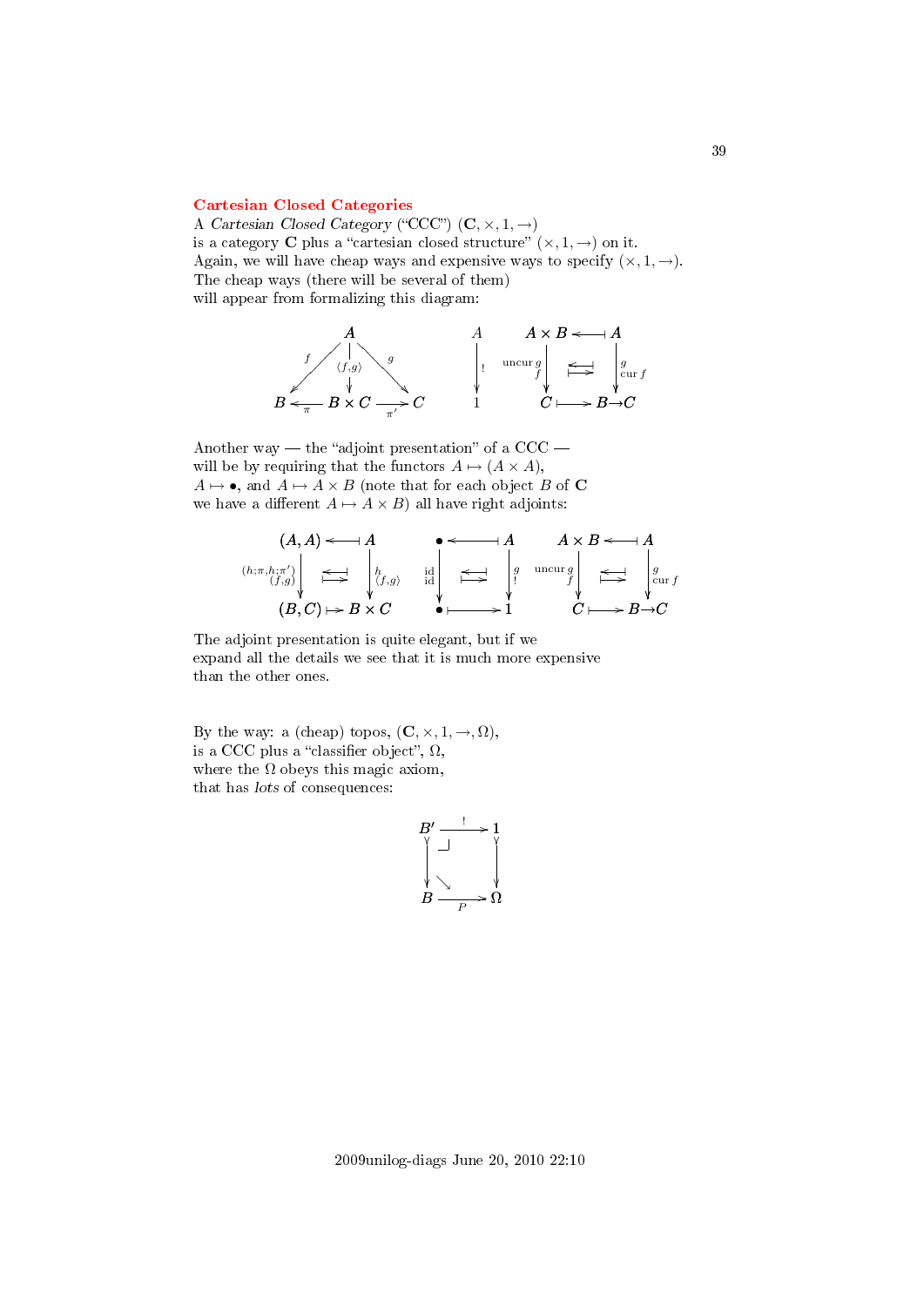## Cartesian Closed Categories

A *Cartesian Closed Category* (“CCC”) $(\mathbf{C}, \times, 1, \to)$
is a category $\mathbf{C}$ plus a “cartesian closed structure” $(\times, 1, \to)$ on it.
Again, we will have cheap ways and expensive ways to specify $(\times, 1, \to)$.
The cheap ways (there will be several of them)
will appear from formalizing this diagram:

$$
\begin{array}{ccccc}
 & & A & & \\
 & \swarrow^{f} & \downarrow \langle f,g\rangle & \searrow^{g} & \\
B & \xleftarrow[\pi]{} & B \times C & \xrightarrow[\pi']{} & C
\end{array}
\qquad
\begin{array}{c}
A \\
\downarrow ! \\
1
\end{array}
\qquad
\begin{array}{ccc}
A \times B & \longleftarrow\!\mapsto & A \\
\downarrow {\scriptstyle \mathrm{uncur}\, g}_{\, f} & \leftrightarrows & \downarrow {\scriptstyle g}_{\, \mathrm{cur}\, f} \\
C & \longmapsto & B \to C
\end{array}
$$

Another way — the “adjoint presentation” of a CCC —
will be by requiring that the functors $A \mapsto (A \times A)$,
$A \mapsto \bullet$, and $A \mapsto A \times B$ (note that for each object $B$ of $\mathbf{C}$
we have a different $A \mapsto A \times B$) all have right adjoints:

$$
\begin{array}{ccc}
(A, A) & \longleftarrow\!\mapsto & A \\
\downarrow {\scriptstyle (h;\pi, h;\pi')}_{\, (f,g)} & \leftrightarrows & \downarrow {\scriptstyle h}_{\, \langle f,g\rangle} \\
(B, C) & \longmapsto & B \times C
\end{array}
\qquad
\begin{array}{ccc}
\bullet & \longleftarrow\!\mapsto & A \\
\downarrow {\scriptstyle \mathrm{id}}_{\, \mathrm{id}} & \leftrightarrows & \downarrow {\scriptstyle g}_{\, !} \\
\bullet & \longmapsto & 1
\end{array}
\qquad
\begin{array}{ccc}
A \times B & \longleftarrow\!\mapsto & A \\
\downarrow {\scriptstyle \mathrm{uncur}\, g}_{\, f} & \leftrightarrows & \downarrow {\scriptstyle g}_{\, \mathrm{cur}\, f} \\
C & \longmapsto & B \to C
\end{array}
$$

The adjoint presentation is quite elegant, but if we
expand all the details we see that it is much more expensive
than the other ones.

By the way: a (cheap) topos, $(\mathbf{C}, \times, 1, \to, \Omega)$,
is a CCC plus a “classifier object”, $\Omega$,
where the $\Omega$ obeys this magic axiom,
that has *lots* of consequences:

$$
\begin{array}{ccc}
B' & \xrightarrow{!} & 1 \\
\downarrow & \lrcorner \; \searrow & \downarrow \\
B & \xrightarrow[P]{} & \Omega
\end{array}
$$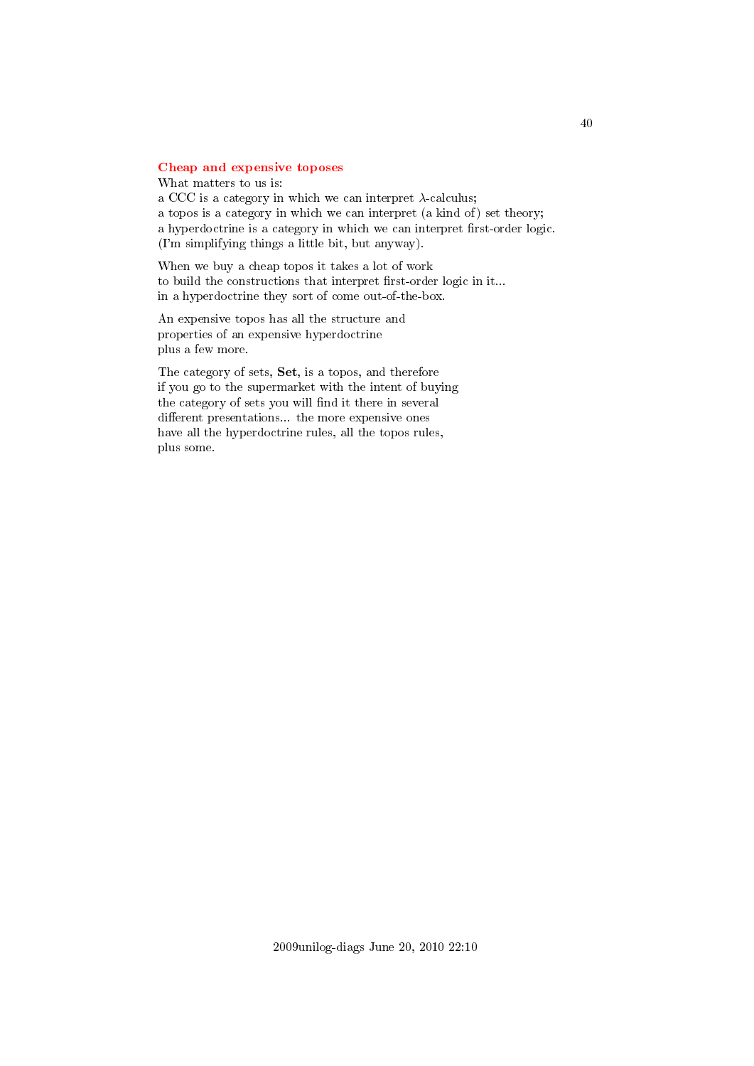## Cheap and expensive toposes

What matters to us is:
a CCC is a category in which we can interpret $\lambda$-calculus;
a topos is a category in which we can interpret (a kind of) set theory;
a hyperdoctrine is a category in which we can interpret first-order logic.
(I'm simplifying things a little bit, but anyway).

When we buy a cheap topos it takes a lot of work
to build the constructions that interpret first-order logic in it...
in a hyperdoctrine they sort of come out-of-the-box.

An expensive topos has all the structure and
properties of an expensive hyperdoctrine
plus a few more.

The category of sets, **Set**, is a topos, and therefore
if you go to the supermarket with the intent of buying
the category of sets you will find it there in several
different presentations... the more expensive ones
have all the hyperdoctrine rules, all the topos rules,
plus some.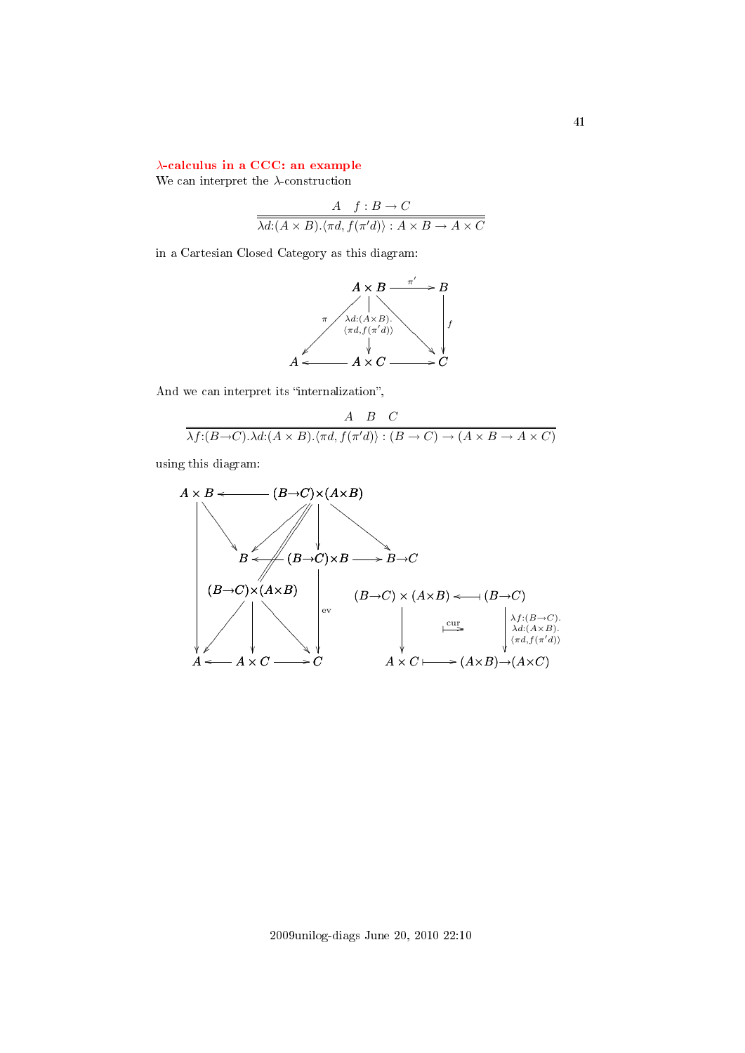## $\lambda$-calculus in a CCC: an example

We can interpret the $\lambda$-construction

$$\frac{A \quad f : B \to C}{\lambda d{:}(A \times B).\langle \pi d, f(\pi' d)\rangle : A \times B \to A \times C}$$

in a Cartesian Closed Category as this diagram:

$$\begin{array}{ccccc}
A \times B & \xrightarrow{\pi'} & B \\
\downarrow \scriptstyle{\lambda d:(A\times B).\langle \pi d, f(\pi' d)\rangle} & & \downarrow f \\
A \xleftarrow{\quad} A \times C & \xrightarrow{\quad} & C
\end{array}$$

(with $\pi : A \times B \to A$ and a diagonal arrow $A \times B \to C$)

And we can interpret its "internalization",

$$\frac{A \quad B \quad C}{\lambda f{:}(B{\to}C).\lambda d{:}(A \times B).\langle \pi d, f(\pi' d)\rangle : (B \to C) \to (A \times B \to A \times C)}$$

using this diagram:

$$\begin{array}{ccccc}
A \times B & \longleftarrow & (B{\to}C){\times}(A{\times}B) & & \\
 & B & \longleftarrow (B{\to}C){\times}B & \longrightarrow & B{\to}C \\
 & (B{\to}C){\times}(A{\times}B) & \downarrow \text{ev} & & \\
A & \longleftarrow A \times C & \longrightarrow C & &
\end{array}$$

$$\begin{array}{ccc}
(B{\to}C) \times (A{\times}B) & \longleftarrow\!\shortmid & (B{\to}C) \\
\downarrow & \overset{\text{cur}}{\longmapsto} & \downarrow \scriptstyle{\lambda f:(B\to C).\lambda d:(A\times B).\langle \pi d, f(\pi' d)\rangle} \\
A \times C & \longmapsto & (A{\times}B){\to}(A{\times}C)
\end{array}$$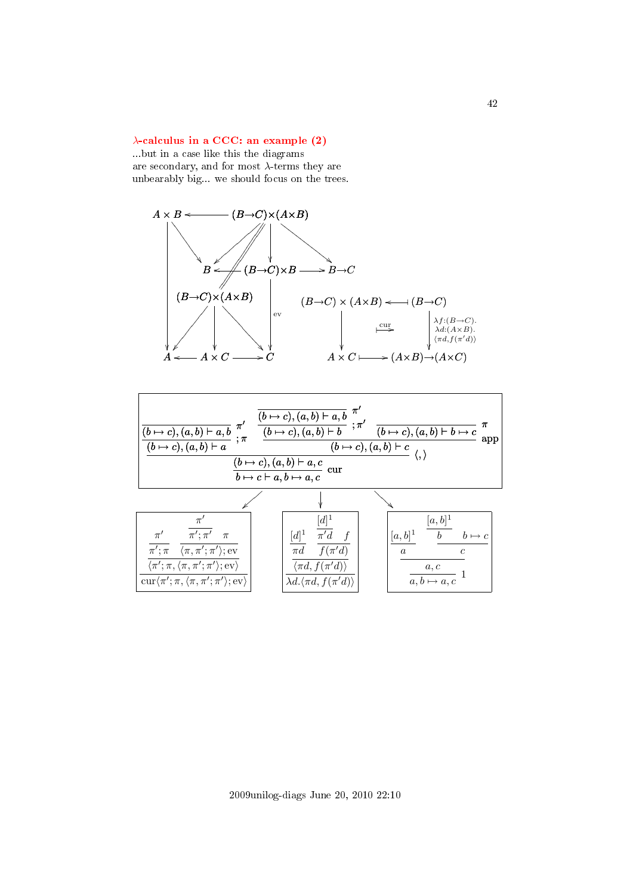## λ-calculus in a CCC: an example (2)

...but in a case like this the diagrams are secondary, and for most λ-terms they are unbearably big... we should focus on the trees.

$$\dfrac{\dfrac{\dfrac{}{(b\mapsto c),(a,b)\vdash a,b}\ \pi'}{(b\mapsto c),(a,b)\vdash a}\ ;\pi \qquad \dfrac{\dfrac{\dfrac{}{(b\mapsto c),(a,b)\vdash a,b}\ \pi'}{(b\mapsto c),(a,b)\vdash b}\ ;\pi' \qquad \dfrac{}{(b\mapsto c),(a,b)\vdash b\mapsto c}\ \pi}{(b\mapsto c),(a,b)\vdash c}\ \text{app}}{\dfrac{(b\mapsto c),(a,b)\vdash a,c}{b\mapsto c\vdash a,b\mapsto a,c}\ \text{cur}}\ \langle,\rangle$$

$$\dfrac{\dfrac{\dfrac{\pi'}{\pi';\pi} \qquad \dfrac{\dfrac{\pi'}{\pi';\pi'} \quad \pi}{\langle\pi,\pi';\pi'\rangle;\text{ev}}}{\langle\pi';\pi,\langle\pi,\pi';\pi'\rangle;\text{ev}\rangle}}{\text{cur}\langle\pi';\pi,\langle\pi,\pi';\pi'\rangle;\text{ev}\rangle}$$

$$\dfrac{\dfrac{\dfrac{[d]^1}{\pi d} \qquad \dfrac{\dfrac{[d]^1}{\pi' d} \quad f}{f(\pi' d)}}{\langle\pi d, f(\pi' d)\rangle}}{\lambda d.\langle\pi d, f(\pi' d)\rangle}$$

$$\dfrac{\dfrac{\dfrac{[a,b]^1}{a} \qquad \dfrac{\dfrac{[a,b]^1}{b} \quad b\mapsto c}{c}}{a,c}}{a,b\mapsto a,c}\ 1$$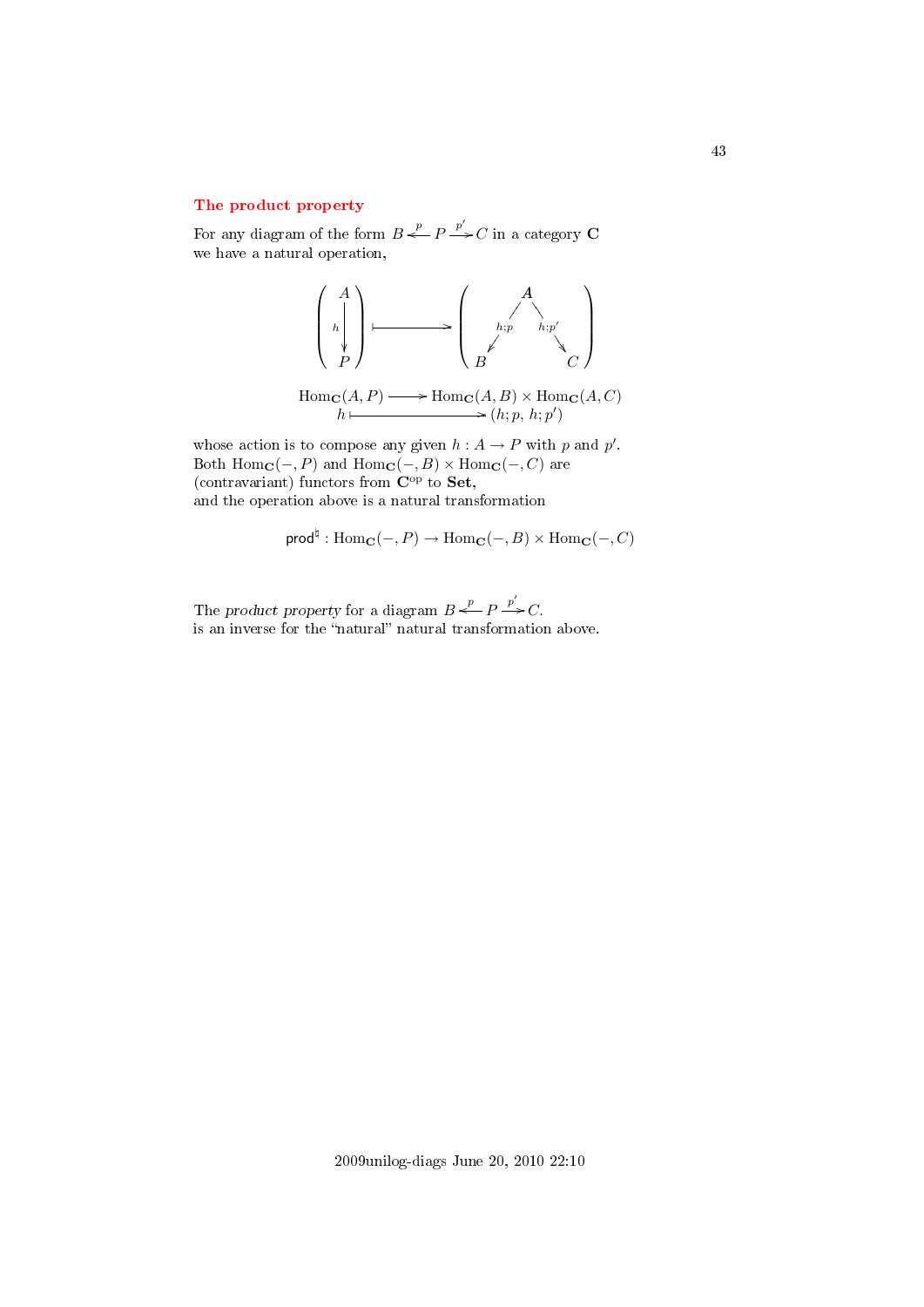### The product property

For any diagram of the form $B \xleftarrow{p} P \xrightarrow{p'} C$ in a category $\mathbf{C}$ we have a natural operation,

$$\left(\begin{array}{c} A \\ \downarrow h \\ P \end{array}\right) \longmapsto \left(\begin{array}{ccc} & A & \\ {\scriptstyle h;p} \swarrow & & \searrow {\scriptstyle h;p'} \\ B & & C \end{array}\right)$$

$$\begin{array}{rcl} \mathrm{Hom}_{\mathbf{C}}(A,P) & \longrightarrow & \mathrm{Hom}_{\mathbf{C}}(A,B) \times \mathrm{Hom}_{\mathbf{C}}(A,C) \\ h & \longmapsto & (h;p,\, h;p') \end{array}$$

whose action is to compose any given $h : A \to P$ with $p$ and $p'$. Both $\mathrm{Hom}_{\mathbf{C}}(-,P)$ and $\mathrm{Hom}_{\mathbf{C}}(-,B) \times \mathrm{Hom}_{\mathbf{C}}(-,C)$ are (contravariant) functors from $\mathbf{C}^{\mathrm{op}}$ to $\mathbf{Set}$, and the operation above is a natural transformation

$$\mathsf{prod}^{\natural} : \mathrm{Hom}_{\mathbf{C}}(-,P) \to \mathrm{Hom}_{\mathbf{C}}(-,B) \times \mathrm{Hom}_{\mathbf{C}}(-,C)$$

The *product property* for a diagram $B \xleftarrow{p} P \xrightarrow{p'} C$. is an inverse for the “natural” natural transformation above.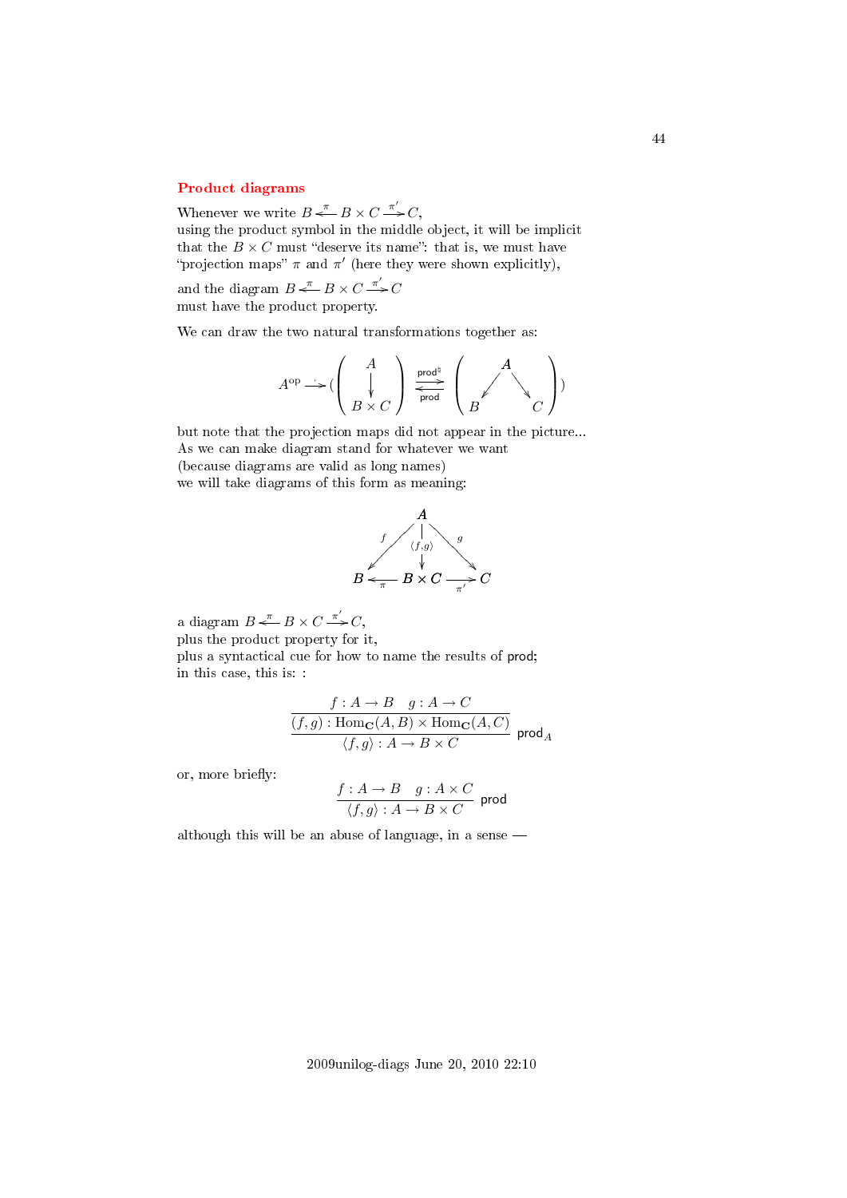## Product diagrams

Whenever we write $B \xleftarrow{\pi} B \times C \xrightarrow{\pi'} C$,
using the product symbol in the middle object, it will be implicit that the $B \times C$ must "deserve its name": that is, we must have "projection maps" $\pi$ and $\pi'$ (here they were shown explicitly),

and the diagram $B \xleftarrow{\pi} B \times C \xrightarrow{\pi'} C$
must have the product property.

We can draw the two natural transformations together as:

$$A^{\mathrm{op}} \dashrightarrow \left( \begin{pmatrix} A \\ \downarrow \\ B \times C \end{pmatrix} \underset{\mathsf{prod}}{\overset{\mathsf{prod}^\natural}{\rightleftarrows}} \begin{pmatrix} & A & \\ \swarrow & & \searrow \\ B & & C \end{pmatrix} \right)$$

but note that the projection maps did not appear in the picture...
As we can make diagram stand for whatever we want
(because diagrams are valid as long names)
we will take diagrams of this form as meaning:

$$\begin{array}{ccccc} & & A & & \\ & \swarrow^{f} & \downarrow{\scriptstyle \langle f,g \rangle} & {}^{g}\searrow & \\ B & \xleftarrow[\pi]{} & B \times C & \xrightarrow[\pi']{} & C \end{array}$$

a diagram $B \xleftarrow{\pi} B \times C \xrightarrow{\pi'} C$,
plus the product property for it,
plus a syntactical cue for how to name the results of $\mathsf{prod}$;
in this case, this is: :

$$\cfrac{\cfrac{f : A \to B \quad g : A \to C}{(f,g) : \mathrm{Hom}_{\mathbf{C}}(A,B) \times \mathrm{Hom}_{\mathbf{C}}(A,C)}}{\langle f,g \rangle : A \to B \times C} \;\mathsf{prod}_A$$

or, more briefly:

$$\frac{f : A \to B \quad g : A \times C}{\langle f,g \rangle : A \to B \times C} \;\mathsf{prod}$$

although this will be an abuse of language, in a sense —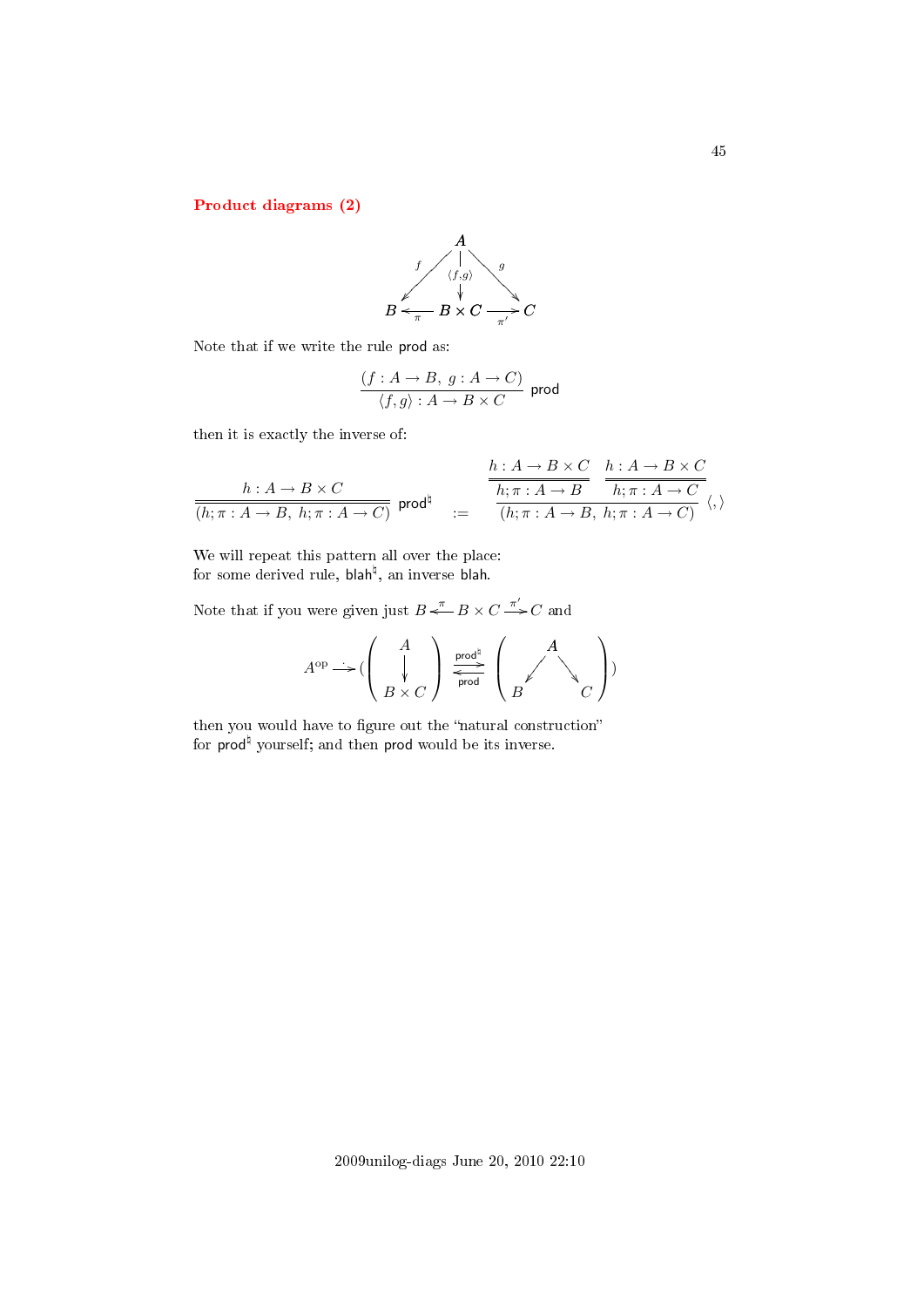## Product diagrams (2)

$$
\begin{array}{ccccc}
 & & A & & \\
 & \swarrow^{f} & \downarrow{\scriptstyle\langle f,g\rangle} & \searrow^{g} & \\
B & \xleftarrow[\pi]{} & B \times C & \xrightarrow[\pi']{} & C
\end{array}
$$

Note that if we write the rule $\mathsf{prod}$ as:

$$
\frac{(f : A \to B,\ g : A \to C)}{\langle f, g\rangle : A \to B \times C}\ \mathsf{prod}
$$

then it is exactly the inverse of:

$$
\frac{h : A \to B \times C}{(h;\pi : A \to B,\ h;\pi : A \to C)}\ \mathsf{prod}^\natural \quad := \quad \frac{\dfrac{h : A \to B \times C}{h;\pi : A \to B} \quad \dfrac{h : A \to B \times C}{h;\pi : A \to C}}{(h;\pi : A \to B,\ h;\pi : A \to C)}\ \langle,\rangle
$$

We will repeat this pattern all over the place:
for some derived rule, $\mathsf{blah}^\natural$, an inverse $\mathsf{blah}$.

Note that if you were given just $B \xleftarrow{\pi} B \times C \xrightarrow{\pi'} C$ and

$$
A^{\mathrm{op}} \longrightarrow \left( \begin{pmatrix} A \\ \downarrow \\ B \times C \end{pmatrix} \underset{\mathsf{prod}}{\overset{\mathsf{prod}^\natural}{\rightleftarrows}} \begin{pmatrix} & A & \\ \swarrow & & \searrow \\ B & & C \end{pmatrix} \right)
$$

then you would have to figure out the "natural construction"
for $\mathsf{prod}^\natural$ yourself; and then $\mathsf{prod}$ would be its inverse.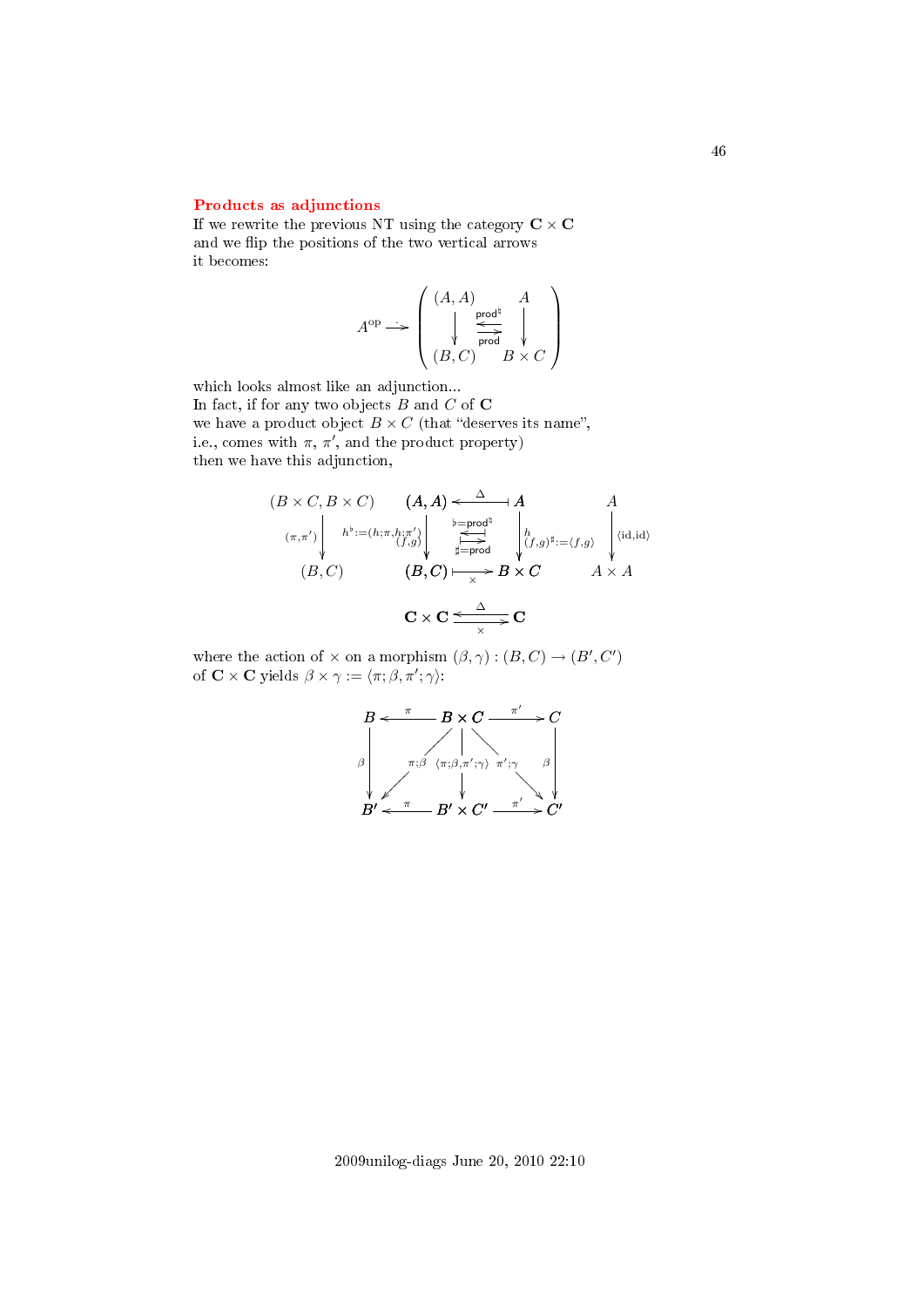## Products as adjunctions

If we rewrite the previous NT using the category $\mathbf{C}\times\mathbf{C}$
and we flip the positions of the two vertical arrows
it becomes:

$$A^{\mathrm{op}} \dashrightarrow \left(\begin{array}{ccc} (A,A) & & A \\ \downarrow & \overset{\mathsf{prod}^\sharp}{\underset{\mathsf{prod}}{\leftrightarrows}} & \downarrow \\ (B,C) & & B\times C \end{array}\right)$$

which looks almost like an adjunction...
In fact, if for any two objects $B$ and $C$ of $\mathbf{C}$
we have a product object $B\times C$ (that "deserves its name",
i.e., comes with $\pi$, $\pi'$, and the product property)
then we have this adjunction,

$$\begin{array}{ccccccc} (B\times C, B\times C) & & (A,A) & \xleftarrow{\ \Delta\ } & A & & A \\ \downarrow{\scriptstyle (\pi,\pi')} & {\scriptstyle h^\flat := (h;\pi, h;\pi')} & \downarrow{\scriptstyle (f,g)} & \overset{\flat = \mathsf{prod}^\sharp}{\underset{\sharp = \mathsf{prod}}{\leftrightarrows}} & \downarrow{\scriptstyle h,\ (f,g)^\sharp := \langle f,g\rangle} & & \downarrow{\scriptstyle \langle \mathrm{id},\mathrm{id}\rangle} \\ (B,C) & & (B,C) & \xrightarrow[\ \times\ ]{} & B\times C & & A\times A \end{array}$$

$$\mathbf{C}\times\mathbf{C} \underset{\times}{\overset{\Delta}{\leftrightarrows}} \mathbf{C}$$

where the action of $\times$ on a morphism $(\beta,\gamma):(B,C)\to(B',C')$
of $\mathbf{C}\times\mathbf{C}$ yields $\beta\times\gamma := \langle \pi;\beta, \pi';\gamma\rangle$:

$$\begin{array}{ccccc} B & \xleftarrow{\ \pi\ } & B\times C & \xrightarrow{\ \pi'\ } & C \\ \downarrow{\scriptstyle \beta} & {\scriptstyle \pi;\beta} & \downarrow{\scriptstyle \langle \pi;\beta,\pi';\gamma\rangle} & {\scriptstyle \pi';\gamma} & \downarrow{\scriptstyle \beta} \\ B' & \xleftarrow{\ \pi\ } & B'\times C' & \xrightarrow{\ \pi'\ } & C' \end{array}$$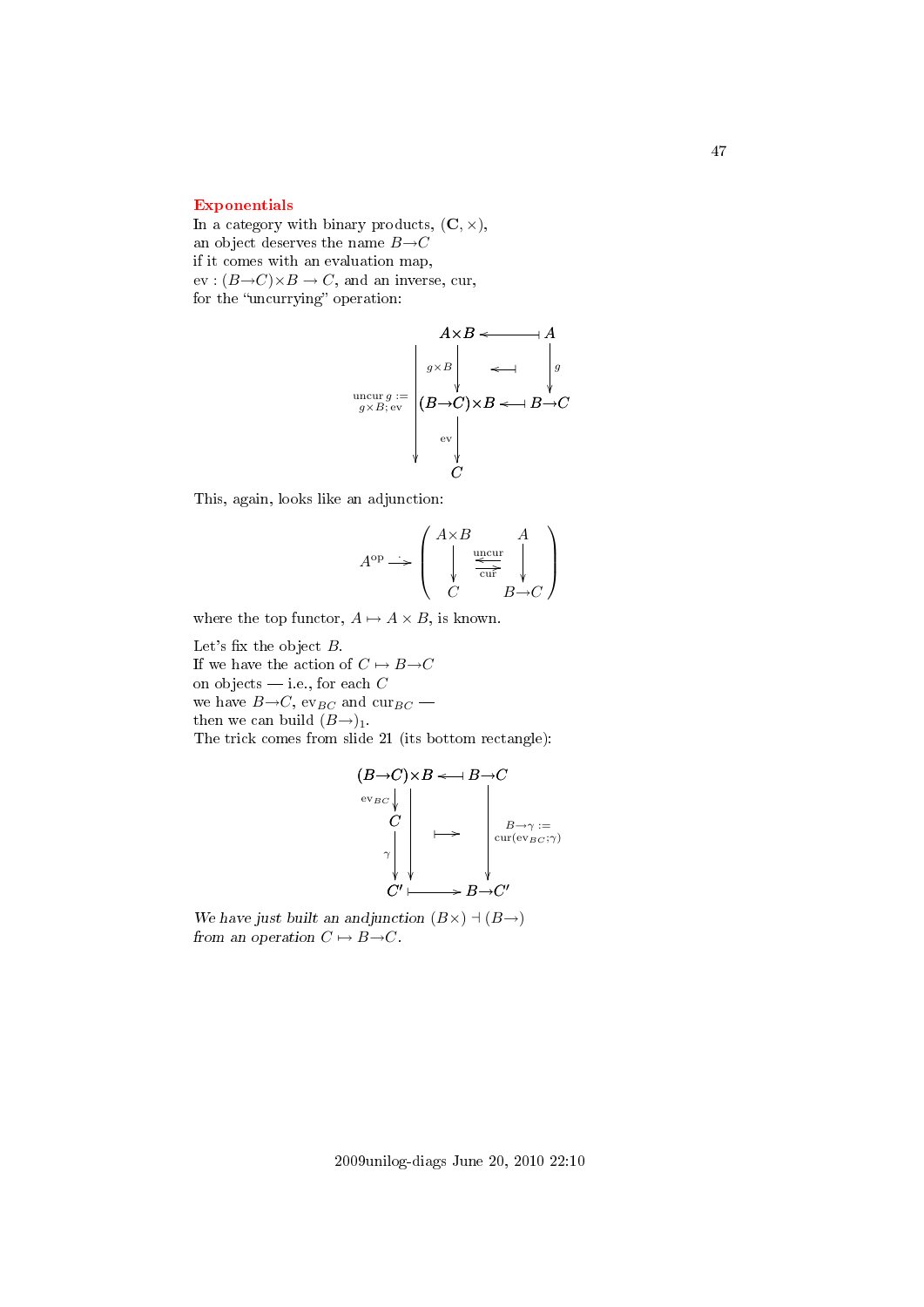## Exponentials

In a category with binary products, $(\mathbf{C}, \times)$,
an object deserves the name $B{\to}C$
if it comes with an evaluation map,
$\mathrm{ev} : (B{\to}C){\times}B \to C$, and an inverse, cur,
for the "uncurrying" operation:

$$
\begin{array}{ccc}
A{\times}B & \longleftarrow\!\!\!\dashv & A \\
\downarrow {\scriptstyle g\times B} & \longleftarrow\!\!\!\dashv & \downarrow {\scriptstyle g} \\
(B{\to}C){\times}B & \longleftarrow\!\!\!\dashv & B{\to}C \\
\downarrow {\scriptstyle \mathrm{ev}} & & \\
C & &
\end{array}
\qquad \text{with } \mathrm{uncur}\,g := g{\times}B;\mathrm{ev} : A{\times}B \to C
$$

This, again, looks like an adjunction:

$$
A^{\mathrm{op}} \xrightarrow{\cdot} \left( \begin{array}{ccc} A{\times}B & & A \\ \downarrow & \underset{\mathrm{cur}}{\overset{\mathrm{uncur}}{\leftrightarrows}} & \downarrow \\ C & & B{\to}C \end{array} \right)
$$

where the top functor, $A \mapsto A \times B$, is known.

Let's fix the object $B$.
If we have the action of $C \mapsto B{\to}C$
on objects — i.e., for each $C$
we have $B{\to}C$, $\mathrm{ev}_{BC}$ and $\mathrm{cur}_{BC}$ —
then we can build $(B{\to})_1$.
The trick comes from slide 21 (its bottom rectangle):

$$
\begin{array}{ccc}
(B{\to}C){\times}B & \longleftarrow\!\!\!\dashv & B{\to}C \\
\downarrow {\scriptstyle \mathrm{ev}_{BC}} & & \\
C & \longmapsto & \downarrow {\scriptstyle B\to\gamma := \mathrm{cur}(\mathrm{ev}_{BC};\gamma)} \\
\downarrow {\scriptstyle \gamma} & & \\
C' & \longmapsto & B{\to}C'
\end{array}
$$

*We have just built an andjunction $(B\times) \dashv (B{\to})$ from an operation $C \mapsto B{\to}C$.*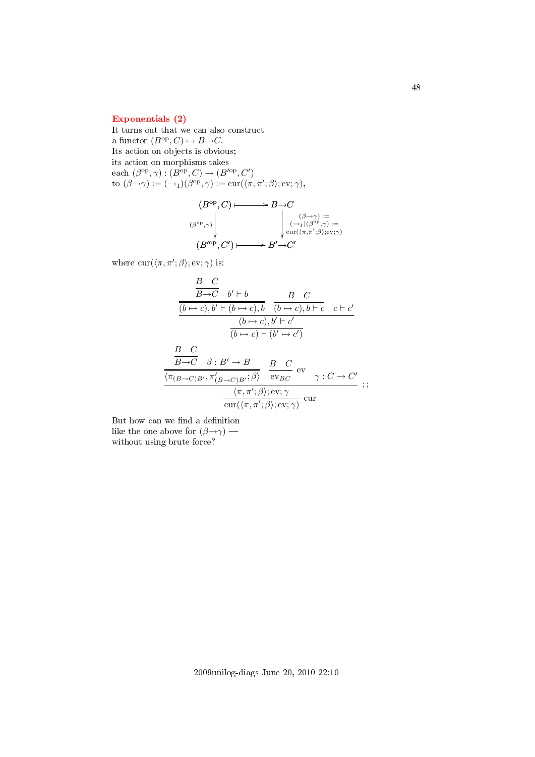## Exponentials (2)

It turns out that we can also construct
a functor $(B^{\mathrm{op}}, C) \mapsto B{\to}C$.
Its action on objects is obvious;
its action on morphisms takes
each $(\beta^{\mathrm{op}}, \gamma) : (B^{\mathrm{op}}, C) \to (B'^{\mathrm{op}}, C')$
to $(\beta{\to}\gamma) := ({\to}_1)(\beta^{\mathrm{op}}, \gamma) := \mathrm{cur}(\langle \pi, \pi'; \beta \rangle; \mathrm{ev}; \gamma)$,

$$
\begin{array}{ccc}
(B^{\mathrm{op}}, C) & \longmapsto & B{\to}C \\
{\scriptstyle (\beta^{\mathrm{op}},\gamma)} \downarrow & & \downarrow {\scriptstyle (\beta\to\gamma) := ({\to}_1)(\beta^{\mathrm{op}},\gamma) := \mathrm{cur}(\langle\pi,\pi';\beta\rangle;\mathrm{ev};\gamma)} \\
(B'^{\mathrm{op}}, C') & \longmapsto & B'{\to}C'
\end{array}
$$

where $\mathrm{cur}(\langle \pi, \pi'; \beta \rangle; \mathrm{ev}; \gamma)$ is:

$$
\dfrac{\dfrac{\dfrac{\dfrac{B \quad C}{B{\to}C} \quad b' \vdash b}{(b \mapsto c), b' \vdash (b \mapsto c), b} \quad \dfrac{B \quad C}{(b \mapsto c), b \vdash c} \quad c \vdash c'}{(b \mapsto c), b' \vdash c'}}{(b \mapsto c) \vdash (b' \mapsto c')}
$$

$$
\dfrac{\dfrac{\dfrac{\dfrac{B \quad C}{B{\to}C} \quad \beta : B' \to B}{\langle \pi_{(B\to C)B'}, \pi'_{(B\to C)B'}; \beta \rangle} \quad \dfrac{B \quad C}{\mathrm{ev}_{BC}}\,\mathrm{ev} \quad \gamma : C \to C'}{\langle \pi, \pi'; \beta \rangle; \mathrm{ev}; \gamma}}{\mathrm{cur}(\langle \pi, \pi'; \beta \rangle; \mathrm{ev}; \gamma)}\,\mathrm{cur} \; ;
$$

But how can we find a definition
like the one above for $(\beta{\to}\gamma)$ —
without using brute force?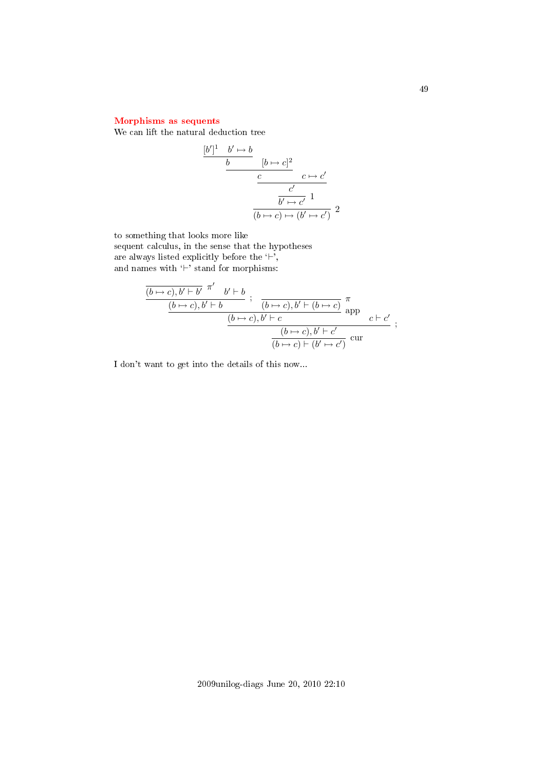### Morphisms as sequents

We can lift the natural deduction tree

$$
\dfrac{\dfrac{\dfrac{\dfrac{\dfrac{[b']^1 \quad b' \mapsto b}{b} \quad [b \mapsto c]^2}{c} \quad c \mapsto c'}{c'}}{b' \mapsto c'}\ 1}{(b \mapsto c) \mapsto (b' \mapsto c')}\ 2
$$

to something that looks more like
sequent calculus, in the sense that the hypotheses
are always listed explicitly before the '$\vdash$',
and names with '$\vdash$' stand for morphisms:

$$
\dfrac{\dfrac{\dfrac{\dfrac{\overline{(b \mapsto c), b' \vdash b'}\ \pi' \quad b' \vdash b}{(b \mapsto c), b' \vdash b}\ ; \quad \overline{(b \mapsto c), b' \vdash (b \mapsto c)}\ \pi}{(b \mapsto c), b' \vdash c}\ \text{app} \quad c \vdash c'}{(b \mapsto c), b' \vdash c'}\ ;}{(b \mapsto c) \vdash (b' \mapsto c')}\ \text{cur}
$$

I don't want to get into the details of this now...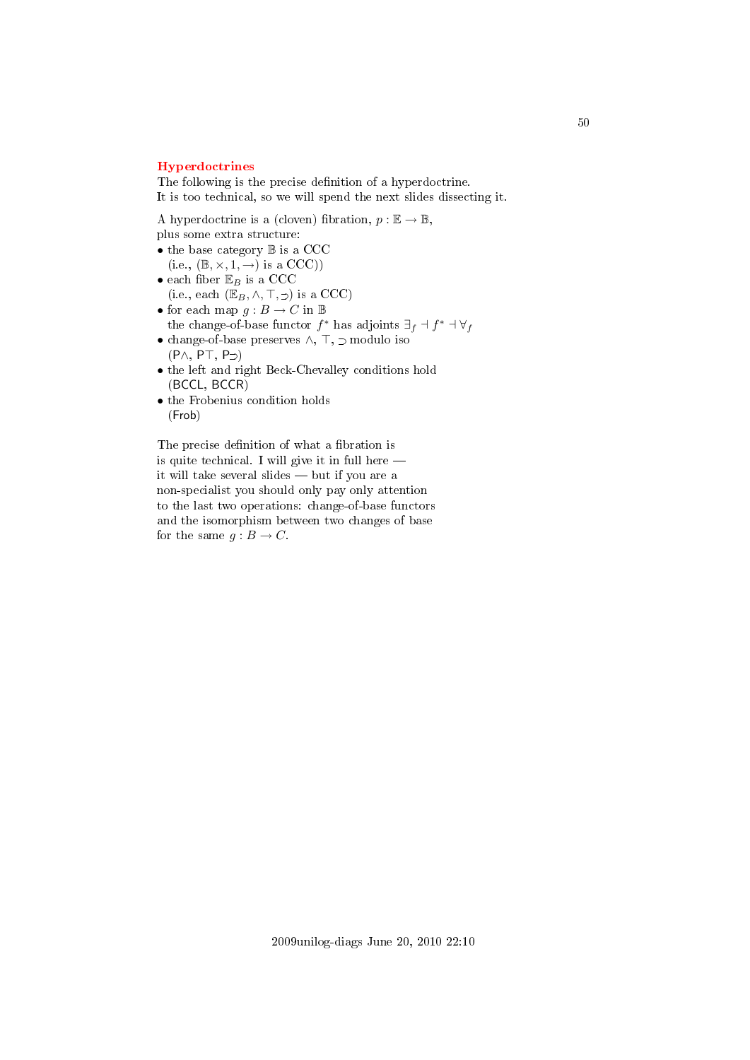## Hyperdoctrines

The following is the precise definition of a hyperdoctrine.
It is too technical, so we will spend the next slides dissecting it.

A hyperdoctrine is a (cloven) fibration, $p : \mathbb{E} \to \mathbb{B}$,
plus some extra structure:

- the base category $\mathbb{B}$ is a CCC
  (i.e., $(\mathbb{B}, \times, 1, \to)$ is a CCC))
- each fiber $\mathbb{E}_B$ is a CCC
  (i.e., each $(\mathbb{E}_B, \land, \top, \supset)$ is a CCC)
- for each map $g : B \to C$ in $\mathbb{B}$
  the change-of-base functor $f^*$ has adjoints $\exists_f \dashv f^* \dashv \forall_f$
- change-of-base preserves $\land$, $\top$, $\supset$ modulo iso
  (P$\land$, P$\top$, P$\supset$)
- the left and right Beck-Chevalley conditions hold
  (BCCL, BCCR)
- the Frobenius condition holds
  (Frob)

The precise definition of what a fibration is
is quite technical. I will give it in full here —
it will take several slides — but if you are a
non-specialist you should only pay only attention
to the last two operations: change-of-base functors
and the isomorphism between two changes of base
for the same $g : B \to C$.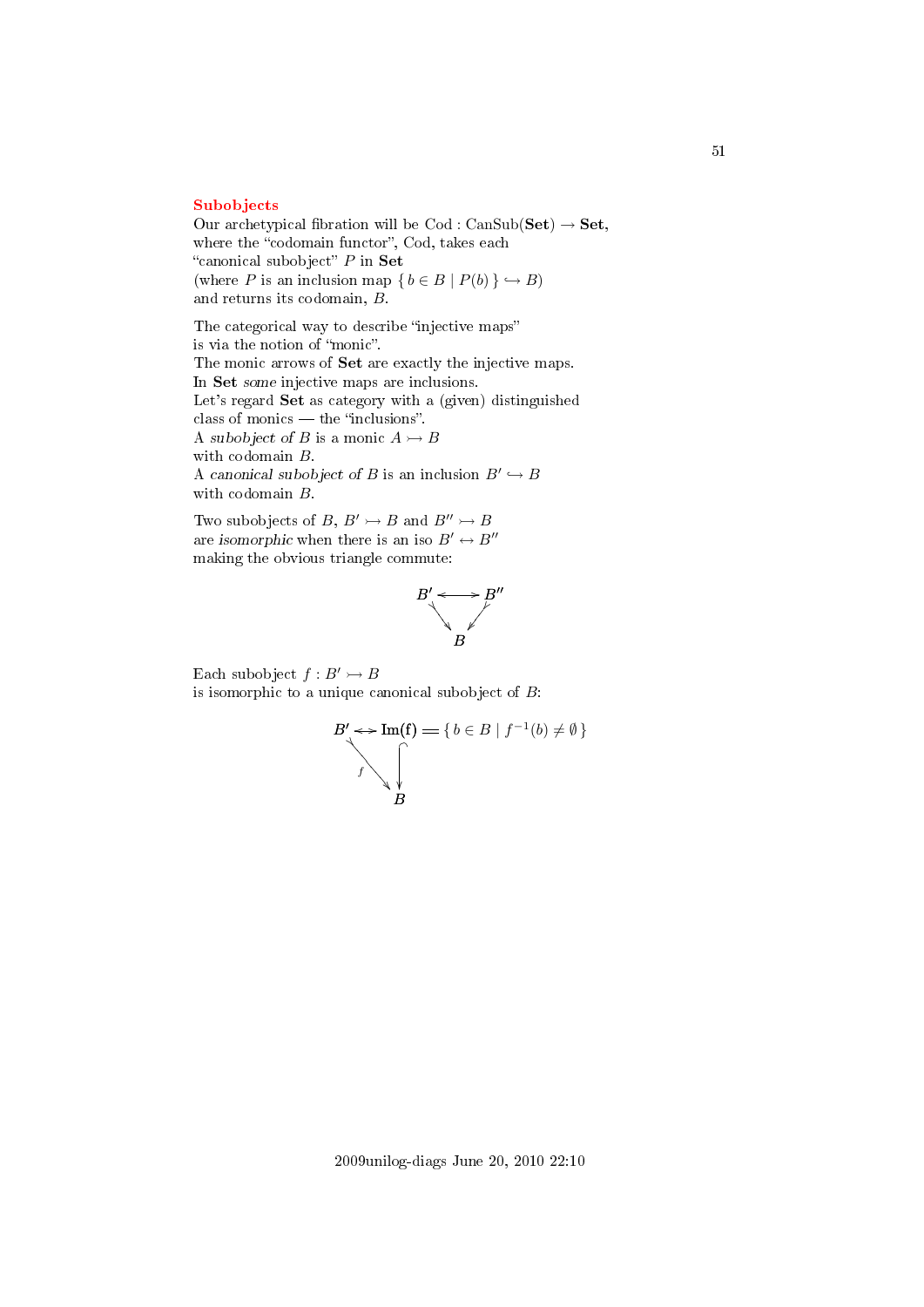## Subobjects

Our archetypical fibration will be Cod : CanSub(**Set**) → **Set**,
where the "codomain functor", Cod, takes each
"canonical subobject" $P$ in **Set**
(where $P$ is an inclusion map $\{ b \in B \mid P(b) \} \hookrightarrow B$)
and returns its codomain, $B$.

The categorical way to describe "injective maps"
is via the notion of "monic".
The monic arrows of **Set** are exactly the injective maps.
In **Set** *some* injective maps are inclusions.
Let's regard **Set** as category with a (given) distinguished
class of monics — the "inclusions".
A *subobject of* $B$ is a monic $A \rightarrowtail B$
with codomain $B$.
A *canonical subobject of* $B$ is an inclusion $B' \hookrightarrow B$
with codomain $B$.

Two subobjects of $B$, $B' \rightarrowtail B$ and $B'' \rightarrowtail B$
are *isomorphic* when there is an iso $B' \leftrightarrow B''$
making the obvious triangle commute:

$$\begin{array}{ccc} B' & \longleftrightarrow & B'' \\ & \searrow \quad \swarrow & \\ & B & \end{array}$$

Each subobject $f : B' \rightarrowtail B$
is isomorphic to a unique canonical subobject of $B$:

$$\begin{array}{ccl} B' & \longleftrightarrow & \mathrm{Im(f)} = \{ b \in B \mid f^{-1}(b) \neq \emptyset \} \\ & {\scriptstyle f}\searrow & \downarrow \\ & & B \end{array}$$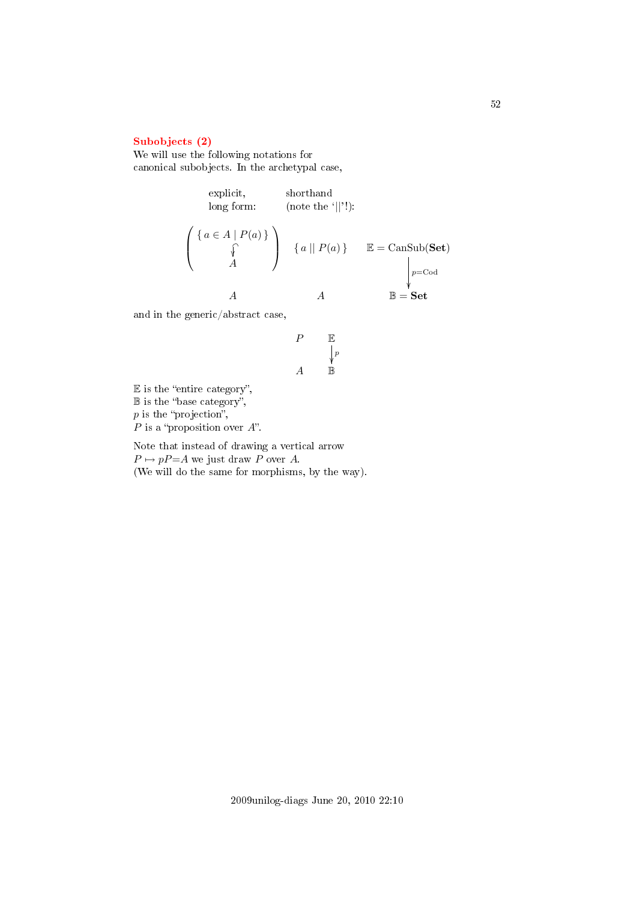## Subobjects (2)

We will use the following notations for canonical subobjects. In the archetypal case,

| explicit, long form: | shorthand (note the '\|\|'!): | |
|---|---|---|
| $\left(\begin{array}{c}\{\, a \in A \mid P(a)\,\} \\ \downarrow \\ A\end{array}\right)$ | $\{\, a \mid\mid P(a)\,\}$ | $\mathbb{E} = \mathrm{CanSub}(\mathbf{Set})$ |
| | | $\downarrow$ $p{=}\mathrm{Cod}$ |
| $A$ | $A$ | $\mathbb{B} = \mathbf{Set}$ |

and in the generic/abstract case,

$$
\begin{array}{cc}
P & \mathbb{E} \\
 & \downarrow p \\
A & \mathbb{B}
\end{array}
$$

$\mathbb{E}$ is the "entire category",
$\mathbb{B}$ is the "base category",
$p$ is the "projection",
$P$ is a "proposition over $A$".

Note that instead of drawing a vertical arrow $P \mapsto pP{=}A$ we just draw $P$ over $A$.
(We will do the same for morphisms, by the way).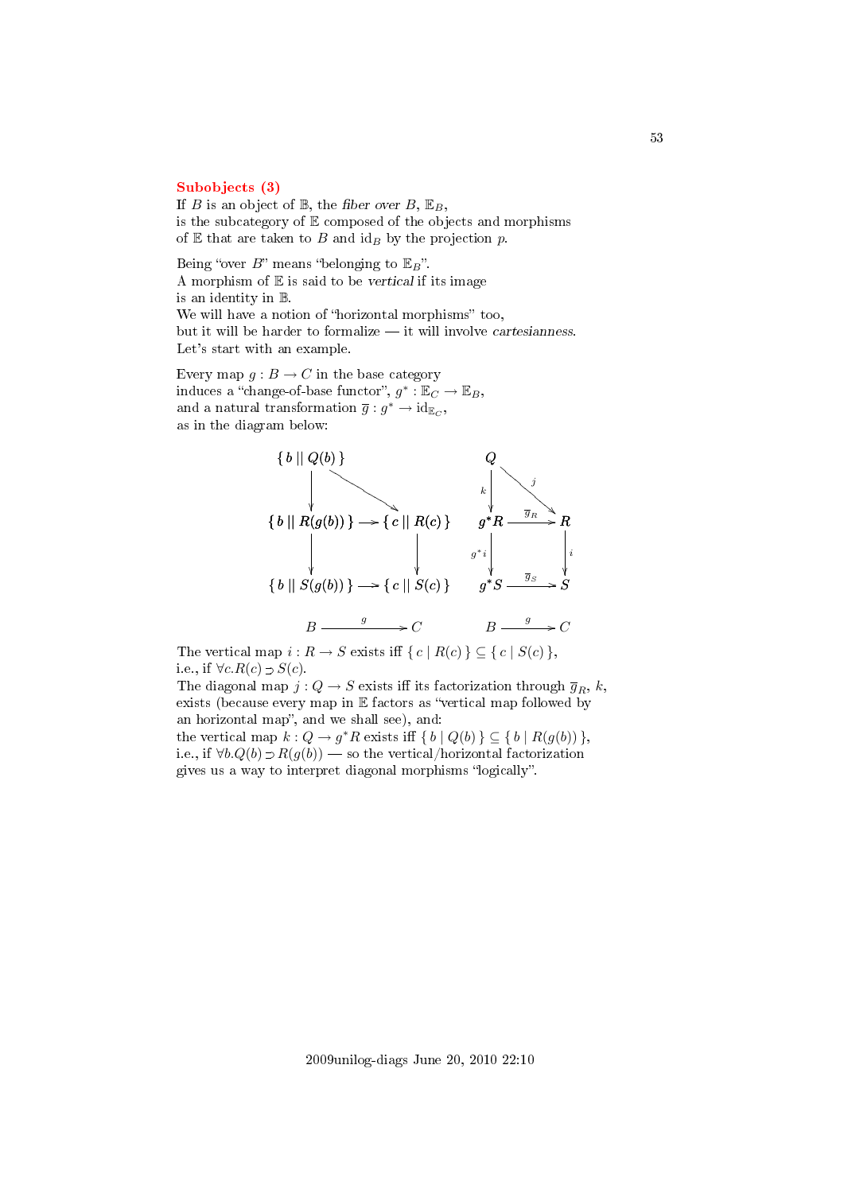## Subobjects (3)

If $B$ is an object of $\mathbb{B}$, the *fiber over* $B$, $\mathbb{E}_B$,
is the subcategory of $\mathbb{E}$ composed of the objects and morphisms
of $\mathbb{E}$ that are taken to $B$ and $\mathrm{id}_B$ by the projection $p$.

Being "over $B$" means "belonging to $\mathbb{E}_B$".
A morphism of $\mathbb{E}$ is said to be *vertical* if its image
is an identity in $\mathbb{B}$.
We will have a notion of "horizontal morphisms" too,
but it will be harder to formalize — it will involve *cartesianness*.
Let's start with an example.

Every map $g : B \to C$ in the base category
induces a "change-of-base functor", $g^* : \mathbb{E}_C \to \mathbb{E}_B$,
and a natural transformation $\overline{g} : g^* \to \mathrm{id}_{\mathbb{E}_C}$,
as in the diagram below:

$$
\begin{array}{ccc}
\{\, b \mid\mid Q(b) \,\} & & \\
\downarrow & \searrow & \\
\{\, b \mid\mid R(g(b)) \,\} & \longrightarrow & \{\, c \mid\mid R(c) \,\} \\
\downarrow & & \downarrow \\
\{\, b \mid\mid S(g(b)) \,\} & \longrightarrow & \{\, c \mid\mid S(c) \,\} \\
& & \\
B & \xrightarrow{g} & C
\end{array}
\qquad
\begin{array}{ccc}
Q & & \\
{\scriptstyle k}\downarrow & \overset{j}{\searrow} & \\
g^*R & \xrightarrow{\overline{g}_R} & R \\
{\scriptstyle g^*i}\downarrow & & \downarrow{\scriptstyle i} \\
g^*S & \xrightarrow{\overline{g}_S} & S \\
& & \\
B & \xrightarrow{g} & C
\end{array}
$$

The vertical map $i : R \to S$ exists iff $\{\, c \mid R(c) \,\} \subseteq \{\, c \mid S(c) \,\}$,
i.e., if $\forall c. R(c) \supset S(c)$.
The diagonal map $j : Q \to S$ exists iff its factorization through $\overline{g}_R$, $k$,
exists (because every map in $\mathbb{E}$ factors as "vertical map followed by
an horizontal map", and we shall see), and:
the vertical map $k : Q \to g^*R$ exists iff $\{\, b \mid Q(b) \,\} \subseteq \{\, b \mid R(g(b)) \,\}$,
i.e., if $\forall b. Q(b) \supset R(g(b))$ — so the vertical/horizontal factorization
gives us a way to interpret diagonal morphisms "logically".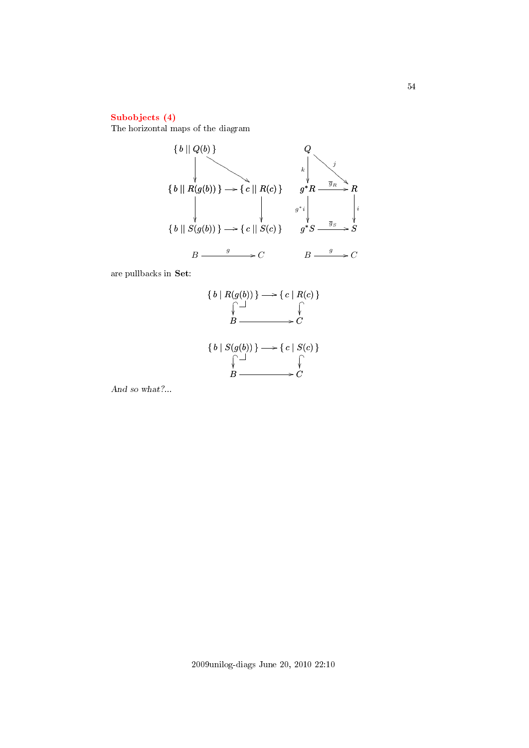**Subobjects (4)**
The horizontal maps of the diagram

$$
\begin{array}{ccccccc}
\{\, b \mid\mid Q(b) \,\} & & & & Q & & \\
\downarrow & \searrow & & & {\scriptstyle k}\downarrow & \overset{j}{\searrow} & \\
\{\, b \mid\mid R(g(b)) \,\} & \longrightarrow & \{\, c \mid\mid R(c) \,\} & & g^*R & \xrightarrow{\overline{g}_R} & R \\
\downarrow & & \downarrow & & {\scriptstyle g^*i}\downarrow & & \downarrow{\scriptstyle i} \\
\{\, b \mid\mid S(g(b)) \,\} & \longrightarrow & \{\, c \mid\mid S(c) \,\} & & g^*S & \xrightarrow{\overline{g}_S} & S \\
 & & & & & & \\
B & \xrightarrow{g} & C & & B & \xrightarrow{g} & C
\end{array}
$$

are pullbacks in **Set**:

$$
\begin{array}{ccc}
\{\, b \mid R(g(b)) \,\} & \longrightarrow & \{\, c \mid R(c) \,\} \\
\downarrow & \lrcorner & \downarrow \\
B & \longrightarrow & C
\end{array}
$$

$$
\begin{array}{ccc}
\{\, b \mid S(g(b)) \,\} & \longrightarrow & \{\, c \mid S(c) \,\} \\
\downarrow & \lrcorner & \downarrow \\
B & \longrightarrow & C
\end{array}
$$

*And so what?...*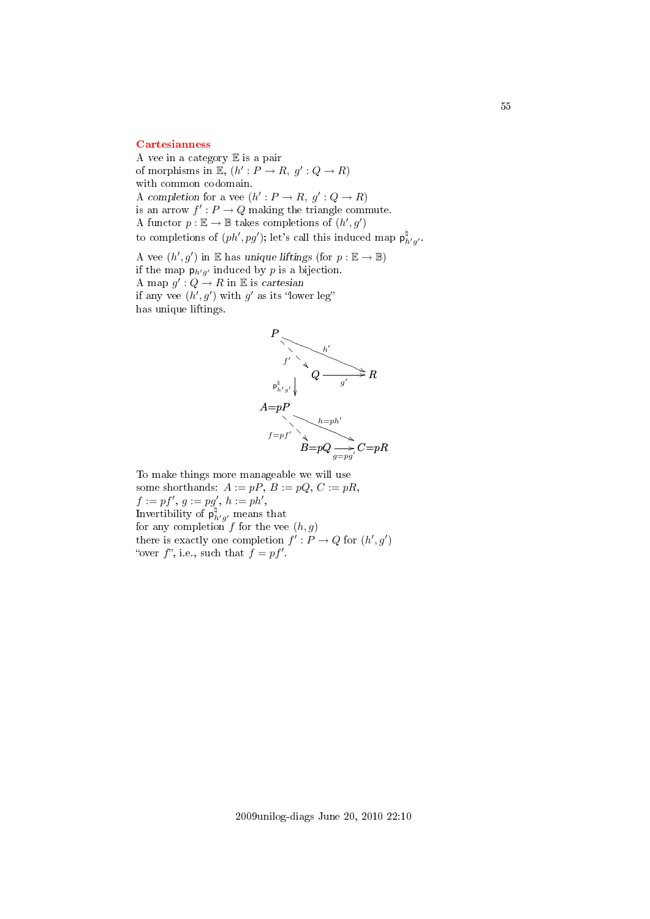**Cartesianness**

A *vee* in a category $\mathbb{E}$ is a pair
of morphisms in $\mathbb{E}$, $(h' : P \to R,\ g' : Q \to R)$
with common codomain.
A *completion* for a vee $(h' : P \to R,\ g' : Q \to R)$
is an arrow $f' : P \to Q$ making the triangle commute.
A functor $p : \mathbb{E} \to \mathbb{B}$ takes completions of $(h', g')$
to completions of $(ph', pg')$; let's call this induced map $\mathsf{p}^{\natural}_{h'g'}$.

A vee $(h', g')$ in $\mathbb{E}$ has *unique liftings* (for $p : \mathbb{E} \to \mathbb{B}$)
if the map $\mathsf{p}_{h'g'}$ induced by $p$ is a bijection.
A map $g' : Q \to R$ in $\mathbb{E}$ is *cartesian*
if any vee $(h', g')$ with $g'$ as its "lower leg"
has unique liftings.

$$
\begin{array}{ccc}
P & \xrightarrow{\quad h' \quad} & R \\
{\scriptstyle f'} \searrow & & \nearrow {\scriptstyle g'} \\
& Q & \\
\downarrow {\scriptstyle \mathsf{p}^{\natural}_{h'g'}} & & \\
A{=}pP & \xrightarrow{\quad h=ph' \quad} & C{=}pR \\
{\scriptstyle f=pf'} \searrow & & \nearrow {\scriptstyle g=pg'} \\
& B{=}pQ &
\end{array}
$$

To make things more manageable we will use
some shorthands: $A := pP$, $B := pQ$, $C := pR$,
$f := pf'$, $g := pg'$, $h := ph'$,
Invertibility of $\mathsf{p}^{\natural}_{h'g'}$ means that
for any completion $f$ for the vee $(h, g)$
there is exactly one completion $f' : P \to Q$ for $(h', g')$
"over $f$", i.e., such that $f = pf'$.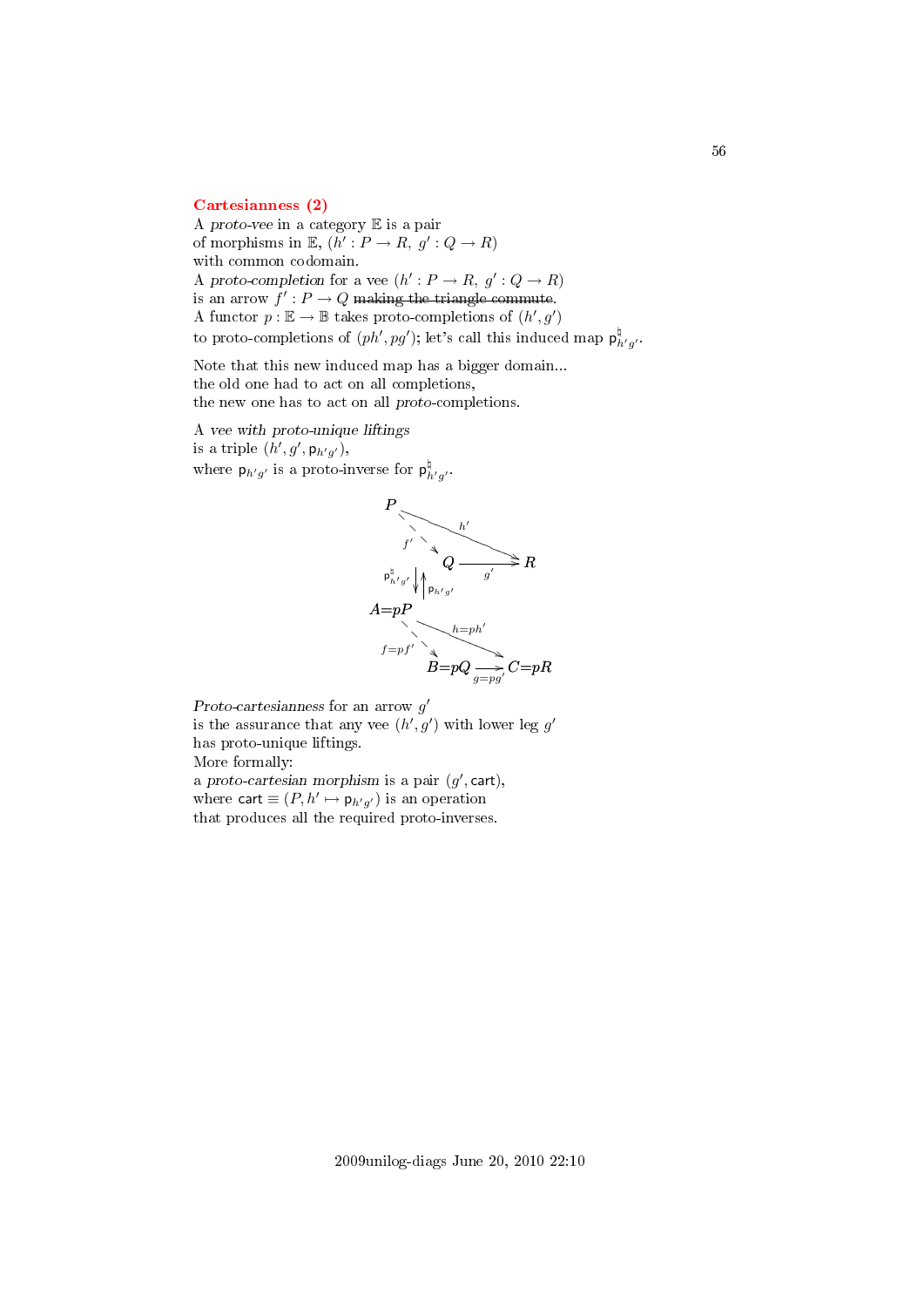**Cartesianness (2)**

A *proto-vee* in a category $\mathbb{E}$ is a pair
of morphisms in $\mathbb{E}$, $(h' : P \to R,\ g' : Q \to R)$
with common codomain.
A *proto-completion* for a vee $(h' : P \to R,\ g' : Q \to R)$
is an arrow $f' : P \to Q$ ~~making the triangle commute~~.
A functor $p : \mathbb{E} \to \mathbb{B}$ takes proto-completions of $(h', g')$
to proto-completions of $(ph', pg')$; let's call this induced map $\mathsf{p}^\natural_{h'g'}$.

Note that this new induced map has a bigger domain...
the old one had to act on all completions,
the new one has to act on all *proto*-completions.

A *vee with proto-unique liftings*
is a triple $(h', g', \mathsf{p}_{h'g'})$,
where $\mathsf{p}_{h'g'}$ is a proto-inverse for $\mathsf{p}^\natural_{h'g'}$.

$$
\begin{array}{ccc}
P & \xrightarrow{h'} & R \\
{\scriptstyle f'} \searrow & & \nearrow {\scriptstyle g'} \\
 & Q & \\
\mathsf{p}^\natural_{h'g'} \downarrow \uparrow \mathsf{p}_{h'g'} & & \\
A{=}pP & \xrightarrow{h=ph'} & C{=}pR \\
{\scriptstyle f=pf'} \searrow & & \nearrow {\scriptstyle g=pg'} \\
 & B{=}pQ &
\end{array}
$$

*Proto-cartesianness* for an arrow $g'$
is the assurance that any vee $(h', g')$ with lower leg $g'$
has proto-unique liftings.
More formally:
a *proto-cartesian morphism* is a pair $(g', \mathsf{cart})$,
where $\mathsf{cart} \equiv (P, h' \mapsto \mathsf{p}_{h'g'})$ is an operation
that produces all the required proto-inverses.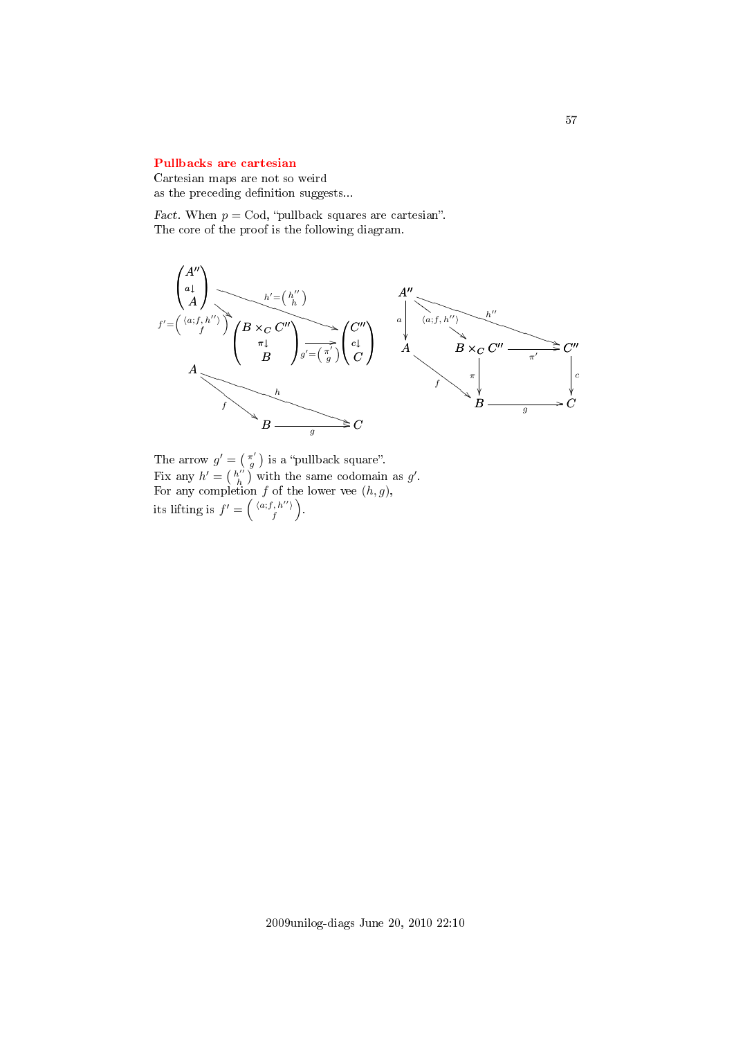## Pullbacks are cartesian

Cartesian maps are not so weird
as the preceding definition suggests...

*Fact.* When $p = \mathrm{Cod}$, "pullback squares are cartesian".
The core of the proof is the following diagram.

The arrow $g' = \binom{\pi'}{g}$ is a "pullback square".
Fix any $h' = \binom{h''}{h}$ with the same codomain as $g'$.
For any completion $f$ of the lower vee $(h, g)$,
its lifting is $f' = \left(\begin{smallmatrix}\langle a;f,\, h''\rangle \\ f\end{smallmatrix}\right)$.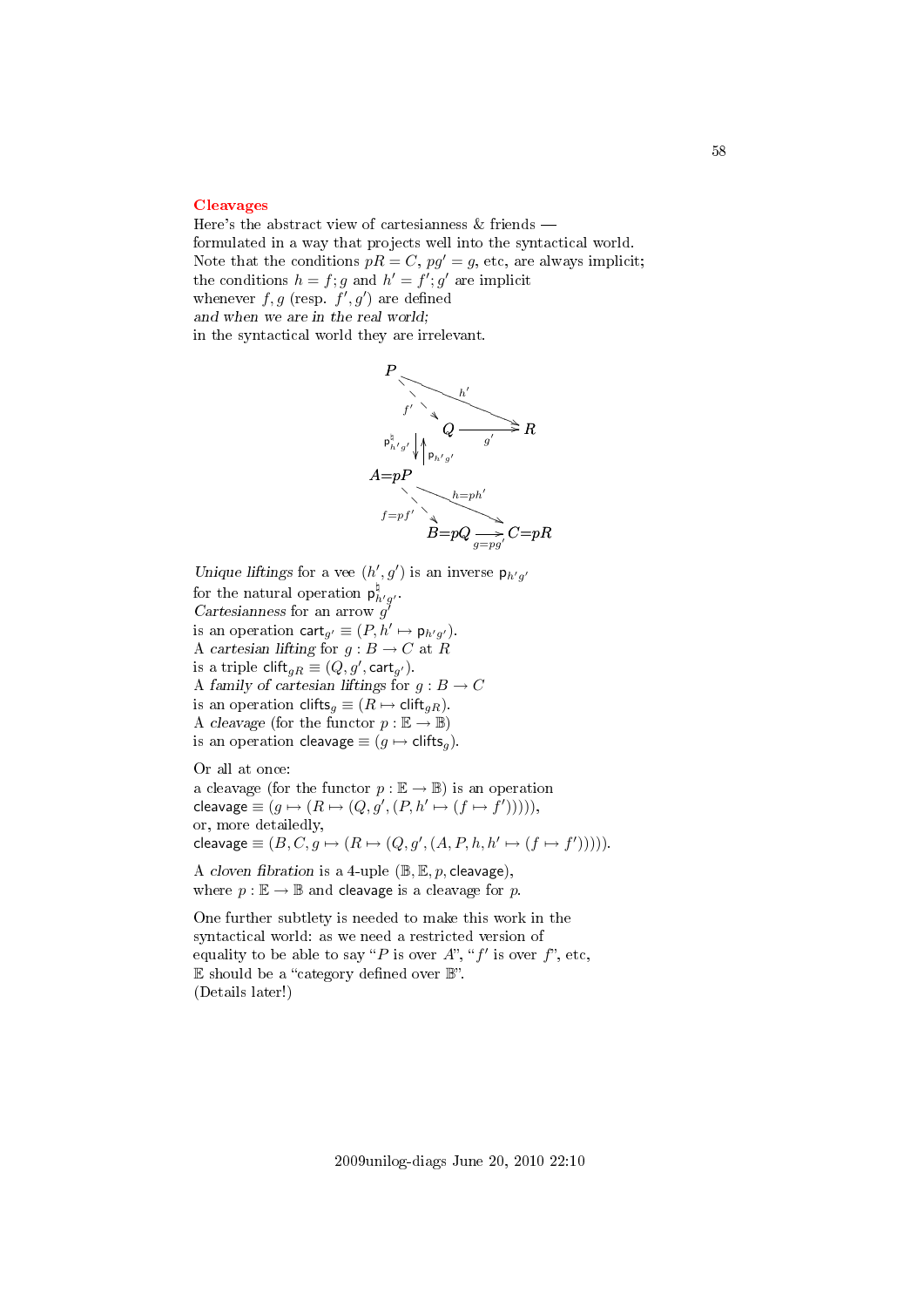## Cleavages

Here's the abstract view of cartesianness & friends —
formulated in a way that projects well into the syntactical world.
Note that the conditions $pR = C$, $pg' = g$, etc, are always implicit;
the conditions $h = f;g$ and $h' = f';g'$ are implicit
whenever $f, g$ (resp. $f', g'$) are defined
*and when we are in the real world;*
in the syntactical world they are irrelevant.

$$
\begin{array}{ccc}
P & \xrightarrow{h'} & R \\
{\scriptstyle f'} \searrow & & \\
& Q \xrightarrow{g'} R & \\
\mathsf{p}^\natural_{h'g'} \downarrow \uparrow \mathsf{p}_{h'g'} & & \\
A{=}pP & \xrightarrow{h=ph'} & C{=}pR \\
{\scriptstyle f=pf'} \searrow & & \\
& B{=}pQ \xrightarrow[g=pg']{} C{=}pR &
\end{array}
$$

*Unique liftings* for a vee $(h', g')$ is an inverse $\mathsf{p}_{h'g'}$
for the natural operation $\mathsf{p}^\natural_{h'g'}$.
*Cartesianness* for an arrow $g'$
is an operation $\mathsf{cart}_{g'} \equiv (P, h' \mapsto \mathsf{p}_{h'g'})$.
A *cartesian lifting* for $g : B \to C$ at $R$
is a triple $\mathsf{clift}_{gR} \equiv (Q, g', \mathsf{cart}_{g'})$.
A *family of cartesian liftings* for $g : B \to C$
is an operation $\mathsf{clifts}_g \equiv (R \mapsto \mathsf{clift}_{gR})$.
A *cleavage* (for the functor $p : \mathbb{E} \to \mathbb{B}$)
is an operation $\mathsf{cleavage} \equiv (g \mapsto \mathsf{clifts}_g)$.

Or all at once:
a cleavage (for the functor $p : \mathbb{E} \to \mathbb{B}$) is an operation
$\mathsf{cleavage} \equiv (g \mapsto (R \mapsto (Q, g', (P, h' \mapsto (f \mapsto f')))))$,
or, more detailedly,
$\mathsf{cleavage} \equiv (B, C, g \mapsto (R \mapsto (Q, g', (A, P, h, h' \mapsto (f \mapsto f')))))$.

A *cloven fibration* is a 4-uple $(\mathbb{B}, \mathbb{E}, p, \mathsf{cleavage})$,
where $p : \mathbb{E} \to \mathbb{B}$ and $\mathsf{cleavage}$ is a cleavage for $p$.

One further subtlety is needed to make this work in the
syntactical world: as we need a restricted version of
equality to be able to say "$P$ is over $A$", "$f'$ is over $f$", etc,
$\mathbb{E}$ should be a "category defined over $\mathbb{B}$".
(Details later!)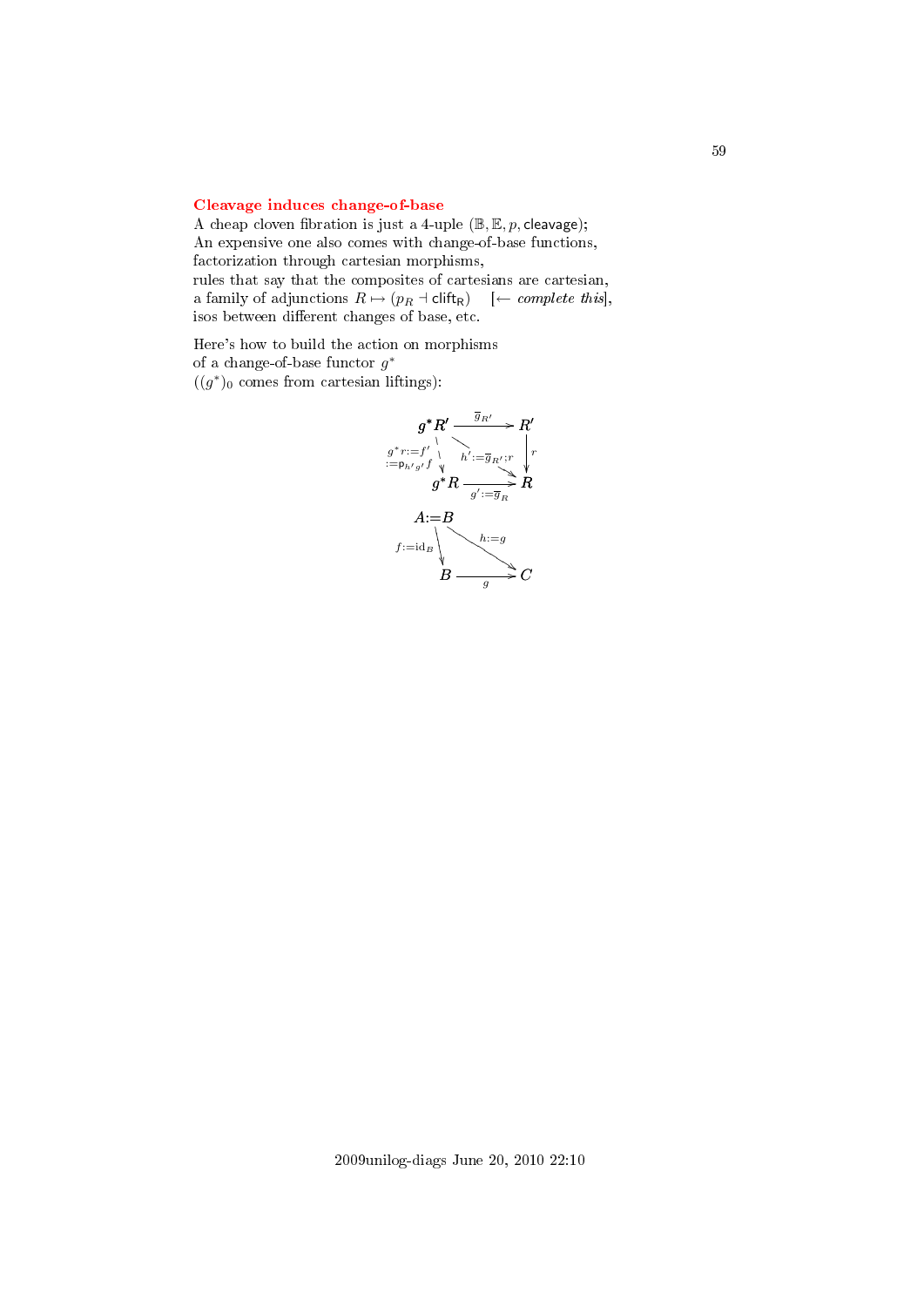### Cleavage induces change-of-base

A cheap cloven fibration is just a 4-uple $(\mathbb{B}, \mathbb{E}, p, \mathsf{cleavage})$;
An expensive one also comes with change-of-base functions,
factorization through cartesian morphisms,
rules that say that the composites of cartesians are cartesian,
a family of adjunctions $R \mapsto (p_R \dashv \mathsf{clift_R})$ [$\leftarrow$ *complete this*],
isos between different changes of base, etc.

Here's how to build the action on morphisms
of a change-of-base functor $g^*$
($(g^*)_0$ comes from cartesian liftings):

$$
\begin{array}{ccc}
g^*R' & \xrightarrow{\overline{g}_{R'}} & R' \\
{\scriptstyle g^*r := f' := \mathsf{p}_{h'g'}f} \downarrow & \searrow^{h' := \overline{g}_{R'};r} & \downarrow r \\
g^*R & \xrightarrow[g' := \overline{g}_R]{} & R \\
 & & \\
A := B & & \\
{\scriptstyle f := \mathrm{id}_B} \downarrow & \searrow^{h := g} & \\
B & \xrightarrow[g]{} & C
\end{array}
$$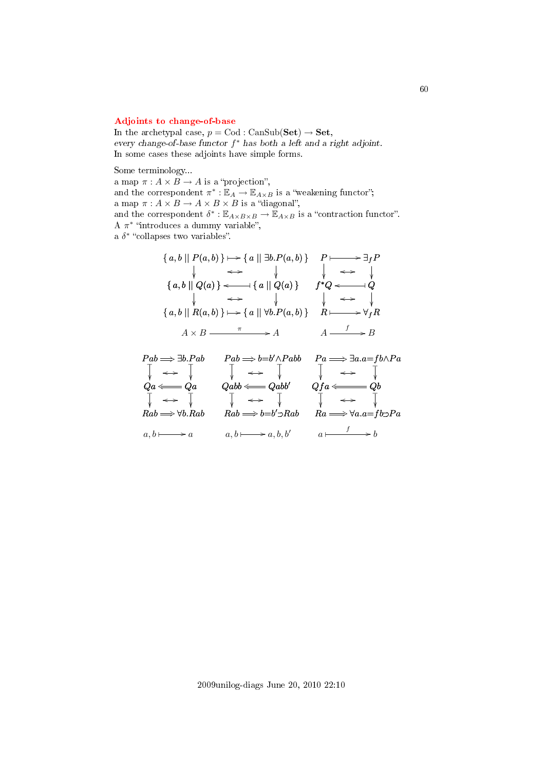## Adjoints to change-of-base

In the archetypal case, $p = \mathrm{Cod} : \mathrm{CanSub}(\mathbf{Set}) \to \mathbf{Set}$,
*every change-of-base functor $f^*$ has both a left and a right adjoint.*
In some cases these adjoints have simple forms.

Some terminology...
a map $\pi : A \times B \to A$ is a "projection",
and the correspondent $\pi^* : \mathbb{E}_A \to \mathbb{E}_{A \times B}$ is a "weakening functor";
a map $\pi : A \times B \to A \times B \times B$ is a "diagonal",
and the correspondent $\delta^* : \mathbb{E}_{A \times B \times B} \to \mathbb{E}_{A \times B}$ is a "contraction functor".
A $\pi^*$ "introduces a dummy variable",
a $\delta^*$ "collapses two variables".

$$
\begin{array}{ccc}
\{\, a, b \mid\mid P(a,b) \,\} & \longmapsto & \{\, a \mid\mid \exists b.P(a,b) \,\} \\
\downarrow & \leftrightarrow & \downarrow \\
\{\, a, b \mid\mid Q(a) \,\} & \longleftarrow\!\shortmid & \{\, a \mid\mid Q(a) \,\} \\
\downarrow & \leftrightarrow & \downarrow \\
\{\, a, b \mid\mid R(a,b) \,\} & \longmapsto & \{\, a \mid\mid \forall b.P(a,b) \,\} \\
A \times B & \xrightarrow{\pi} & A
\end{array}
\qquad
\begin{array}{ccc}
P & \longmapsto & \exists_f P \\
\downarrow & \leftrightarrow & \downarrow \\
f^* Q & \longleftarrow\!\shortmid & Q \\
\downarrow & \leftrightarrow & \downarrow \\
R & \longmapsto & \forall_f R \\
A & \xrightarrow{f} & B
\end{array}
$$

$$
\begin{array}{ccc}
Pab & \Longrightarrow & \exists b.Pab \\
\downarrow & \leftrightarrow & \downarrow \\
Qa & \Longleftarrow & Qa \\
\downarrow & \leftrightarrow & \downarrow \\
Rab & \Longrightarrow & \forall b.Rab \\
a, b & \longmapsto & a
\end{array}
\qquad
\begin{array}{ccc}
Pab & \Longrightarrow & b{=}b' \land Pabb \\
\downarrow & \leftrightarrow & \downarrow \\
Qabb & \Longleftarrow & Qabb' \\
\downarrow & \leftrightarrow & \downarrow \\
Rab & \Longrightarrow & b{=}b' \supset Rab \\
a, b & \longmapsto & a, b, b'
\end{array}
\qquad
\begin{array}{ccc}
Pa & \Longrightarrow & \exists a.a{=}fb \land Pa \\
\downarrow & \leftrightarrow & \downarrow \\
Qfa & \Longleftarrow & Qb \\
\downarrow & \leftrightarrow & \downarrow \\
Ra & \Longrightarrow & \forall a.a{=}fb \supset Pa \\
a & \xrightarrow{f} & b
\end{array}
$$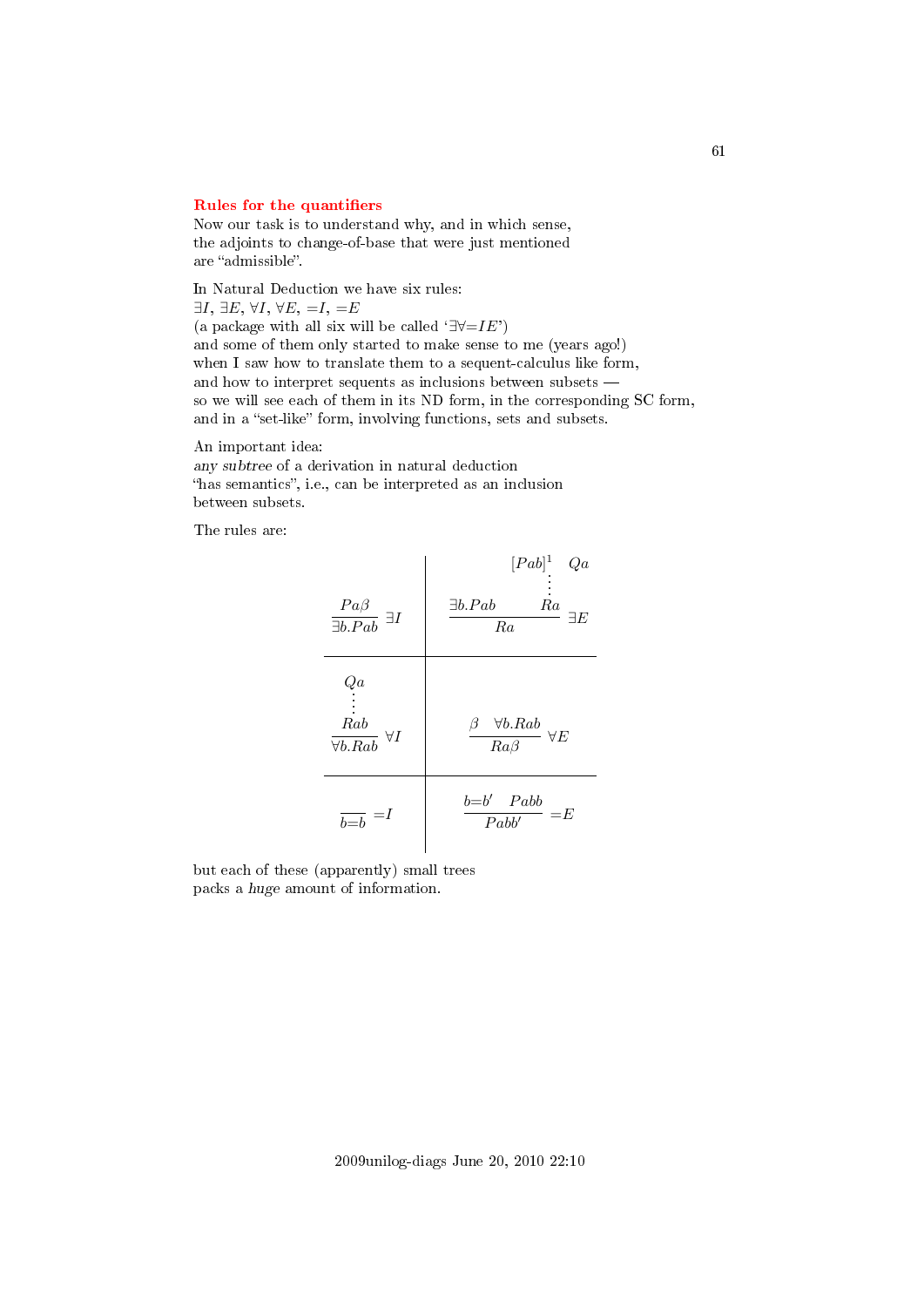### Rules for the quantifiers

Now our task is to understand why, and in which sense, the adjoints to change-of-base that were just mentioned are "admissible".

In Natural Deduction we have six rules:
$\exists I$, $\exists E$, $\forall I$, $\forall E$, $=I$, $=E$
(a package with all six will be called '$\exists\forall{=}IE$')
and some of them only started to make sense to me (years ago!)
when I saw how to translate them to a sequent-calculus like form,
and how to interpret sequents as inclusions between subsets —
so we will see each of them in its ND form, in the corresponding SC form,
and in a "set-like" form, involving functions, sets and subsets.

An important idea:
*any subtree* of a derivation in natural deduction
"has semantics", i.e., can be interpreted as an inclusion
between subsets.

The rules are:

$$\dfrac{Pa\beta}{\exists b.Pab}\;\exists I \qquad\qquad \dfrac{\exists b.Pab \qquad \begin{matrix}[Pab]^1 \quad Qa \\ \vdots \\ Ra\end{matrix}}{Ra}\;\exists E$$

$$\dfrac{\begin{matrix}Qa \\ \vdots \\ Rab\end{matrix}}{\forall b.Rab}\;\forall I \qquad\qquad \dfrac{\beta \quad \forall b.Rab}{Ra\beta}\;\forall E$$

$$\dfrac{}{b{=}b}\;{=}I \qquad\qquad \dfrac{b{=}b' \quad Pabb}{Pabb'}\;{=}E$$

but each of these (apparently) small trees
packs a *huge* amount of information.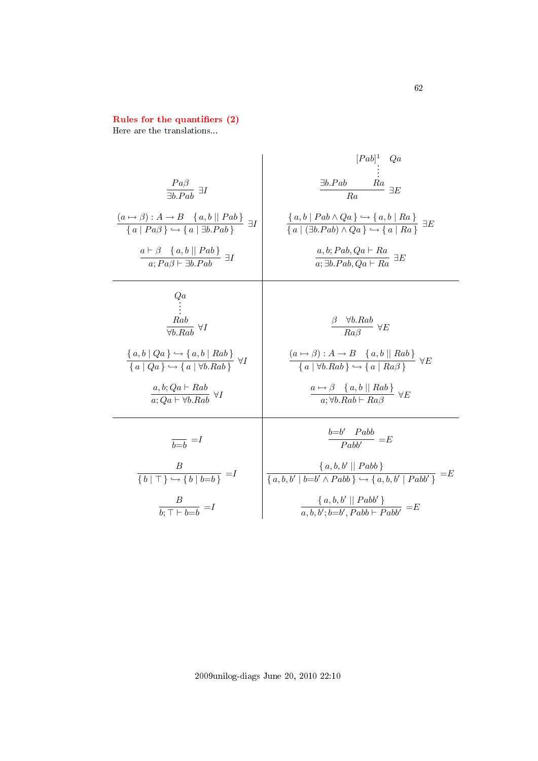**Rules for the quantifiers (2)**

Here are the translations...

$$\frac{Pa\beta}{\exists b.Pab}\ \exists I$$

$$\frac{(a \mapsto \beta) : A \to B \quad \{\, a, b \mid\mid Pab \,\}}{\{\, a \mid Pa\beta \,\} \hookrightarrow \{\, a \mid \exists b.Pab \,\}}\ \exists I$$

$$\frac{a \vdash \beta \quad \{\, a, b \mid\mid Pab \,\}}{a; Pa\beta \vdash \exists b.Pab}\ \exists I$$

$$\frac{\exists b.Pab \qquad \begin{matrix}[Pab]^1 \quad Qa \\ \vdots \\ Ra\end{matrix}}{Ra}\ \exists E$$

$$\frac{\{\, a, b \mid Pab \land Qa \,\} \hookrightarrow \{\, a, b \mid Ra \,\}}{\{\, a \mid (\exists b.Pab) \land Qa \,\} \hookrightarrow \{\, a \mid Ra \,\}}\ \exists E$$

$$\frac{a, b; Pab, Qa \vdash Ra}{a; \exists b.Pab, Qa \vdash Ra}\ \exists E$$

$$\frac{\begin{matrix}Qa \\ \vdots \\ Rab\end{matrix}}{\forall b.Rab}\ \forall I$$

$$\frac{\{\, a, b \mid Qa \,\} \hookrightarrow \{\, a, b \mid Rab \,\}}{\{\, a \mid Qa \,\} \hookrightarrow \{\, a \mid \forall b.Rab \,\}}\ \forall I$$

$$\frac{a, b; Qa \vdash Rab}{a; Qa \vdash \forall b.Rab}\ \forall I$$

$$\frac{\beta \quad \forall b.Rab}{Ra\beta}\ \forall E$$

$$\frac{(a \mapsto \beta) : A \to B \quad \{\, a, b \mid\mid Rab \,\}}{\{\, a \mid \forall b.Rab \,\} \hookrightarrow \{\, a \mid Ra\beta \,\}}\ \forall E$$

$$\frac{a \mapsto \beta \quad \{\, a, b \mid\mid Rab \,\}}{a; \forall b.Rab \vdash Ra\beta}\ \forall E$$

$$\frac{}{b{=}b}\ {=}I$$

$$\frac{B}{\{\, b \mid \top \,\} \hookrightarrow \{\, b \mid b{=}b \,\}}\ {=}I$$

$$\frac{B}{b; \top \vdash b{=}b}\ {=}I$$

$$\frac{b{=}b' \quad Pabb}{Pabb'}\ {=}E$$

$$\frac{\{\, a, b, b' \mid\mid Pabb \,\}}{\{\, a, b, b' \mid b{=}b' \land Pabb \,\} \hookrightarrow \{\, a, b, b' \mid Pabb' \,\}}\ {=}E$$

$$\frac{\{\, a, b, b' \mid\mid Pabb' \,\}}{a, b, b'; b{=}b', Pabb \vdash Pabb'}\ {=}E$$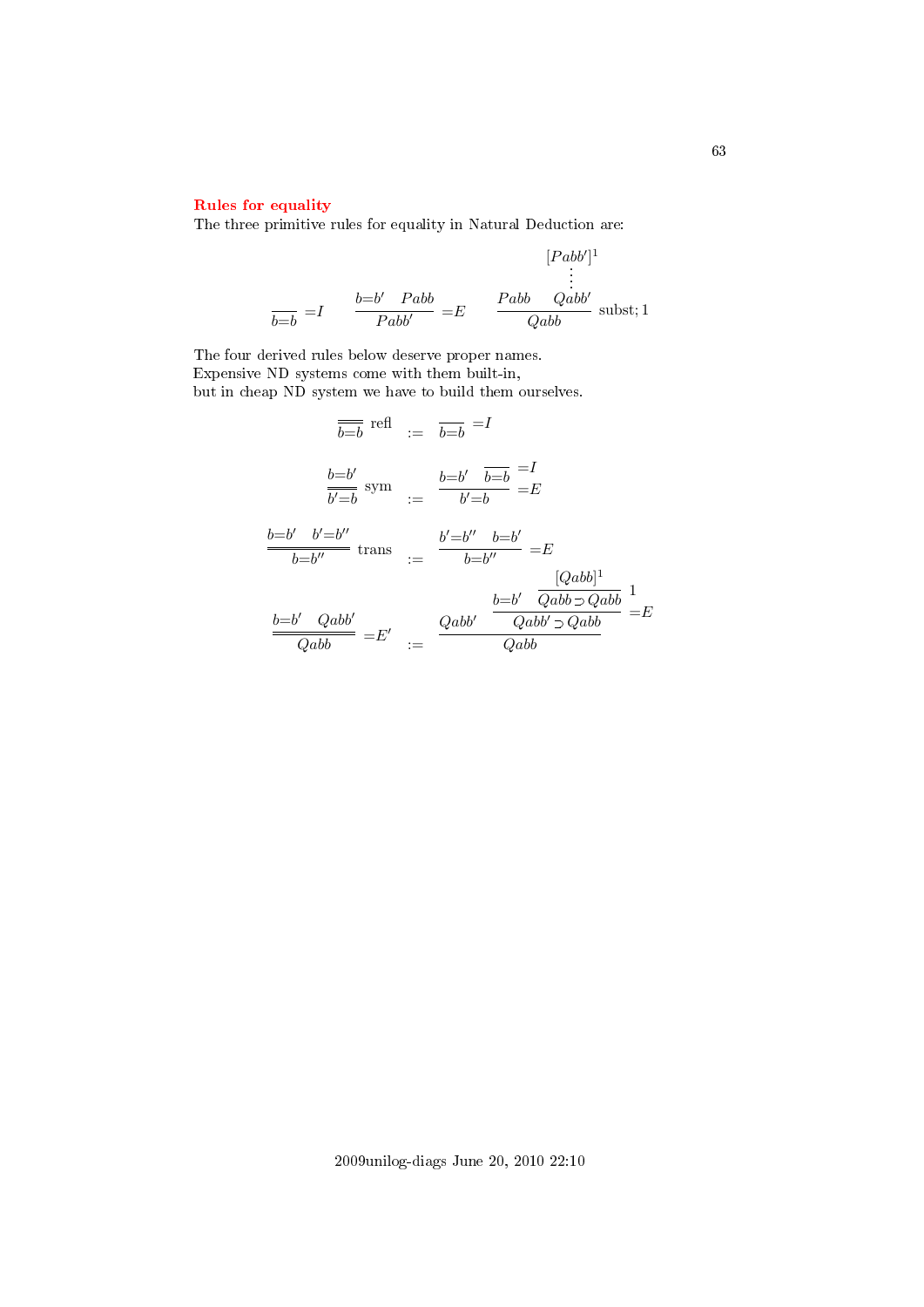## Rules for equality

The three primitive rules for equality in Natural Deduction are:

$$\frac{}{b{=}b}\;{=}I \qquad \frac{b{=}b' \quad Pabb}{Pabb'}\;{=}E \qquad \frac{Pabb \quad \begin{matrix}[Pabb']^1 \\ \vdots \\ Qabb'\end{matrix}}{Qabb}\;\text{subst; }1$$

The four derived rules below deserve proper names.
Expensive ND systems come with them built-in,
but in cheap ND system we have to build them ourselves.

$$\frac{}{b{=}b}\;\text{refl} \quad := \quad \frac{}{b{=}b}\;{=}I$$

$$\frac{b{=}b'}{b'{=}b}\;\text{sym} \quad := \quad \frac{b{=}b' \quad \frac{}{b{=}b}\;{=}I}{b'{=}b}\;{=}E$$

$$\frac{b{=}b' \quad b'{=}b''}{b{=}b''}\;\text{trans} \quad := \quad \frac{b'{=}b'' \quad b{=}b'}{b{=}b''}\;{=}E$$

$$\frac{b{=}b' \quad Qabb'}{Qabb}\;{=}E' \quad := \quad \frac{Qabb' \quad \frac{b{=}b' \quad \frac{[Qabb]^1}{Qabb \supset Qabb}\;1}{Qabb' \supset Qabb}\;{=}E}{Qabb}$$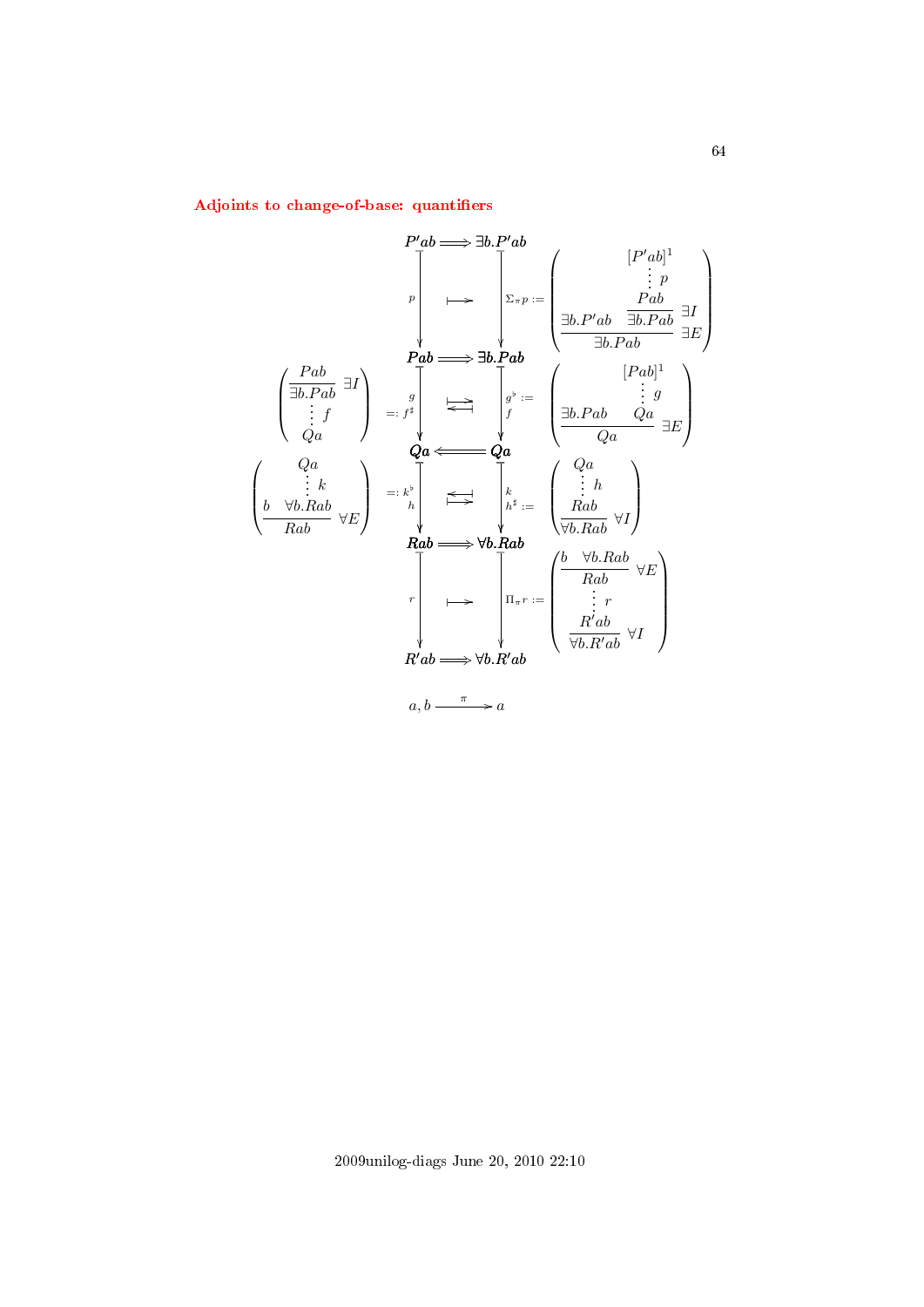## Adjoints to change-of-base: quantifiers

$$
\begin{array}{ccccc}
 & & P'ab \Longrightarrow \exists b.P'ab & & \\
 & & p \downarrow \quad \longmapsto \quad \downarrow \Sigma_\pi p := & & \left( \dfrac{\exists b.P'ab \quad \dfrac{\begin{matrix}[P'ab]^1 \\ \vdots\ p \\ Pab\end{matrix}}{\exists b.Pab}\ \exists I}{\exists b.Pab}\ \exists E \right) \\
 & & Pab \Longrightarrow \exists b.Pab & & \\
\left( \begin{matrix} \dfrac{Pab}{\exists b.Pab}\ \exists I \\ \vdots\ f \\ Qa \end{matrix} \right) & =: f^\sharp & g \downarrow \quad \rightleftarrows \quad \downarrow g^\flat := f & & \left( \dfrac{\exists b.Pab \quad \begin{matrix}[Pab]^1 \\ \vdots\ g \\ Qa\end{matrix}}{Qa}\ \exists E \right) \\
 & & Qa \Longleftarrow Qa & & \\
\left( \dfrac{\begin{matrix} & Qa \\ & \vdots\ k \\ b & \forall b.Rab \end{matrix}}{Rab}\ \forall E \right) & =: k^\flat & h \downarrow \quad \leftrightarrows \quad \downarrow k,\ h^\sharp := & & \left( \begin{matrix} Qa \\ \vdots\ h \\ \dfrac{Rab}{\forall b.Rab}\ \forall I \end{matrix} \right) \\
 & & Rab \Longrightarrow \forall b.Rab & & \\
 & & r \downarrow \quad \longmapsto \quad \downarrow \Pi_\pi r := & & \left( \begin{matrix} \dfrac{b \quad \forall b.Rab}{Rab}\ \forall E \\ \vdots\ r \\ \dfrac{R'ab}{\forall b.R'ab}\ \forall I \end{matrix} \right) \\
 & & R'ab \Longrightarrow \forall b.R'ab & &
\end{array}
$$

$$a, b \xrightarrow{\ \pi\ } a$$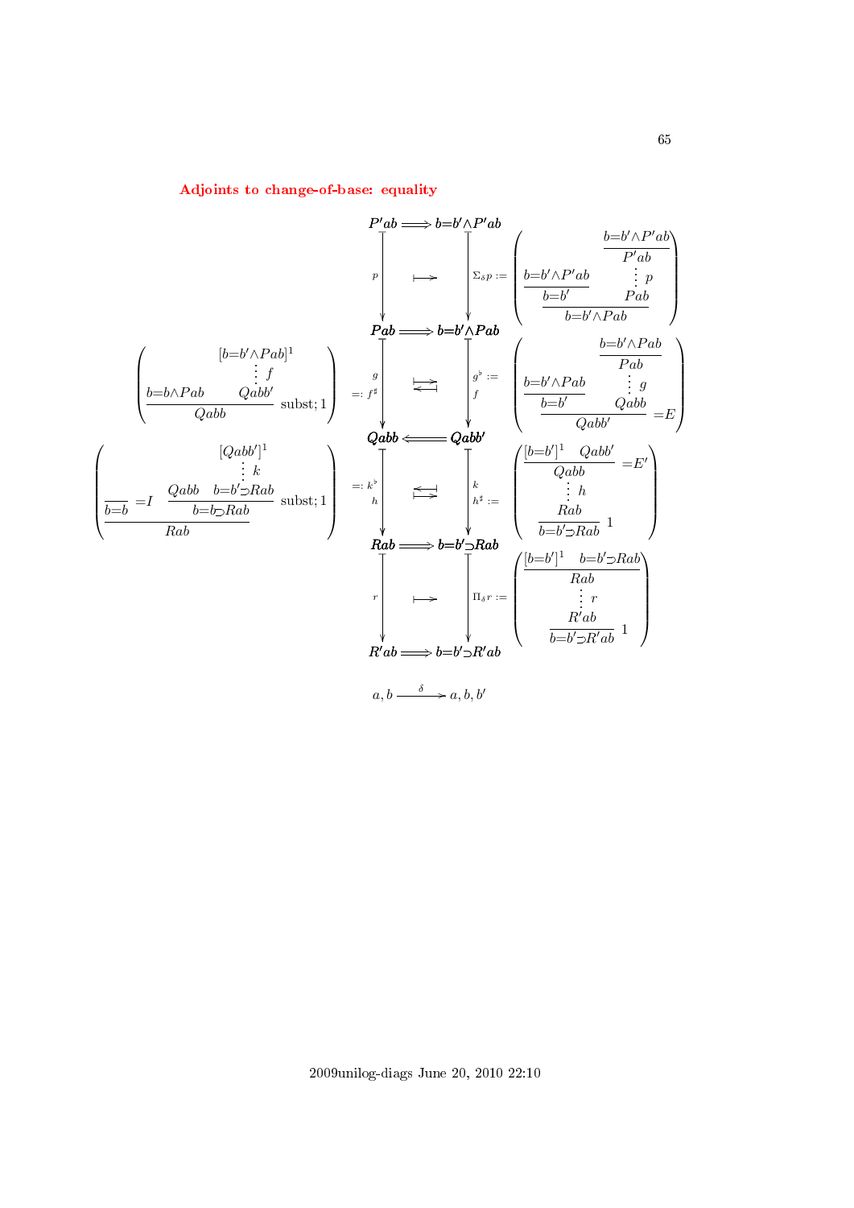## Adjoints to change-of-base: equality

$$
\begin{array}{ccc}
P'ab & \Longrightarrow & b{=}b' \wedge P'ab \\
\downarrow p & \longmapsto & \downarrow \Sigma_\delta p := \left( \dfrac{\dfrac{b{=}b'\wedge P'ab}{b{=}b'} \qquad \dfrac{\dfrac{b{=}b'\wedge P'ab}{P'ab}}{\vdots\, p \atop Pab}}{b{=}b'\wedge Pab} \right) \\
Pab & \Longrightarrow & b{=}b' \wedge Pab
\end{array}
$$

$$
\left( \dfrac{b{=}b \wedge Pab \qquad \dfrac{[b{=}b'\wedge Pab]^1}{\vdots\, f \atop Qabb'}}{Qabb} \ \text{subst}; 1 \right) =: f^\sharp \quad g \ \downarrow \quad \underset{\longleftarrow}{\longmapsto} \quad \downarrow f \quad g^\flat := \left( \dfrac{\dfrac{b{=}b'\wedge Pab}{b{=}b'} \qquad \dfrac{\dfrac{b{=}b'\wedge Pab}{Pab}}{\vdots\, g \atop Qabb}}{Qabb'} \ {=}E \right)
$$

$$
Qabb \Longleftarrow Qabb'
$$

$$
\left( \dfrac{\overline{b{=}b}\ {=}I \qquad \dfrac{Qabb \quad \dfrac{[Qabb']^1}{\vdots\, k \atop b{=}b'{\supset}Rab}}{b{=}b{\supset}Rab}\ \text{subst}; 1}{Rab} \right) =: k^\flat \quad h \ \downarrow \quad \underset{\longmapsto}{\longleftarrow} \quad \downarrow k \quad h^\sharp := \left( \dfrac{\dfrac{\dfrac{[b{=}b']^1 \quad Qabb'}{Qabb}\ {=}E'}{\vdots\, h \atop Rab}}{b{=}b'{\supset}Rab}\ 1 \right)
$$

$$
\begin{array}{ccc}
Rab & \Longrightarrow & b{=}b' \supset Rab \\
\downarrow r & \longmapsto & \downarrow \Pi_\delta r := \left( \dfrac{\dfrac{\dfrac{[b{=}b']^1 \quad b{=}b'{\supset}Rab}{Rab}}{\vdots\, r \atop R'ab}}{b{=}b'{\supset}R'ab}\ 1 \right) \\
R'ab & \Longrightarrow & b{=}b' \supset R'ab
\end{array}
$$

$$
a, b \xrightarrow{\ \delta\ } a, b, b'
$$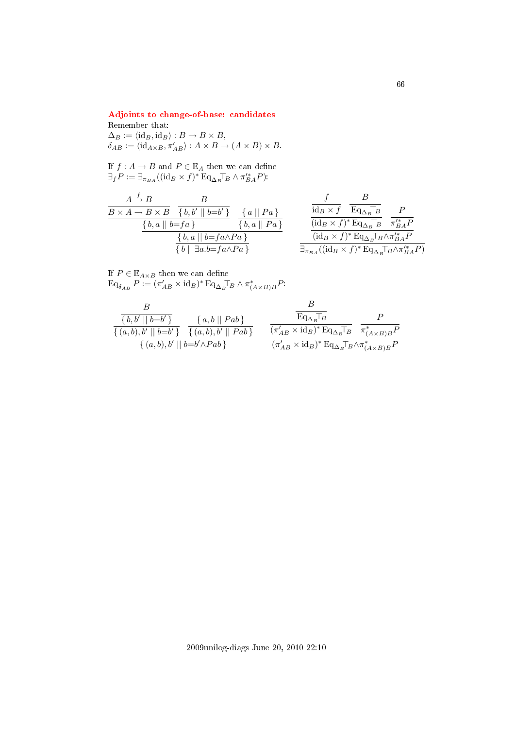## Adjoints to change-of-base: candidates

Remember that:
$\Delta_B := \langle \mathrm{id}_B, \mathrm{id}_B \rangle : B \to B \times B$,
$\delta_{AB} := \langle \mathrm{id}_{A\times B}, \pi'_{AB} \rangle : A \times B \to (A \times B) \times B$.

If $f : A \to B$ and $P \in \mathbb{E}_A$ then we can define
$\exists_f P := \exists_{\pi_{BA}}((\mathrm{id}_B \times f)^* \, \mathrm{Eq}_{\Delta_B} \top_B \wedge \pi'^*_{BA} P)$:

$$
\dfrac{\dfrac{\dfrac{\dfrac{A \xrightarrow{f} B}{B \times A \to B \times B} \quad \dfrac{B}{\{\, b, b' \mid\mid b{=}b' \,\}}}{\{\, b, a \mid\mid b{=}fa \,\}} \quad \dfrac{\{\, a \mid\mid Pa \,\}}{\{\, b, a \mid\mid Pa \,\}}}{\{\, b, a \mid\mid b{=}fa {\wedge} Pa \,\}}}{\{\, b \mid\mid \exists a. b{=}fa {\wedge} Pa \,\}}
\qquad
\dfrac{\dfrac{\dfrac{\dfrac{f}{\mathrm{id}_B \times f} \quad \dfrac{B}{\mathrm{Eq}_{\Delta_B} \top_B}}{(\mathrm{id}_B \times f)^* \, \mathrm{Eq}_{\Delta_B} \top_B} \quad \dfrac{P}{\pi'^*_{BA} P}}{(\mathrm{id}_B \times f)^* \, \mathrm{Eq}_{\Delta_B} \top_B {\wedge} \pi'^*_{BA} P}}{\exists_{\pi_{BA}}((\mathrm{id}_B \times f)^* \, \mathrm{Eq}_{\Delta_B} \top_B {\wedge} \pi'^*_{BA} P)}
$$

If $P \in \mathbb{E}_{A \times B}$ then we can define
$\mathrm{Eq}_{\delta_{AB}} P := (\pi'_{AB} \times \mathrm{id}_B)^* \, \mathrm{Eq}_{\Delta_B} \top_B \wedge \pi^*_{(A\times B)B} P$:

$$
\dfrac{\dfrac{\dfrac{B}{\{\, b, b' \mid\mid b{=}b' \,\}}}{\{\, (a,b), b' \mid\mid b{=}b' \,\}} \quad \dfrac{\{\, a, b \mid\mid Pab \,\}}{\{\, (a,b), b' \mid\mid Pab \,\}}}{\{\, (a,b), b' \mid\mid b{=}b' {\wedge} Pab \,\}}
\qquad
\dfrac{\dfrac{\dfrac{B}{\mathrm{Eq}_{\Delta_B} \top_B}}{(\pi'_{AB} \times \mathrm{id}_B)^* \, \mathrm{Eq}_{\Delta_B} \top_B} \quad \dfrac{P}{\pi^*_{(A\times B)B} P}}{(\pi'_{AB} \times \mathrm{id}_B)^* \, \mathrm{Eq}_{\Delta_B} \top_B {\wedge} \pi^*_{(A\times B)B} P}
$$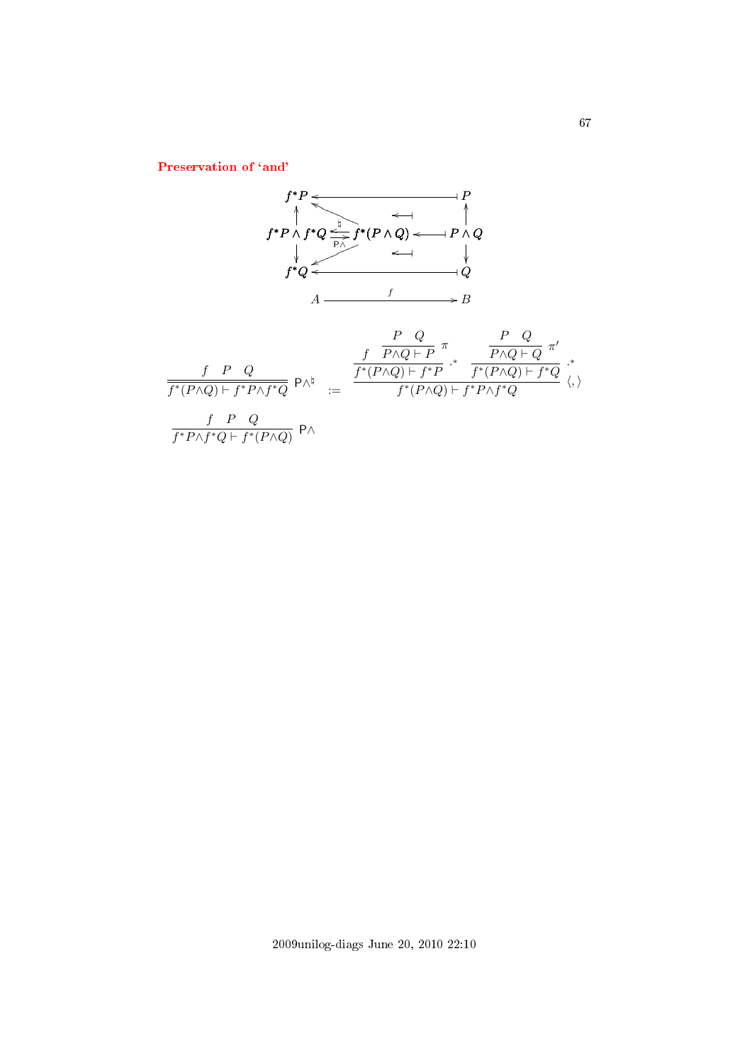### Preservation of 'and'

$$
\begin{array}{ccccc}
f^*P & \longleftarrow & & \longmapsfrom & P \\
\uparrow & \nwarrow & & & \uparrow \\
f^*P \wedge f^*Q & \underset{\mathsf{P}\wedge}{\overset{\natural}{\rightleftarrows}} & f^*(P\wedge Q) & \longleftarrow\!\!\dashv & P \wedge Q \\
\downarrow & \swarrow & & & \downarrow \\
f^*Q & \longleftarrow & & \longmapsfrom & Q
\end{array}
$$

$$A \xrightarrow{\quad f \quad} B$$

$$
\dfrac{f \quad P \quad Q}{f^*(P{\wedge}Q) \vdash f^*P{\wedge}f^*Q}\ \mathsf{P}\wedge^{\natural} \quad := \quad \dfrac{\dfrac{f \quad \dfrac{P \quad Q}{P{\wedge}Q \vdash P}\ \pi}{f^*(P{\wedge}Q) \vdash f^*P}\ .^* \qquad \dfrac{\dfrac{P \quad Q}{P{\wedge}Q \vdash Q}\ \pi'}{f^*(P{\wedge}Q) \vdash f^*Q}\ .^*}{f^*(P{\wedge}Q) \vdash f^*P{\wedge}f^*Q}\ \langle,\rangle
$$

$$
\dfrac{f \quad P \quad Q}{f^*P{\wedge}f^*Q \vdash f^*(P{\wedge}Q)}\ \mathsf{P}\wedge
$$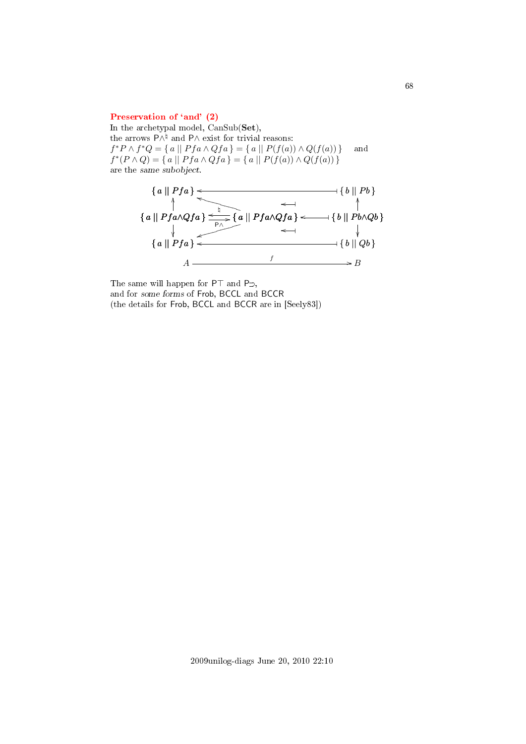### Preservation of 'and' (2)

In the archetypal model, CanSub(**Set**),
the arrows $\mathsf{P}\wedge^\natural$ and $\mathsf{P}\wedge$ exist for trivial reasons:
$f^*P \wedge f^*Q = \{\, a \mid\mid Pfa \wedge Qfa \,\} = \{\, a \mid\mid P(f(a)) \wedge Q(f(a)) \,\}$ and
$f^*(P \wedge Q) = \{\, a \mid\mid Pfa \wedge Qfa \,\} = \{\, a \mid\mid P(f(a)) \wedge Q(f(a)) \,\}$
are the *same subobject*.

$$
\begin{array}{ccccc}
\{\, a \mid\mid Pfa \,\} & \longleftarrow & & \longmapsfrom & \{\, b \mid\mid Pb \,\} \\
\uparrow & & & & \uparrow \\
\{\, a \mid\mid Pfa \wedge Qfa \,\} & \underset{\mathsf{P}\wedge}{\overset{\natural}{\rightleftarrows}} & \{\, a \mid\mid Pfa \wedge Qfa \,\} & \longmapsfrom & \{\, b \mid\mid Pb \wedge Qb \,\} \\
\downarrow & & & & \downarrow \\
\{\, a \mid\mid Pfa \,\} & \longleftarrow & & \longmapsfrom & \{\, b \mid\mid Qb \,\} \\
A & & \xrightarrow{\quad f \quad} & & B
\end{array}
$$

The same will happen for $\mathsf{P}\top$ and $\mathsf{P}\supset$,
and for *some forms* of Frob, BCCL and BCCR
(the details for Frob, BCCL and BCCR are in [Seely83])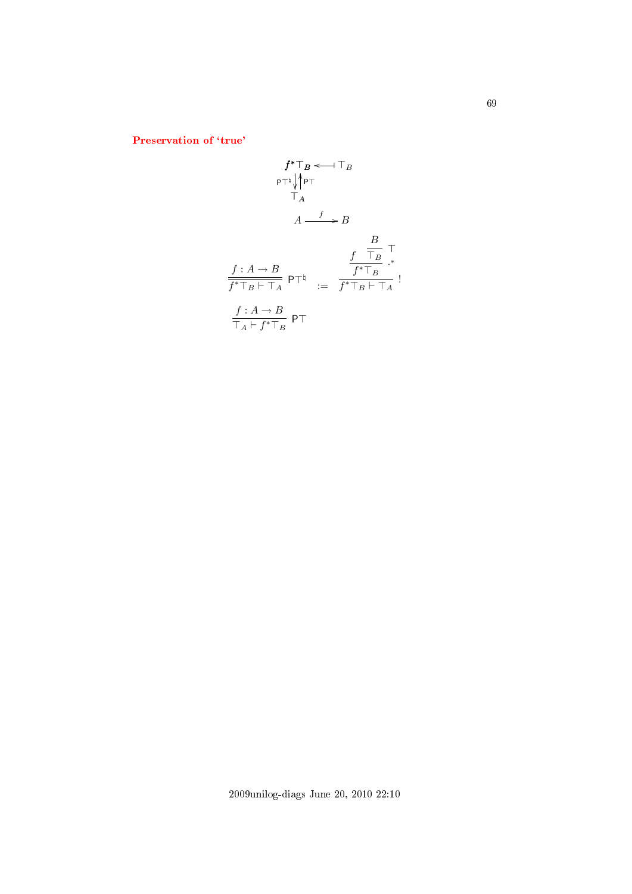### Preservation of 'true'

$$
\begin{array}{ccc}
\boldsymbol{f^*\top_B} & \longleftarrow\!\shortmid & \top_B \\
{\scriptstyle \mathsf{P}\top^\natural}\big\downarrow\big\uparrow{\scriptstyle \mathsf{P}\top} & & \\
\top_{\boldsymbol{A}} & &
\end{array}
$$

$$
A \xrightarrow{\ f\ } B
$$

$$
\dfrac{f : A \to B}{f^*\top_B \vdash \top_A}\ \mathsf{P}\top^\natural \quad := \quad \dfrac{\dfrac{f \quad \dfrac{B}{\top_B}\ \top}{f^*\top_B}\ .^*}{f^*\top_B \vdash \top_A}\ !
$$

$$
\dfrac{f : A \to B}{\top_A \vdash f^*\top_B}\ \mathsf{P}\top
$$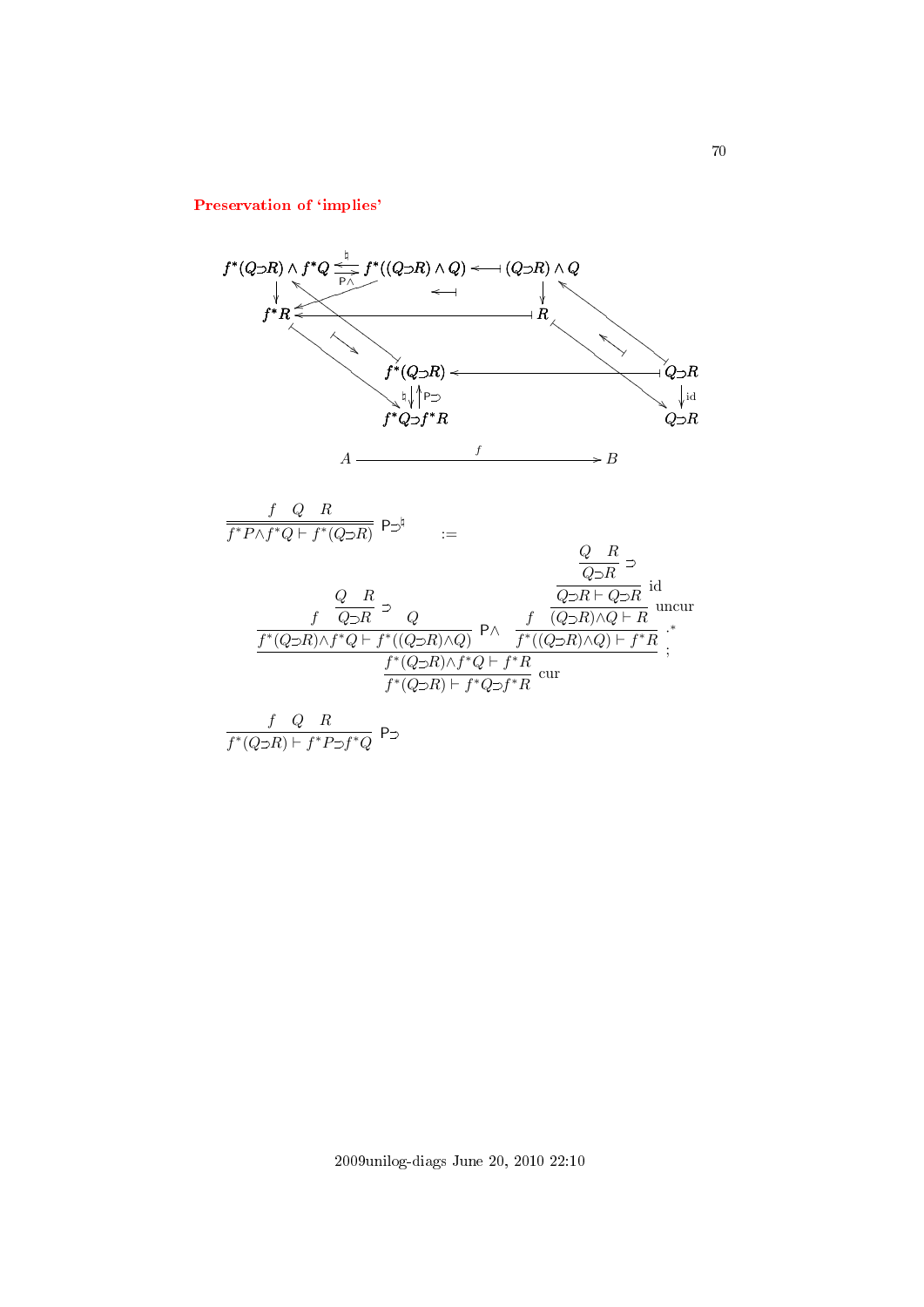## Preservation of 'implies'

$$
\begin{array}{ccccc}
f^*(Q{\supset}R)\wedge f^*Q & \overset{\natural}{\underset{\mathsf{P}\wedge}{\rightleftarrows}} & f^*((Q{\supset}R)\wedge Q) & \longleftarrow & (Q{\supset}R)\wedge Q \\
\downarrow & & & & \downarrow \\
f^*R & \longleftarrow & & & R \\
 & & f^*(Q{\supset}R) & \longleftarrow & Q{\supset}R \\
 & & \natural\downarrow\uparrow\mathsf{P}{\supset} & & \downarrow \mathrm{id} \\
 & & f^*Q{\supset}f^*R & & Q{\supset}R \\
 & A & \xrightarrow{\quad f \quad} & B &
\end{array}
$$

$$
\dfrac{f \quad Q \quad R}{f^*P\wedge f^*Q \vdash f^*(Q{\supset}R)}\ \mathsf{P}{\supset}^{\natural} \qquad :=
$$

$$
\dfrac{\dfrac{f \quad \dfrac{Q \quad R}{Q{\supset}R}\supset \quad Q}{f^*(Q{\supset}R)\wedge f^*Q \vdash f^*((Q{\supset}R)\wedge Q)}\ \mathsf{P}\wedge \qquad \dfrac{f \quad \dfrac{\dfrac{\dfrac{Q \quad R}{Q{\supset}R}\supset}{Q{\supset}R \vdash Q{\supset}R}\ \mathrm{id}}{(Q{\supset}R)\wedge Q \vdash R}\ \mathrm{uncur}}{f^*((Q{\supset}R)\wedge Q) \vdash f^*R}\ .^*}{\dfrac{f^*(Q{\supset}R)\wedge f^*Q \vdash f^*R}{f^*(Q{\supset}R) \vdash f^*Q{\supset}f^*R}\ \mathrm{cur}}\ ;
$$

$$
\dfrac{f \quad Q \quad R}{f^*(Q{\supset}R) \vdash f^*P{\supset}f^*Q}\ \mathsf{P}{\supset}
$$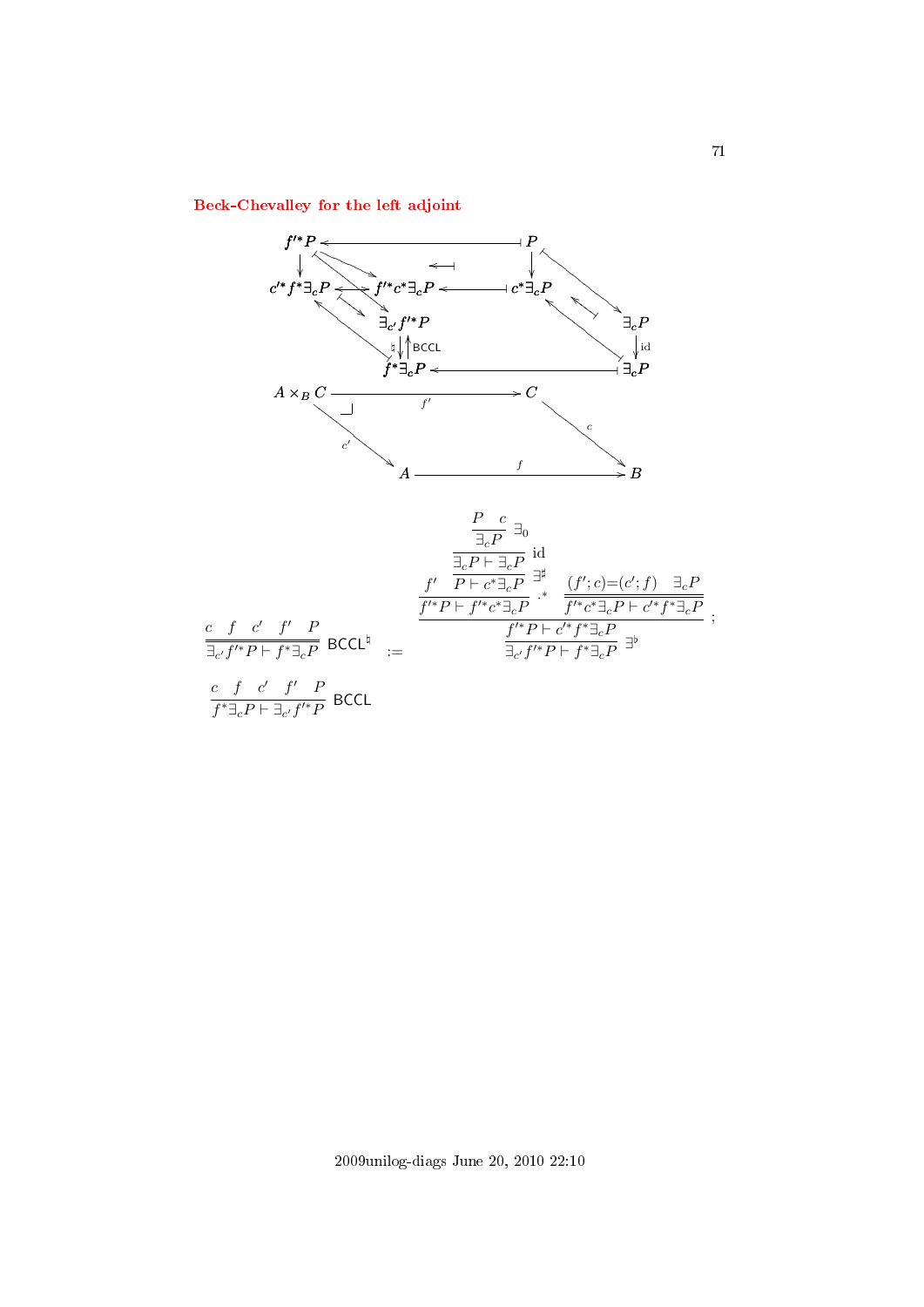## Beck-Chevalley for the left adjoint

$$
\begin{array}{ccccc}
f'^*P & \longleftarrow & & \longmapsto & P \\
\downarrow & & \longleftarrow & & \downarrow \\
c'^*f^*\exists_c P & \longleftrightarrow & f'^*c^*\exists_c P & \longleftarrow \longmapsto & c^*\exists_c P & & \exists_c P \\
& & \exists_{c'} f'^*P & & & & \downarrow \mathrm{id} \\
& & \natural \downarrow \uparrow \mathsf{BCCL} & & & & \\
& & f^*\exists_c P & \longleftarrow & \longmapsto & & \exists_c P
\end{array}
$$

$$
\begin{array}{ccc}
A \times_B C & \xrightarrow{f'} & C \\
\downarrow c' & \lrcorner & \downarrow c \\
A & \xrightarrow{f} & B
\end{array}
$$

$$
\dfrac{c \quad f \quad c' \quad f' \quad P}{\exists_{c'} f'^* P \vdash f^* \exists_c P}\ \mathsf{BCCL}^\natural \quad := \quad \dfrac{\dfrac{f' \quad \dfrac{\dfrac{\dfrac{P \quad c}{\exists_c P}\ \exists_0}{\exists_c P \vdash \exists_c P}\ \mathrm{id}}{P \vdash c^*\exists_c P}\ \exists^\sharp}{f'^*P \vdash f'^*c^*\exists_c P}\ .^* \qquad \dfrac{(f';c)=(c';f) \quad \exists_c P}{f'^*c^*\exists_c P \vdash c'^*f^*\exists_c P}}{\dfrac{f'^*P \vdash c'^*f^*\exists_c P}{\exists_{c'} f'^*P \vdash f^*\exists_c P}\ \exists^\flat}\ ;
$$

$$
\dfrac{c \quad f \quad c' \quad f' \quad P}{f^*\exists_c P \vdash \exists_{c'} f'^* P}\ \mathsf{BCCL}
$$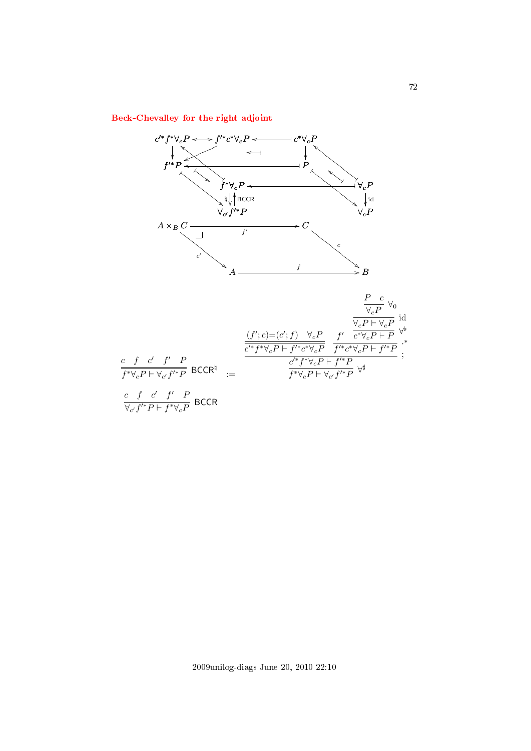## Beck-Chevalley for the right adjoint

$$
\begin{array}{ccccc}
c'^* f^* \forall_c P & \longleftrightarrow & f'^* c^* \forall_c P & \longleftarrow & c^* \forall_c P \\
\downarrow & & & & \downarrow \\
f'^* P & & \longleftarrow & & P \\
& f^* \forall_c P & & \longleftarrow & \forall_c P \\
& {\scriptstyle \sharp}\downarrow\uparrow{\scriptstyle \mathsf{BCCR}} & & & \downarrow{\scriptstyle \mathrm{id}} \\
& \forall_{c'} f'^* P & & & \forall_c P \\
A \times_B C & & \xrightarrow{f'} & & C \\
& \searrow{\scriptstyle c'} & & & \searrow{\scriptstyle c} \\
& A & & \xrightarrow{f} & B
\end{array}
$$

$$
\frac{c \quad f \quad c' \quad f' \quad P}{f^* \forall_c P \vdash \forall_{c'} f'^* P}\ \mathsf{BCCR}^\sharp
\quad := \quad
\dfrac{\dfrac{(f';c)=(c';f) \quad \forall_c P}{c'^* f^* \forall_c P \vdash f'^* c^* \forall_c P} \qquad \dfrac{f' \quad \dfrac{\dfrac{\dfrac{P \quad c}{\forall_c P}\ \forall_0}{\forall_c P \vdash \forall_c P}\ \mathrm{id}}{c^* \forall_c P \vdash P}\ \forall^\flat}{f'^* c^* \forall_c P \vdash f'^* P}\ .^*}{\dfrac{c'^* f^* \forall_c P \vdash f'^* P}{f^* \forall_c P \vdash \forall_{c'} f'^* P}\ \forall^\sharp}\ ;
$$

$$
\frac{c \quad f \quad c' \quad f' \quad P}{\forall_{c'} f'^* P \vdash f^* \forall_c P}\ \mathsf{BCCR}
$$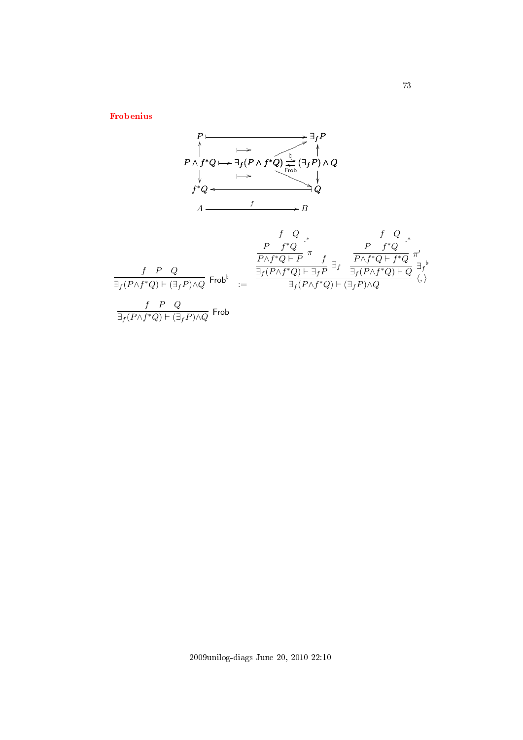# Frobenius

$$
\begin{array}{ccccc}
P & \longmapsto & & \longrightarrow & \exists_f P \\
\uparrow & & & \nearrow & \uparrow \\
P \wedge f^*Q & \longmapsto & \exists_f(P \wedge f^*Q) & \underset{\mathsf{Frob}}{\overset{\natural}{\rightleftarrows}} & (\exists_f P) \wedge Q \\
\downarrow & & & \searrow & \downarrow \\
f^*Q & \longleftarrow & & \longleftarrow & Q \\
A & & \xrightarrow{\quad f \quad} & & B
\end{array}
$$

$$
\dfrac{f \quad P \quad Q}{\exists_f(P \wedge f^*Q) \vdash (\exists_f P) \wedge Q}\ \mathsf{Frob}^\natural
\quad := \quad
\dfrac{
\dfrac{\dfrac{P \quad \dfrac{f \quad Q}{f^*Q}\ .^*}{P \wedge f^*Q \vdash P}\ \pi \quad f}{\exists_f(P \wedge f^*Q) \vdash \exists_f P}\ \exists_f
\quad
\dfrac{\dfrac{P \quad \dfrac{f \quad Q}{f^*Q}\ .^*}{P \wedge f^*Q \vdash f^*Q}\ \pi'}{\exists_f(P \wedge f^*Q) \vdash Q}\ {\exists_f}^\flat
}{\exists_f(P \wedge f^*Q) \vdash (\exists_f P) \wedge Q}\ \langle,\rangle
$$

$$
\dfrac{f \quad P \quad Q}{\exists_f(P \wedge f^*Q) \vdash (\exists_f P) \wedge Q}\ \mathsf{Frob}
$$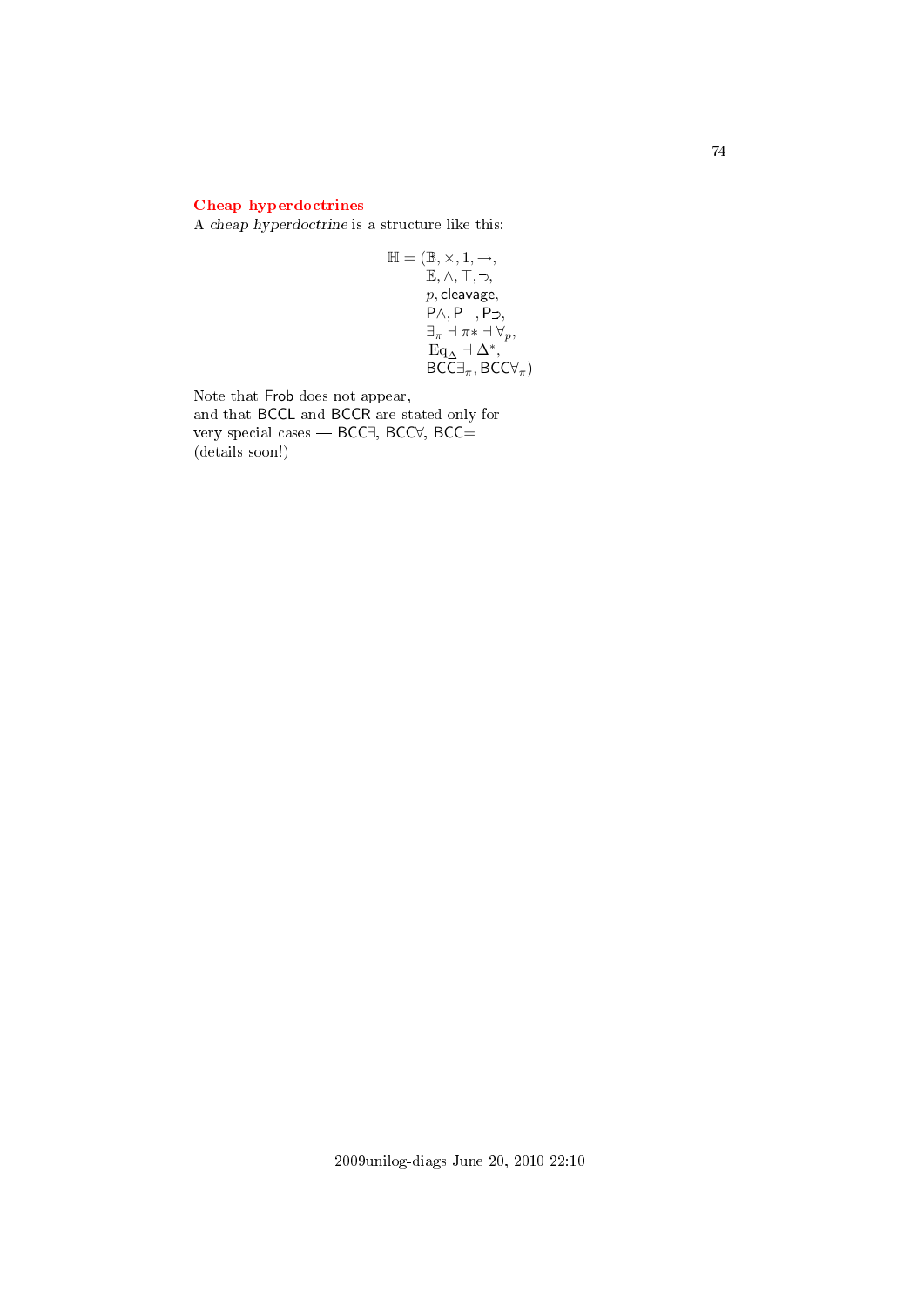## Cheap hyperdoctrines

A *cheap hyperdoctrine* is a structure like this:

$$\begin{aligned}\mathbb{H} = (&\mathbb{B}, \times, 1, \to,\\ &\mathbb{E}, \land, \top, \supset,\\ &p, \mathsf{cleavage},\\ &\mathsf{P}\land, \mathsf{P}\top, \mathsf{P}\supset,\\ &\exists_\pi \dashv \pi* \dashv \forall_p,\\ &\mathrm{Eq}_\Delta \dashv \Delta^*,\\ &\mathsf{BCC}\exists_\pi, \mathsf{BCC}\forall_\pi)\end{aligned}$$

Note that Frob does not appear,
and that BCCL and BCCR are stated only for
very special cases — BCC∃, BCC∀, BCC=
(details soon!)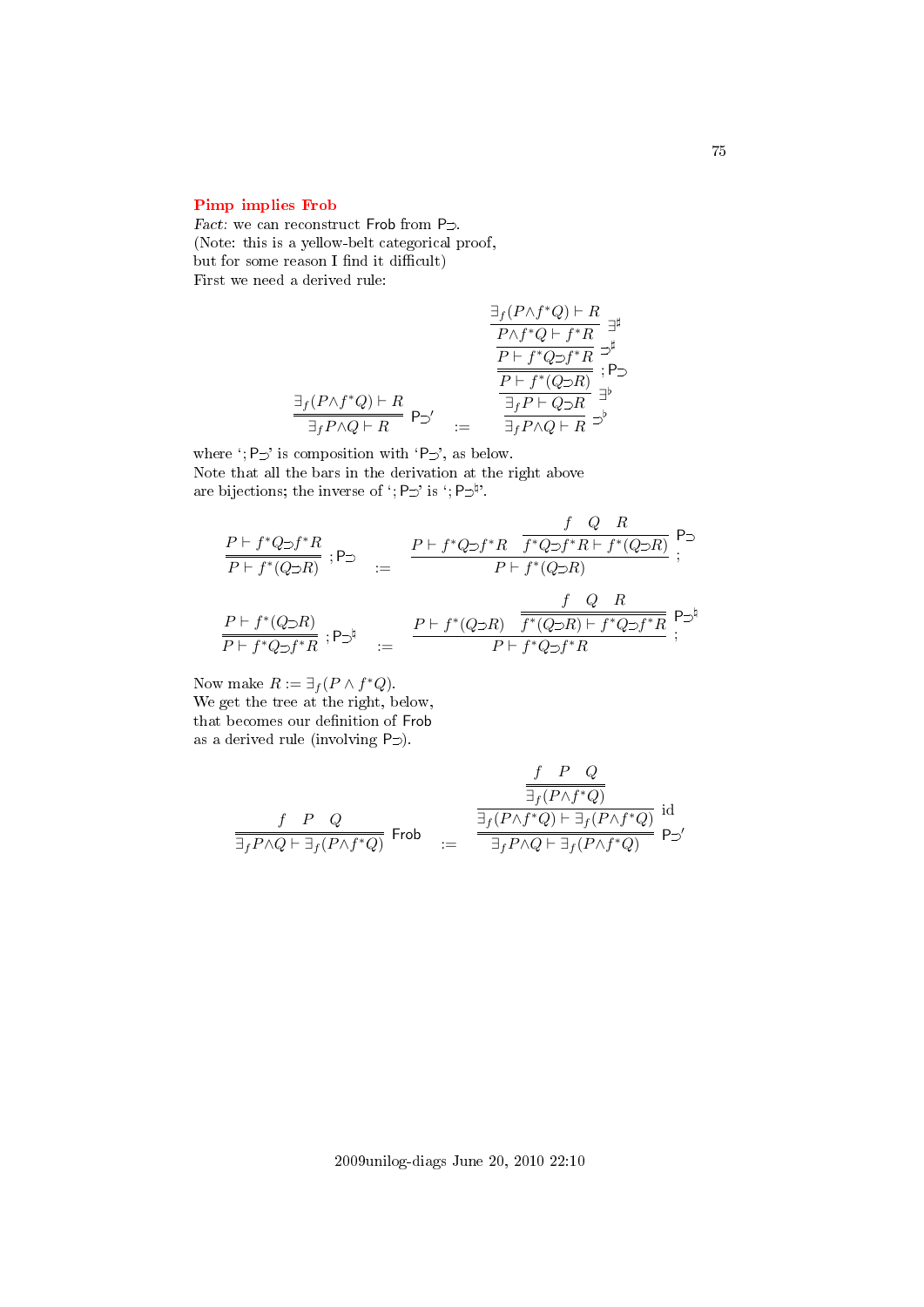## Pimp implies Frob

*Fact:* we can reconstruct Frob from P⊃.
(Note: this is a yellow-belt categorical proof, but for some reason I find it difficult)
First we need a derived rule:

$$
\dfrac{\exists_f(P\wedge f^*Q)\vdash R}{\exists_f P\wedge Q\vdash R}\;\mathsf{P}{\supset}' \quad := \quad
\dfrac{\dfrac{\dfrac{\dfrac{\dfrac{\exists_f(P\wedge f^*Q)\vdash R}{P\wedge f^*Q\vdash f^*R}\;\exists^\sharp}{P\vdash f^*Q\supset f^*R}\;\supset^\sharp}{P\vdash f^*(Q\supset R)}\;;\mathsf{P}{\supset}}{\exists_f P\vdash Q\supset R}\;\exists^\flat}{\exists_f P\wedge Q\vdash R}\;\supset^\flat
$$

where '$;\mathsf{P}{\supset}$' is composition with '$\mathsf{P}{\supset}$', as below.
Note that all the bars in the derivation at the right above are bijections; the inverse of '$;\mathsf{P}{\supset}$' is '$;\mathsf{P}{\supset}^\natural$'.

$$
\dfrac{P\vdash f^*Q\supset f^*R}{P\vdash f^*(Q\supset R)}\;;\mathsf{P}{\supset} \quad := \quad
\dfrac{P\vdash f^*Q\supset f^*R \quad \dfrac{f \quad Q \quad R}{f^*Q\supset f^*R\vdash f^*(Q\supset R)}\;\mathsf{P}{\supset}}{P\vdash f^*(Q\supset R)}\;;
$$

$$
\dfrac{P\vdash f^*(Q\supset R)}{P\vdash f^*Q\supset f^*R}\;;\mathsf{P}{\supset}^\natural \quad := \quad
\dfrac{P\vdash f^*(Q\supset R) \quad \dfrac{f \quad Q \quad R}{f^*(Q\supset R)\vdash f^*Q\supset f^*R}\;\mathsf{P}{\supset}^\natural}{P\vdash f^*Q\supset f^*R}\;;
$$

Now make $R := \exists_f(P\wedge f^*Q)$.
We get the tree at the right, below, that becomes our definition of Frob as a derived rule (involving P⊃).

$$
\dfrac{f \quad P \quad Q}{\exists_f P\wedge Q\vdash \exists_f(P\wedge f^*Q)}\;\mathsf{Frob} \quad := \quad
\dfrac{\dfrac{\dfrac{f \quad P \quad Q}{\exists_f(P\wedge f^*Q)}}{\exists_f(P\wedge f^*Q)\vdash \exists_f(P\wedge f^*Q)}\;\mathrm{id}}{\exists_f P\wedge Q\vdash \exists_f(P\wedge f^*Q)}\;\mathsf{P}{\supset}'
$$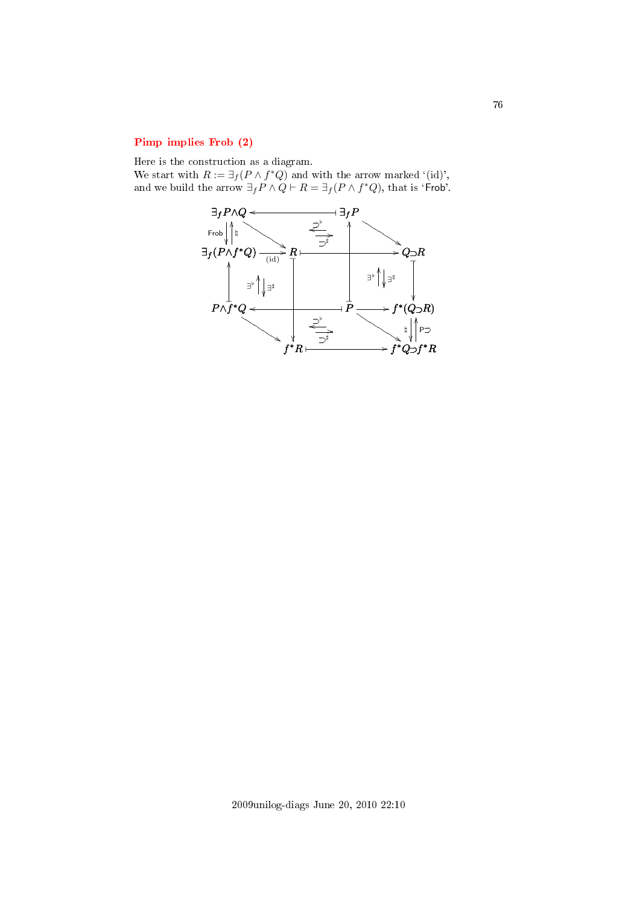## Pimp implies Frob (2)

Here is the construction as a diagram.

We start with $R := \exists_f(P \wedge f^*Q)$ and with the arrow marked '(id)', and we build the arrow $\exists_f P \wedge Q \vdash R = \exists_f(P \wedge f^*Q)$, that is 'Frob'.

$$
\begin{array}{ccccc}
\exists_f P \wedge Q & \longleftarrow\!\!\!\dashv & \exists_f P & & \\
\text{Frob} \downarrow \uparrow \natural & \searrow & \overset{\supset^\flat}{\longleftarrow} \; \underset{\supset^\sharp}{\longrightarrow} & \searrow & \\
\exists_f(P \wedge f^*Q) & \xrightarrow[\text{(id)}]{} R & \longmapsto & & Q \supset R \\
\uparrow & \exists^\flat \uparrow \downarrow \exists^\sharp & & \exists^\flat \uparrow \downarrow \exists^\sharp & \downarrow \\
P \wedge f^*Q & \longleftarrow\!\!\!\dashv & P & \longrightarrow & f^*(Q \supset R) \\
& \searrow & \overset{\supset^\flat}{\longleftarrow} \; \underset{\supset^\sharp}{\longrightarrow} & \searrow & \natural \downarrow \uparrow \mathsf{P}\!\supset \\
& f^*R & \longmapsto & & f^*Q \supset f^*R
\end{array}
$$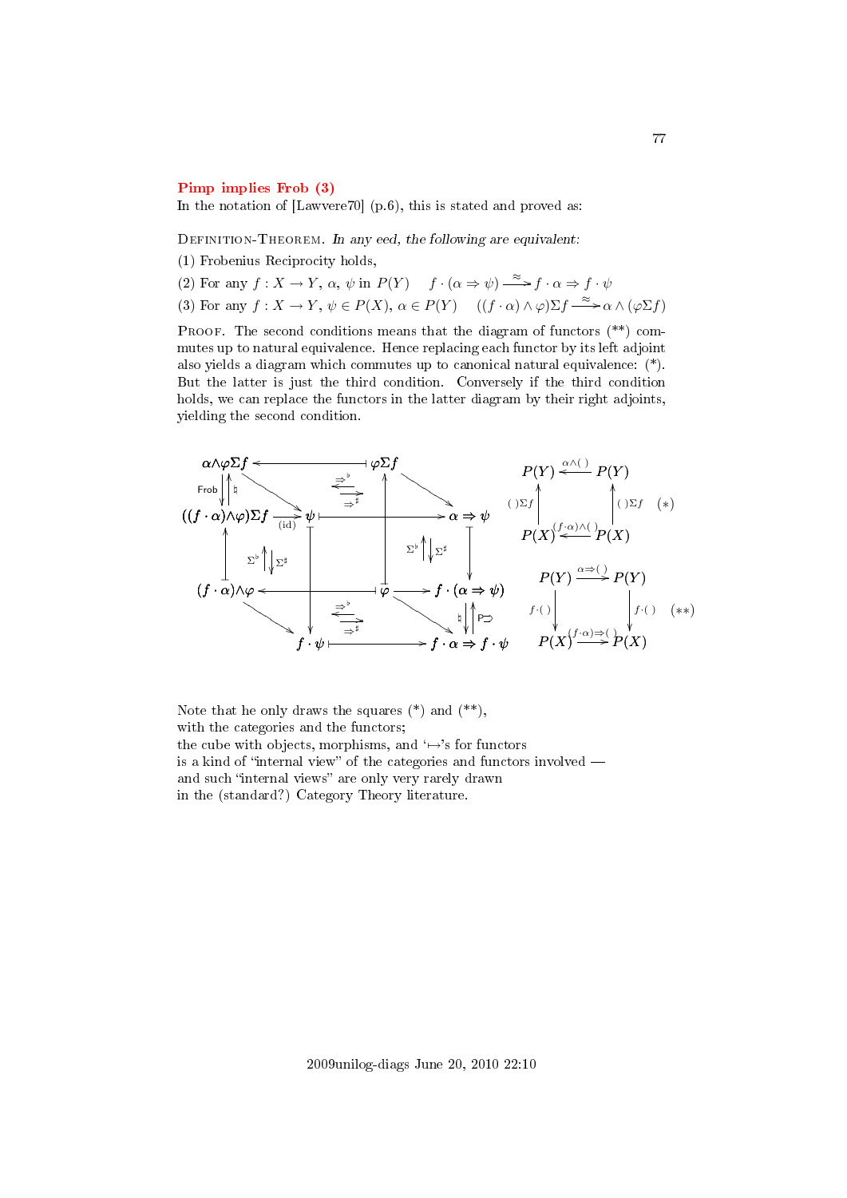**Pimp implies Frob (3)**

In the notation of [Lawvere70] (p.6), this is stated and proved as:

DEFINITION-THEOREM. *In any eed, the following are equivalent:*

(1) Frobenius Reciprocity holds,

(2) For any $f : X \to Y$, $\alpha$, $\psi$ in $P(Y)$ $\quad f \cdot (\alpha \Rightarrow \psi) \xrightarrow{\approx} f \cdot \alpha \Rightarrow f \cdot \psi$

(3) For any $f : X \to Y$, $\psi \in P(X)$, $\alpha \in P(Y)$ $\quad ((f \cdot \alpha) \wedge \varphi)\Sigma f \xrightarrow{\approx} \alpha \wedge (\varphi \Sigma f)$

PROOF. The second conditions means that the diagram of functors (**) commutes up to natural equivalence. Hence replacing each functor by its left adjoint also yields a diagram which commutes up to canonical natural equivalence: (*). But the latter is just the third condition. Conversely if the third condition holds, we can replace the functors in the latter diagram by their right adjoints, yielding the second condition.

$$
\begin{array}{ccc}
P(Y) & \xleftarrow{\alpha \wedge (\,)} & P(Y) \\
\uparrow{\scriptstyle (\,)\Sigma f} & & \uparrow{\scriptstyle (\,)\Sigma f} \\
P(X) & \xleftarrow{(f\cdot\alpha)\wedge(\,)} & P(X)
\end{array}
\qquad (*)
$$

$$
\begin{array}{ccc}
P(Y) & \xrightarrow{\alpha \Rightarrow (\,)} & P(Y) \\
\downarrow{\scriptstyle f\cdot(\,)} & & \downarrow{\scriptstyle f\cdot(\,)} \\
P(X) & \xrightarrow{(f\cdot\alpha)\Rightarrow(\,)} & P(X)
\end{array}
\qquad (**)
$$

Note that he only draws the squares (*) and (**),
with the categories and the functors;
the cube with objects, morphisms, and '$\mapsto$'s for functors
is a kind of "internal view" of the categories and functors involved —
and such "internal views" are only very rarely drawn
in the (standard?) Category Theory literature.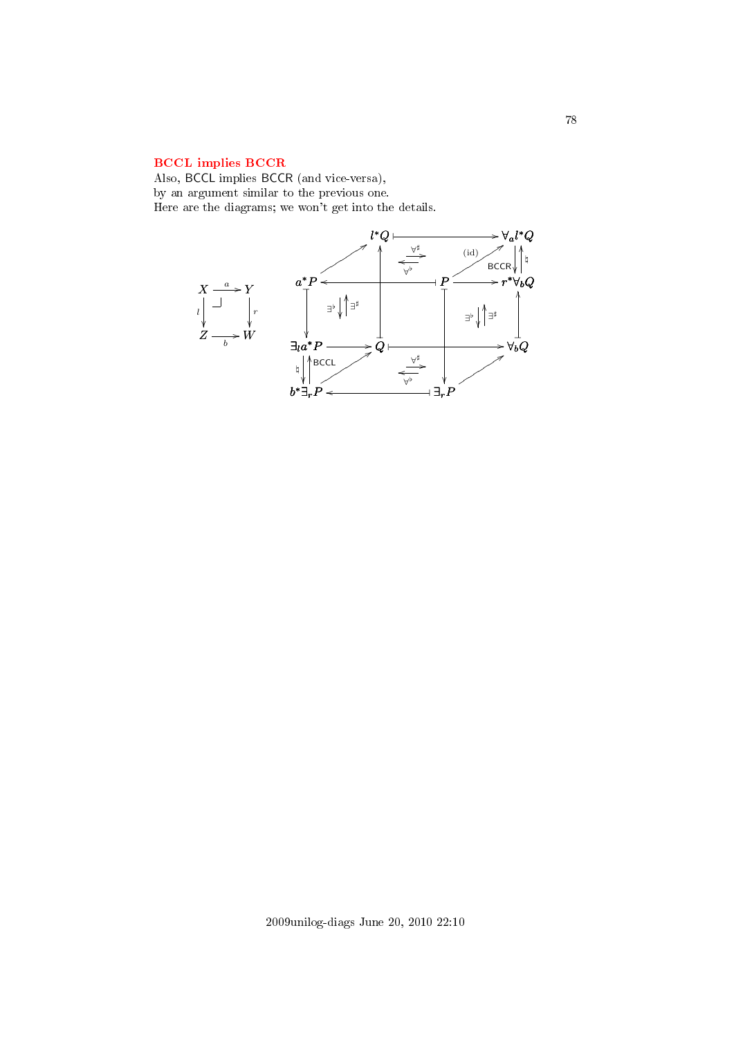## BCCL implies BCCR

Also, BCCL implies BCCR (and vice-versa),
by an argument similar to the previous one.
Here are the diagrams; we won't get into the details.

$$
\begin{array}{ccc}
X & \xrightarrow{a} & Y \\
{\scriptstyle l}\downarrow & \lrcorner & \downarrow{\scriptstyle r} \\
Z & \xrightarrow[b]{} & W
\end{array}
$$

$$
\begin{array}{ccccccc}
 & & l^*Q & \longmapsto & & & \forall_a l^*Q \\
 & \nearrow & \uparrow & \overset{\forall^\sharp}{\underset{\forall^\flat}{\rightleftarrows}} & (\text{id}) & \nearrow & \mathsf{BCCR}\downarrow\uparrow\natural \\
a^*P & \longleftarrow & & \longmapsfrom & P & \longrightarrow & r^*\forall_b Q \\
\downarrow & \exists^\flat \downarrow\uparrow \exists^\sharp & & & \downarrow & \exists^\flat \downarrow\uparrow \exists^\sharp & \uparrow \\
\exists_l a^*P & \longrightarrow & Q & \longmapsto & & & \forall_b Q \\
\natural\downarrow\uparrow\mathsf{BCCL} & \nearrow & & \overset{\forall^\sharp}{\underset{\forall^\flat}{\rightleftarrows}} & \downarrow & \nearrow & \\
b^*\exists_r P & \longleftarrow & & \longmapsfrom & \exists_r P & &
\end{array}
$$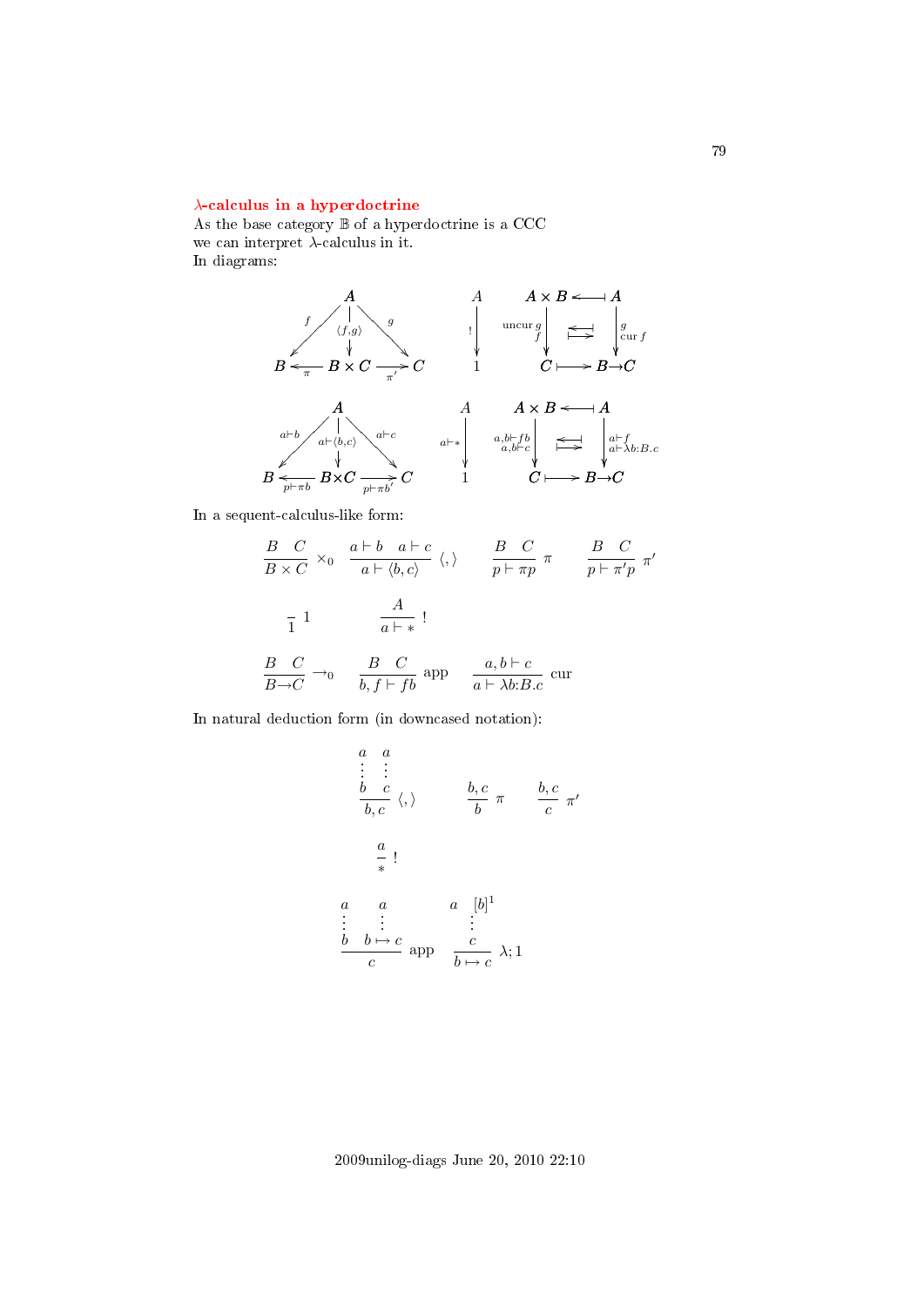## λ-calculus in a hyperdoctrine

As the base category $\mathbb{B}$ of a hyperdoctrine is a CCC we can interpret λ-calculus in it.
In diagrams:

$$
\begin{array}{ccc}
 & A & \\
f\swarrow & \downarrow\langle f,g\rangle & \searrow g \\
B \xleftarrow{\pi} & B\times C & \xrightarrow{\pi'} C
\end{array}
\qquad
\begin{array}{c} A \\ \downarrow ! \\ 1 \end{array}
\qquad
\begin{array}{ccc}
A\times B & \longleftarrow\!\shortmid & A \\
\downarrow \text{uncur}\,g \;\; f & \leftrightarrows & \downarrow g \;\; \text{cur}\,f \\
C & \longmapsto & B\to C
\end{array}
$$

$$
\begin{array}{ccc}
 & A & \\
a\vdash b\swarrow & \downarrow a\vdash\langle b,c\rangle & \searrow a\vdash c \\
B \xleftarrow{p\vdash\pi b} & B\times C & \xrightarrow{p\vdash\pi b'} C
\end{array}
\qquad
\begin{array}{c} A \\ \downarrow a\vdash * \\ 1 \end{array}
\qquad
\begin{array}{ccc}
A\times B & \longleftarrow\!\shortmid & A \\
\downarrow a,b\vdash fb \;\; a,b\vdash c & \leftrightarrows & \downarrow a\vdash f \;\; a\vdash\lambda b{:}B.c \\
C & \longmapsto & B\to C
\end{array}
$$

In a sequent-calculus-like form:

$$
\frac{B \quad C}{B\times C}\times_0
\qquad
\frac{a\vdash b \quad a\vdash c}{a\vdash\langle b,c\rangle}\langle,\rangle
\qquad
\frac{B \quad C}{p\vdash\pi p}\pi
\qquad
\frac{B \quad C}{p\vdash\pi' p}\pi'
$$

$$
\frac{}{1}\,1
\qquad
\frac{A}{a\vdash *}\,!
$$

$$
\frac{B \quad C}{B\to C}\to_0
\qquad
\frac{B \quad C}{b,f\vdash fb}\text{app}
\qquad
\frac{a,b\vdash c}{a\vdash\lambda b{:}B.c}\text{cur}
$$

In natural deduction form (in downcased notation):

$$
\frac{\begin{array}{cc} a & a \\ \vdots & \vdots \\ b & c \end{array}}{b,c}\langle,\rangle
\qquad
\frac{b,c}{b}\pi
\qquad
\frac{b,c}{c}\pi'
$$

$$
\frac{a}{*}\,!
$$

$$
\frac{\begin{array}{cc} a & a \\ \vdots & \vdots \\ b & b\mapsto c \end{array}}{c}\text{app}
\qquad
\frac{\begin{array}{cc} a & [b]^1 \\ & \vdots \\ & c \end{array}}{b\mapsto c}\lambda;1
$$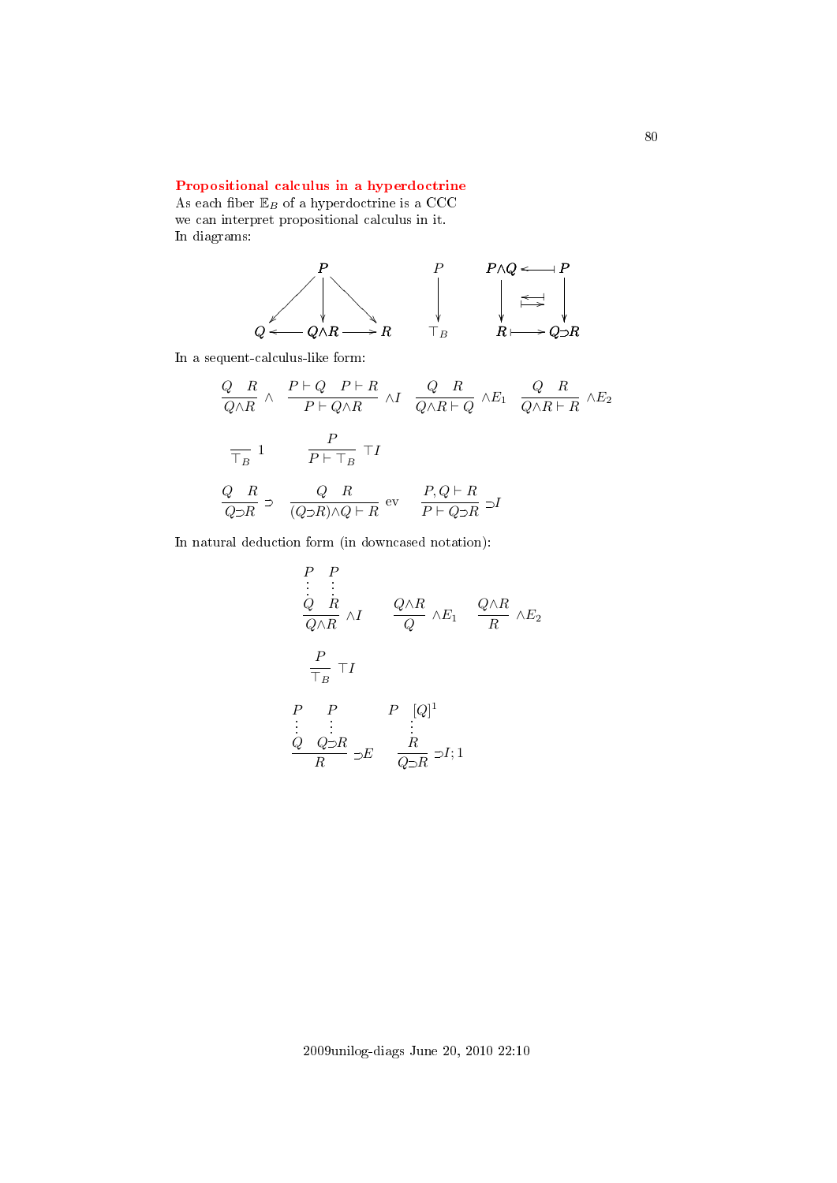## Propositional calculus in a hyperdoctrine

As each fiber $\mathbb{E}_B$ of a hyperdoctrine is a CCC we can interpret propositional calculus in it.
In diagrams:

$$
\begin{array}{ccccc}
 & & P & & \\
 & \swarrow & \downarrow & \searrow & \\
Q & \longleftarrow & Q{\wedge}R & \longrightarrow & R
\end{array}
\qquad
\begin{array}{c}
P \\
\downarrow \\
\top_B
\end{array}
\qquad
\begin{array}{ccc}
P{\wedge}Q & \longleftarrow\!\!\dashv & P \\
\downarrow & \overset{\longleftarrow\!\dashv}{\underset{\longmapsto}{}} & \downarrow \\
R & \longmapsto & Q{\supset}R
\end{array}
$$

In a sequent-calculus-like form:

$$
\frac{Q \quad R}{Q{\wedge}R}\ \wedge \qquad \frac{P \vdash Q \quad P \vdash R}{P \vdash Q{\wedge}R}\ \wedge I \qquad \frac{Q \quad R}{Q{\wedge}R \vdash Q}\ \wedge E_1 \qquad \frac{Q \quad R}{Q{\wedge}R \vdash R}\ \wedge E_2
$$

$$
\frac{}{\top_B}\ 1 \qquad \frac{P}{P \vdash \top_B}\ \top I
$$

$$
\frac{Q \quad R}{Q{\supset}R}\ \supset \qquad \frac{Q \quad R}{(Q{\supset}R){\wedge}Q \vdash R}\ \mathrm{ev} \qquad \frac{P, Q \vdash R}{P \vdash Q{\supset}R}\ \supset I
$$

In natural deduction form (in downcased notation):

$$
\frac{\begin{array}{cc} P & P \\ \vdots & \vdots \\ Q & R \end{array}}{Q{\wedge}R}\ \wedge I \qquad \frac{Q{\wedge}R}{Q}\ \wedge E_1 \qquad \frac{Q{\wedge}R}{R}\ \wedge E_2
$$

$$
\frac{P}{\top_B}\ \top I
$$

$$
\frac{\begin{array}{cc} P & P \\ \vdots & \vdots \\ Q & Q{\supset}R \end{array}}{R}\ \supset E \qquad \frac{\begin{array}{cc} P & [Q]^1 \\ & \vdots \\ & R \end{array}}{Q{\supset}R}\ \supset I; 1
$$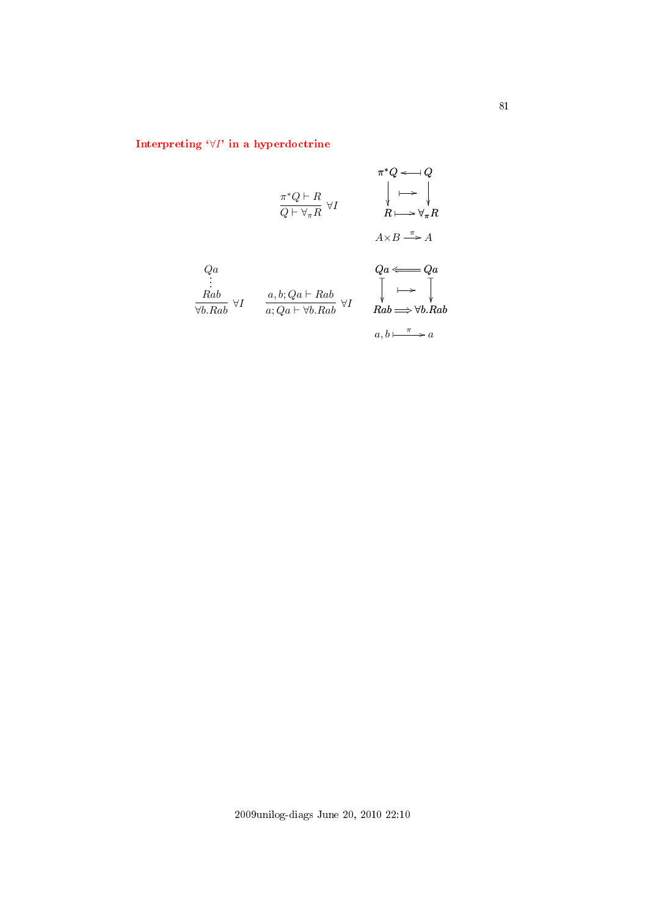## Interpreting '$\forall I$' in a hyperdoctrine

$$\frac{\pi^*Q \vdash R}{Q \vdash \forall_\pi R}\ \forall I \qquad \begin{array}{ccc} \pi^*Q & \longleftarrow\!\dashv & Q \\ \downarrow & \longmapsto & \downarrow \\ R & \longmapsto & \forall_\pi R \end{array}$$

$$A \times B \xrightarrow{\pi} A$$

$$\begin{array}{c} Qa \\ \vdots \\ \dfrac{Rab}{\forall b.Rab}\ \forall I \end{array} \qquad \frac{a, b; Qa \vdash Rab}{a; Qa \vdash \forall b.Rab}\ \forall I \qquad \begin{array}{ccc} Qa & \Longleftarrow & Qa \\ \downarrow & \longmapsto & \downarrow \\ Rab & \Longrightarrow & \forall b.Rab \end{array}$$

$$a, b \stackrel{\pi}{\longmapsto} a$$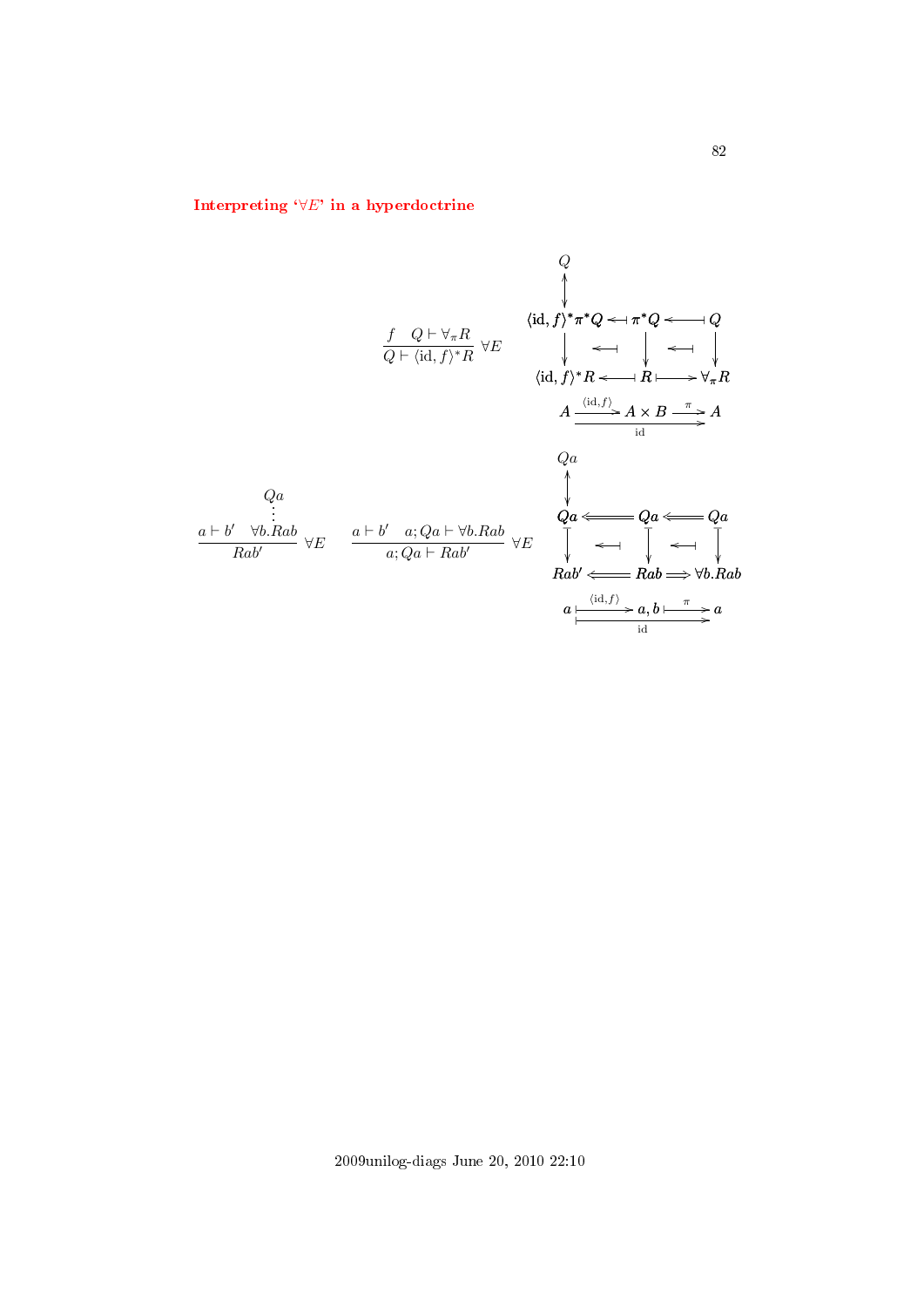### Interpreting '$\forall E$' in a hyperdoctrine

$$\frac{f \quad Q \vdash \forall_\pi R}{Q \vdash \langle \mathrm{id}, f\rangle^* R}\ \forall E$$

$$\begin{array}{ccccc}
 & & Q & & \\
 & & \updownarrow & & \\
\langle \mathrm{id}, f\rangle^* \pi^* Q & \leftarrow\!\shortmid & \pi^* Q & \leftarrow\!\shortmid & Q \\
\downarrow & \leftarrow\!\shortmid & \downarrow & \leftarrow\!\shortmid & \downarrow \\
\langle \mathrm{id}, f\rangle^* R & \leftarrow\!\shortmid & R & \mapsto & \forall_\pi R \\
A & \xrightarrow{\langle \mathrm{id}, f\rangle} & A \times B & \xrightarrow{\pi} & A
\end{array}$$

with $\mathrm{id}: A \to A$ along the bottom.

$$\frac{\begin{array}{c} Qa \\ \vdots \\ a \vdash b' \quad \forall b.Rab \end{array}}{Rab'}\ \forall E \qquad \frac{a \vdash b' \quad a; Qa \vdash \forall b.Rab}{a; Qa \vdash Rab'}\ \forall E$$

$$\begin{array}{ccccc}
 & & Qa & & \\
 & & \updownarrow & & \\
Qa & \Longleftarrow & Qa & \Longleftarrow & Qa \\
\downarrow & \leftarrow\!\shortmid & \downarrow & \leftarrow\!\shortmid & \downarrow \\
Rab' & \Longleftarrow & Rab & \Longrightarrow & \forall b.Rab \\
a & \xmapsto{\langle \mathrm{id}, f\rangle} & a, b & \xmapsto{\pi} & a
\end{array}$$

with $\mathrm{id}: a \mapsto a$ along the bottom.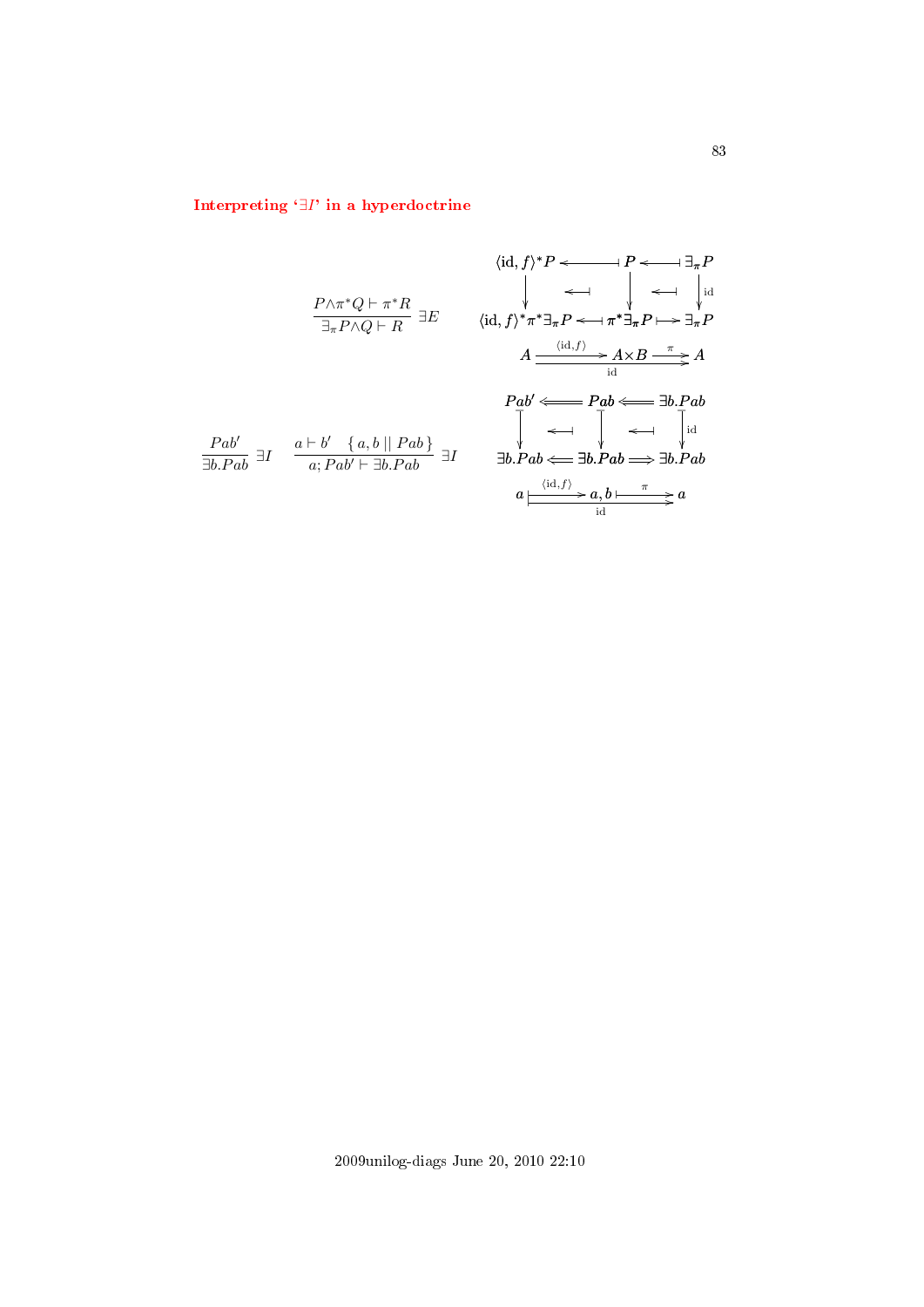## Interpreting '$\exists I$' in a hyperdoctrine

$$\frac{P \wedge \pi^* Q \vdash \pi^* R}{\exists_\pi P \wedge Q \vdash R}\ \exists E$$

$$\begin{array}{ccccc}
\langle \mathrm{id}, f\rangle^* P & \longleftarrow\!\shortmid & P & \longleftarrow\!\shortmid & \exists_\pi P \\
\downarrow & \longleftarrow\!\shortmid & \downarrow & \longleftarrow\!\shortmid & \downarrow \mathrm{id} \\
\langle \mathrm{id}, f\rangle^* \pi^* \exists_\pi P & \longleftarrow\!\shortmid & \pi^* \exists_\pi P & \longmapsto & \exists_\pi P
\end{array}$$

$$A \xrightarrow{\langle \mathrm{id}, f\rangle} A \times B \xrightarrow{\pi} A, \qquad A \xrightarrow{\mathrm{id}} A$$

$$\frac{Pab'}{\exists b.Pab}\ \exists I \qquad \frac{a \vdash b' \quad \{\, a, b \mid\mid Pab\,\}}{a; Pab' \vdash \exists b.Pab}\ \exists I$$

$$\begin{array}{ccccc}
Pab' & \Longleftarrow & Pab & \Longleftarrow & \exists b.Pab \\
\downarrow & \longleftarrow\!\shortmid & \downarrow & \longleftarrow\!\shortmid & \downarrow \mathrm{id} \\
\exists b.Pab & \Longleftarrow & \exists b.Pab & \Longrightarrow & \exists b.Pab
\end{array}$$

$$a \xmapsto{\langle \mathrm{id}, f\rangle} a, b \xmapsto{\pi} a, \qquad a \xmapsto{\mathrm{id}} a$$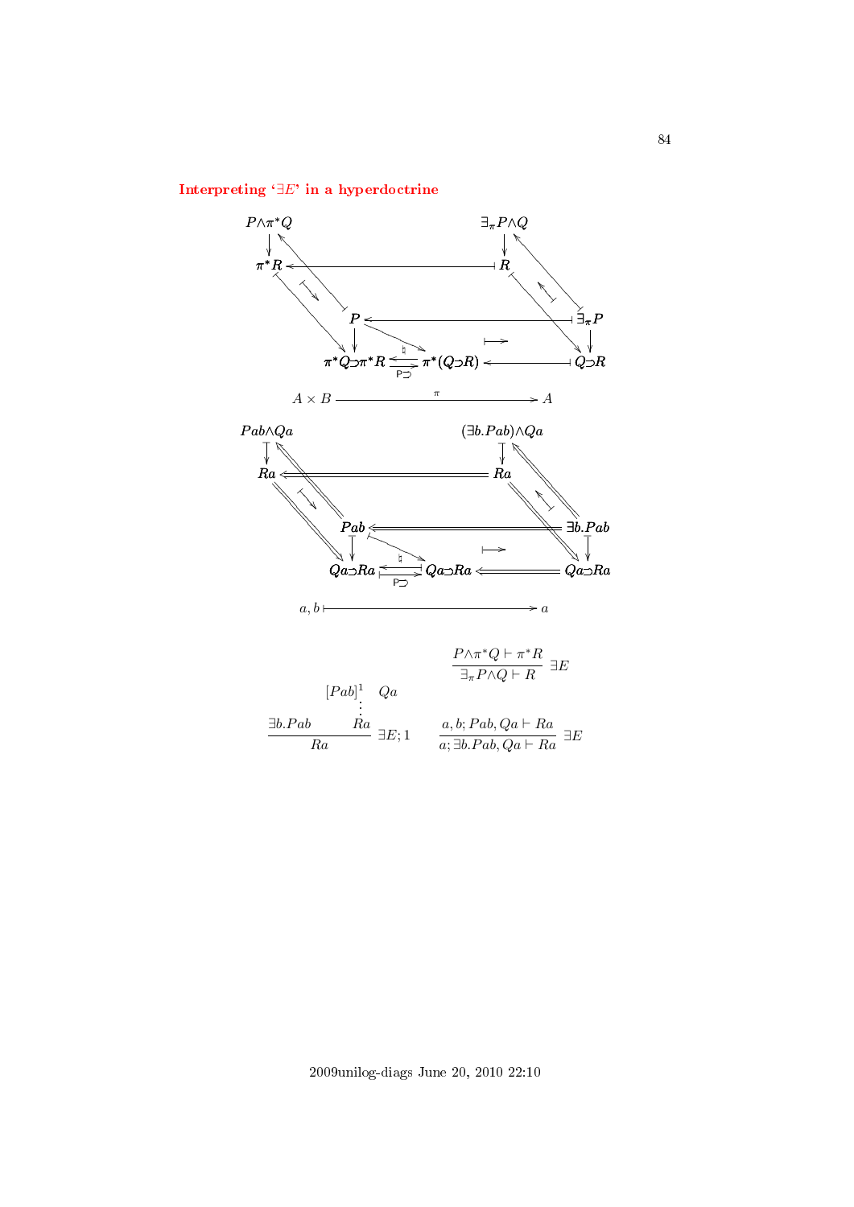## Interpreting '$\exists E$' in a hyperdoctrine

$$
\begin{array}{ccccc}
P\wedge\pi^*Q & & & & \exists_\pi P\wedge Q \\
\downarrow & & & & \downarrow \\
\pi^*R & \longleftarrow & & \longmapsto & R \\
 & P & \longleftarrow & \longmapsto & \exists_\pi P \\
 & \downarrow & & & \downarrow \\
 & \pi^*Q\supset\pi^*R & \underset{\mathsf{P}\supset}{\overset{\natural}{\rightleftarrows}} \ \pi^*(Q\supset R) & \longleftarrow & Q\supset R
\end{array}
$$

$$A \times B \xrightarrow{\ \ \pi\ \ } A$$

$$
\begin{array}{ccccc}
Pab\wedge Qa & & & & (\exists b.Pab)\wedge Qa \\
\downarrow & & & & \downarrow \\
Ra & \Longleftarrow & & \Longrightarrow & Ra \\
 & Pab & \Longleftarrow & \Longrightarrow & \exists b.Pab \\
 & \downarrow & & & \downarrow \\
 & Qa\supset Ra & \underset{\mathsf{P}\supset}{\overset{\natural}{\rightleftarrows}} \ Qa\supset Ra & \Longleftarrow & Qa\supset Ra
\end{array}
$$

$$a, b \longmapsto a$$

$$\frac{P\wedge\pi^*Q \vdash \pi^*R}{\exists_\pi P\wedge Q \vdash R}\ \exists E$$

$$\frac{\exists b.Pab \qquad \begin{array}{c}[Pab]^1 \quad Qa \\ \vdots \\ Ra\end{array}}{Ra}\ \exists E;1 \qquad\qquad \frac{a, b; Pab, Qa \vdash Ra}{a; \exists b.Pab, Qa \vdash Ra}\ \exists E$$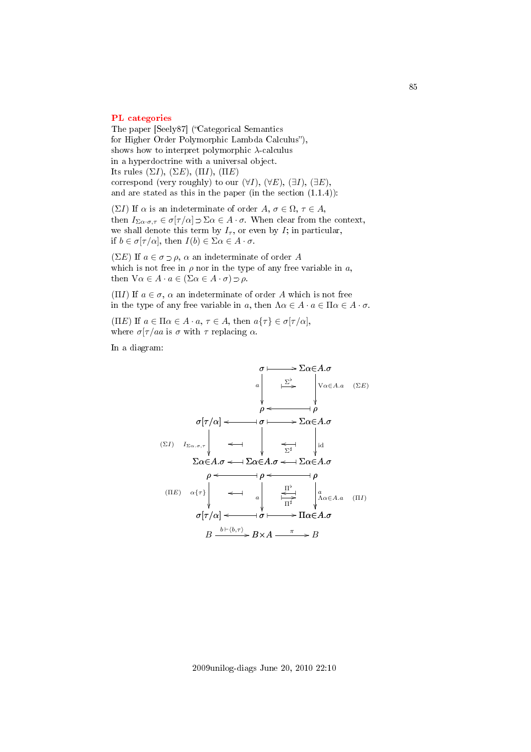**PL categories**

The paper [Seely87] ("Categorical Semantics for Higher Order Polymorphic Lambda Calculus"), shows how to interpret polymorphic $\lambda$-calculus in a hyperdoctrine with a universal object. Its rules $(\Sigma I)$, $(\Sigma E)$, $(\Pi I)$, $(\Pi E)$ correspond (very roughly) to our $(\forall I)$, $(\forall E)$, $(\exists I)$, $(\exists E)$, and are stated as this in the paper (in the section (1.1.4)):

$(\Sigma I)$ If $\alpha$ is an indeterminate of order $A$, $\sigma \in \Omega$, $\tau \in A$, then $I_{\Sigma\alpha\cdot\sigma,\tau} \in \sigma[\tau/\alpha] \supset \Sigma\alpha \in A \cdot \sigma$. When clear from the context, we shall denote this term by $I_\tau$, or even by $I$; in particular, if $b \in \sigma[\tau/\alpha]$, then $I(b) \in \Sigma\alpha \in A \cdot \sigma$.

$(\Sigma E)$ If $a \in \sigma \supset \rho$, $\alpha$ an indeterminate of order $A$ which is not free in $\rho$ nor in the type of any free variable in $a$, then $\mathrm{V}\alpha \in A \cdot a \in (\Sigma\alpha \in A \cdot \sigma) \supset \rho$.

$(\Pi I)$ If $a \in \sigma$, $\alpha$ an indeterminate of order $A$ which is not free in the type of any free variable in $a$, then $\Lambda\alpha \in A \cdot a \in \Pi\alpha \in A \cdot \sigma$.

$(\Pi E)$ If $a \in \Pi\alpha \in A \cdot a$, $\tau \in A$, then $a\{\tau\} \in \sigma[\tau/\alpha]$, where $\sigma[\tau/aa$ is $\sigma$ with $\tau$ replacing $\alpha$.

In a diagram:

$$
\begin{array}{ccccccc}
 & & & \sigma & \longmapsto & \Sigma\alpha{\in}A.\sigma & \\
 & & {\scriptstyle a}\downarrow & & \overset{\Sigma^\flat}{\longmapsto} & \downarrow{\scriptstyle \mathrm{V}\alpha\in A.a} & (\Sigma E) \\
 & & & \rho & \longleftarrow\!\!| & \rho & \\
\sigma[\tau/\alpha] & \longleftarrow\!\!| & & \sigma & \longmapsto & \Sigma\alpha{\in}A.\sigma & \\
(\Sigma I)\quad {\scriptstyle I_{\Sigma\alpha.\sigma,\tau}}\downarrow & \longleftarrow\!\!| & & \downarrow & \underset{\Sigma^\sharp}{\longleftarrow\!\!|} & \downarrow{\scriptstyle \mathrm{id}} & \\
\Sigma\alpha{\in}A.\sigma & \longleftarrow\!\!| & & \Sigma\alpha{\in}A.\sigma & \longleftarrow\!\!| & \Sigma\alpha{\in}A.\sigma & \\
\rho & \longleftarrow\!\!| & & \rho & \longleftarrow\!\!| & \rho & \\
(\Pi E)\quad {\scriptstyle \alpha\{\tau\}}\downarrow & \longleftarrow\!\!| & {\scriptstyle a}\downarrow & & \overset{\Pi^\flat}{\longleftarrow\!\!|}\ \underset{\Pi^\sharp}{\longmapsto} & \downarrow{\scriptstyle a \atop \Lambda\alpha\in A.a} & (\Pi I) \\
\sigma[\tau/\alpha] & \longleftarrow\!\!| & & \sigma & \longmapsto & \Pi\alpha{\in}A.\sigma & \\
B & \xrightarrow{b\vdash\langle b,\tau\rangle} & & B{\times}A & \xrightarrow{\pi} & B &
\end{array}
$$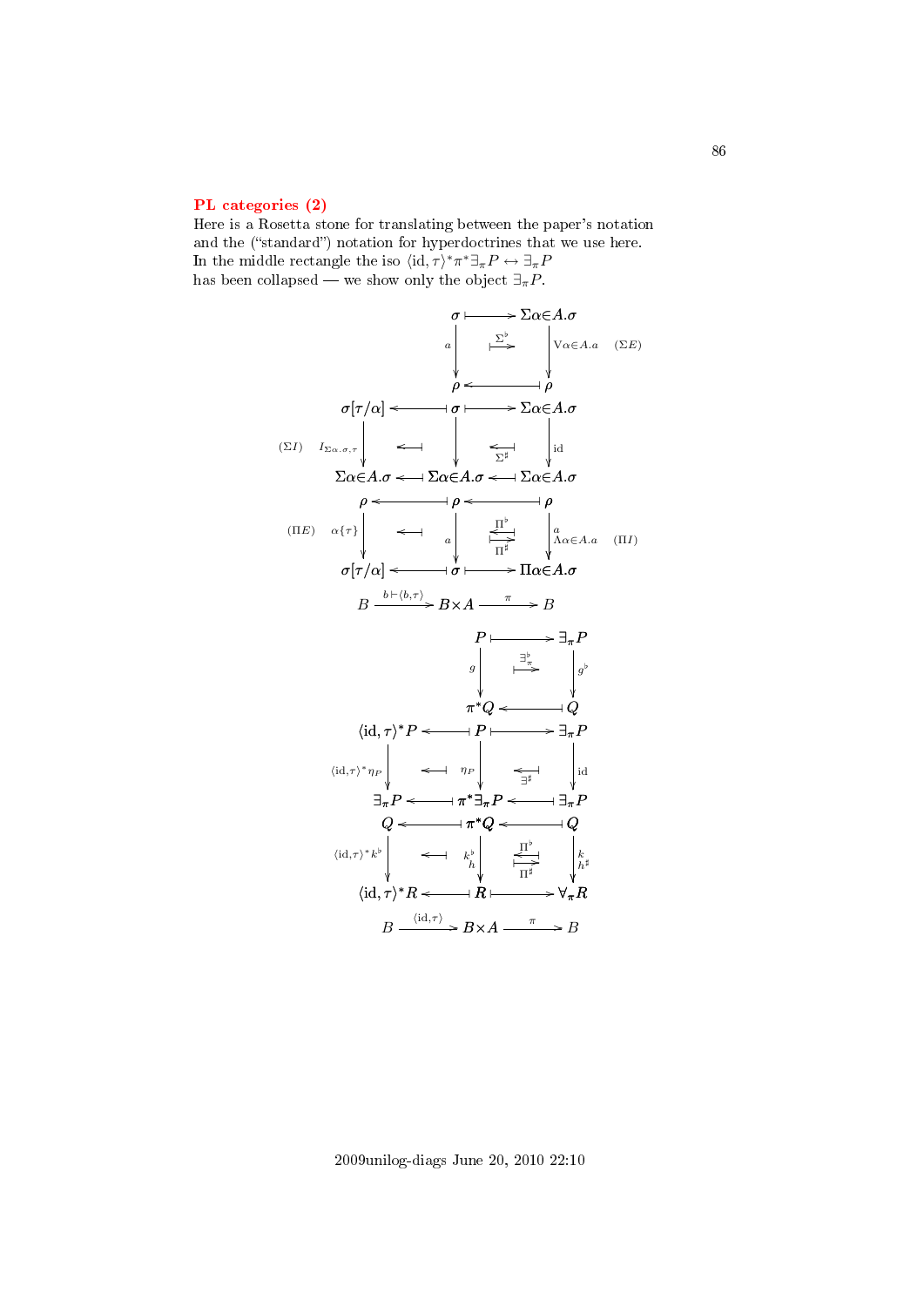## PL categories (2)

Here is a Rosetta stone for translating between the paper's notation and the ("standard") notation for hyperdoctrines that we use here. In the middle rectangle the iso $\langle \mathrm{id}, \tau\rangle^* \pi^* \exists_\pi P \leftrightarrow \exists_\pi P$ has been collapsed — we show only the object $\exists_\pi P$.

$$
\begin{array}{ccccc}
 & & \sigma & \longmapsto & \Sigma\alpha{\in}A.\sigma \\
 & & {\scriptstyle a}\downarrow & \overset{\Sigma^\flat}{\longmapsto} & \downarrow{\scriptstyle \mathrm{V}\alpha\in A.a} \quad (\Sigma E) \\
 & & \rho & \longleftarrow & \rho \\
\sigma[\tau/\alpha] & \longleftarrow & \sigma & \longmapsto & \Sigma\alpha{\in}A.\sigma \\
(\Sigma I) \quad {\scriptstyle I_{\Sigma\alpha.\sigma,\tau}}\downarrow & \longleftarrow & \downarrow & \underset{\Sigma^\sharp}{\longleftarrow} & \downarrow{\scriptstyle \mathrm{id}} \\
\Sigma\alpha{\in}A.\sigma & \longleftarrow & \Sigma\alpha{\in}A.\sigma & \longleftarrow & \Sigma\alpha{\in}A.\sigma \\
\rho & \longleftarrow & \rho & \longleftarrow & \rho \\
(\Pi E) \quad {\scriptstyle \alpha\{\tau\}}\downarrow & \longleftarrow & {\scriptstyle a}\downarrow & \overset{\Pi^\flat}{\longleftarrow}\ \underset{\Pi^\sharp}{\longmapsto} & \downarrow{\scriptstyle a,\ \Lambda\alpha\in A.a} \quad (\Pi I) \\
\sigma[\tau/\alpha] & \longleftarrow & \sigma & \longmapsto & \Pi\alpha{\in}A.\sigma \\
B & \xrightarrow{b\vdash\langle b,\tau\rangle} & B\times A & \xrightarrow{\pi} & B
\end{array}
$$

$$
\begin{array}{ccccc}
 & & P & \longmapsto & \exists_\pi P \\
 & & {\scriptstyle g}\downarrow & \overset{\exists^\flat_\pi}{\longmapsto} & \downarrow{\scriptstyle g^\flat} \\
 & & \pi^*Q & \longleftarrow & Q \\
\langle \mathrm{id},\tau\rangle^* P & \longleftarrow & P & \longmapsto & \exists_\pi P \\
{\scriptstyle \langle \mathrm{id},\tau\rangle^*\eta_P}\downarrow & \longleftarrow & {\scriptstyle \eta_P}\downarrow & \underset{\exists^\sharp}{\longleftarrow} & \downarrow{\scriptstyle \mathrm{id}} \\
\exists_\pi P & \longleftarrow & \pi^*\exists_\pi P & \longleftarrow & \exists_\pi P \\
Q & \longleftarrow & \pi^*Q & \longleftarrow & Q \\
{\scriptstyle \langle \mathrm{id},\tau\rangle^* k^\flat}\downarrow & \longleftarrow & {\scriptstyle k^\flat,\ h}\downarrow & \overset{\Pi^\flat}{\longleftarrow}\ \underset{\Pi^\sharp}{\longmapsto} & \downarrow{\scriptstyle k,\ h^\sharp} \\
\langle \mathrm{id},\tau\rangle^* R & \longleftarrow & R & \longmapsto & \forall_\pi R \\
B & \xrightarrow{\langle \mathrm{id},\tau\rangle} & B\times A & \xrightarrow{\pi} & B
\end{array}
$$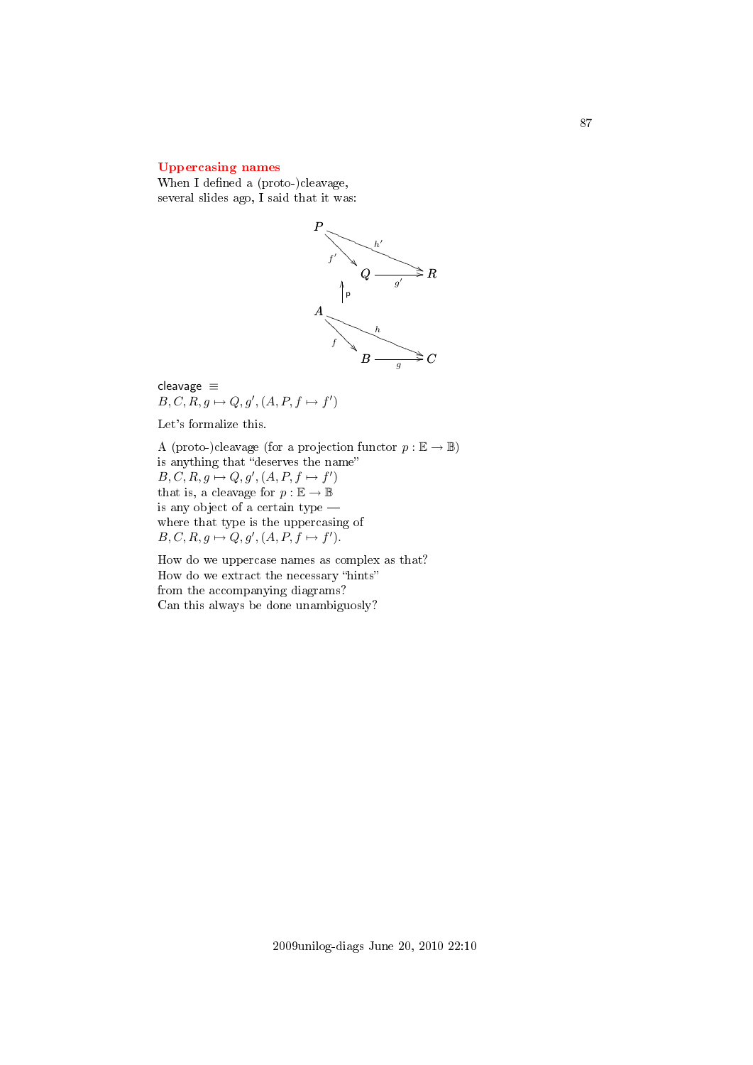## Uppercasing names

When I defined a (proto-)cleavage,
several slides ago, I said that it was:

$$
\begin{array}{ccc}
P & & \\
 & \overset{f'}{\searrow} \quad \overset{h'}{\longrightarrow} & \\
 & Q \xrightarrow{g'} R & \\
 & \uparrow p & \\
A & & \\
 & \overset{f}{\searrow} \quad \overset{h}{\longrightarrow} & \\
 & B \xrightarrow{g} C &
\end{array}
$$

cleavage $\equiv$
$B, C, R, g \mapsto Q, g', (A, P, f \mapsto f')$

Let's formalize this.

A (proto-)cleavage (for a projection functor $p : \mathbb{E} \to \mathbb{B}$)
is anything that "deserves the name"
$B, C, R, g \mapsto Q, g', (A, P, f \mapsto f')$
that is, a cleavage for $p : \mathbb{E} \to \mathbb{B}$
is any object of a certain type —
where that type is the uppercasing of
$B, C, R, g \mapsto Q, g', (A, P, f \mapsto f')$.

How do we uppercase names as complex as that?
How do we extract the necessary "hints"
from the accompanying diagrams?
Can this always be done unambiguosly?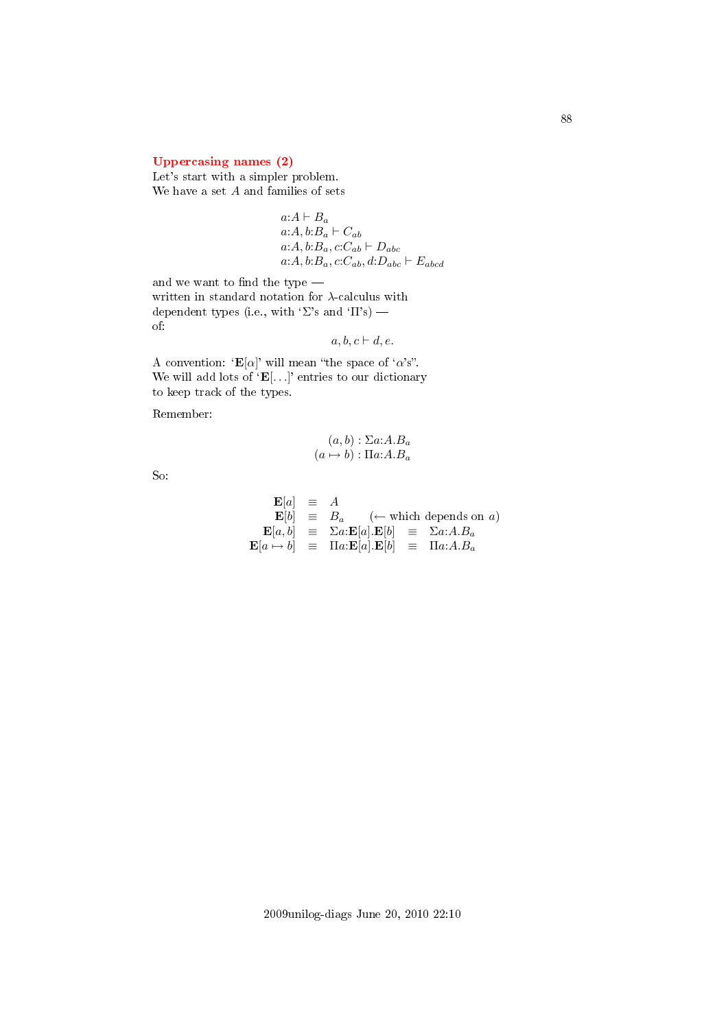### Uppercasing names (2)

Let's start with a simpler problem.
We have a set $A$ and families of sets

$$
\begin{array}{l}
a{:}A \vdash B_a \\
a{:}A, b{:}B_a \vdash C_{ab} \\
a{:}A, b{:}B_a, c{:}C_{ab} \vdash D_{abc} \\
a{:}A, b{:}B_a, c{:}C_{ab}, d{:}D_{abc} \vdash E_{abcd}
\end{array}
$$

and we want to find the type —
written in standard notation for $\lambda$-calculus with
dependent types (i.e., with '$\Sigma$'s and '$\Pi$'s) —
of:

$$a, b, c \vdash d, e.$$

A convention: '$\mathbf{E}[\alpha]$' will mean "the space of '$\alpha$'s".
We will add lots of '$\mathbf{E}[\ldots]$' entries to our dictionary
to keep track of the types.

Remember:

$$
\begin{array}{r}
(a, b) : \Sigma a{:}A.B_a \\
(a \mapsto b) : \Pi a{:}A.B_a
\end{array}
$$

So:

$$
\begin{array}{rcl}
\mathbf{E}[a] & \equiv & A \\
\mathbf{E}[b] & \equiv & B_a \qquad (\leftarrow \text{which depends on } a) \\
\mathbf{E}[a, b] & \equiv & \Sigma a{:}\mathbf{E}[a].\mathbf{E}[b] \quad \equiv \quad \Sigma a{:}A.B_a \\
\mathbf{E}[a \mapsto b] & \equiv & \Pi a{:}\mathbf{E}[a].\mathbf{E}[b] \quad \equiv \quad \Pi a{:}A.B_a
\end{array}
$$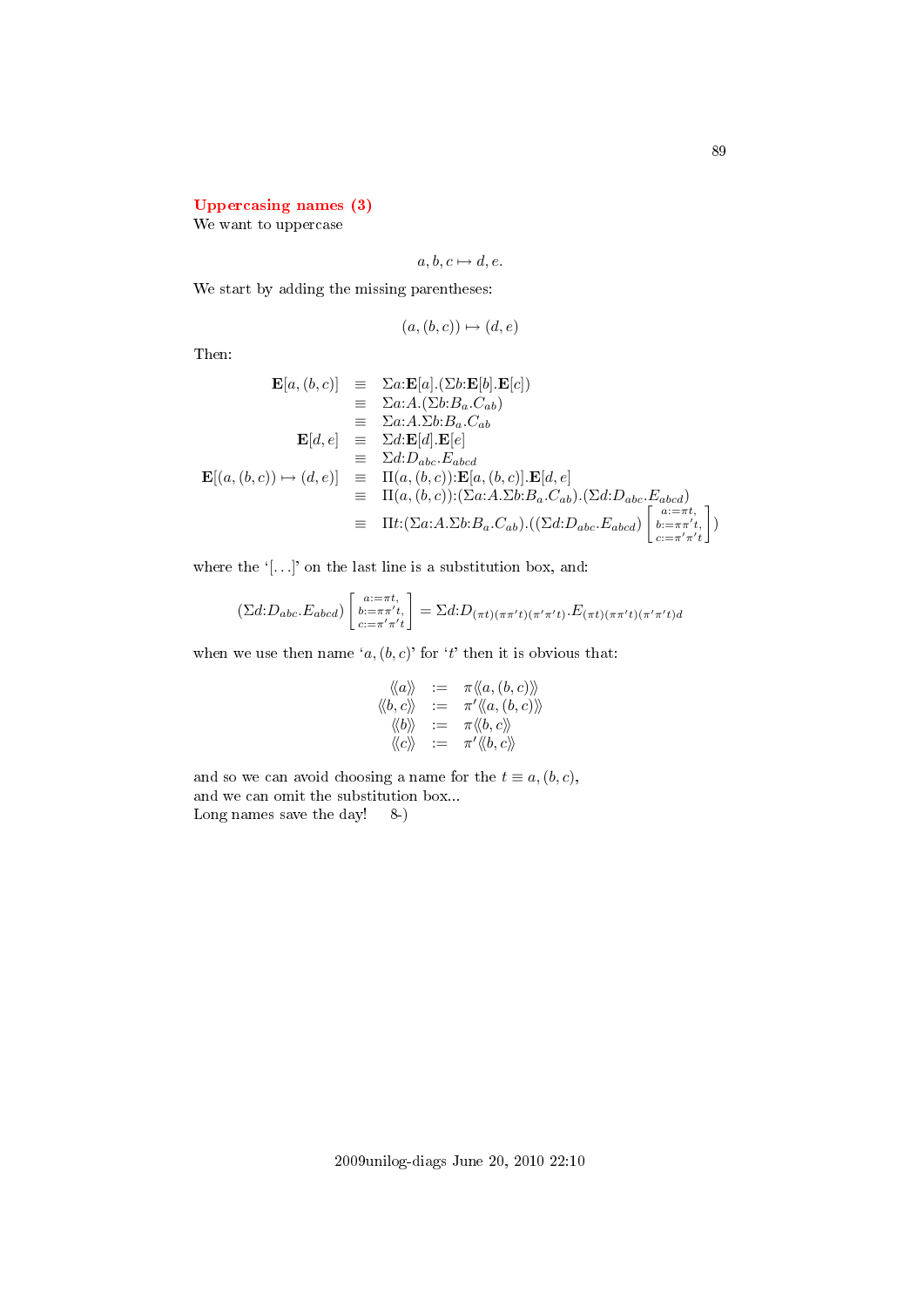## Uppercasing names (3)

We want to uppercase

$$a, b, c \mapsto d, e.$$

We start by adding the missing parentheses:

$$(a, (b, c)) \mapsto (d, e)$$

Then:

$$
\begin{array}{rcl}
\mathbf{E}[a,(b,c)] & \equiv & \Sigma a{:}\mathbf{E}[a].(\Sigma b{:}\mathbf{E}[b].\mathbf{E}[c]) \\
& \equiv & \Sigma a{:}A.(\Sigma b{:}B_a.C_{ab}) \\
& \equiv & \Sigma a{:}A.\Sigma b{:}B_a.C_{ab} \\
\mathbf{E}[d,e] & \equiv & \Sigma d{:}\mathbf{E}[d].\mathbf{E}[e] \\
& \equiv & \Sigma d{:}D_{abc}.E_{abcd} \\
\mathbf{E}[(a,(b,c)) \mapsto (d,e)] & \equiv & \Pi(a,(b,c)){:}\mathbf{E}[a,(b,c)].\mathbf{E}[d,e] \\
& \equiv & \Pi(a,(b,c)){:}(\Sigma a{:}A.\Sigma b{:}B_a.C_{ab}).(\Sigma d{:}D_{abc}.E_{abcd}) \\
& \equiv & \Pi t{:}(\Sigma a{:}A.\Sigma b{:}B_a.C_{ab}).((\Sigma d{:}D_{abc}.E_{abcd})\left[\begin{smallmatrix} a:=\pi t, \\ b:=\pi\pi' t, \\ c:=\pi'\pi' t \end{smallmatrix}\right])
\end{array}
$$

where the '[...]' on the last line is a substitution box, and:

$$(\Sigma d{:}D_{abc}.E_{abcd})\left[\begin{smallmatrix} a:=\pi t, \\ b:=\pi\pi' t, \\ c:=\pi'\pi' t \end{smallmatrix}\right] = \Sigma d{:}D_{(\pi t)(\pi\pi' t)(\pi'\pi' t)}.E_{(\pi t)(\pi\pi' t)(\pi'\pi' t)d}$$

when we use then name '$a, (b, c)$' for '$t$' then it is obvious that:

$$
\begin{array}{rcl}
\langle\!\langle a \rangle\!\rangle & := & \pi\langle\!\langle a,(b,c) \rangle\!\rangle \\
\langle\!\langle b,c \rangle\!\rangle & := & \pi'\langle\!\langle a,(b,c) \rangle\!\rangle \\
\langle\!\langle b \rangle\!\rangle & := & \pi\langle\!\langle b,c \rangle\!\rangle \\
\langle\!\langle c \rangle\!\rangle & := & \pi'\langle\!\langle b,c \rangle\!\rangle
\end{array}
$$

and so we can avoid choosing a name for the $t \equiv a, (b, c)$,
and we can omit the substitution box...
Long names save the day! 8-)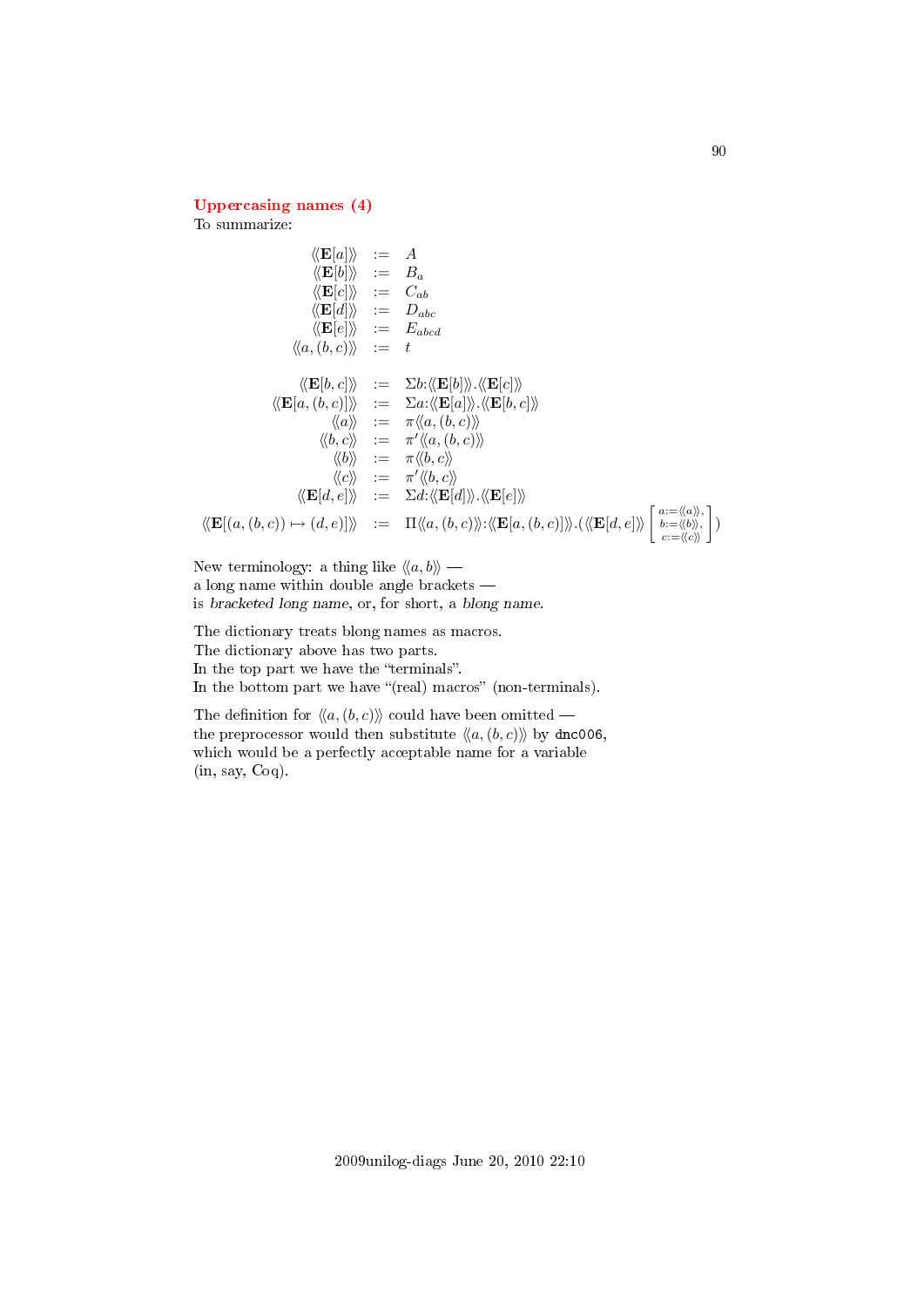## Uppercasing names (4)

To summarize:

$$
\begin{array}{rcl}
\langle\!\langle \mathbf{E}[a] \rangle\!\rangle & := & A \\
\langle\!\langle \mathbf{E}[b] \rangle\!\rangle & := & B_a \\
\langle\!\langle \mathbf{E}[c] \rangle\!\rangle & := & C_{ab} \\
\langle\!\langle \mathbf{E}[d] \rangle\!\rangle & := & D_{abc} \\
\langle\!\langle \mathbf{E}[e] \rangle\!\rangle & := & E_{abcd} \\
\langle\!\langle a,(b,c) \rangle\!\rangle & := & t \\
\\
\langle\!\langle \mathbf{E}[b,c] \rangle\!\rangle & := & \Sigma b{:}\langle\!\langle \mathbf{E}[b] \rangle\!\rangle.\langle\!\langle \mathbf{E}[c] \rangle\!\rangle \\
\langle\!\langle \mathbf{E}[a,(b,c)] \rangle\!\rangle & := & \Sigma a{:}\langle\!\langle \mathbf{E}[a] \rangle\!\rangle.\langle\!\langle \mathbf{E}[b,c] \rangle\!\rangle \\
\langle\!\langle a \rangle\!\rangle & := & \pi\langle\!\langle a,(b,c) \rangle\!\rangle \\
\langle\!\langle b,c \rangle\!\rangle & := & \pi'\langle\!\langle a,(b,c) \rangle\!\rangle \\
\langle\!\langle b \rangle\!\rangle & := & \pi\langle\!\langle b,c \rangle\!\rangle \\
\langle\!\langle c \rangle\!\rangle & := & \pi'\langle\!\langle b,c \rangle\!\rangle \\
\langle\!\langle \mathbf{E}[d,e] \rangle\!\rangle & := & \Sigma d{:}\langle\!\langle \mathbf{E}[d] \rangle\!\rangle.\langle\!\langle \mathbf{E}[e] \rangle\!\rangle \\
\langle\!\langle \mathbf{E}[(a,(b,c)) \mapsto (d,e)] \rangle\!\rangle & := & \Pi\langle\!\langle a,(b,c) \rangle\!\rangle{:}\langle\!\langle \mathbf{E}[a,(b,c)] \rangle\!\rangle.(\langle\!\langle \mathbf{E}[d,e] \rangle\!\rangle \left[\begin{smallmatrix} a:=\langle\!\langle a \rangle\!\rangle, \\ b:=\langle\!\langle b \rangle\!\rangle, \\ c:=\langle\!\langle c \rangle\!\rangle \end{smallmatrix}\right])
\end{array}
$$

New terminology: a thing like $\langle\!\langle a,b \rangle\!\rangle$ —
a long name within double angle brackets —
is *bracketed long name*, or, for short, a *blong name*.

The dictionary treats blong names as macros.
The dictionary above has two parts.
In the top part we have the "terminals".
In the bottom part we have "(real) macros" (non-terminals).

The definition for $\langle\!\langle a,(b,c) \rangle\!\rangle$ could have been omitted —
the preprocessor would then substitute $\langle\!\langle a,(b,c) \rangle\!\rangle$ by `dnc006`,
which would be a perfectly acceptable name for a variable
(in, say, Coq).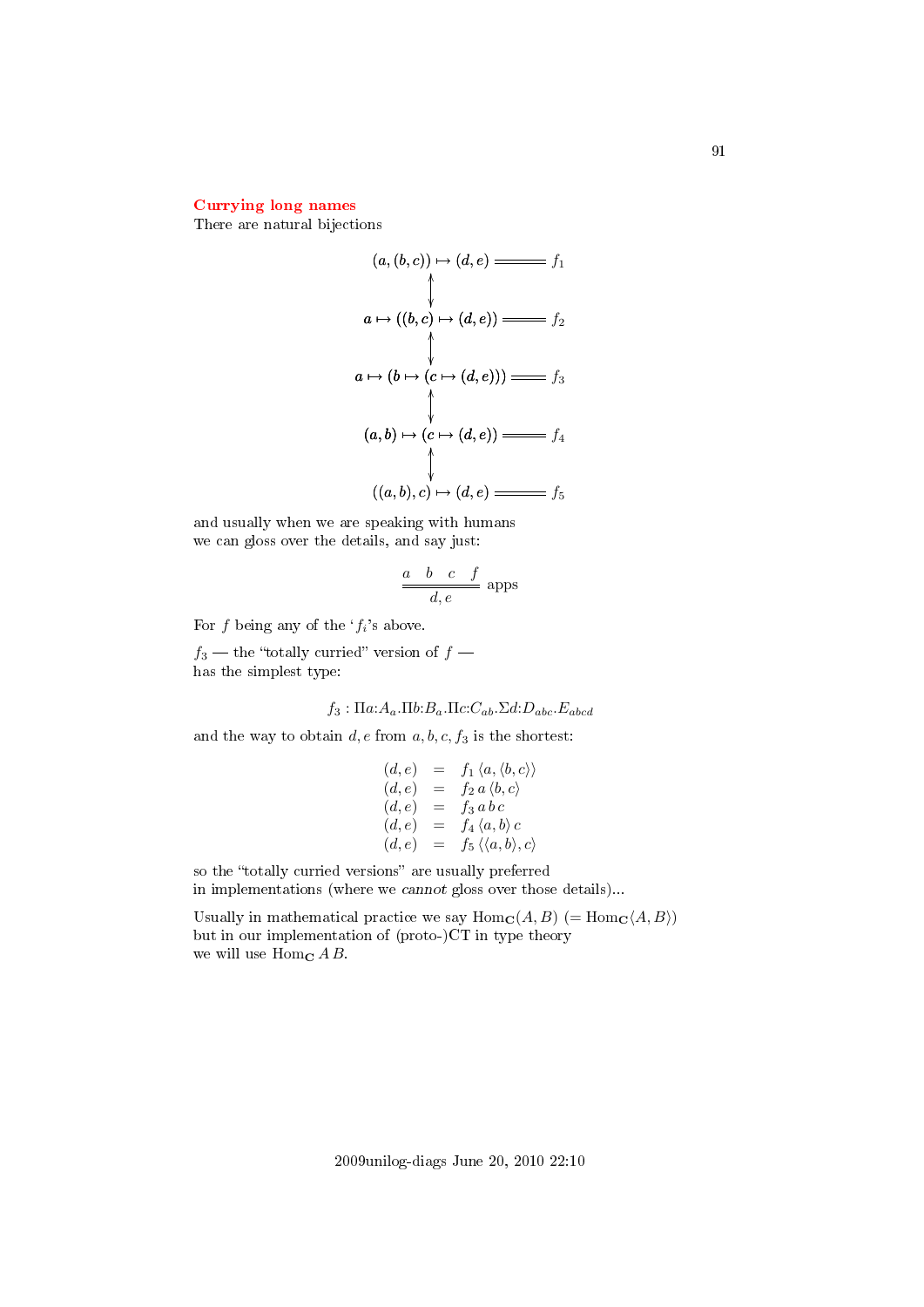## Currying long names

There are natural bijections

$$
\begin{array}{ccc}
(a,(b,c)) \mapsto (d,e) & = & f_1 \\
\updownarrow & & \\
a \mapsto ((b,c) \mapsto (d,e)) & = & f_2 \\
\updownarrow & & \\
a \mapsto (b \mapsto (c \mapsto (d,e))) & = & f_3 \\
\updownarrow & & \\
(a,b) \mapsto (c \mapsto (d,e)) & = & f_4 \\
\updownarrow & & \\
((a,b),c) \mapsto (d,e) & = & f_5
\end{array}
$$

and usually when we are speaking with humans
we can gloss over the details, and say just:

$$\frac{a \quad b \quad c \quad f}{d,e} \text{ apps}$$

For $f$ being any of the '$f_i$'s above.

$f_3$ — the "totally curried" version of $f$ —
has the simplest type:

$$f_3 : \Pi a{:}A_a.\Pi b{:}B_a.\Pi c{:}C_{ab}.\Sigma d{:}D_{abc}.E_{abcd}$$

and the way to obtain $d, e$ from $a, b, c, f_3$ is the shortest:

$$
\begin{array}{rcl}
(d,e) & = & f_1 \, \langle a, \langle b, c\rangle\rangle \\
(d,e) & = & f_2 \, a \, \langle b, c\rangle \\
(d,e) & = & f_3 \, a \, b \, c \\
(d,e) & = & f_4 \, \langle a, b\rangle \, c \\
(d,e) & = & f_5 \, \langle\langle a, b\rangle, c\rangle
\end{array}
$$

so the "totally curried versions" are usually preferred
in implementations (where we *cannot* gloss over those details)...

Usually in mathematical practice we say $\mathrm{Hom}_{\mathbf{C}}(A, B)$ ($= \mathrm{Hom}_{\mathbf{C}}\langle A, B\rangle$)
but in our implementation of (proto-)CT in type theory
we will use $\mathrm{Hom}_{\mathbf{C}} \, A \, B$.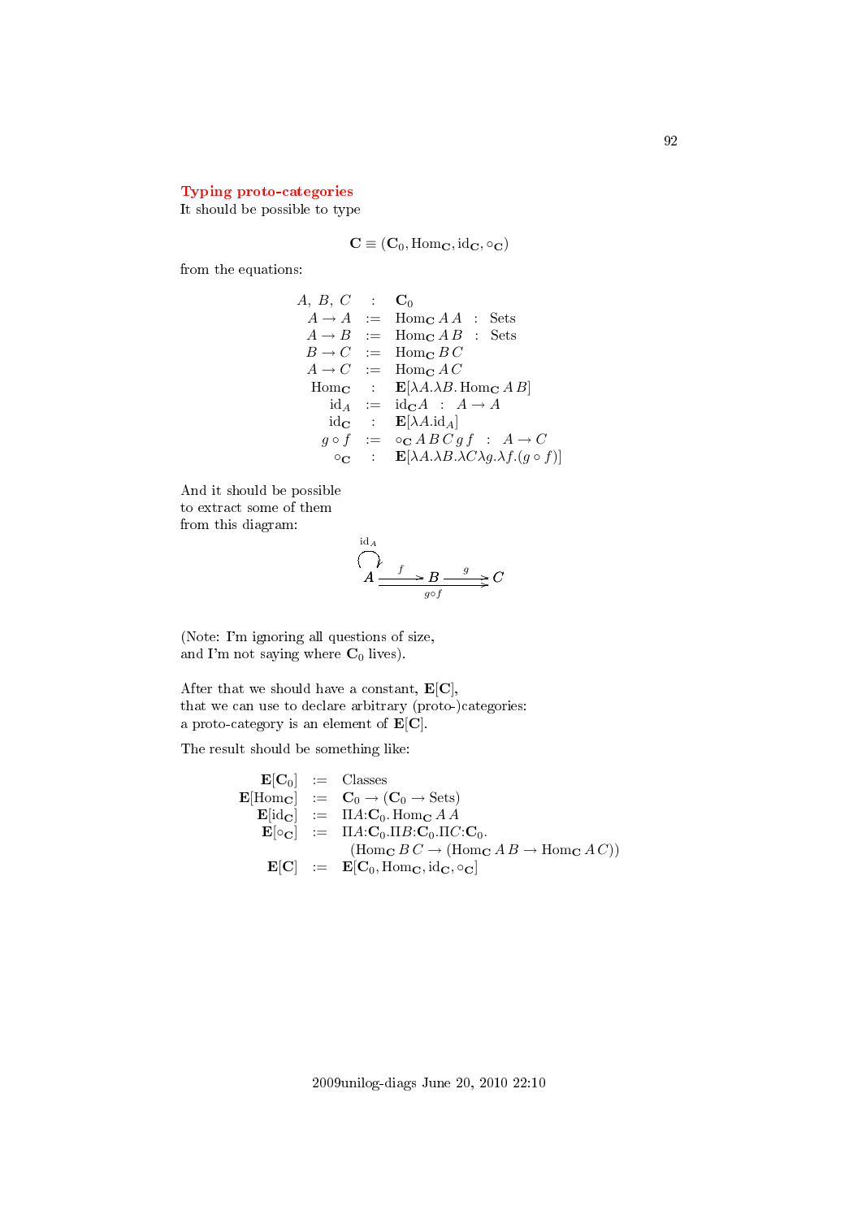## Typing proto-categories

It should be possible to type

$$\mathbf{C} \equiv (\mathbf{C}_0, \mathrm{Hom}_\mathbf{C}, \mathrm{id}_\mathbf{C}, \circ_\mathbf{C})$$

from the equations:

$$\begin{array}{rcl}
A,\ B,\ C & : & \mathbf{C}_0 \\
A \to A & := & \mathrm{Hom}_\mathbf{C}\, A\, A \ \ : \ \ \mathrm{Sets} \\
A \to B & := & \mathrm{Hom}_\mathbf{C}\, A\, B \ \ : \ \ \mathrm{Sets} \\
B \to C & := & \mathrm{Hom}_\mathbf{C}\, B\, C \\
A \to C & := & \mathrm{Hom}_\mathbf{C}\, A\, C \\
\mathrm{Hom}_\mathbf{C} & : & \mathbf{E}[\lambda A.\lambda B.\, \mathrm{Hom}_\mathbf{C}\, A\, B] \\
\mathrm{id}_A & := & \mathrm{id}_\mathbf{C} A \ \ : \ \ A \to A \\
\mathrm{id}_\mathbf{C} & : & \mathbf{E}[\lambda A.\mathrm{id}_A] \\
g \circ f & := & \circ_\mathbf{C}\, A\, B\, C\, g\, f \ \ : \ \ A \to C \\
\circ_\mathbf{C} & : & \mathbf{E}[\lambda A.\lambda B.\lambda C \lambda g.\lambda f.(g \circ f)]
\end{array}$$

And it should be possible to extract some of them from this diagram:

$$A \xrightarrow{f} B \xrightarrow{g} C, \quad \mathrm{id}_A : A \to A, \quad g \circ f : A \to C$$

(Note: I'm ignoring all questions of size, and I'm not saying where $\mathbf{C}_0$ lives).

After that we should have a constant, $\mathbf{E}[\mathbf{C}]$, that we can use to declare arbitrary (proto-)categories: a proto-category is an element of $\mathbf{E}[\mathbf{C}]$.

The result should be something like:

$$\begin{array}{rcl}
\mathbf{E}[\mathbf{C}_0] & := & \mathrm{Classes} \\
\mathbf{E}[\mathrm{Hom}_\mathbf{C}] & := & \mathbf{C}_0 \to (\mathbf{C}_0 \to \mathrm{Sets}) \\
\mathbf{E}[\mathrm{id}_\mathbf{C}] & := & \Pi A{:}\mathbf{C}_0.\, \mathrm{Hom}_\mathbf{C}\, A\, A \\
\mathbf{E}[\circ_\mathbf{C}] & := & \Pi A{:}\mathbf{C}_0.\Pi B{:}\mathbf{C}_0.\Pi C{:}\mathbf{C}_0. \\
 & & (\mathrm{Hom}_\mathbf{C}\, B\, C \to (\mathrm{Hom}_\mathbf{C}\, A\, B \to \mathrm{Hom}_\mathbf{C}\, A\, C)) \\
\mathbf{E}[\mathbf{C}] & := & \mathbf{E}[\mathbf{C}_0, \mathrm{Hom}_\mathbf{C}, \mathrm{id}_\mathbf{C}, \circ_\mathbf{C}]
\end{array}$$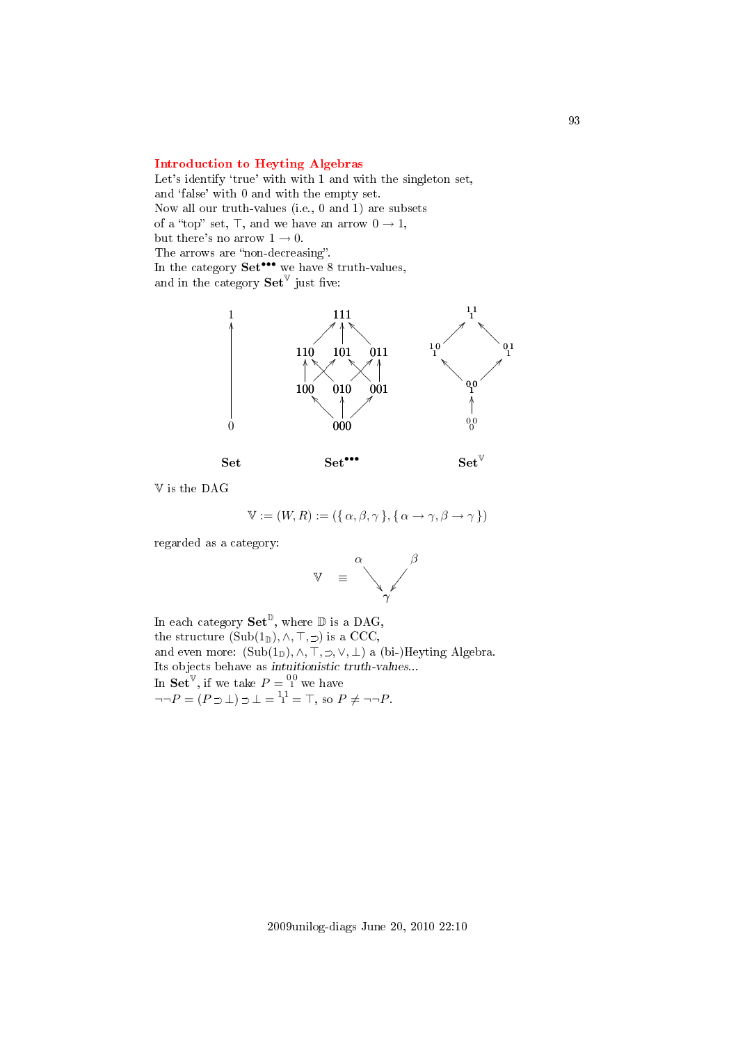## Introduction to Heyting Algebras

Let's identify 'true' with with 1 and with the singleton set,
and 'false' with 0 and with the empty set.
Now all our truth-values (i.e., 0 and 1) are subsets
of a "top" set, $\top$, and we have an arrow $0 \to 1$,
but there's no arrow $1 \to 0$.
The arrows are "non-decreasing".
In the category $\mathbf{Set}^{\bullet\bullet\bullet}$ we have 8 truth-values,
and in the category $\mathbf{Set}^{\mathbb{V}}$ just five:

$$\begin{array}{ccc}
\begin{array}{c} 1 \\ \uparrow \\ 0 \end{array} &
\begin{array}{c} 111 \\ 110 \quad 101 \quad 011 \\ 100 \quad 010 \quad 001 \\ 000 \end{array} &
\begin{array}{c} {}^{11}_{\;1} \\ {}^{10}_{\;1} \qquad {}^{01}_{\;1} \\ {}^{00}_{\;1} \\ \uparrow \\ {}^{00}_{\;0} \end{array} \\
\mathbf{Set} & \mathbf{Set}^{\bullet\bullet\bullet} & \mathbf{Set}^{\mathbb{V}}
\end{array}$$

$\mathbb{V}$ is the DAG

$$\mathbb{V} := (W, R) := (\{\alpha, \beta, \gamma\}, \{\alpha \to \gamma, \beta \to \gamma\})$$

regarded as a category:

$$\mathbb{V} \quad \equiv \quad \begin{array}{ccc} \alpha & & \beta \\ & \searrow \;\; \swarrow & \\ & \gamma & \end{array}$$

In each category $\mathbf{Set}^{\mathbb{D}}$, where $\mathbb{D}$ is a DAG,
the structure $(\mathrm{Sub}(1_{\mathbb{D}}), \wedge, \top, \supset)$ is a CCC,
and even more: $(\mathrm{Sub}(1_{\mathbb{D}}), \wedge, \top, \supset, \vee, \bot)$ a (bi-)Heyting Algebra.
Its objects behave as *intuitionistic truth-values*...
In $\mathbf{Set}^{\mathbb{V}}$, if we take $P = {}^{00}_{\;1}$ we have
$\neg\neg P = (P \supset \bot) \supset \bot = {}^{11}_{\;1} = \top$, so $P \neq \neg\neg P$.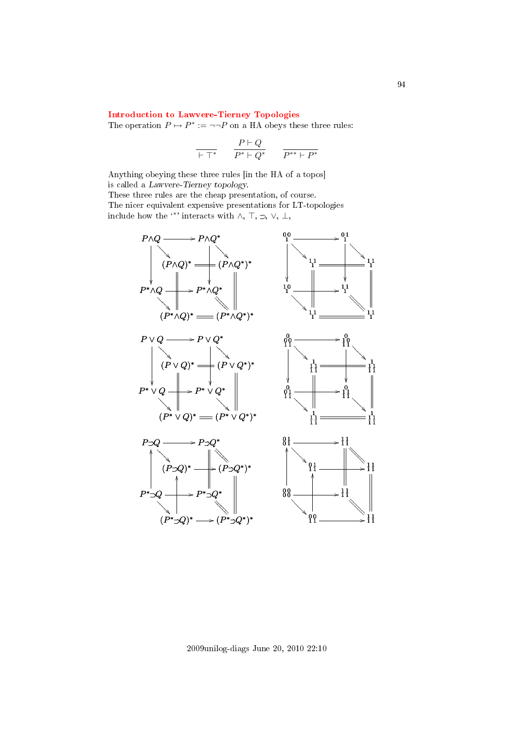**Introduction to Lawvere-Tierney Topologies**

The operation $P \mapsto P^* := \neg\neg P$ on a HA obeys these three rules:

$$\frac{}{\vdash \top^*} \qquad \frac{P \vdash Q}{P^* \vdash Q^*} \qquad \frac{}{P^{**} \vdash P^*}$$

Anything obeying these three rules [in the HA of a topos] is called a *Lawvere-Tierney topology*.
These three rules are the cheap presentation, of course.
The nicer equivalent expensive presentations for LT-topologies include how the '$^*$' interacts with $\wedge$, $\top$, $\supset$, $\vee$, $\bot$,

$$\begin{array}{ccccccc}
P\wedge Q & \longrightarrow & P\wedge Q^* & & \begin{smallmatrix}0\,0\\1\end{smallmatrix} & \longrightarrow & \begin{smallmatrix}0\,1\\1\end{smallmatrix}\\
(P\wedge Q)^* & = & (P\wedge Q^*)^* & & \begin{smallmatrix}1\,1\\1\end{smallmatrix} & = & \begin{smallmatrix}1\,1\\1\end{smallmatrix}\\
P^*\wedge Q & \longrightarrow & P^*\wedge Q^* & & \begin{smallmatrix}1\,0\\1\end{smallmatrix} & \longrightarrow & \begin{smallmatrix}1\,1\\1\end{smallmatrix}\\
(P^*\wedge Q)^* & = & (P^*\wedge Q^*)^* & & \begin{smallmatrix}1\,1\\1\end{smallmatrix} & = & \begin{smallmatrix}1\,1\\1\end{smallmatrix}
\end{array}$$

$$\begin{array}{ccccccc}
P\vee Q & \longrightarrow & P\vee Q^* & & \begin{smallmatrix}0\\0\,0\\1\,1\end{smallmatrix} & \longrightarrow & \begin{smallmatrix}0\\1\,0\\1\,1\end{smallmatrix}\\
(P\vee Q)^* & = & (P\vee Q^*)^* & & \begin{smallmatrix}1\\1\,1\\1\,1\end{smallmatrix} & = & \begin{smallmatrix}1\\1\,1\\1\,1\end{smallmatrix}\\
P^*\vee Q & \longrightarrow & P^*\vee Q^* & & \begin{smallmatrix}0\\0\,1\\1\,1\end{smallmatrix} & \longrightarrow & \begin{smallmatrix}0\\1\,1\\1\,1\end{smallmatrix}\\
(P^*\vee Q)^* & = & (P^*\vee Q^*)^* & & \begin{smallmatrix}1\\1\,1\\1\,1\end{smallmatrix} & = & \begin{smallmatrix}1\\1\,1\\1\,1\end{smallmatrix}
\end{array}$$

$$\begin{array}{ccccccc}
P\supset Q & \longrightarrow & P\supset Q^* & & \begin{smallmatrix}0\,1\\0\,1\end{smallmatrix} & \longrightarrow & \begin{smallmatrix}1\,1\\1\,1\end{smallmatrix}\\
(P\supset Q)^* & \longrightarrow & (P\supset Q^*)^* & & \begin{smallmatrix}0\,1\\1\,1\end{smallmatrix} & \longrightarrow & \begin{smallmatrix}1\,1\\1\,1\end{smallmatrix}\\
P^*\supset Q & \longrightarrow & P^*\supset Q^* & & \begin{smallmatrix}0\,0\\0\,0\end{smallmatrix} & \longrightarrow & \begin{smallmatrix}1\,1\\1\,1\end{smallmatrix}\\
(P^*\supset Q)^* & \longrightarrow & (P^*\supset Q^*)^* & & \begin{smallmatrix}0\,0\\1\,1\end{smallmatrix} & \longrightarrow & \begin{smallmatrix}1\,1\\1\,1\end{smallmatrix}
\end{array}$$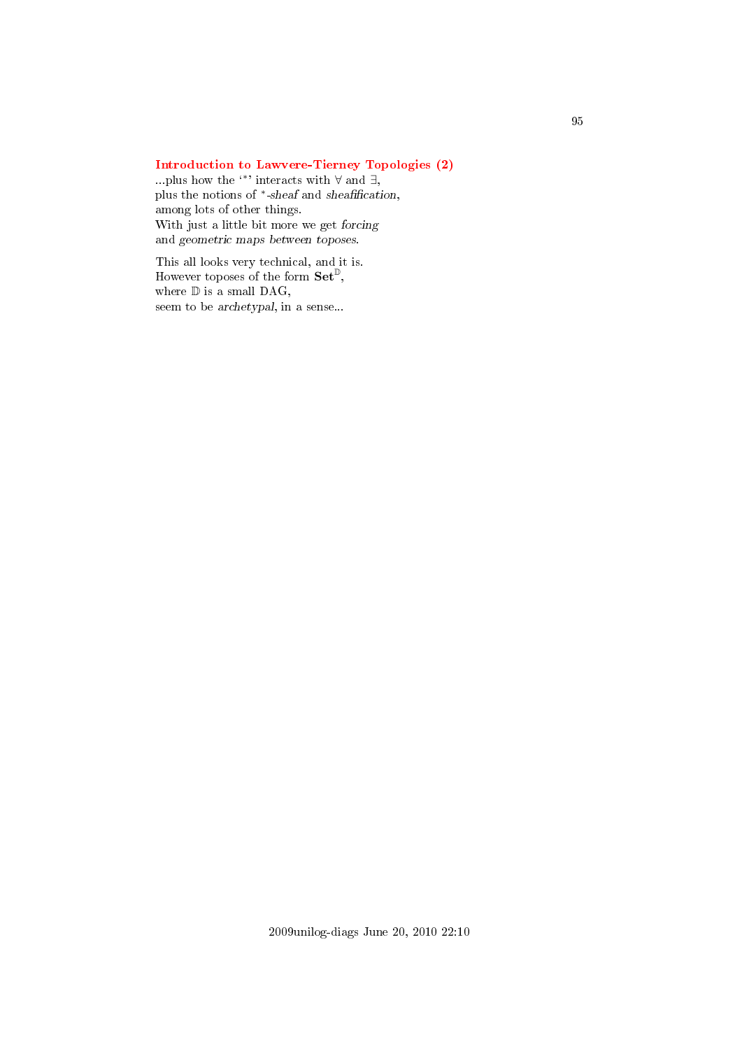### Introduction to Lawvere-Tierney Topologies (2)

...plus how the '$^*$' interacts with $\forall$ and $\exists$,
plus the notions of $^*$-*sheaf* and *sheafification*,
among lots of other things.
With just a little bit more we get *forcing*
and *geometric maps between toposes*.

This all looks very technical, and it is.
However toposes of the form $\mathbf{Set}^{\mathbb{D}}$,
where $\mathbb{D}$ is a small DAG,
seem to be *archetypal*, in a sense...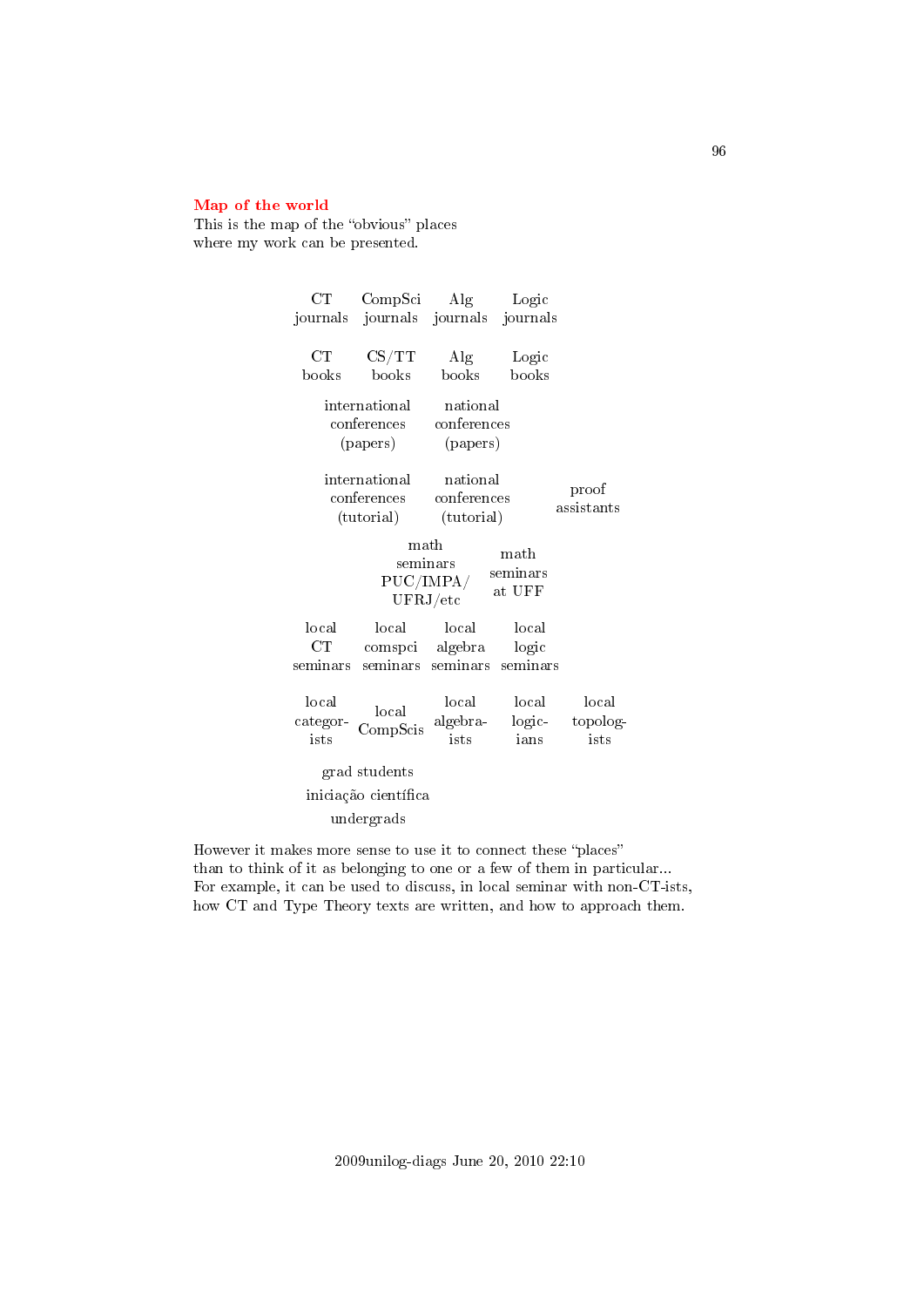**Map of the world**

This is the map of the "obvious" places
where my work can be presented.

CT journals · CompSci journals · Alg journals · Logic journals

CT books · CS/TT books · Alg books · Logic books

international conferences (papers) · national conferences (papers)

international conferences (tutorial) · national conferences (tutorial) · proof assistants

math seminars PUC/IMPA/UFRJ/etc · math seminars at UFF

local CT seminars · local comspci seminars · local algebra seminars · local logic seminars

local categor-ists · local CompScis · local algebra-ists · local logic-ians · local topolog-ists

grad students

iniciação científica

undergrads

However it makes more sense to use it to connect these "places"
than to think of it as belonging to one or a few of them in particular...
For example, it can be used to discuss, in local seminar with non-CT-ists,
how CT and Type Theory texts are written, and how to approach them.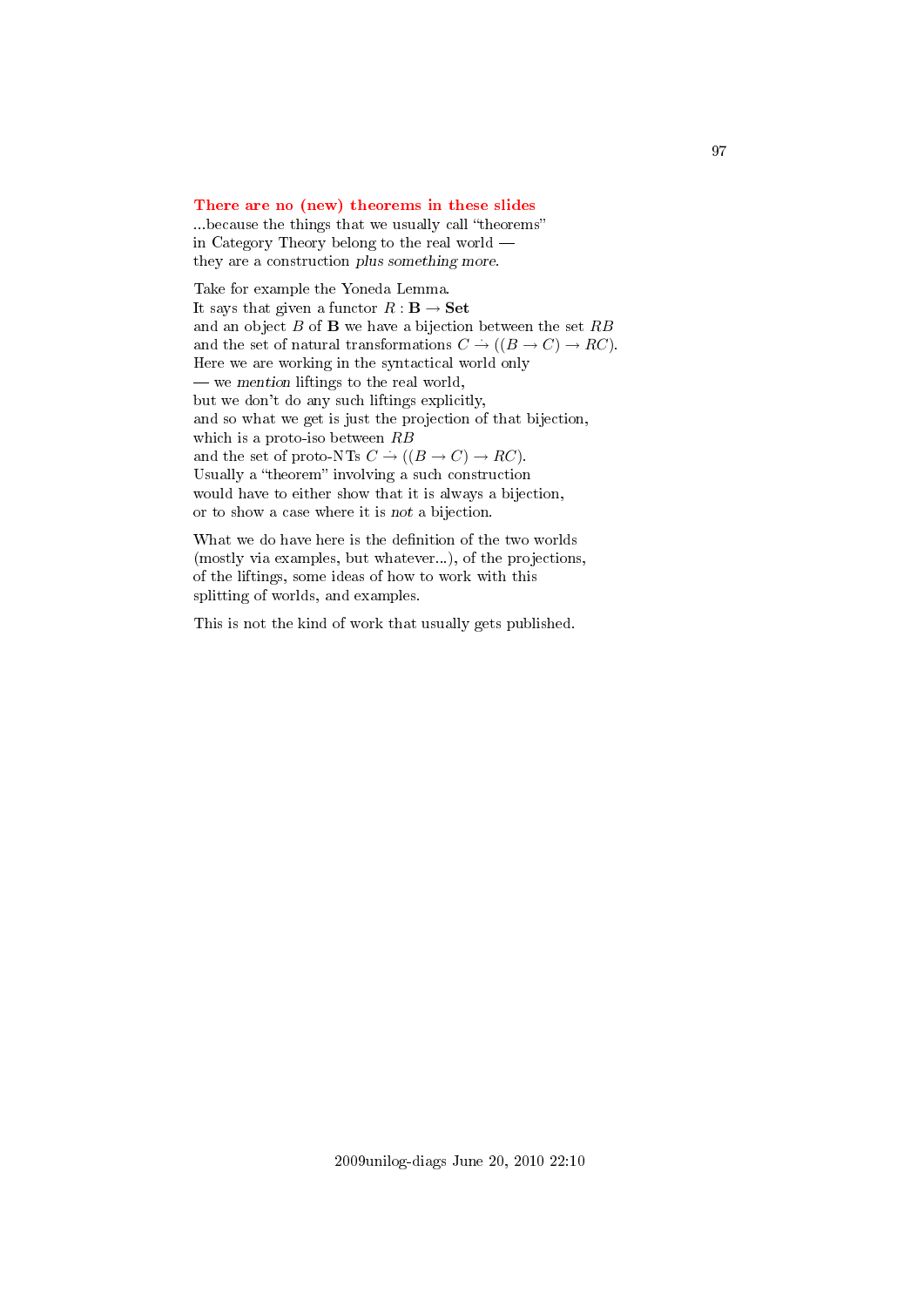## There are no (new) theorems in these slides

...because the things that we usually call "theorems"
in Category Theory belong to the real world —
they are a construction *plus something more*.

Take for example the Yoneda Lemma.
It says that given a functor $R : \mathbf{B} \to \mathbf{Set}$
and an object $B$ of $\mathbf{B}$ we have a bijection between the set $RB$
and the set of natural transformations $C \dot{\to} ((B \to C) \to RC)$.
Here we are working in the syntactical world only
— we *mention* liftings to the real world,
but we don't do any such liftings explicitly,
and so what we get is just the projection of that bijection,
which is a proto-iso between $RB$
and the set of proto-NTs $C \dot{\to} ((B \to C) \to RC)$.
Usually a "theorem" involving a such construction
would have to either show that it is always a bijection,
or to show a case where it is *not* a bijection.

What we do have here is the definition of the two worlds
(mostly via examples, but whatever...), of the projections,
of the liftings, some ideas of how to work with this
splitting of worlds, and examples.

This is not the kind of work that usually gets published.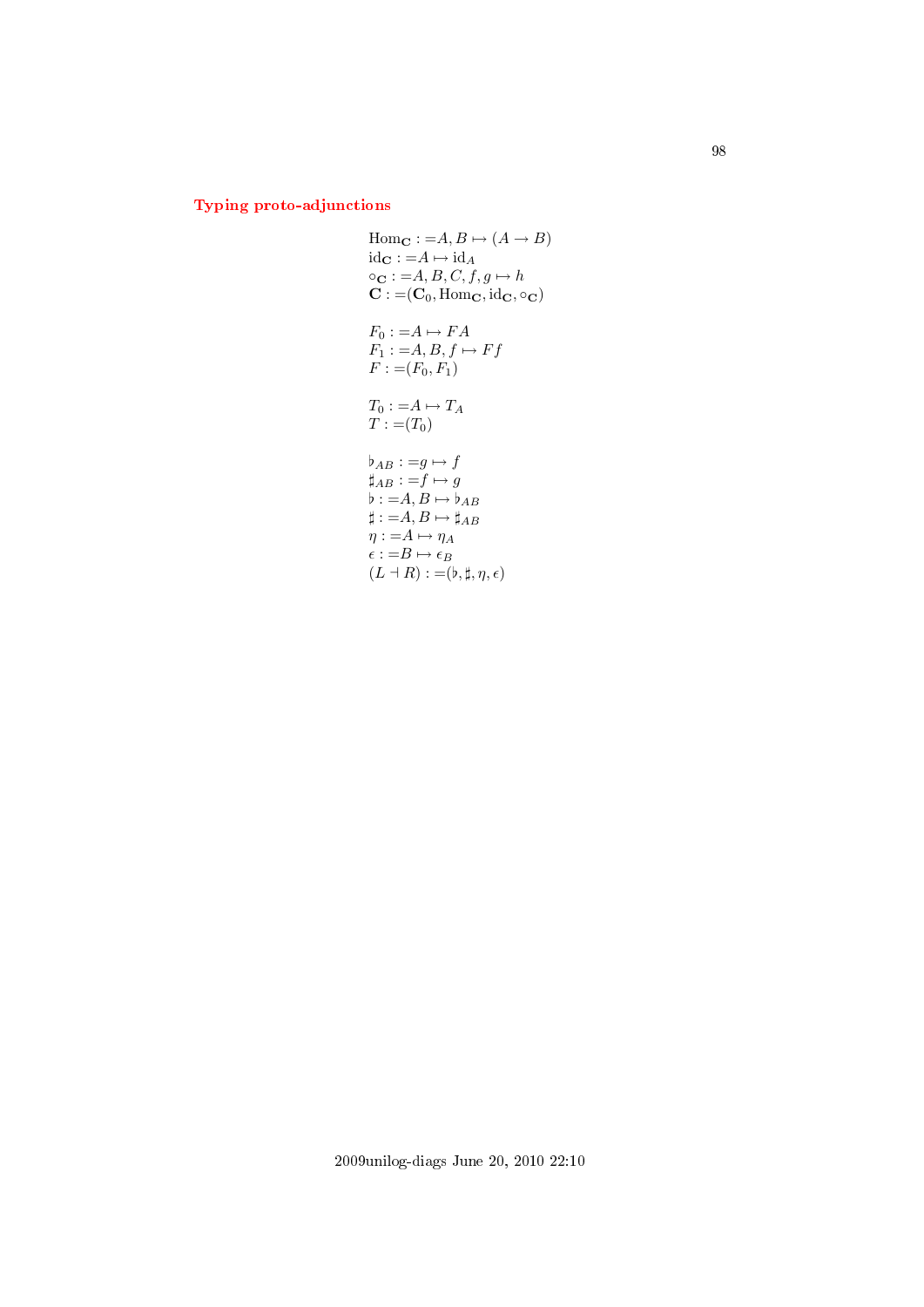## Typing proto-adjunctions

$$\begin{aligned}
&\mathrm{Hom}_{\mathbf{C}} :=A, B \mapsto (A \to B)\\
&\mathrm{id}_{\mathbf{C}} :=A \mapsto \mathrm{id}_A\\
&\circ_{\mathbf{C}} :=A, B, C, f, g \mapsto h\\
&\mathbf{C} :=(\mathbf{C}_0, \mathrm{Hom}_{\mathbf{C}}, \mathrm{id}_{\mathbf{C}}, \circ_{\mathbf{C}})\\
\\
&F_0 :=A \mapsto FA\\
&F_1 :=A, B, f \mapsto Ff\\
&F :=(F_0, F_1)\\
\\
&T_0 :=A \mapsto T_A\\
&T :=(T_0)\\
\\
&\flat_{AB} :=g \mapsto f\\
&\sharp_{AB} :=f \mapsto g\\
&\flat :=A, B \mapsto \flat_{AB}\\
&\sharp :=A, B \mapsto \sharp_{AB}\\
&\eta :=A \mapsto \eta_A\\
&\epsilon :=B \mapsto \epsilon_B\\
&(L \dashv R) :=(\flat, \sharp, \eta, \epsilon)
\end{aligned}$$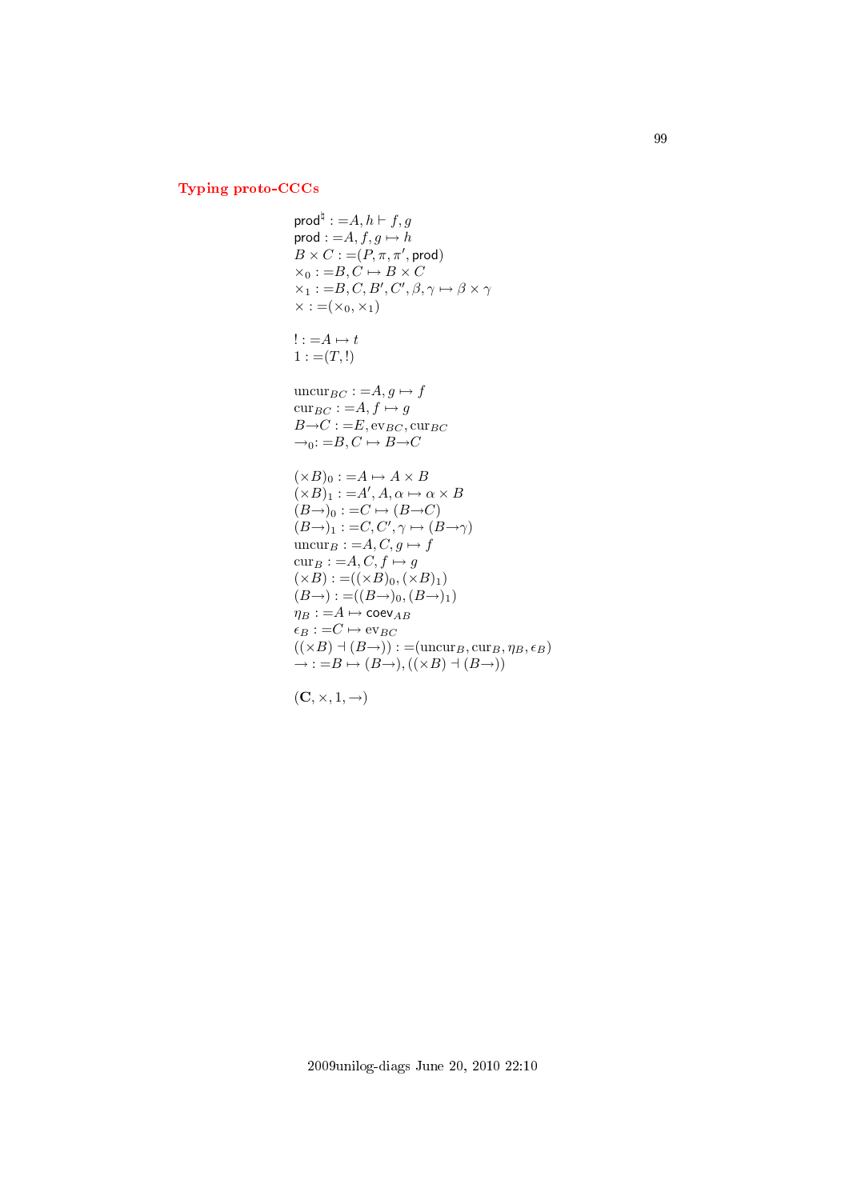## Typing proto-CCCs

$\mathsf{prod}^\natural : = A, h \vdash f, g$
$\mathsf{prod} : = A, f, g \mapsto h$
$B \times C : = (P, \pi, \pi', \mathsf{prod})$
$\times_0 : = B, C \mapsto B \times C$
$\times_1 : = B, C, B', C', \beta, \gamma \mapsto \beta \times \gamma$
$\times : = (\times_0, \times_1)$

$! : = A \mapsto t$
$1 : = (T, !)$

$\mathrm{uncur}_{BC} : = A, g \mapsto f$
$\mathrm{cur}_{BC} : = A, f \mapsto g$
$B {\to} C : = E, \mathrm{ev}_{BC}, \mathrm{cur}_{BC}$
$\to_0 : = B, C \mapsto B {\to} C$

$(\times B)_0 : = A \mapsto A \times B$
$(\times B)_1 : = A', A, \alpha \mapsto \alpha \times B$
$(B {\to})_0 : = C \mapsto (B {\to} C)$
$(B {\to})_1 : = C, C', \gamma \mapsto (B {\to} \gamma)$
$\mathrm{uncur}_B : = A, C, g \mapsto f$
$\mathrm{cur}_B : = A, C, f \mapsto g$
$(\times B) : = ((\times B)_0, (\times B)_1)$
$(B {\to}) : = ((B {\to})_0, (B {\to})_1)$
$\eta_B : = A \mapsto \mathsf{coev}_{AB}$
$\epsilon_B : = C \mapsto \mathrm{ev}_{BC}$
$((\times B) \dashv (B {\to})) : = (\mathrm{uncur}_B, \mathrm{cur}_B, \eta_B, \epsilon_B)$
$\to : = B \mapsto (B {\to}), ((\times B) \dashv (B {\to}))$

$(\mathbf{C}, \times, 1, \to)$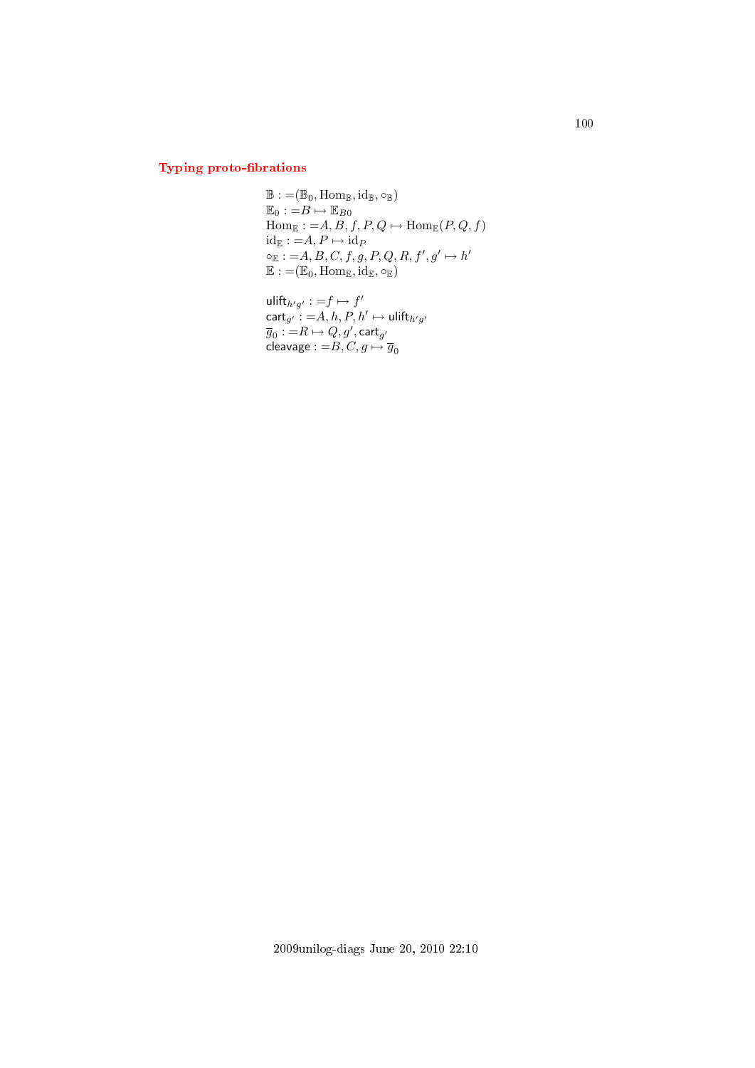## Typing proto-fibrations

$$\mathbb{B} : = (\mathbb{B}_0, \mathrm{Hom}_{\mathbb{B}}, \mathrm{id}_{\mathbb{B}}, \circ_{\mathbb{B}})$$
$$\mathbb{E}_0 : = B \mapsto \mathbb{E}_{B0}$$
$$\mathrm{Hom}_{\mathbb{E}} : = A, B, f, P, Q \mapsto \mathrm{Hom}_{\mathbb{E}}(P, Q, f)$$
$$\mathrm{id}_{\mathbb{E}} : = A, P \mapsto \mathrm{id}_P$$
$$\circ_{\mathbb{E}} : = A, B, C, f, g, P, Q, R, f', g' \mapsto h'$$
$$\mathbb{E} : = (\mathbb{E}_0, \mathrm{Hom}_{\mathbb{E}}, \mathrm{id}_{\mathbb{E}}, \circ_{\mathbb{E}})$$

$$\mathsf{ulift}_{h'g'} : = f \mapsto f'$$
$$\mathsf{cart}_{g'} : = A, h, P, h' \mapsto \mathsf{ulift}_{h'g'}$$
$$\overline{g}_0 : = R \mapsto Q, g', \mathsf{cart}_{g'}$$
$$\mathsf{cleavage} : = B, C, g \mapsto \overline{g}_0$$